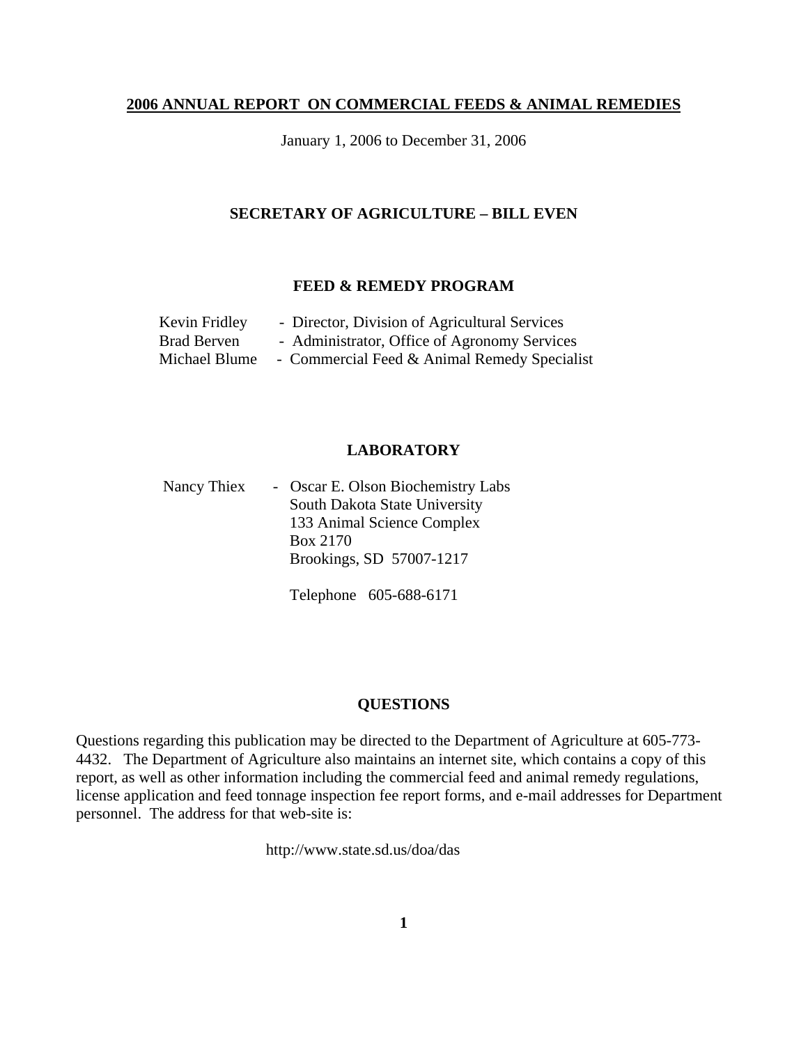# 2006 ANNUAL REPORT ON COMMERCIAL FEEDS & ANIMAL REMEDIES

January 1, 2006 to December 31, 2006

## SECRETARY OF AGRICULTURE – BILL EVEN

## FEED & REMEDY PROGRAM

Kevin Fridley - Director, Division of Agricultural Services
Brad Berven - Administrator, Office of Agronomy Services
Michael Blume - Commercial Feed & Animal Remedy Specialist

## LABORATORY

Nancy Thiex - Oscar E. Olson Biochemistry Labs
South Dakota State University
133 Animal Science Complex
Box 2170
Brookings, SD 57007-1217

Telephone 605-688-6171

## QUESTIONS

Questions regarding this publication may be directed to the Department of Agriculture at 605-773-4432. The Department of Agriculture also maintains an internet site, which contains a copy of this report, as well as other information including the commercial feed and animal remedy regulations, license application and feed tonnage inspection fee report forms, and e-mail addresses for Department personnel. The address for that web-site is:

http://www.state.sd.us/doa/das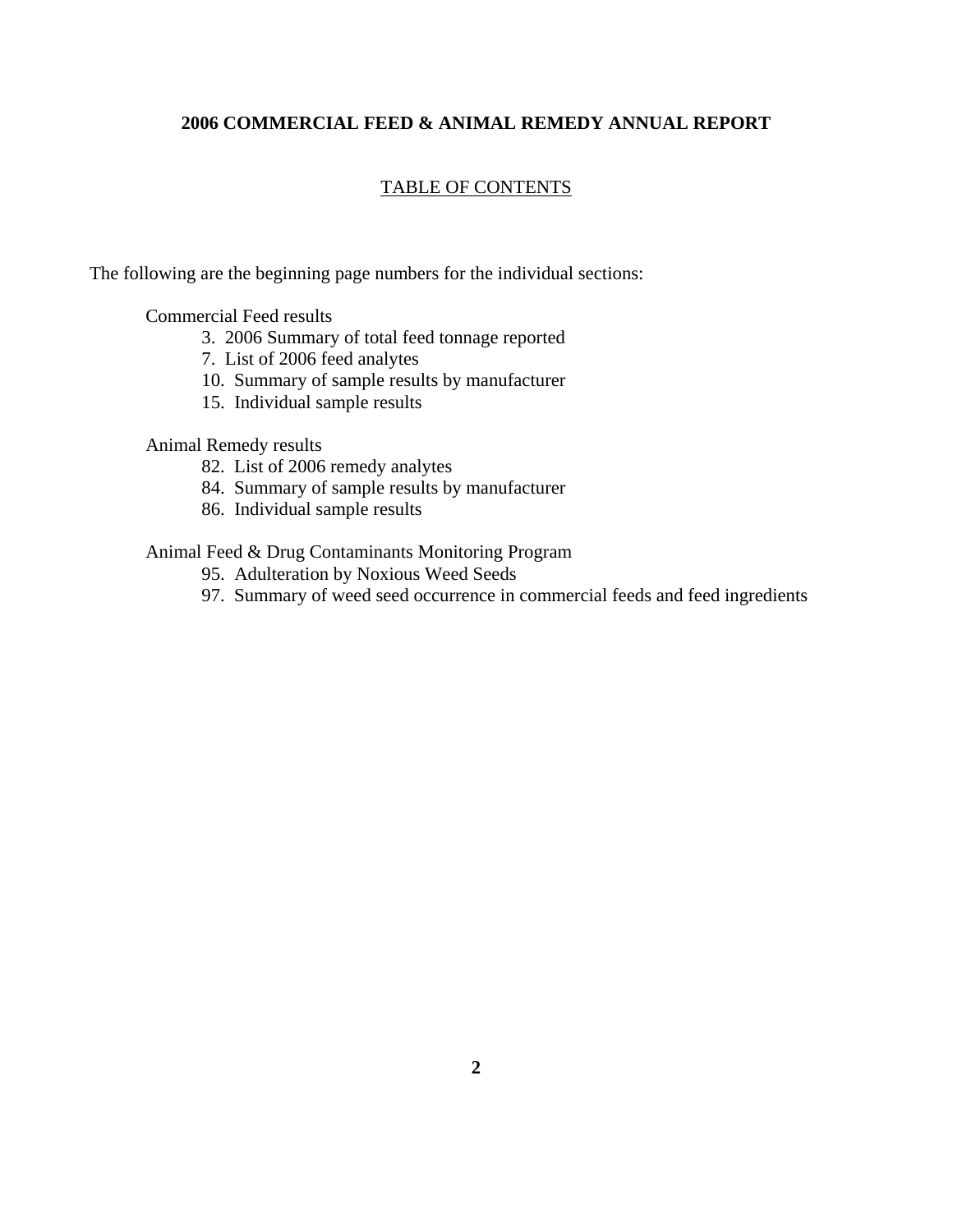## 2006 COMMERCIAL FEED & ANIMAL REMEDY ANNUAL REPORT

### TABLE OF CONTENTS

The following are the beginning page numbers for the individual sections:

Commercial Feed results

- 3. 2006 Summary of total feed tonnage reported
- 7. List of 2006 feed analytes
- 10. Summary of sample results by manufacturer
- 15. Individual sample results

Animal Remedy results

- 82. List of 2006 remedy analytes
- 84. Summary of sample results by manufacturer
- 86. Individual sample results

Animal Feed & Drug Contaminants Monitoring Program

- 95. Adulteration by Noxious Weed Seeds
- 97. Summary of weed seed occurrence in commercial feeds and feed ingredients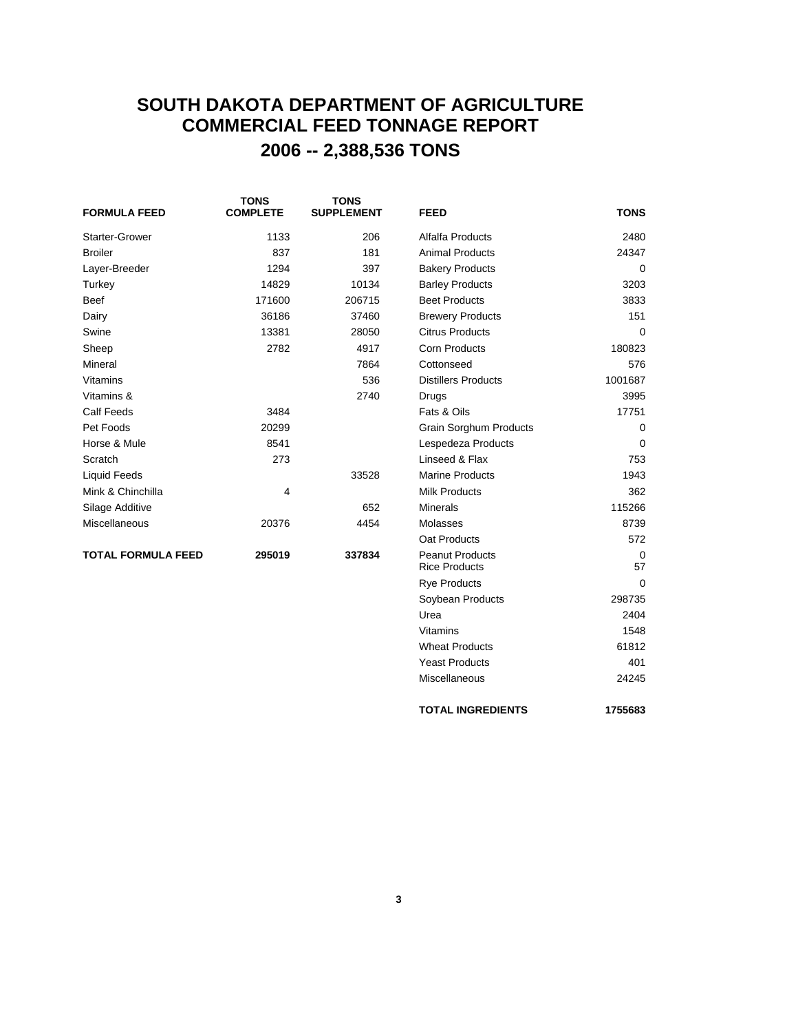# SOUTH DAKOTA DEPARTMENT OF AGRICULTURE
# COMMERCIAL FEED TONNAGE REPORT
## 2006 -- 2,388,536 TONS

| FORMULA FEED | TONS COMPLETE | TONS SUPPLEMENT |
|---|---|---|
| Starter-Grower | 1133 | 206 |
| Broiler | 837 | 181 |
| Layer-Breeder | 1294 | 397 |
| Turkey | 14829 | 10134 |
| Beef | 171600 | 206715 |
| Dairy | 36186 | 37460 |
| Swine | 13381 | 28050 |
| Sheep | 2782 | 4917 |
| Mineral | | 7864 |
| Vitamins | | 536 |
| Vitamins & | | 2740 |
| Calf Feeds | 3484 | |
| Pet Foods | 20299 | |
| Horse & Mule | 8541 | |
| Scratch | 273 | |
| Liquid Feeds | | 33528 |
| Mink & Chinchilla | 4 | |
| Silage Additive | | 652 |
| Miscellaneous | 20376 | 4454 |
| **TOTAL FORMULA FEED** | **295019** | **337834** |

| FEED | TONS |
|---|---|
| Alfalfa Products | 2480 |
| Animal Products | 24347 |
| Bakery Products | 0 |
| Barley Products | 3203 |
| Beet Products | 3833 |
| Brewery Products | 151 |
| Citrus Products | 0 |
| Corn Products | 180823 |
| Cottonseed | 576 |
| Distillers Products | 1001687 |
| Drugs | 3995 |
| Fats & Oils | 17751 |
| Grain Sorghum Products | 0 |
| Lespedeza Products | 0 |
| Linseed & Flax | 753 |
| Marine Products | 1943 |
| Milk Products | 362 |
| Minerals | 115266 |
| Molasses | 8739 |
| Oat Products | 572 |
| Peanut Products | 0 |
| Rice Products | 57 |
| Rye Products | 0 |
| Soybean Products | 298735 |
| Urea | 2404 |
| Vitamins | 1548 |
| Wheat Products | 61812 |
| Yeast Products | 401 |
| Miscellaneous | 24245 |
| **TOTAL INGREDIENTS** | **1755683** |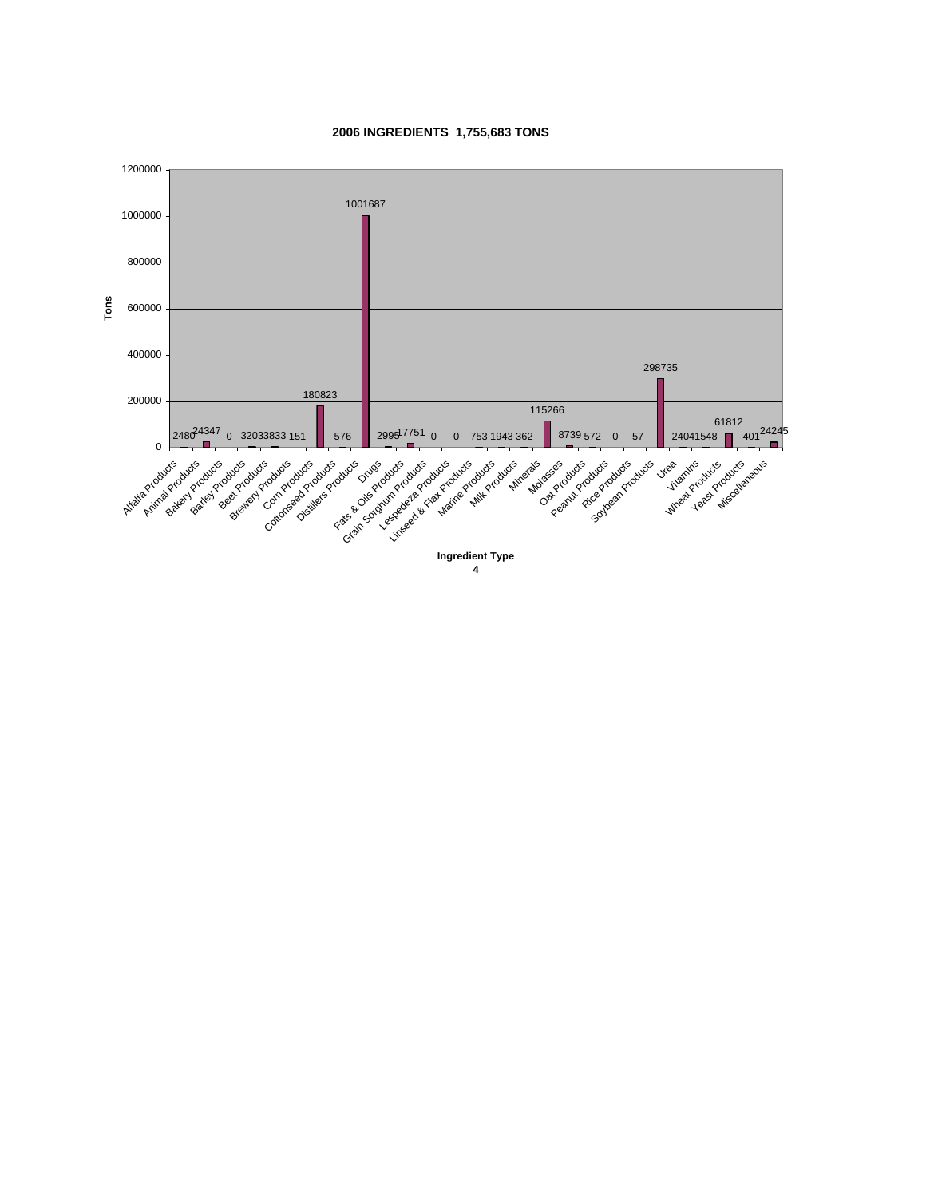**2006 INGREDIENTS 1,755,683 TONS**

| Ingredient Type | Tons |
|---|---|
| Alfalfa Products | 2480 |
| Animal Products | 24347 |
| Bakery Products | 0 |
| Barley Products | 3203 |
| Beet Products | 3833 |
| Brewery Products | 151 |
| Corn Products | 180823 |
| Cottonseed Products | 576 |
| Distillers Products | 1001687 |
| Drugs | 2995 |
| Fats & Oils Products | 17751 |
| Grain Sorghum Products | 0 |
| Lespedeza Products | 0 |
| Linseed & Flax Products | 753 |
| Marine Products | 1943 |
| Milk Products | 362 |
| Minerals | 115266 |
| Molasses | 8739 |
| Oat Products | 572 |
| Peanut Products | 0 |
| Rice Products | 57 |
| Soybean Products | 298735 |
| Urea | 2404 |
| Vitamins | 1548 |
| Wheat Products | 61812 |
| Yeast Products | 401 |
| Miscellaneous | 24245 |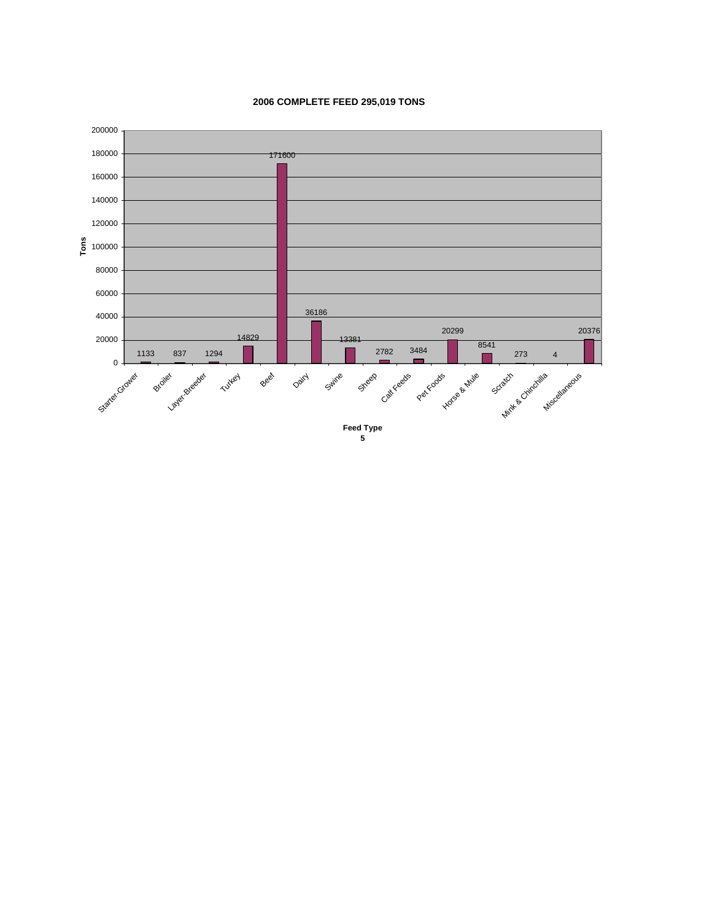**2006 COMPLETE FEED 295,019 TONS**

| Feed Type | Tons |
|---|---|
| Starter-Grower | 1133 |
| Broiler | 837 |
| Layer-Breeder | 1294 |
| Turkey | 14829 |
| Beef | 171600 |
| Dairy | 36186 |
| Swine | 13381 |
| Sheep | 2782 |
| Calf Feeds | 3484 |
| Pet Foods | 20299 |
| Horse & Mule | 8541 |
| Scratch | 273 |
| Mink & Chinchilla | 4 |
| Miscellaneous | 20376 |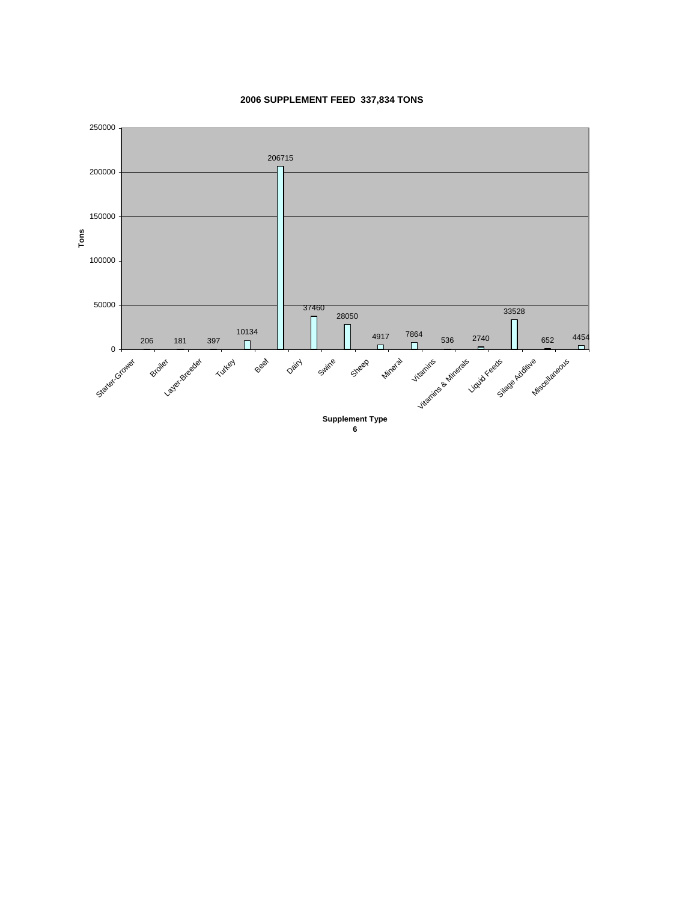**2006 SUPPLEMENT FEED 337,834 TONS**

| Supplement Type | Tons |
|---|---|
| Starter-Grower | 206 |
| Broiler | 181 |
| Layer-Breeder | 397 |
| Turkey | 10134 |
| Beef | 206715 |
| Dairy | 37460 |
| Swine | 28050 |
| Sheep | 4917 |
| Mineral | 7864 |
| Vitamins | 536 |
| Vitamins & Minerals | 2740 |
| Liquid Feeds | 33528 |
| Silage Additive | 652 |
| Miscellaneous | 4454 |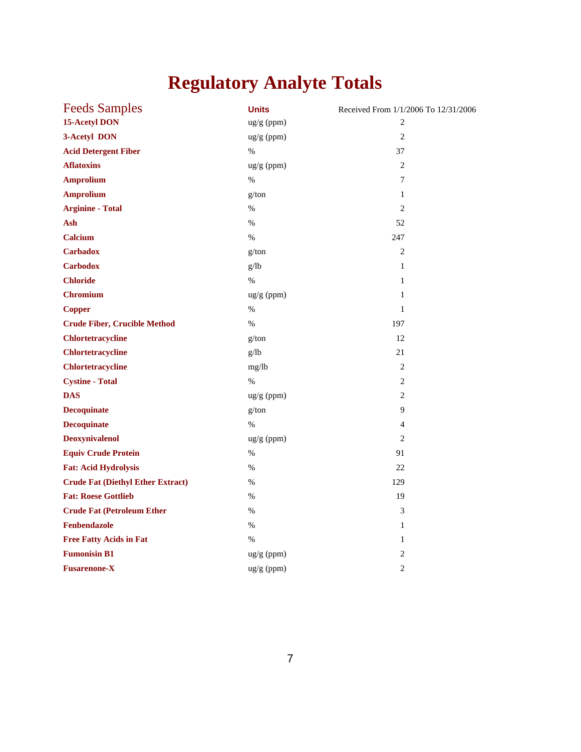# Regulatory Analyte Totals

| Feeds Samples | Units | Received From 1/1/2006 To 12/31/2006 |
|---|---|---|
| **15-Acetyl DON** | ug/g (ppm) | 2 |
| **3-Acetyl DON** | ug/g (ppm) | 2 |
| **Acid Detergent Fiber** | % | 37 |
| **Aflatoxins** | ug/g (ppm) | 2 |
| **Amprolium** | % | 7 |
| **Amprolium** | g/ton | 1 |
| **Arginine - Total** | % | 2 |
| **Ash** | % | 52 |
| **Calcium** | % | 247 |
| **Carbadox** | g/ton | 2 |
| **Carbodox** | g/lb | 1 |
| **Chloride** | % | 1 |
| **Chromium** | ug/g (ppm) | 1 |
| **Copper** | % | 1 |
| **Crude Fiber, Crucible Method** | % | 197 |
| **Chlortetracycline** | g/ton | 12 |
| **Chlortetracycline** | g/lb | 21 |
| **Chlortetracycline** | mg/lb | 2 |
| **Cystine - Total** | % | 2 |
| **DAS** | ug/g (ppm) | 2 |
| **Decoquinate** | g/ton | 9 |
| **Decoquinate** | % | 4 |
| **Deoxynivalenol** | ug/g (ppm) | 2 |
| **Equiv Crude Protein** | % | 91 |
| **Fat: Acid Hydrolysis** | % | 22 |
| **Crude Fat (Diethyl Ether Extract)** | % | 129 |
| **Fat: Roese Gottlieb** | % | 19 |
| **Crude Fat (Petroleum Ether** | % | 3 |
| **Fenbendazole** | % | 1 |
| **Free Fatty Acids in Fat** | % | 1 |
| **Fumonisin B1** | ug/g (ppm) | 2 |
| **Fusarenone-X** | ug/g (ppm) | 2 |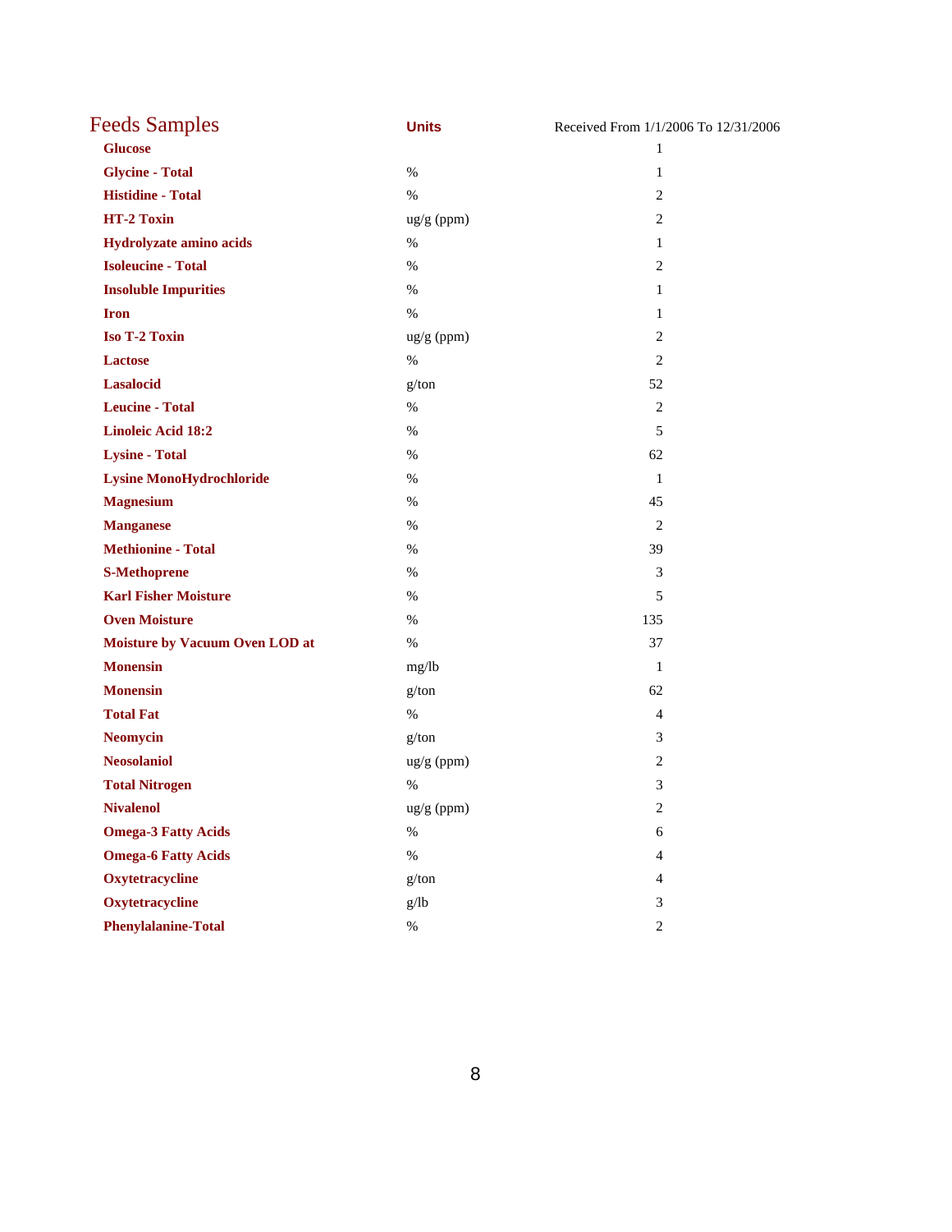# Feeds Samples

| | Units | Received From 1/1/2006 To 12/31/2006 |
|---|---|---|
| **Glucose** | | 1 |
| **Glycine - Total** | % | 1 |
| **Histidine - Total** | % | 2 |
| **HT-2 Toxin** | ug/g (ppm) | 2 |
| **Hydrolyzate amino acids** | % | 1 |
| **Isoleucine - Total** | % | 2 |
| **Insoluble Impurities** | % | 1 |
| **Iron** | % | 1 |
| **Iso T-2 Toxin** | ug/g (ppm) | 2 |
| **Lactose** | % | 2 |
| **Lasalocid** | g/ton | 52 |
| **Leucine - Total** | % | 2 |
| **Linoleic Acid 18:2** | % | 5 |
| **Lysine - Total** | % | 62 |
| **Lysine MonoHydrochloride** | % | 1 |
| **Magnesium** | % | 45 |
| **Manganese** | % | 2 |
| **Methionine - Total** | % | 39 |
| **S-Methoprene** | % | 3 |
| **Karl Fisher Moisture** | % | 5 |
| **Oven Moisture** | % | 135 |
| **Moisture by Vacuum Oven LOD at** | % | 37 |
| **Monensin** | mg/lb | 1 |
| **Monensin** | g/ton | 62 |
| **Total Fat** | % | 4 |
| **Neomycin** | g/ton | 3 |
| **Neosolaniol** | ug/g (ppm) | 2 |
| **Total Nitrogen** | % | 3 |
| **Nivalenol** | ug/g (ppm) | 2 |
| **Omega-3 Fatty Acids** | % | 6 |
| **Omega-6 Fatty Acids** | % | 4 |
| **Oxytetracycline** | g/ton | 4 |
| **Oxytetracycline** | g/lb | 3 |
| **Phenylalanine-Total** | % | 2 |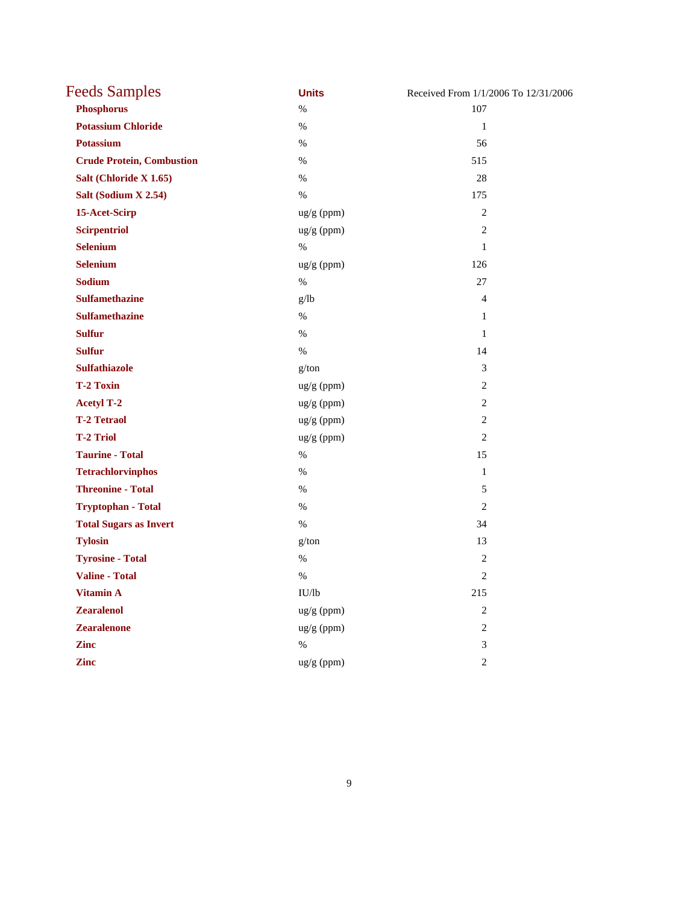| Feeds Samples | Units | Received From 1/1/2006 To 12/31/2006 |
|---|---|---|
| **Phosphorus** | % | 107 |
| **Potassium Chloride** | % | 1 |
| **Potassium** | % | 56 |
| **Crude Protein, Combustion** | % | 515 |
| **Salt (Chloride X 1.65)** | % | 28 |
| **Salt (Sodium X 2.54)** | % | 175 |
| **15-Acet-Scirp** | ug/g (ppm) | 2 |
| **Scirpentriol** | ug/g (ppm) | 2 |
| **Selenium** | % | 1 |
| **Selenium** | ug/g (ppm) | 126 |
| **Sodium** | % | 27 |
| **Sulfamethazine** | g/lb | 4 |
| **Sulfamethazine** | % | 1 |
| **Sulfur** | % | 1 |
| **Sulfur** | % | 14 |
| **Sulfathiazole** | g/ton | 3 |
| **T-2 Toxin** | ug/g (ppm) | 2 |
| **Acetyl T-2** | ug/g (ppm) | 2 |
| **T-2 Tetraol** | ug/g (ppm) | 2 |
| **T-2 Triol** | ug/g (ppm) | 2 |
| **Taurine - Total** | % | 15 |
| **Tetrachlorvinphos** | % | 1 |
| **Threonine - Total** | % | 5 |
| **Tryptophan - Total** | % | 2 |
| **Total Sugars as Invert** | % | 34 |
| **Tylosin** | g/ton | 13 |
| **Tyrosine - Total** | % | 2 |
| **Valine - Total** | % | 2 |
| **Vitamin A** | IU/lb | 215 |
| **Zearalenol** | ug/g (ppm) | 2 |
| **Zearalenone** | ug/g (ppm) | 2 |
| **Zinc** | % | 3 |
| **Zinc** | ug/g (ppm) | 2 |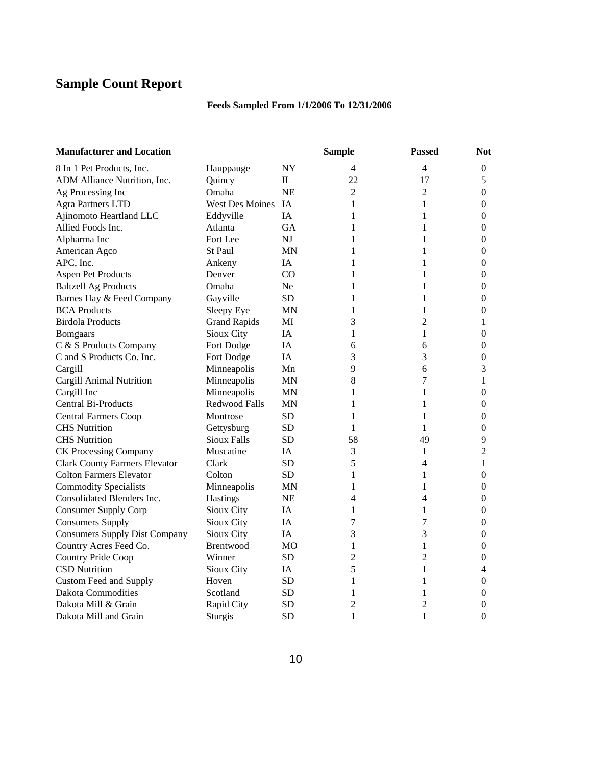# Sample Count Report

**Feeds Sampled From 1/1/2006 To 12/31/2006**

| **Manufacturer and Location** | | | **Sample** | **Passed** | **Not** |
|---|---|---|---|---|---|
| 8 In 1 Pet Products, Inc. | Hauppauge | NY | 4 | 4 | 0 |
| ADM Alliance Nutrition, Inc. | Quincy | IL | 22 | 17 | 5 |
| Ag Processing Inc | Omaha | NE | 2 | 2 | 0 |
| Agra Partners LTD | West Des Moines | IA | 1 | 1 | 0 |
| Ajinomoto Heartland LLC | Eddyville | IA | 1 | 1 | 0 |
| Allied Foods Inc. | Atlanta | GA | 1 | 1 | 0 |
| Alpharma Inc | Fort Lee | NJ | 1 | 1 | 0 |
| American Agco | St Paul | MN | 1 | 1 | 0 |
| APC, Inc. | Ankeny | IA | 1 | 1 | 0 |
| Aspen Pet Products | Denver | CO | 1 | 1 | 0 |
| Baltzell Ag Products | Omaha | Ne | 1 | 1 | 0 |
| Barnes Hay & Feed Company | Gayville | SD | 1 | 1 | 0 |
| BCA Products | Sleepy Eye | MN | 1 | 1 | 0 |
| Birdola Products | Grand Rapids | MI | 3 | 2 | 1 |
| Bomgaars | Sioux City | IA | 1 | 1 | 0 |
| C & S Products Company | Fort Dodge | IA | 6 | 6 | 0 |
| C and S Products Co. Inc. | Fort Dodge | IA | 3 | 3 | 0 |
| Cargill | Minneapolis | Mn | 9 | 6 | 3 |
| Cargill Animal Nutrition | Minneapolis | MN | 8 | 7 | 1 |
| Cargill Inc | Minneapolis | MN | 1 | 1 | 0 |
| Central Bi-Products | Redwood Falls | MN | 1 | 1 | 0 |
| Central Farmers Coop | Montrose | SD | 1 | 1 | 0 |
| CHS Nutrition | Gettysburg | SD | 1 | 1 | 0 |
| CHS Nutrition | Sioux Falls | SD | 58 | 49 | 9 |
| CK Processing Company | Muscatine | IA | 3 | 1 | 2 |
| Clark County Farmers Elevator | Clark | SD | 5 | 4 | 1 |
| Colton Farmers Elevator | Colton | SD | 1 | 1 | 0 |
| Commodity Specialists | Minneapolis | MN | 1 | 1 | 0 |
| Consolidated Blenders Inc. | Hastings | NE | 4 | 4 | 0 |
| Consumer Supply Corp | Sioux City | IA | 1 | 1 | 0 |
| Consumers Supply | Sioux City | IA | 7 | 7 | 0 |
| Consumers Supply Dist Company | Sioux City | IA | 3 | 3 | 0 |
| Country Acres Feed Co. | Brentwood | MO | 1 | 1 | 0 |
| Country Pride Coop | Winner | SD | 2 | 2 | 0 |
| CSD Nutrition | Sioux City | IA | 5 | 1 | 4 |
| Custom Feed and Supply | Hoven | SD | 1 | 1 | 0 |
| Dakota Commodities | Scotland | SD | 1 | 1 | 0 |
| Dakota Mill & Grain | Rapid City | SD | 2 | 2 | 0 |
| Dakota Mill and Grain | Sturgis | SD | 1 | 1 | 0 |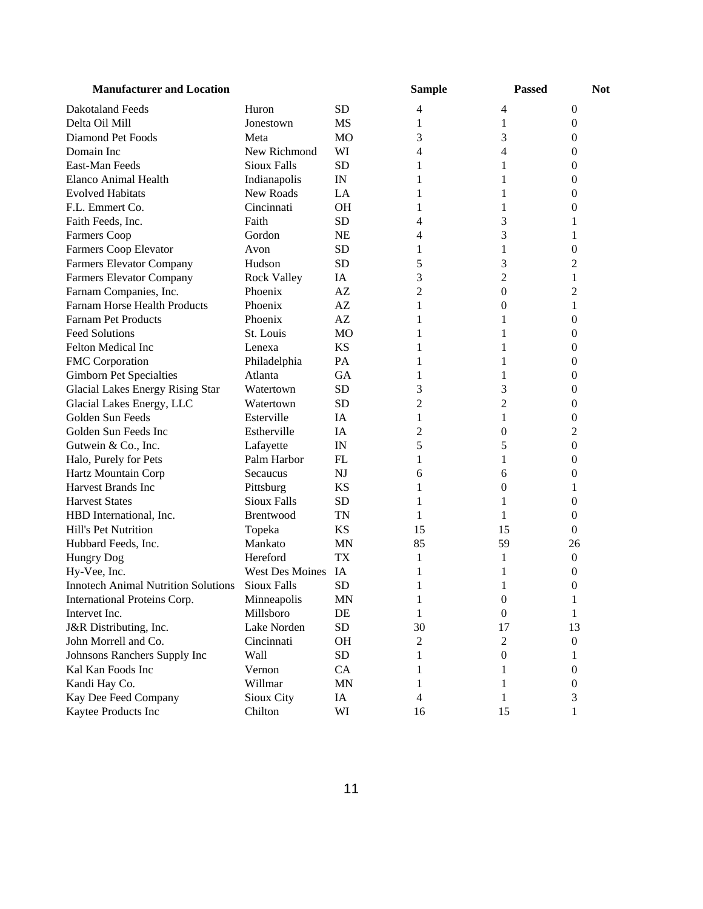| Manufacturer and Location | | | Sample | Passed | Not |
|---|---|---|---|---|---|
| Dakotaland Feeds | Huron | SD | 4 | 4 | 0 |
| Delta Oil Mill | Jonestown | MS | 1 | 1 | 0 |
| Diamond Pet Foods | Meta | MO | 3 | 3 | 0 |
| Domain Inc | New Richmond | WI | 4 | 4 | 0 |
| East-Man Feeds | Sioux Falls | SD | 1 | 1 | 0 |
| Elanco Animal Health | Indianapolis | IN | 1 | 1 | 0 |
| Evolved Habitats | New Roads | LA | 1 | 1 | 0 |
| F.L. Emmert Co. | Cincinnati | OH | 1 | 1 | 0 |
| Faith Feeds, Inc. | Faith | SD | 4 | 3 | 1 |
| Farmers Coop | Gordon | NE | 4 | 3 | 1 |
| Farmers Coop Elevator | Avon | SD | 1 | 1 | 0 |
| Farmers Elevator Company | Hudson | SD | 5 | 3 | 2 |
| Farmers Elevator Company | Rock Valley | IA | 3 | 2 | 1 |
| Farnam Companies, Inc. | Phoenix | AZ | 2 | 0 | 2 |
| Farnam Horse Health Products | Phoenix | AZ | 1 | 0 | 1 |
| Farnam Pet Products | Phoenix | AZ | 1 | 1 | 0 |
| Feed Solutions | St. Louis | MO | 1 | 1 | 0 |
| Felton Medical Inc | Lenexa | KS | 1 | 1 | 0 |
| FMC Corporation | Philadelphia | PA | 1 | 1 | 0 |
| Gimborn Pet Specialties | Atlanta | GA | 1 | 1 | 0 |
| Glacial Lakes Energy Rising Star | Watertown | SD | 3 | 3 | 0 |
| Glacial Lakes Energy, LLC | Watertown | SD | 2 | 2 | 0 |
| Golden Sun Feeds | Esterville | IA | 1 | 1 | 0 |
| Golden Sun Feeds Inc | Estherville | IA | 2 | 0 | 2 |
| Gutwein & Co., Inc. | Lafayette | IN | 5 | 5 | 0 |
| Halo, Purely for Pets | Palm Harbor | FL | 1 | 1 | 0 |
| Hartz Mountain Corp | Secaucus | NJ | 6 | 6 | 0 |
| Harvest Brands Inc | Pittsburg | KS | 1 | 0 | 1 |
| Harvest States | Sioux Falls | SD | 1 | 1 | 0 |
| HBD International, Inc. | Brentwood | TN | 1 | 1 | 0 |
| Hill's Pet Nutrition | Topeka | KS | 15 | 15 | 0 |
| Hubbard Feeds, Inc. | Mankato | MN | 85 | 59 | 26 |
| Hungry Dog | Hereford | TX | 1 | 1 | 0 |
| Hy-Vee, Inc. | West Des Moines | IA | 1 | 1 | 0 |
| Innotech Animal Nutrition Solutions | Sioux Falls | SD | 1 | 1 | 0 |
| International Proteins Corp. | Minneapolis | MN | 1 | 0 | 1 |
| Intervet Inc. | Millsboro | DE | 1 | 0 | 1 |
| J&R Distributing, Inc. | Lake Norden | SD | 30 | 17 | 13 |
| John Morrell and Co. | Cincinnati | OH | 2 | 2 | 0 |
| Johnsons Ranchers Supply Inc | Wall | SD | 1 | 0 | 1 |
| Kal Kan Foods Inc | Vernon | CA | 1 | 1 | 0 |
| Kandi Hay Co. | Willmar | MN | 1 | 1 | 0 |
| Kay Dee Feed Company | Sioux City | IA | 4 | 1 | 3 |
| Kaytee Products Inc | Chilton | WI | 16 | 15 | 1 |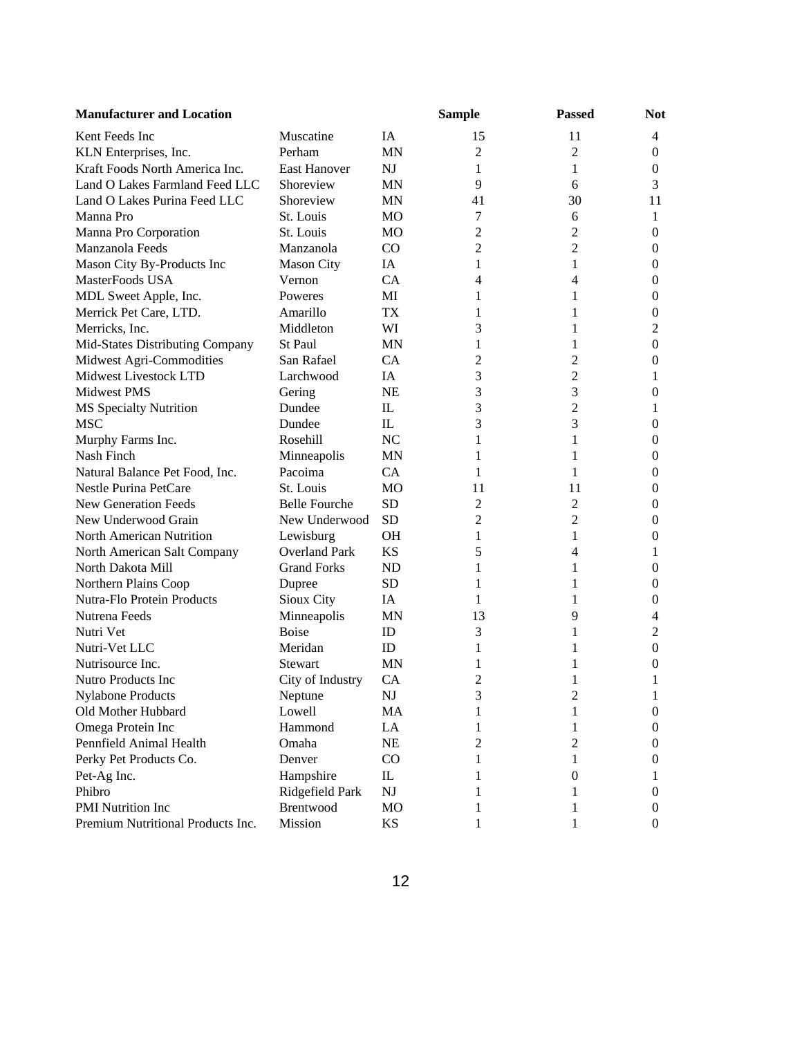| Manufacturer and Location | | | Sample | Passed | Not |
|---|---|---|---|---|---|
| Kent Feeds Inc | Muscatine | IA | 15 | 11 | 4 |
| KLN Enterprises, Inc. | Perham | MN | 2 | 2 | 0 |
| Kraft Foods North America Inc. | East Hanover | NJ | 1 | 1 | 0 |
| Land O Lakes Farmland Feed LLC | Shoreview | MN | 9 | 6 | 3 |
| Land O Lakes Purina Feed LLC | Shoreview | MN | 41 | 30 | 11 |
| Manna Pro | St. Louis | MO | 7 | 6 | 1 |
| Manna Pro Corporation | St. Louis | MO | 2 | 2 | 0 |
| Manzanola Feeds | Manzanola | CO | 2 | 2 | 0 |
| Mason City By-Products Inc | Mason City | IA | 1 | 1 | 0 |
| MasterFoods USA | Vernon | CA | 4 | 4 | 0 |
| MDL Sweet Apple, Inc. | Poweres | MI | 1 | 1 | 0 |
| Merrick Pet Care, LTD. | Amarillo | TX | 1 | 1 | 0 |
| Merricks, Inc. | Middleton | WI | 3 | 1 | 2 |
| Mid-States Distributing Company | St Paul | MN | 1 | 1 | 0 |
| Midwest Agri-Commodities | San Rafael | CA | 2 | 2 | 0 |
| Midwest Livestock LTD | Larchwood | IA | 3 | 2 | 1 |
| Midwest PMS | Gering | NE | 3 | 3 | 0 |
| MS Specialty Nutrition | Dundee | IL | 3 | 2 | 1 |
| MSC | Dundee | IL | 3 | 3 | 0 |
| Murphy Farms Inc. | Rosehill | NC | 1 | 1 | 0 |
| Nash Finch | Minneapolis | MN | 1 | 1 | 0 |
| Natural Balance Pet Food, Inc. | Pacoima | CA | 1 | 1 | 0 |
| Nestle Purina PetCare | St. Louis | MO | 11 | 11 | 0 |
| New Generation Feeds | Belle Fourche | SD | 2 | 2 | 0 |
| New Underwood Grain | New Underwood | SD | 2 | 2 | 0 |
| North American Nutrition | Lewisburg | OH | 1 | 1 | 0 |
| North American Salt Company | Overland Park | KS | 5 | 4 | 1 |
| North Dakota Mill | Grand Forks | ND | 1 | 1 | 0 |
| Northern Plains Coop | Dupree | SD | 1 | 1 | 0 |
| Nutra-Flo Protein Products | Sioux City | IA | 1 | 1 | 0 |
| Nutrena Feeds | Minneapolis | MN | 13 | 9 | 4 |
| Nutri Vet | Boise | ID | 3 | 1 | 2 |
| Nutri-Vet LLC | Meridan | ID | 1 | 1 | 0 |
| Nutrisource Inc. | Stewart | MN | 1 | 1 | 0 |
| Nutro Products Inc | City of Industry | CA | 2 | 1 | 1 |
| Nylabone Products | Neptune | NJ | 3 | 2 | 1 |
| Old Mother Hubbard | Lowell | MA | 1 | 1 | 0 |
| Omega Protein Inc | Hammond | LA | 1 | 1 | 0 |
| Pennfield Animal Health | Omaha | NE | 2 | 2 | 0 |
| Perky Pet Products Co. | Denver | CO | 1 | 1 | 0 |
| Pet-Ag Inc. | Hampshire | IL | 1 | 0 | 1 |
| Phibro | Ridgefield Park | NJ | 1 | 1 | 0 |
| PMI Nutrition Inc | Brentwood | MO | 1 | 1 | 0 |
| Premium Nutritional Products Inc. | Mission | KS | 1 | 1 | 0 |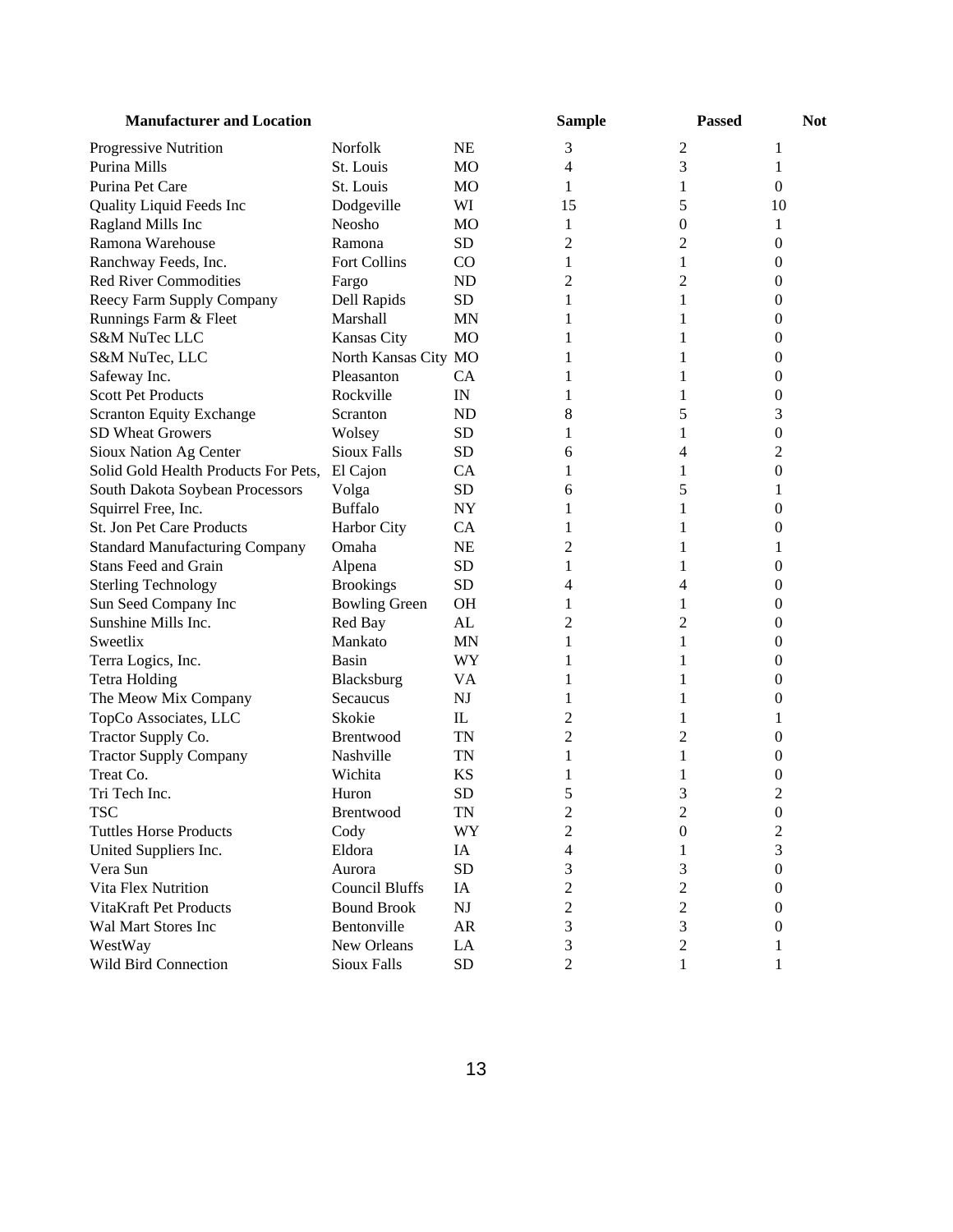| Manufacturer and Location | | | Sample | Passed | Not |
|---|---|---|---|---|---|
| Progressive Nutrition | Norfolk | NE | 3 | 2 | 1 |
| Purina Mills | St. Louis | MO | 4 | 3 | 1 |
| Purina Pet Care | St. Louis | MO | 1 | 1 | 0 |
| Quality Liquid Feeds Inc | Dodgeville | WI | 15 | 5 | 10 |
| Ragland Mills Inc | Neosho | MO | 1 | 0 | 1 |
| Ramona Warehouse | Ramona | SD | 2 | 2 | 0 |
| Ranchway Feeds, Inc. | Fort Collins | CO | 1 | 1 | 0 |
| Red River Commodities | Fargo | ND | 2 | 2 | 0 |
| Reecy Farm Supply Company | Dell Rapids | SD | 1 | 1 | 0 |
| Runnings Farm & Fleet | Marshall | MN | 1 | 1 | 0 |
| S&M NuTec LLC | Kansas City | MO | 1 | 1 | 0 |
| S&M NuTec, LLC | North Kansas City | MO | 1 | 1 | 0 |
| Safeway Inc. | Pleasanton | CA | 1 | 1 | 0 |
| Scott Pet Products | Rockville | IN | 1 | 1 | 0 |
| Scranton Equity Exchange | Scranton | ND | 8 | 5 | 3 |
| SD Wheat Growers | Wolsey | SD | 1 | 1 | 0 |
| Sioux Nation Ag Center | Sioux Falls | SD | 6 | 4 | 2 |
| Solid Gold Health Products For Pets, | El Cajon | CA | 1 | 1 | 0 |
| South Dakota Soybean Processors | Volga | SD | 6 | 5 | 1 |
| Squirrel Free, Inc. | Buffalo | NY | 1 | 1 | 0 |
| St. Jon Pet Care Products | Harbor City | CA | 1 | 1 | 0 |
| Standard Manufacturing Company | Omaha | NE | 2 | 1 | 1 |
| Stans Feed and Grain | Alpena | SD | 1 | 1 | 0 |
| Sterling Technology | Brookings | SD | 4 | 4 | 0 |
| Sun Seed Company Inc | Bowling Green | OH | 1 | 1 | 0 |
| Sunshine Mills Inc. | Red Bay | AL | 2 | 2 | 0 |
| Sweetlix | Mankato | MN | 1 | 1 | 0 |
| Terra Logics, Inc. | Basin | WY | 1 | 1 | 0 |
| Tetra Holding | Blacksburg | VA | 1 | 1 | 0 |
| The Meow Mix Company | Secaucus | NJ | 1 | 1 | 0 |
| TopCo Associates, LLC | Skokie | IL | 2 | 1 | 1 |
| Tractor Supply Co. | Brentwood | TN | 2 | 2 | 0 |
| Tractor Supply Company | Nashville | TN | 1 | 1 | 0 |
| Treat Co. | Wichita | KS | 1 | 1 | 0 |
| Tri Tech Inc. | Huron | SD | 5 | 3 | 2 |
| TSC | Brentwood | TN | 2 | 2 | 0 |
| Tuttles Horse Products | Cody | WY | 2 | 0 | 2 |
| United Suppliers Inc. | Eldora | IA | 4 | 1 | 3 |
| Vera Sun | Aurora | SD | 3 | 3 | 0 |
| Vita Flex Nutrition | Council Bluffs | IA | 2 | 2 | 0 |
| VitaKraft Pet Products | Bound Brook | NJ | 2 | 2 | 0 |
| Wal Mart Stores Inc | Bentonville | AR | 3 | 3 | 0 |
| WestWay | New Orleans | LA | 3 | 2 | 1 |
| Wild Bird Connection | Sioux Falls | SD | 2 | 1 | 1 |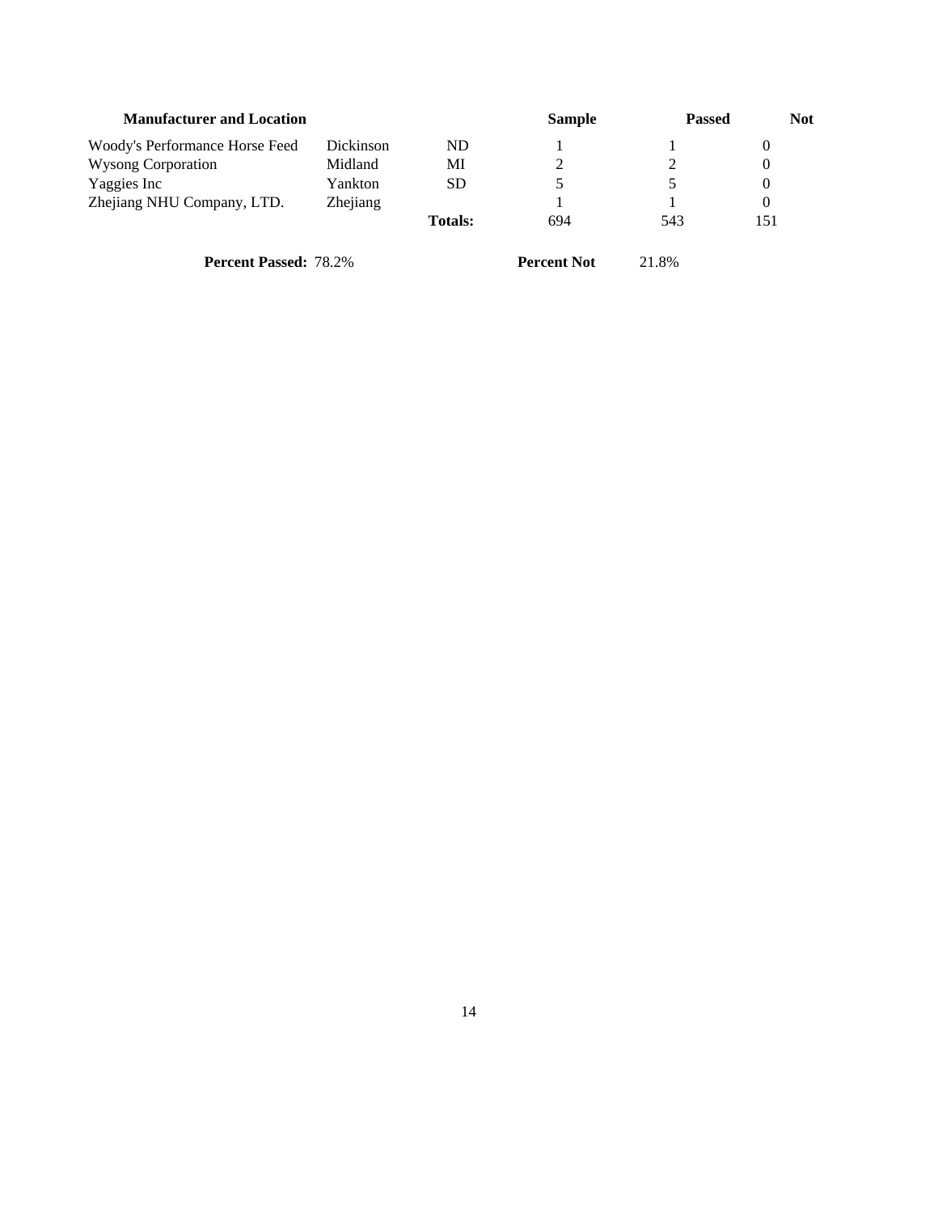| Manufacturer and Location | | | Sample | Passed | Not |
|---|---|---|---|---|---|
| Woody's Performance Horse Feed | Dickinson | ND | 1 | 1 | 0 |
| Wysong Corporation | Midland | MI | 2 | 2 | 0 |
| Yaggies Inc | Yankton | SD | 5 | 5 | 0 |
| Zhejiang NHU Company, LTD. | Zhejiang | | 1 | 1 | 0 |
| | | **Totals:** | 694 | 543 | 151 |

**Percent Passed:** 78.2% **Percent Not** 21.8%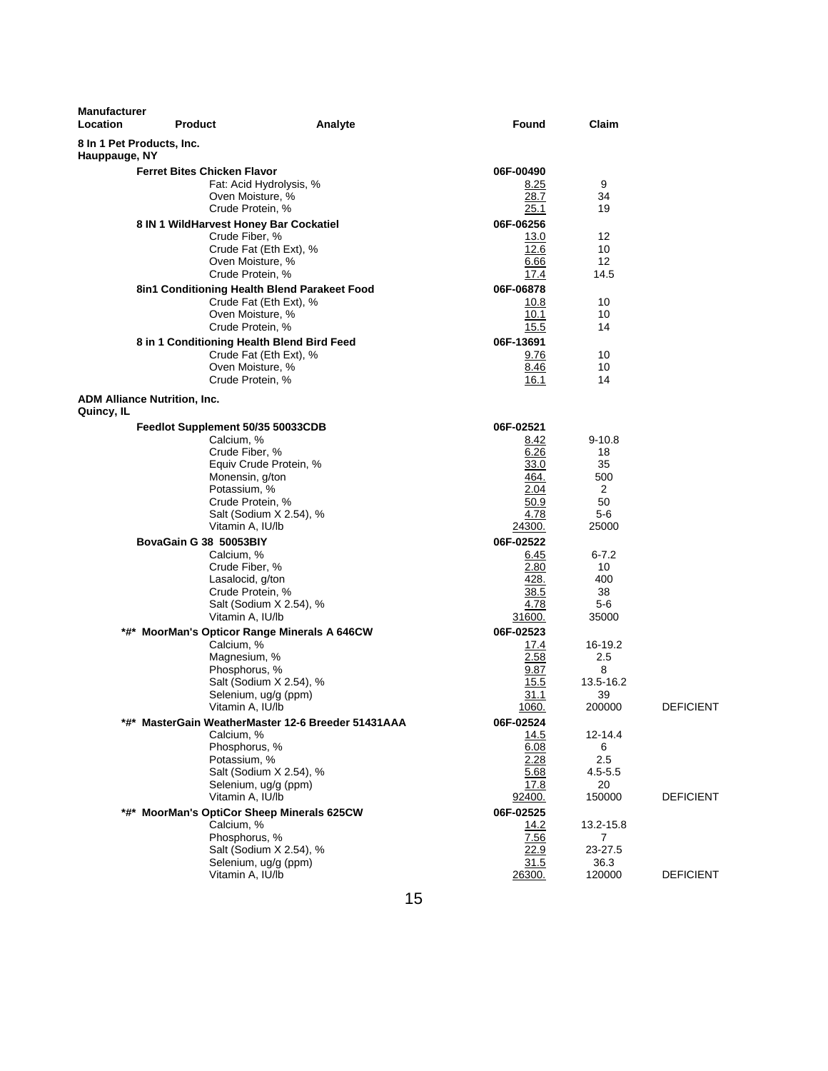| Manufacturer Location | Product | Analyte | Found | Claim | |
|---|---|---|---|---|---|
| **8 In 1 Pet Products, Inc. Hauppauge, NY** | | | | | |
| | **Ferret Bites Chicken Flavor** | | **06F-00490** | | |
| | | Fat: Acid Hydrolysis, % | 8.25 | 9 | |
| | | Oven Moisture, % | 28.7 | 34 | |
| | | Crude Protein, % | 25.1 | 19 | |
| | **8 IN 1 WildHarvest Honey Bar Cockatiel** | | **06F-06256** | | |
| | | Crude Fiber, % | 13.0 | 12 | |
| | | Crude Fat (Eth Ext), % | 12.6 | 10 | |
| | | Oven Moisture, % | 6.66 | 12 | |
| | | Crude Protein, % | 17.4 | 14.5 | |
| | **8in1 Conditioning Health Blend Parakeet Food** | | **06F-06878** | | |
| | | Crude Fat (Eth Ext), % | 10.8 | 10 | |
| | | Oven Moisture, % | 10.1 | 10 | |
| | | Crude Protein, % | 15.5 | 14 | |
| | **8 in 1 Conditioning Health Blend Bird Feed** | | **06F-13691** | | |
| | | Crude Fat (Eth Ext), % | 9.76 | 10 | |
| | | Oven Moisture, % | 8.46 | 10 | |
| | | Crude Protein, % | 16.1 | 14 | |
| **ADM Alliance Nutrition, Inc. Quincy, IL** | | | | | |
| | **Feedlot Supplement 50/35 50033CDB** | | **06F-02521** | | |
| | | Calcium, % | 8.42 | 9-10.8 | |
| | | Crude Fiber, % | 6.26 | 18 | |
| | | Equiv Crude Protein, % | 33.0 | 35 | |
| | | Monensin, g/ton | 464. | 500 | |
| | | Potassium, % | 2.04 | 2 | |
| | | Crude Protein, % | 50.9 | 50 | |
| | | Salt (Sodium X 2.54), % | 4.78 | 5-6 | |
| | | Vitamin A, IU/lb | 24300. | 25000 | |
| | **BovaGain G 38 50053BIY** | | **06F-02522** | | |
| | | Calcium, % | 6.45 | 6-7.2 | |
| | | Crude Fiber, % | 2.80 | 10 | |
| | | Lasalocid, g/ton | 428. | 400 | |
| | | Crude Protein, % | 38.5 | 38 | |
| | | Salt (Sodium X 2.54), % | 4.78 | 5-6 | |
| | | Vitamin A, IU/lb | 31600. | 35000 | |
| | **\*#\* MoorMan's Opticor Range Minerals A 646CW** | | **06F-02523** | | |
| | | Calcium, % | 17.4 | 16-19.2 | |
| | | Magnesium, % | 2.58 | 2.5 | |
| | | Phosphorus, % | 9.87 | 8 | |
| | | Salt (Sodium X 2.54), % | 15.5 | 13.5-16.2 | |
| | | Selenium, ug/g (ppm) | 31.1 | 39 | |
| | | Vitamin A, IU/lb | 1060. | 200000 | DEFICIENT |
| | **\*#\* MasterGain WeatherMaster 12-6 Breeder 51431AAA** | | **06F-02524** | | |
| | | Calcium, % | 14.5 | 12-14.4 | |
| | | Phosphorus, % | 6.08 | 6 | |
| | | Potassium, % | 2.28 | 2.5 | |
| | | Salt (Sodium X 2.54), % | 5.68 | 4.5-5.5 | |
| | | Selenium, ug/g (ppm) | 17.8 | 20 | |
| | | Vitamin A, IU/lb | 92400. | 150000 | DEFICIENT |
| | **\*#\* MoorMan's OptiCor Sheep Minerals 625CW** | | **06F-02525** | | |
| | | Calcium, % | 14.2 | 13.2-15.8 | |
| | | Phosphorus, % | 7.56 | 7 | |
| | | Salt (Sodium X 2.54), % | 22.9 | 23-27.5 | |
| | | Selenium, ug/g (ppm) | 31.5 | 36.3 | |
| | | Vitamin A, IU/lb | 26300. | 120000 | DEFICIENT |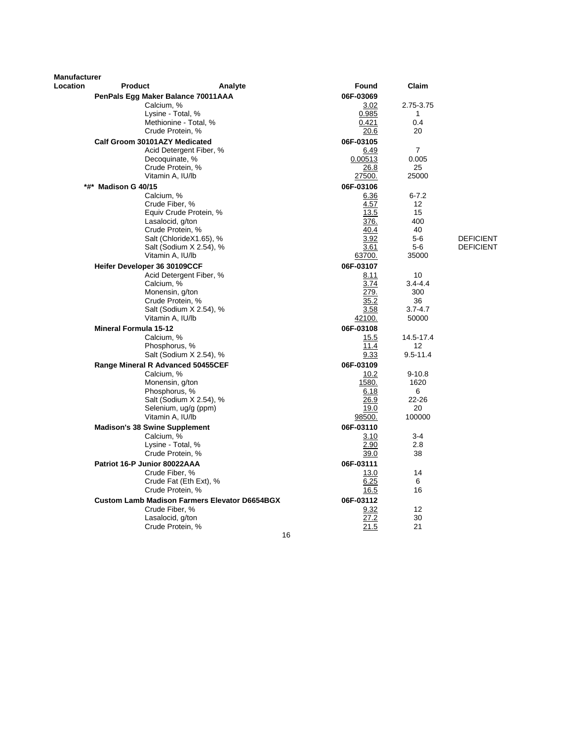| Manufacturer Location | Product | Analyte | Found | Claim | |
|---|---|---|---|---|---|
| | **PenPals Egg Maker Balance 70011AAA** | | **06F-03069** | | |
| | | Calcium, % | 3.02 | 2.75-3.75 | |
| | | Lysine - Total, % | 0.985 | 1 | |
| | | Methionine - Total, % | 0.421 | 0.4 | |
| | | Crude Protein, % | 20.6 | 20 | |
| | **Calf Groom 30101AZY Medicated** | | **06F-03105** | | |
| | | Acid Detergent Fiber, % | 6.49 | 7 | |
| | | Decoquinate, % | 0.00513 | 0.005 | |
| | | Crude Protein, % | 26.8 | 25 | |
| | | Vitamin A, IU/lb | 27500. | 25000 | |
| | **\*#\* Madison G 40/15** | | **06F-03106** | | |
| | | Calcium, % | 6.36 | 6-7.2 | |
| | | Crude Fiber, % | 4.57 | 12 | |
| | | Equiv Crude Protein, % | 13.5 | 15 | |
| | | Lasalocid, g/ton | 376. | 400 | |
| | | Crude Protein, % | 40.4 | 40 | |
| | | Salt (ChlorideX1.65), % | 3.92 | 5-6 | DEFICIENT |
| | | Salt (Sodium X 2.54), % | 3.61 | 5-6 | DEFICIENT |
| | | Vitamin A, IU/lb | 63700. | 35000 | |
| | **Heifer Developer 36 30109CCF** | | **06F-03107** | | |
| | | Acid Detergent Fiber, % | 8.11 | 10 | |
| | | Calcium, % | 3.74 | 3.4-4.4 | |
| | | Monensin, g/ton | 279. | 300 | |
| | | Crude Protein, % | 35.2 | 36 | |
| | | Salt (Sodium X 2.54), % | 3.58 | 3.7-4.7 | |
| | | Vitamin A, IU/lb | 42100. | 50000 | |
| | **Mineral Formula 15-12** | | **06F-03108** | | |
| | | Calcium, % | 15.5 | 14.5-17.4 | |
| | | Phosphorus, % | 11.4 | 12 | |
| | | Salt (Sodium X 2.54), % | 9.33 | 9.5-11.4 | |
| | **Range Mineral R Advanced 50455CEF** | | **06F-03109** | | |
| | | Calcium, % | 10.2 | 9-10.8 | |
| | | Monensin, g/ton | 1580. | 1620 | |
| | | Phosphorus, % | 6.18 | 6 | |
| | | Salt (Sodium X 2.54), % | 26.9 | 22-26 | |
| | | Selenium, ug/g (ppm) | 19.0 | 20 | |
| | | Vitamin A, IU/lb | 98500. | 100000 | |
| | **Madison's 38 Swine Supplement** | | **06F-03110** | | |
| | | Calcium, % | 3.10 | 3-4 | |
| | | Lysine - Total, % | 2.90 | 2.8 | |
| | | Crude Protein, % | 39.0 | 38 | |
| | **Patriot 16-P Junior 80022AAA** | | **06F-03111** | | |
| | | Crude Fiber, % | 13.0 | 14 | |
| | | Crude Fat (Eth Ext), % | 6.25 | 6 | |
| | | Crude Protein, % | 16.5 | 16 | |
| | **Custom Lamb Madison Farmers Elevator D6654BGX** | | **06F-03112** | | |
| | | Crude Fiber, % | 9.32 | 12 | |
| | | Lasalocid, g/ton | 27.2 | 30 | |
| | | Crude Protein, % | 21.5 | 21 | |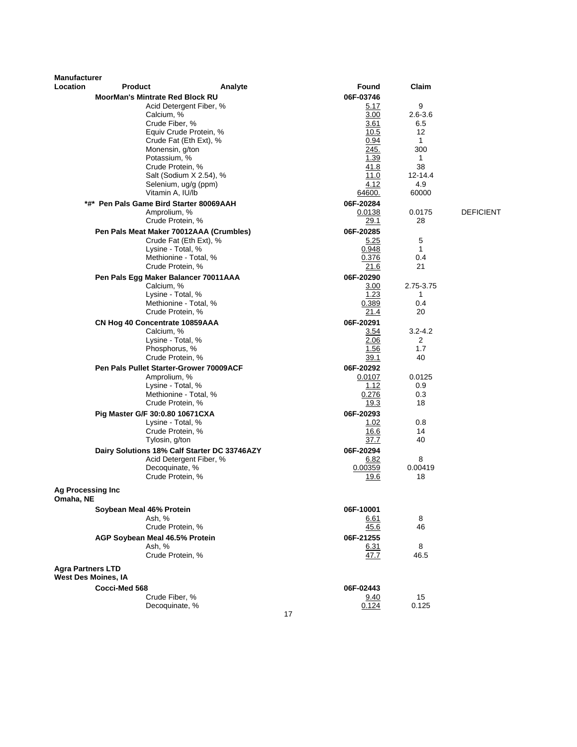| Manufacturer Location | Product | Analyte | Found | Claim | |
|---|---|---|---|---|---|
| | **MoorMan's Mintrate Red Block RU** | | **06F-03746** | | |
| | | Acid Detergent Fiber, % | 5.17 | 9 | |
| | | Calcium, % | 3.00 | 2.6-3.6 | |
| | | Crude Fiber, % | 3.61 | 6.5 | |
| | | Equiv Crude Protein, % | 10.5 | 12 | |
| | | Crude Fat (Eth Ext), % | 0.94 | 1 | |
| | | Monensin, g/ton | 245. | 300 | |
| | | Potassium, % | 1.39 | 1 | |
| | | Crude Protein, % | 41.8 | 38 | |
| | | Salt (Sodium X 2.54), % | 11.0 | 12-14.4 | |
| | | Selenium, ug/g (ppm) | 4.12 | 4.9 | |
| | | Vitamin A, IU/lb | 64600. | 60000 | |
| | **\*#\* Pen Pals Game Bird Starter 80069AAH** | | **06F-20284** | | |
| | | Amprolium, % | 0.0138 | 0.0175 | DEFICIENT |
| | | Crude Protein, % | 29.1 | 28 | |
| | **Pen Pals Meat Maker 70012AAA (Crumbles)** | | **06F-20285** | | |
| | | Crude Fat (Eth Ext), % | 5.25 | 5 | |
| | | Lysine - Total, % | 0.948 | 1 | |
| | | Methionine - Total, % | 0.376 | 0.4 | |
| | | Crude Protein, % | 21.6 | 21 | |
| | **Pen Pals Egg Maker Balancer 70011AAA** | | **06F-20290** | | |
| | | Calcium, % | 3.00 | 2.75-3.75 | |
| | | Lysine - Total, % | 1.23 | 1 | |
| | | Methionine - Total, % | 0.389 | 0.4 | |
| | | Crude Protein, % | 21.4 | 20 | |
| | **CN Hog 40 Concentrate 10859AAA** | | **06F-20291** | | |
| | | Calcium, % | 3.54 | 3.2-4.2 | |
| | | Lysine - Total, % | 2.06 | 2 | |
| | | Phosphorus, % | 1.56 | 1.7 | |
| | | Crude Protein, % | 39.1 | 40 | |
| | **Pen Pals Pullet Starter-Grower 70009ACF** | | **06F-20292** | | |
| | | Amprolium, % | 0.0107 | 0.0125 | |
| | | Lysine - Total, % | 1.12 | 0.9 | |
| | | Methionine - Total, % | 0.276 | 0.3 | |
| | | Crude Protein, % | 19.3 | 18 | |
| | **Pig Master G/F 30:0.80 10671CXA** | | **06F-20293** | | |
| | | Lysine - Total, % | 1.02 | 0.8 | |
| | | Crude Protein, % | 16.6 | 14 | |
| | | Tylosin, g/ton | 37.7 | 40 | |
| | **Dairy Solutions 18% Calf Starter DC 33746AZY** | | **06F-20294** | | |
| | | Acid Detergent Fiber, % | 6.82 | 8 | |
| | | Decoquinate, % | 0.00359 | 0.00419 | |
| | | Crude Protein, % | 19.6 | 18 | |
| **Ag Processing Inc**<br>**Omaha, NE** | | | | | |
| | **Soybean Meal 46% Protein** | | **06F-10001** | | |
| | | Ash, % | 6.61 | 8 | |
| | | Crude Protein, % | 45.6 | 46 | |
| | **AGP Soybean Meal 46.5% Protein** | | **06F-21255** | | |
| | | Ash, % | 6.31 | 8 | |
| | | Crude Protein, % | 47.7 | 46.5 | |
| **Agra Partners LTD**<br>**West Des Moines, IA** | | | | | |
| | **Cocci-Med 568** | | **06F-02443** | | |
| | | Crude Fiber, % | 9.40 | 15 | |
| | | Decoquinate, % | 0.124 | 0.125 | |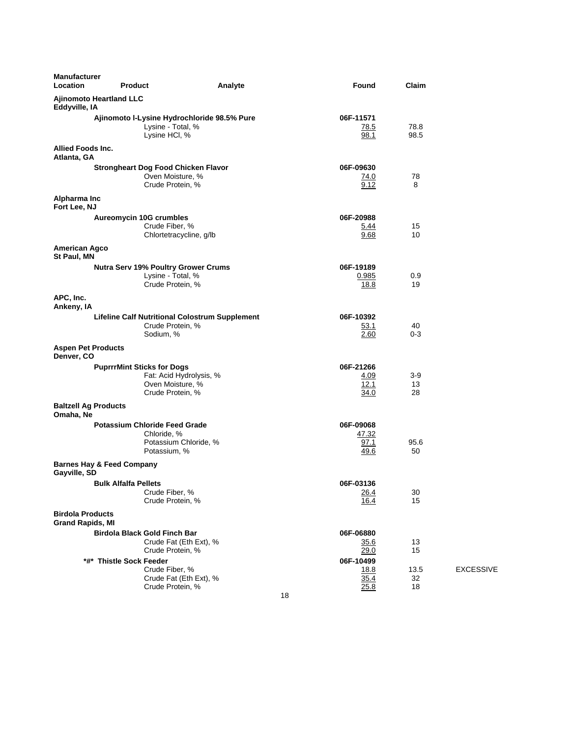| Manufacturer Location | Product | Analyte | Found | Claim | |
|---|---|---|---|---|---|
| **Ajinomoto Heartland LLC** Eddyville, IA | | | | | |
| | **Ajinomoto l-Lysine Hydrochloride 98.5% Pure** | | **06F-11571** | | |
| | | Lysine - Total, % | 78.5 | 78.8 | |
| | | Lysine HCl, % | 98.1 | 98.5 | |
| **Allied Foods Inc.** Atlanta, GA | | | | | |
| | **Strongheart Dog Food Chicken Flavor** | | **06F-09630** | | |
| | | Oven Moisture, % | 74.0 | 78 | |
| | | Crude Protein, % | 9.12 | 8 | |
| **Alpharma Inc** Fort Lee, NJ | | | | | |
| | **Aureomycin 10G crumbles** | | **06F-20988** | | |
| | | Crude Fiber, % | 5.44 | 15 | |
| | | Chlortetracycline, g/lb | 9.68 | 10 | |
| **American Agco** St Paul, MN | | | | | |
| | **Nutra Serv 19% Poultry Grower Crums** | | **06F-19189** | | |
| | | Lysine - Total, % | 0.985 | 0.9 | |
| | | Crude Protein, % | 18.8 | 19 | |
| **APC, Inc.** Ankeny, IA | | | | | |
| | **Lifeline Calf Nutritional Colostrum Supplement** | | **06F-10392** | | |
| | | Crude Protein, % | 53.1 | 40 | |
| | | Sodium, % | 2.60 | 0-3 | |
| **Aspen Pet Products** Denver, CO | | | | | |
| | **PuprrrMint Sticks for Dogs** | | **06F-21266** | | |
| | | Fat: Acid Hydrolysis, % | 4.09 | 3-9 | |
| | | Oven Moisture, % | 12.1 | 13 | |
| | | Crude Protein, % | 34.0 | 28 | |
| **Baltzell Ag Products** Omaha, Ne | | | | | |
| | **Potassium Chloride Feed Grade** | | **06F-09068** | | |
| | | Chloride, % | 47.32 | | |
| | | Potassium Chloride, % | 97.1 | 95.6 | |
| | | Potassium, % | 49.6 | 50 | |
| **Barnes Hay & Feed Company** Gayville, SD | | | | | |
| | **Bulk Alfalfa Pellets** | | **06F-03136** | | |
| | | Crude Fiber, % | 26.4 | 30 | |
| | | Crude Protein, % | 16.4 | 15 | |
| **Birdola Products** Grand Rapids, MI | | | | | |
| | **Birdola Black Gold Finch Bar** | | **06F-06880** | | |
| | | Crude Fat (Eth Ext), % | 35.6 | 13 | |
| | | Crude Protein, % | 29.0 | 15 | |
| | **\*#\* Thistle Sock Feeder** | | **06F-10499** | | |
| | | Crude Fiber, % | 18.8 | 13.5 | EXCESSIVE |
| | | Crude Fat (Eth Ext), % | 35.4 | 32 | |
| | | Crude Protein, % | 25.8 | 18 | |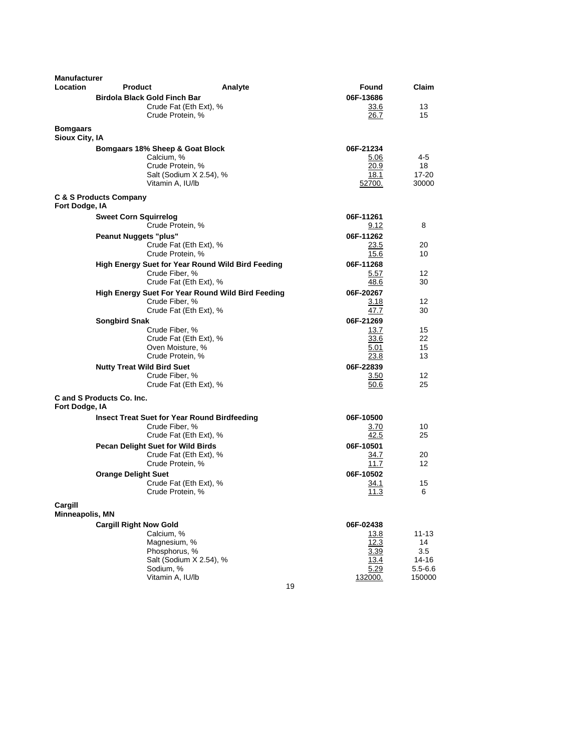| Manufacturer Location | Product | Analyte | Found | Claim |
|---|---|---|---|---|
| | **Birdola Black Gold Finch Bar** | | **06F-13686** | |
| | | Crude Fat (Eth Ext), % | 33.6 | 13 |
| | | Crude Protein, % | 26.7 | 15 |
| **Bomgaars Sioux City, IA** | | | | |
| | **Bomgaars 18% Sheep & Goat Block** | | **06F-21234** | |
| | | Calcium, % | 5.06 | 4-5 |
| | | Crude Protein, % | 20.9 | 18 |
| | | Salt (Sodium X 2.54), % | 18.1 | 17-20 |
| | | Vitamin A, IU/lb | 52700. | 30000 |
| **C & S Products Company Fort Dodge, IA** | | | | |
| | **Sweet Corn Squirrelog** | | **06F-11261** | |
| | | Crude Protein, % | 9.12 | 8 |
| | **Peanut Nuggets "plus"** | | **06F-11262** | |
| | | Crude Fat (Eth Ext), % | 23.5 | 20 |
| | | Crude Protein, % | 15.6 | 10 |
| | **High Energy Suet for Year Round Wild Bird Feeding** | | **06F-11268** | |
| | | Crude Fiber, % | 5.57 | 12 |
| | | Crude Fat (Eth Ext), % | 48.6 | 30 |
| | **High Energy Suet For Year Round Wild Bird Feeding** | | **06F-20267** | |
| | | Crude Fiber, % | 3.18 | 12 |
| | | Crude Fat (Eth Ext), % | 47.7 | 30 |
| | **Songbird Snak** | | **06F-21269** | |
| | | Crude Fiber, % | 13.7 | 15 |
| | | Crude Fat (Eth Ext), % | 33.6 | 22 |
| | | Oven Moisture, % | 5.01 | 15 |
| | | Crude Protein, % | 23.8 | 13 |
| | **Nutty Treat Wild Bird Suet** | | **06F-22839** | |
| | | Crude Fiber, % | 3.50 | 12 |
| | | Crude Fat (Eth Ext), % | 50.6 | 25 |
| **C and S Products Co. Inc. Fort Dodge, IA** | | | | |
| | **Insect Treat Suet for Year Round Birdfeeding** | | **06F-10500** | |
| | | Crude Fiber, % | 3.70 | 10 |
| | | Crude Fat (Eth Ext), % | 42.5 | 25 |
| | **Pecan Delight Suet for Wild Birds** | | **06F-10501** | |
| | | Crude Fat (Eth Ext), % | 34.7 | 20 |
| | | Crude Protein, % | 11.7 | 12 |
| | **Orange Delight Suet** | | **06F-10502** | |
| | | Crude Fat (Eth Ext), % | 34.1 | 15 |
| | | Crude Protein, % | 11.3 | 6 |
| **Cargill Minneapolis, MN** | | | | |
| | **Cargill Right Now Gold** | | **06F-02438** | |
| | | Calcium, % | 13.8 | 11-13 |
| | | Magnesium, % | 12.3 | 14 |
| | | Phosphorus, % | 3.39 | 3.5 |
| | | Salt (Sodium X 2.54), % | 13.4 | 14-16 |
| | | Sodium, % | 5.29 | 5.5-6.6 |
| | | Vitamin A, IU/lb | 132000. | 150000 |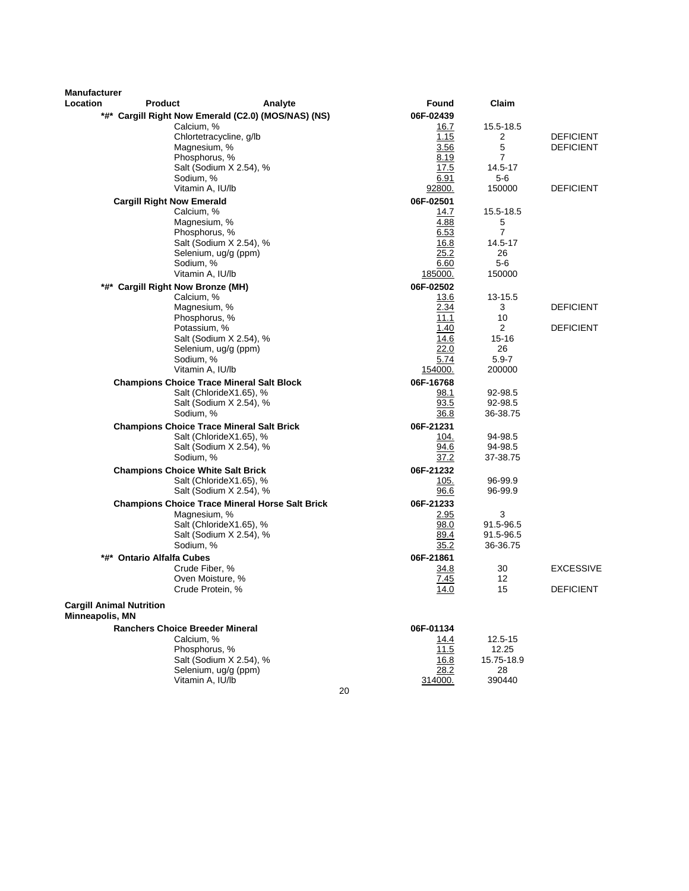| Manufacturer Location | Product | Analyte | Found | Claim | |
|---|---|---|---|---|---|
| | *#* Cargill Right Now Emerald (C2.0) (MOS/NAS) (NS) | | 06F-02439 | | |
| | | Calcium, % | 16.7 | 15.5-18.5 | |
| | | Chlortetracycline, g/lb | 1.15 | 2 | DEFICIENT |
| | | Magnesium, % | 3.56 | 5 | DEFICIENT |
| | | Phosphorus, % | 8.19 | 7 | |
| | | Salt (Sodium X 2.54), % | 17.5 | 14.5-17 | |
| | | Sodium, % | 6.91 | 5-6 | |
| | | Vitamin A, IU/lb | 92800. | 150000 | DEFICIENT |
| | Cargill Right Now Emerald | | 06F-02501 | | |
| | | Calcium, % | 14.7 | 15.5-18.5 | |
| | | Magnesium, % | 4.88 | 5 | |
| | | Phosphorus, % | 6.53 | 7 | |
| | | Salt (Sodium X 2.54), % | 16.8 | 14.5-17 | |
| | | Selenium, ug/g (ppm) | 25.2 | 26 | |
| | | Sodium, % | 6.60 | 5-6 | |
| | | Vitamin A, IU/lb | 185000. | 150000 | |
| | *#* Cargill Right Now Bronze (MH) | | 06F-02502 | | |
| | | Calcium, % | 13.6 | 13-15.5 | |
| | | Magnesium, % | 2.34 | 3 | DEFICIENT |
| | | Phosphorus, % | 11.1 | 10 | |
| | | Potassium, % | 1.40 | 2 | DEFICIENT |
| | | Salt (Sodium X 2.54), % | 14.6 | 15-16 | |
| | | Selenium, ug/g (ppm) | 22.0 | 26 | |
| | | Sodium, % | 5.74 | 5.9-7 | |
| | | Vitamin A, IU/lb | 154000. | 200000 | |
| | Champions Choice Trace Mineral Salt Block | | 06F-16768 | | |
| | | Salt (ChlorideX1.65), % | 98.1 | 92-98.5 | |
| | | Salt (Sodium X 2.54), % | 93.5 | 92-98.5 | |
| | | Sodium, % | 36.8 | 36-38.75 | |
| | Champions Choice Trace Mineral Salt Brick | | 06F-21231 | | |
| | | Salt (ChlorideX1.65), % | 104. | 94-98.5 | |
| | | Salt (Sodium X 2.54), % | 94.6 | 94-98.5 | |
| | | Sodium, % | 37.2 | 37-38.75 | |
| | Champions Choice White Salt Brick | | 06F-21232 | | |
| | | Salt (ChlorideX1.65), % | 105. | 96-99.9 | |
| | | Salt (Sodium X 2.54), % | 96.6 | 96-99.9 | |
| | Champions Choice Trace Mineral Horse Salt Brick | | 06F-21233 | | |
| | | Magnesium, % | 2.95 | 3 | |
| | | Salt (ChlorideX1.65), % | 98.0 | 91.5-96.5 | |
| | | Salt (Sodium X 2.54), % | 89.4 | 91.5-96.5 | |
| | | Sodium, % | 35.2 | 36-36.75 | |
| | *#* Ontario Alfalfa Cubes | | 06F-21861 | | |
| | | Crude Fiber, % | 34.8 | 30 | EXCESSIVE |
| | | Oven Moisture, % | 7.45 | 12 | |
| | | Crude Protein, % | 14.0 | 15 | DEFICIENT |
| **Cargill Animal Nutrition Minneapolis, MN** | | | | | |
| | Ranchers Choice Breeder Mineral | | 06F-01134 | | |
| | | Calcium, % | 14.4 | 12.5-15 | |
| | | Phosphorus, % | 11.5 | 12.25 | |
| | | Salt (Sodium X 2.54), % | 16.8 | 15.75-18.9 | |
| | | Selenium, ug/g (ppm) | 28.2 | 28 | |
| | | Vitamin A, IU/lb | 314000. | 390440 | |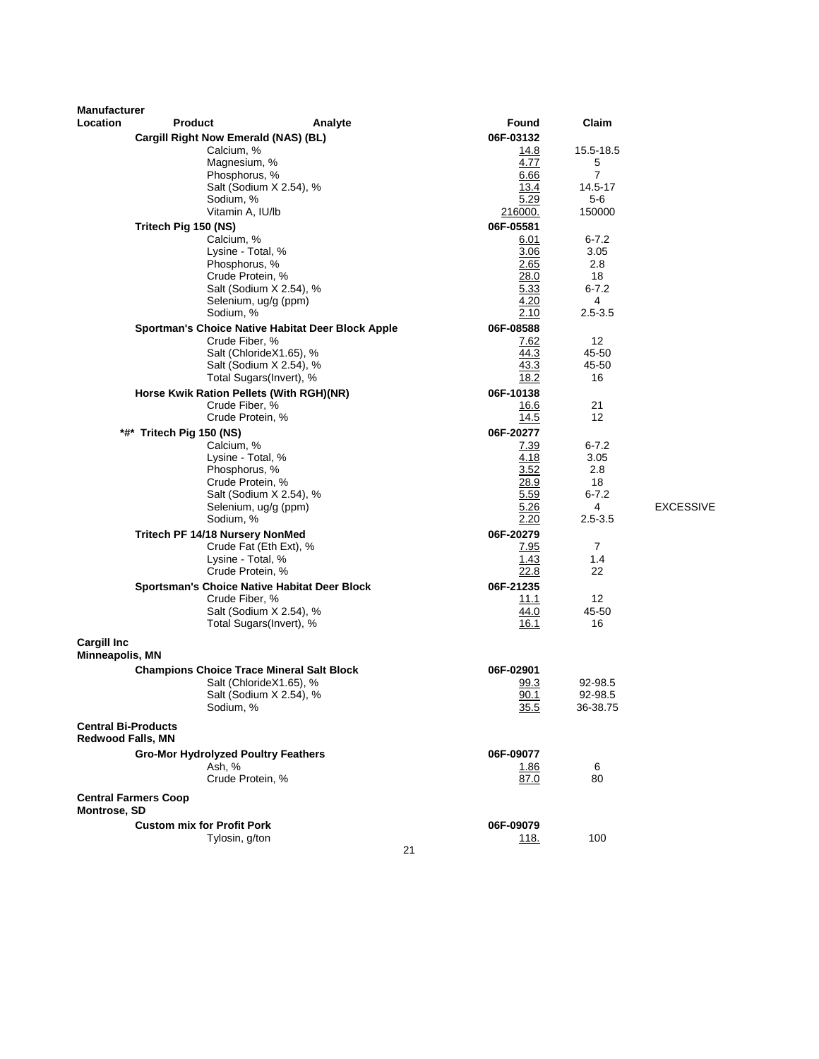| Manufacturer Location | Product | Analyte | Found | Claim | |
|---|---|---|---|---|---|
| | **Cargill Right Now Emerald (NAS) (BL)** | | **06F-03132** | | |
| | | Calcium, % | 14.8 | 15.5-18.5 | |
| | | Magnesium, % | 4.77 | 5 | |
| | | Phosphorus, % | 6.66 | 7 | |
| | | Salt (Sodium X 2.54), % | 13.4 | 14.5-17 | |
| | | Sodium, % | 5.29 | 5-6 | |
| | | Vitamin A, IU/lb | 216000. | 150000 | |
| | **Tritech Pig 150 (NS)** | | **06F-05581** | | |
| | | Calcium, % | 6.01 | 6-7.2 | |
| | | Lysine - Total, % | 3.06 | 3.05 | |
| | | Phosphorus, % | 2.65 | 2.8 | |
| | | Crude Protein, % | 28.0 | 18 | |
| | | Salt (Sodium X 2.54), % | 5.33 | 6-7.2 | |
| | | Selenium, ug/g (ppm) | 4.20 | 4 | |
| | | Sodium, % | 2.10 | 2.5-3.5 | |
| | **Sportman's Choice Native Habitat Deer Block Apple** | | **06F-08588** | | |
| | | Crude Fiber, % | 7.62 | 12 | |
| | | Salt (ChlorideX1.65), % | 44.3 | 45-50 | |
| | | Salt (Sodium X 2.54), % | 43.3 | 45-50 | |
| | | Total Sugars(Invert), % | 18.2 | 16 | |
| | **Horse Kwik Ration Pellets (With RGH)(NR)** | | **06F-10138** | | |
| | | Crude Fiber, % | 16.6 | 21 | |
| | | Crude Protein, % | 14.5 | 12 | |
| | **\*#\* Tritech Pig 150 (NS)** | | **06F-20277** | | |
| | | Calcium, % | 7.39 | 6-7.2 | |
| | | Lysine - Total, % | 4.18 | 3.05 | |
| | | Phosphorus, % | 3.52 | 2.8 | |
| | | Crude Protein, % | 28.9 | 18 | |
| | | Salt (Sodium X 2.54), % | 5.59 | 6-7.2 | |
| | | Selenium, ug/g (ppm) | 5.26 | 4 | EXCESSIVE |
| | | Sodium, % | 2.20 | 2.5-3.5 | |
| | **Tritech PF 14/18 Nursery NonMed** | | **06F-20279** | | |
| | | Crude Fat (Eth Ext), % | 7.95 | 7 | |
| | | Lysine - Total, % | 1.43 | 1.4 | |
| | | Crude Protein, % | 22.8 | 22 | |
| | **Sportsman's Choice Native Habitat Deer Block** | | **06F-21235** | | |
| | | Crude Fiber, % | 11.1 | 12 | |
| | | Salt (Sodium X 2.54), % | 44.0 | 45-50 | |
| | | Total Sugars(Invert), % | 16.1 | 16 | |
| **Cargill Inc Minneapolis, MN** | | | | | |
| | **Champions Choice Trace Mineral Salt Block** | | **06F-02901** | | |
| | | Salt (ChlorideX1.65), % | 99.3 | 92-98.5 | |
| | | Salt (Sodium X 2.54), % | 90.1 | 92-98.5 | |
| | | Sodium, % | 35.5 | 36-38.75 | |
| **Central Bi-Products Redwood Falls, MN** | | | | | |
| | **Gro-Mor Hydrolyzed Poultry Feathers** | | **06F-09077** | | |
| | | Ash, % | 1.86 | 6 | |
| | | Crude Protein, % | 87.0 | 80 | |
| **Central Farmers Coop Montrose, SD** | | | | | |
| | **Custom mix for Profit Pork** | | **06F-09079** | | |
| | | Tylosin, g/ton | 118. | 100 | |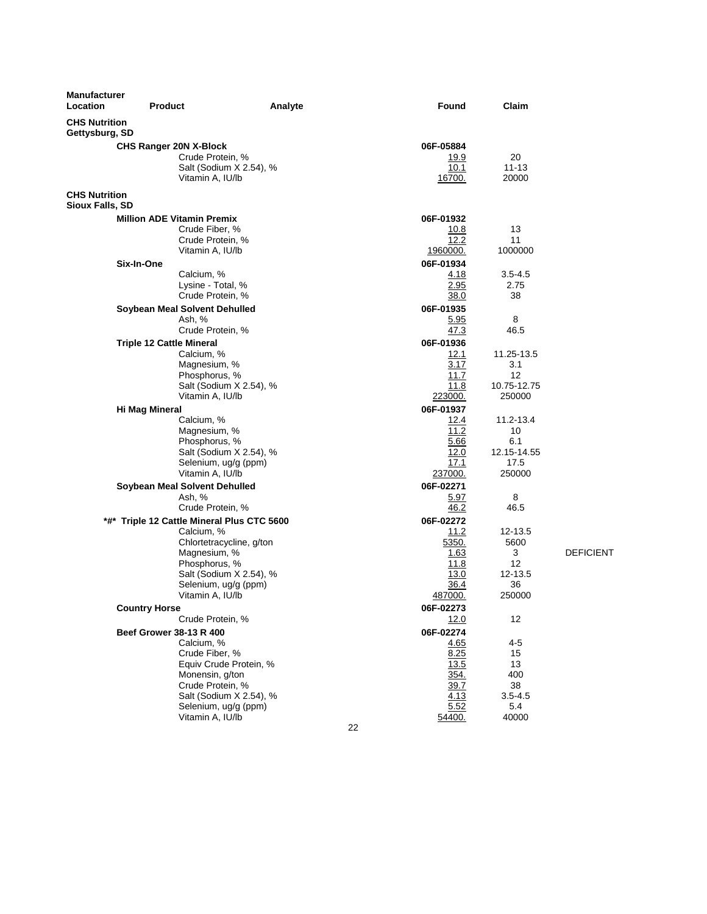| Manufacturer Location | Product | Analyte | Found | Claim | |
|---|---|---|---|---|---|
| **CHS Nutrition Gettysburg, SD** | | | | | |
| | **CHS Ranger 20N X-Block** | | 06F-05884 | | |
| | | Crude Protein, % | 19.9 | 20 | |
| | | Salt (Sodium X 2.54), % | 10.1 | 11-13 | |
| | | Vitamin A, IU/lb | 16700. | 20000 | |
| **CHS Nutrition Sioux Falls, SD** | | | | | |
| | **Million ADE Vitamin Premix** | | 06F-01932 | | |
| | | Crude Fiber, % | 10.8 | 13 | |
| | | Crude Protein, % | 12.2 | 11 | |
| | | Vitamin A, IU/lb | 1960000. | 1000000 | |
| | **Six-In-One** | | 06F-01934 | | |
| | | Calcium, % | 4.18 | 3.5-4.5 | |
| | | Lysine - Total, % | 2.95 | 2.75 | |
| | | Crude Protein, % | 38.0 | 38 | |
| | **Soybean Meal Solvent Dehulled** | | 06F-01935 | | |
| | | Ash, % | 5.95 | 8 | |
| | | Crude Protein, % | 47.3 | 46.5 | |
| | **Triple 12 Cattle Mineral** | | 06F-01936 | | |
| | | Calcium, % | 12.1 | 11.25-13.5 | |
| | | Magnesium, % | 3.17 | 3.1 | |
| | | Phosphorus, % | 11.7 | 12 | |
| | | Salt (Sodium X 2.54), % | 11.8 | 10.75-12.75 | |
| | | Vitamin A, IU/lb | 223000. | 250000 | |
| | **Hi Mag Mineral** | | 06F-01937 | | |
| | | Calcium, % | 12.4 | 11.2-13.4 | |
| | | Magnesium, % | 11.2 | 10 | |
| | | Phosphorus, % | 5.66 | 6.1 | |
| | | Salt (Sodium X 2.54), % | 12.0 | 12.15-14.55 | |
| | | Selenium, ug/g (ppm) | 17.1 | 17.5 | |
| | | Vitamin A, IU/lb | 237000. | 250000 | |
| | **Soybean Meal Solvent Dehulled** | | 06F-02271 | | |
| | | Ash, % | 5.97 | 8 | |
| | | Crude Protein, % | 46.2 | 46.5 | |
| | ***#* Triple 12 Cattle Mineral Plus CTC 5600** | | 06F-02272 | | |
| | | Calcium, % | 11.2 | 12-13.5 | |
| | | Chlortetracycline, g/ton | 5350. | 5600 | |
| | | Magnesium, % | 1.63 | 3 | DEFICIENT |
| | | Phosphorus, % | 11.8 | 12 | |
| | | Salt (Sodium X 2.54), % | 13.0 | 12-13.5 | |
| | | Selenium, ug/g (ppm) | 36.4 | 36 | |
| | | Vitamin A, IU/lb | 487000. | 250000 | |
| | **Country Horse** | | 06F-02273 | | |
| | | Crude Protein, % | 12.0 | 12 | |
| | **Beef Grower 38-13 R 400** | | 06F-02274 | | |
| | | Calcium, % | 4.65 | 4-5 | |
| | | Crude Fiber, % | 8.25 | 15 | |
| | | Equiv Crude Protein, % | 13.5 | 13 | |
| | | Monensin, g/ton | 354. | 400 | |
| | | Crude Protein, % | 39.7 | 38 | |
| | | Salt (Sodium X 2.54), % | 4.13 | 3.5-4.5 | |
| | | Selenium, ug/g (ppm) | 5.52 | 5.4 | |
| | | Vitamin A, IU/lb | 54400. | 40000 | |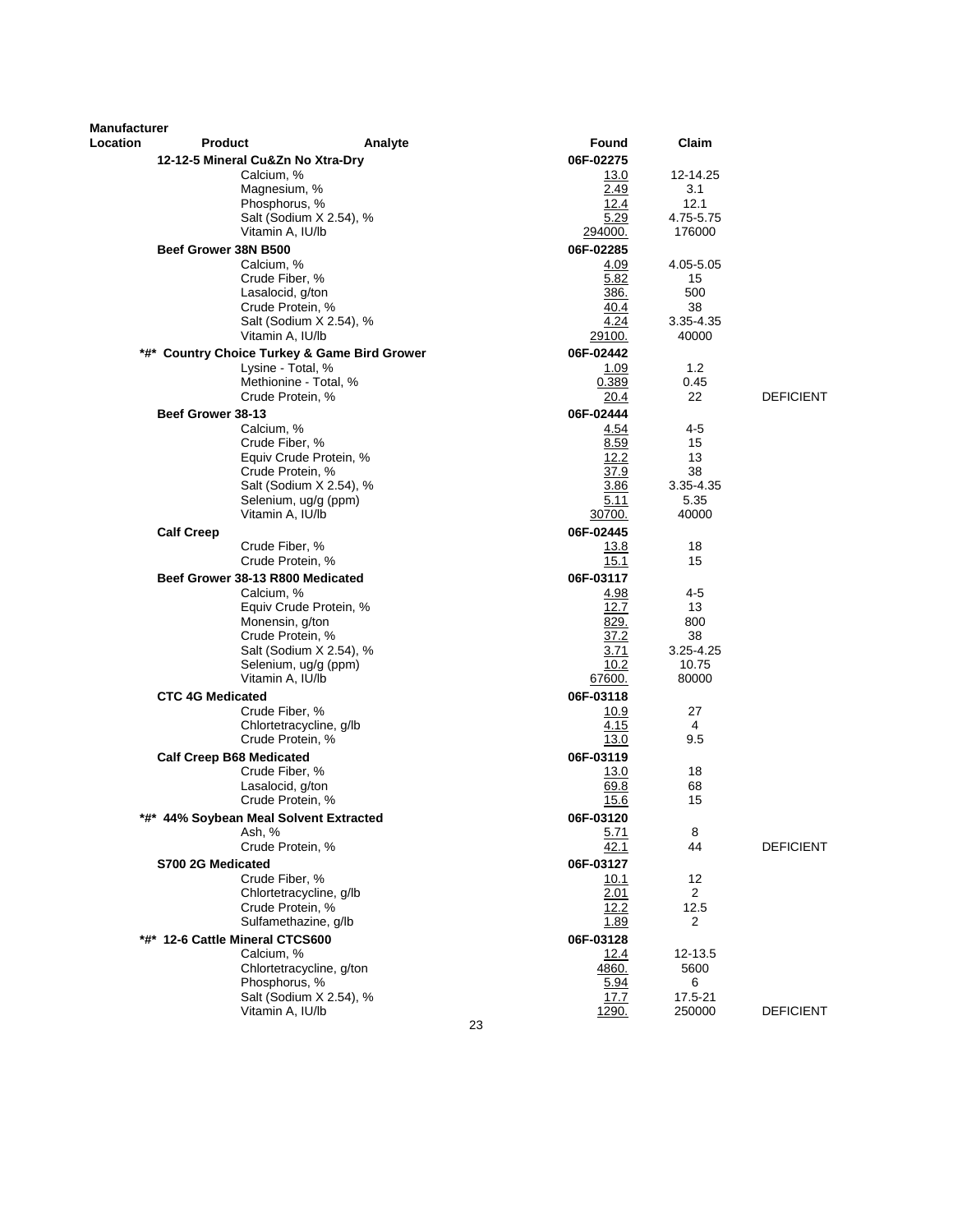| Manufacturer Location | Product | Analyte | Found | Claim | |
|---|---|---|---|---|---|
| | **12-12-5 Mineral Cu&Zn No Xtra-Dry** | | **06F-02275** | | |
| | | Calcium, % | 13.0 | 12-14.25 | |
| | | Magnesium, % | 2.49 | 3.1 | |
| | | Phosphorus, % | 12.4 | 12.1 | |
| | | Salt (Sodium X 2.54), % | 5.29 | 4.75-5.75 | |
| | | Vitamin A, IU/lb | 294000. | 176000 | |
| | **Beef Grower 38N B500** | | **06F-02285** | | |
| | | Calcium, % | 4.09 | 4.05-5.05 | |
| | | Crude Fiber, % | 5.82 | 15 | |
| | | Lasalocid, g/ton | 386. | 500 | |
| | | Crude Protein, % | 40.4 | 38 | |
| | | Salt (Sodium X 2.54), % | 4.24 | 3.35-4.35 | |
| | | Vitamin A, IU/lb | 29100. | 40000 | |
| | **\*#\* Country Choice Turkey & Game Bird Grower** | | **06F-02442** | | |
| | | Lysine - Total, % | 1.09 | 1.2 | |
| | | Methionine - Total, % | 0.389 | 0.45 | |
| | | Crude Protein, % | 20.4 | 22 | DEFICIENT |
| | **Beef Grower 38-13** | | **06F-02444** | | |
| | | Calcium, % | 4.54 | 4-5 | |
| | | Crude Fiber, % | 8.59 | 15 | |
| | | Equiv Crude Protein, % | 12.2 | 13 | |
| | | Crude Protein, % | 37.9 | 38 | |
| | | Salt (Sodium X 2.54), % | 3.86 | 3.35-4.35 | |
| | | Selenium, ug/g (ppm) | 5.11 | 5.35 | |
| | | Vitamin A, IU/lb | 30700. | 40000 | |
| | **Calf Creep** | | **06F-02445** | | |
| | | Crude Fiber, % | 13.8 | 18 | |
| | | Crude Protein, % | 15.1 | 15 | |
| | **Beef Grower 38-13 R800 Medicated** | | **06F-03117** | | |
| | | Calcium, % | 4.98 | 4-5 | |
| | | Equiv Crude Protein, % | 12.7 | 13 | |
| | | Monensin, g/ton | 829. | 800 | |
| | | Crude Protein, % | 37.2 | 38 | |
| | | Salt (Sodium X 2.54), % | 3.71 | 3.25-4.25 | |
| | | Selenium, ug/g (ppm) | 10.2 | 10.75 | |
| | | Vitamin A, IU/lb | 67600. | 80000 | |
| | **CTC 4G Medicated** | | **06F-03118** | | |
| | | Crude Fiber, % | 10.9 | 27 | |
| | | Chlortetracycline, g/lb | 4.15 | 4 | |
| | | Crude Protein, % | 13.0 | 9.5 | |
| | **Calf Creep B68 Medicated** | | **06F-03119** | | |
| | | Crude Fiber, % | 13.0 | 18 | |
| | | Lasalocid, g/ton | 69.8 | 68 | |
| | | Crude Protein, % | 15.6 | 15 | |
| | **\*#\* 44% Soybean Meal Solvent Extracted** | | **06F-03120** | | |
| | | Ash, % | 5.71 | 8 | |
| | | Crude Protein, % | 42.1 | 44 | DEFICIENT |
| | **S700 2G Medicated** | | **06F-03127** | | |
| | | Crude Fiber, % | 10.1 | 12 | |
| | | Chlortetracycline, g/lb | 2.01 | 2 | |
| | | Crude Protein, % | 12.2 | 12.5 | |
| | | Sulfamethazine, g/lb | 1.89 | 2 | |
| | **\*#\* 12-6 Cattle Mineral CTCS600** | | **06F-03128** | | |
| | | Calcium, % | 12.4 | 12-13.5 | |
| | | Chlortetracycline, g/ton | 4860. | 5600 | |
| | | Phosphorus, % | 5.94 | 6 | |
| | | Salt (Sodium X 2.54), % | 17.7 | 17.5-21 | |
| | | Vitamin A, IU/lb | 1290. | 250000 | DEFICIENT |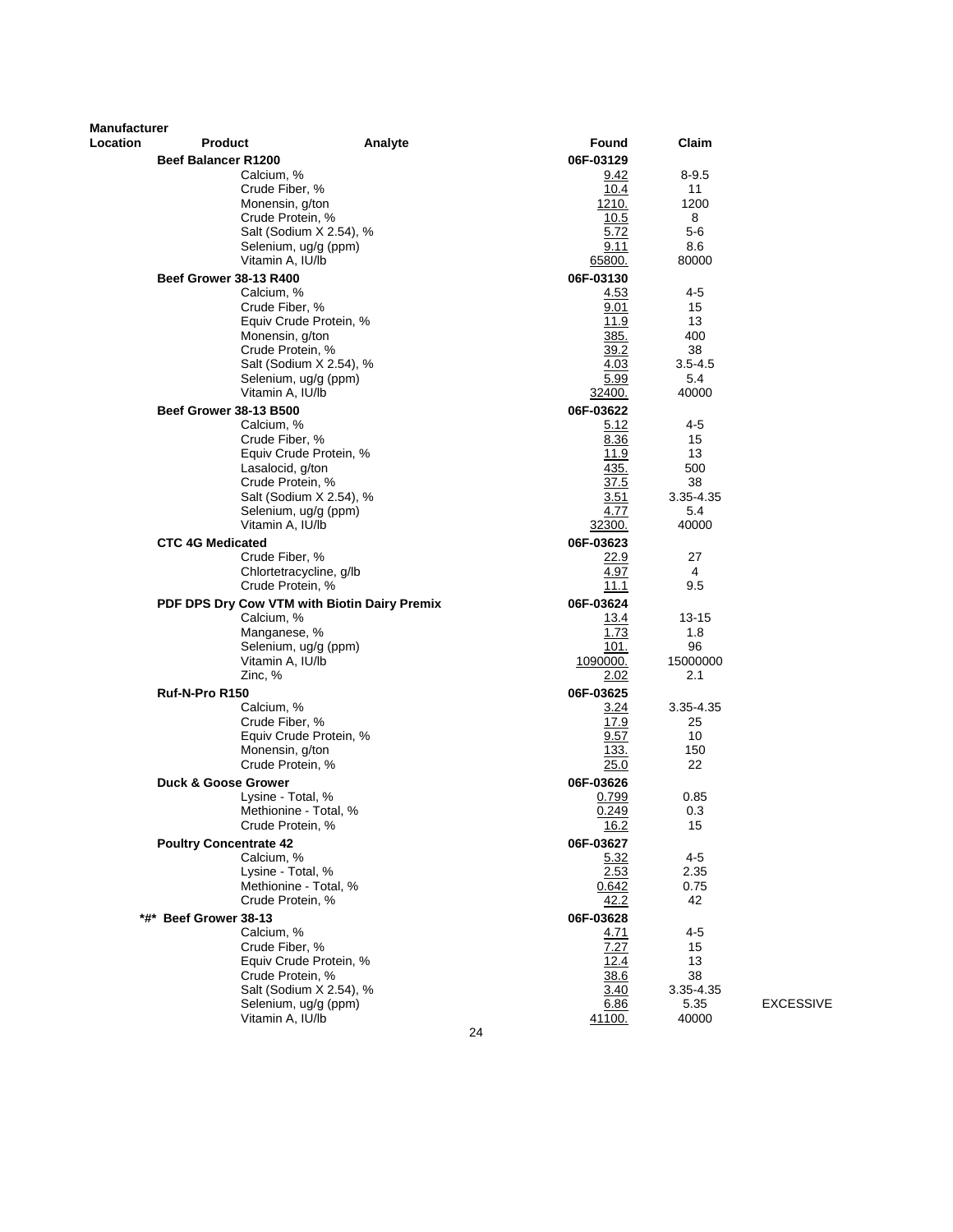| Manufacturer Location | Product | Analyte | Found | Claim | |
|---|---|---|---|---|---|
| | **Beef Balancer R1200** | | **06F-03129** | | |
| | | Calcium, % | 9.42 | 8-9.5 | |
| | | Crude Fiber, % | 10.4 | 11 | |
| | | Monensin, g/ton | 1210. | 1200 | |
| | | Crude Protein, % | 10.5 | 8 | |
| | | Salt (Sodium X 2.54), % | 5.72 | 5-6 | |
| | | Selenium, ug/g (ppm) | 9.11 | 8.6 | |
| | | Vitamin A, IU/lb | 65800. | 80000 | |
| | **Beef Grower 38-13 R400** | | **06F-03130** | | |
| | | Calcium, % | 4.53 | 4-5 | |
| | | Crude Fiber, % | 9.01 | 15 | |
| | | Equiv Crude Protein, % | 11.9 | 13 | |
| | | Monensin, g/ton | 385. | 400 | |
| | | Crude Protein, % | 39.2 | 38 | |
| | | Salt (Sodium X 2.54), % | 4.03 | 3.5-4.5 | |
| | | Selenium, ug/g (ppm) | 5.99 | 5.4 | |
| | | Vitamin A, IU/lb | 32400. | 40000 | |
| | **Beef Grower 38-13 B500** | | **06F-03622** | | |
| | | Calcium, % | 5.12 | 4-5 | |
| | | Crude Fiber, % | 8.36 | 15 | |
| | | Equiv Crude Protein, % | 11.9 | 13 | |
| | | Lasalocid, g/ton | 435. | 500 | |
| | | Crude Protein, % | 37.5 | 38 | |
| | | Salt (Sodium X 2.54), % | 3.51 | 3.35-4.35 | |
| | | Selenium, ug/g (ppm) | 4.77 | 5.4 | |
| | | Vitamin A, IU/lb | 32300. | 40000 | |
| | **CTC 4G Medicated** | | **06F-03623** | | |
| | | Crude Fiber, % | 22.9 | 27 | |
| | | Chlortetracycline, g/lb | 4.97 | 4 | |
| | | Crude Protein, % | 11.1 | 9.5 | |
| | **PDF DPS Dry Cow VTM with Biotin Dairy Premix** | | **06F-03624** | | |
| | | Calcium, % | 13.4 | 13-15 | |
| | | Manganese, % | 1.73 | 1.8 | |
| | | Selenium, ug/g (ppm) | 101. | 96 | |
| | | Vitamin A, IU/lb | 1090000. | 15000000 | |
| | | Zinc, % | 2.02 | 2.1 | |
| | **Ruf-N-Pro R150** | | **06F-03625** | | |
| | | Calcium, % | 3.24 | 3.35-4.35 | |
| | | Crude Fiber, % | 17.9 | 25 | |
| | | Equiv Crude Protein, % | 9.57 | 10 | |
| | | Monensin, g/ton | 133. | 150 | |
| | | Crude Protein, % | 25.0 | 22 | |
| | **Duck & Goose Grower** | | **06F-03626** | | |
| | | Lysine - Total, % | 0.799 | 0.85 | |
| | | Methionine - Total, % | 0.249 | 0.3 | |
| | | Crude Protein, % | 16.2 | 15 | |
| | **Poultry Concentrate 42** | | **06F-03627** | | |
| | | Calcium, % | 5.32 | 4-5 | |
| | | Lysine - Total, % | 2.53 | 2.35 | |
| | | Methionine - Total, % | 0.642 | 0.75 | |
| | | Crude Protein, % | 42.2 | 42 | |
| | **\*#\* Beef Grower 38-13** | | **06F-03628** | | |
| | | Calcium, % | 4.71 | 4-5 | |
| | | Crude Fiber, % | 7.27 | 15 | |
| | | Equiv Crude Protein, % | 12.4 | 13 | |
| | | Crude Protein, % | 38.6 | 38 | |
| | | Salt (Sodium X 2.54), % | 3.40 | 3.35-4.35 | |
| | | Selenium, ug/g (ppm) | 6.86 | 5.35 | EXCESSIVE |
| | | Vitamin A, IU/lb | 41100. | 40000 | |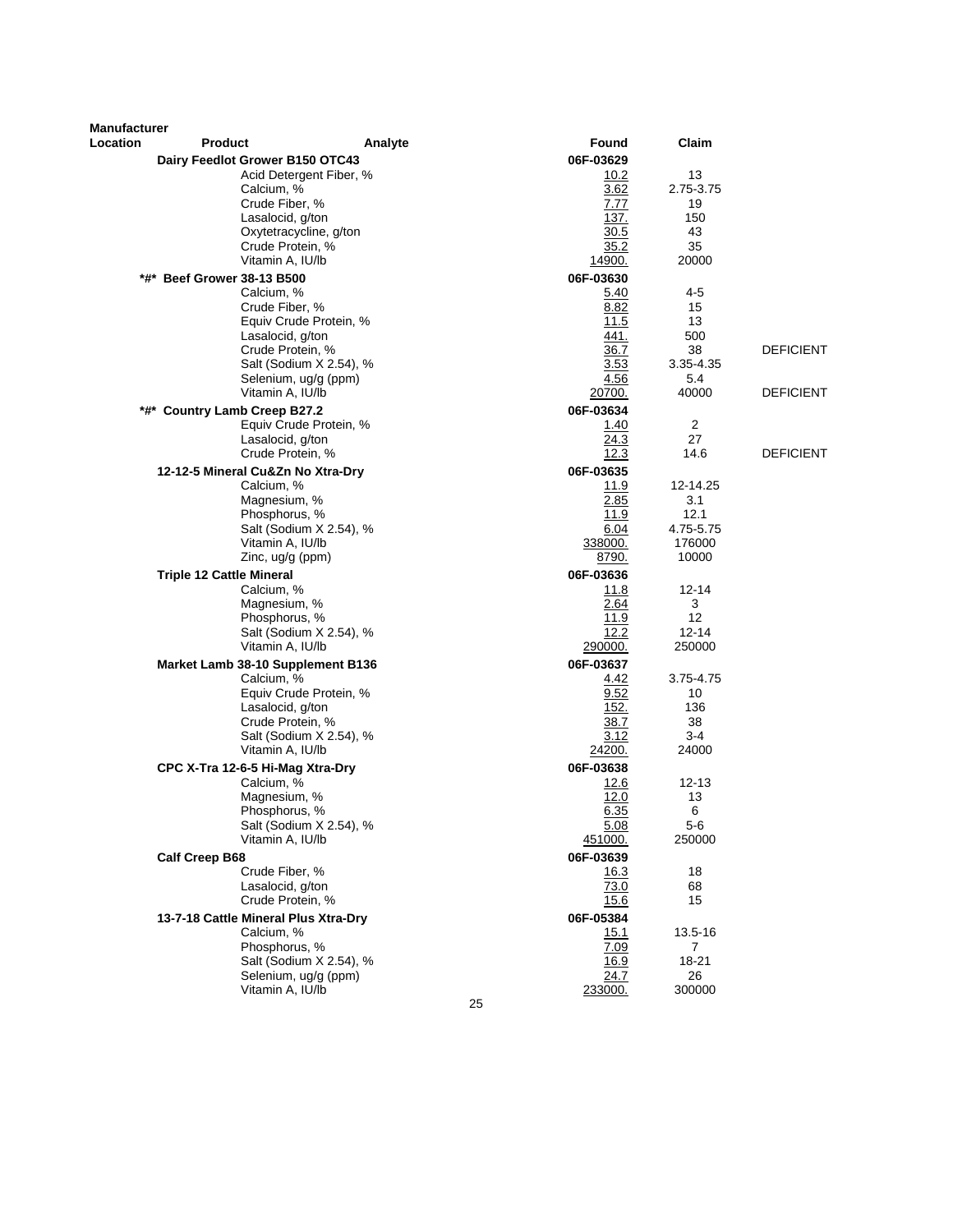| Manufacturer Location | Product | Analyte | Found | Claim | |
|---|---|---|---|---|---|
| | Dairy Feedlot Grower B150 OTC43 | | 06F-03629 | | |
| | | Acid Detergent Fiber, % | 10.2 | 13 | |
| | | Calcium, % | 3.62 | 2.75-3.75 | |
| | | Crude Fiber, % | 7.77 | 19 | |
| | | Lasalocid, g/ton | 137. | 150 | |
| | | Oxytetracycline, g/ton | 30.5 | 43 | |
| | | Crude Protein, % | 35.2 | 35 | |
| | | Vitamin A, IU/lb | 14900. | 20000 | |
| | *#* Beef Grower 38-13 B500 | | 06F-03630 | | |
| | | Calcium, % | 5.40 | 4-5 | |
| | | Crude Fiber, % | 8.82 | 15 | |
| | | Equiv Crude Protein, % | 11.5 | 13 | |
| | | Lasalocid, g/ton | 441. | 500 | |
| | | Crude Protein, % | 36.7 | 38 | DEFICIENT |
| | | Salt (Sodium X 2.54), % | 3.53 | 3.35-4.35 | |
| | | Selenium, ug/g (ppm) | 4.56 | 5.4 | |
| | | Vitamin A, IU/lb | 20700. | 40000 | DEFICIENT |
| | *#* Country Lamb Creep B27.2 | | 06F-03634 | | |
| | | Equiv Crude Protein, % | 1.40 | 2 | |
| | | Lasalocid, g/ton | 24.3 | 27 | |
| | | Crude Protein, % | 12.3 | 14.6 | DEFICIENT |
| | 12-12-5 Mineral Cu&Zn No Xtra-Dry | | 06F-03635 | | |
| | | Calcium, % | 11.9 | 12-14.25 | |
| | | Magnesium, % | 2.85 | 3.1 | |
| | | Phosphorus, % | 11.9 | 12.1 | |
| | | Salt (Sodium X 2.54), % | 6.04 | 4.75-5.75 | |
| | | Vitamin A, IU/lb | 338000. | 176000 | |
| | | Zinc, ug/g (ppm) | 8790. | 10000 | |
| | Triple 12 Cattle Mineral | | 06F-03636 | | |
| | | Calcium, % | 11.8 | 12-14 | |
| | | Magnesium, % | 2.64 | 3 | |
| | | Phosphorus, % | 11.9 | 12 | |
| | | Salt (Sodium X 2.54), % | 12.2 | 12-14 | |
| | | Vitamin A, IU/lb | 290000. | 250000 | |
| | Market Lamb 38-10 Supplement B136 | | 06F-03637 | | |
| | | Calcium, % | 4.42 | 3.75-4.75 | |
| | | Equiv Crude Protein, % | 9.52 | 10 | |
| | | Lasalocid, g/ton | 152. | 136 | |
| | | Crude Protein, % | 38.7 | 38 | |
| | | Salt (Sodium X 2.54), % | 3.12 | 3-4 | |
| | | Vitamin A, IU/lb | 24200. | 24000 | |
| | CPC X-Tra 12-6-5 Hi-Mag Xtra-Dry | | 06F-03638 | | |
| | | Calcium, % | 12.6 | 12-13 | |
| | | Magnesium, % | 12.0 | 13 | |
| | | Phosphorus, % | 6.35 | 6 | |
| | | Salt (Sodium X 2.54), % | 5.08 | 5-6 | |
| | | Vitamin A, IU/lb | 451000. | 250000 | |
| | Calf Creep B68 | | 06F-03639 | | |
| | | Crude Fiber, % | 16.3 | 18 | |
| | | Lasalocid, g/ton | 73.0 | 68 | |
| | | Crude Protein, % | 15.6 | 15 | |
| | 13-7-18 Cattle Mineral Plus Xtra-Dry | | 06F-05384 | | |
| | | Calcium, % | 15.1 | 13.5-16 | |
| | | Phosphorus, % | 7.09 | 7 | |
| | | Salt (Sodium X 2.54), % | 16.9 | 18-21 | |
| | | Selenium, ug/g (ppm) | 24.7 | 26 | |
| | | Vitamin A, IU/lb | 233000. | 300000 | |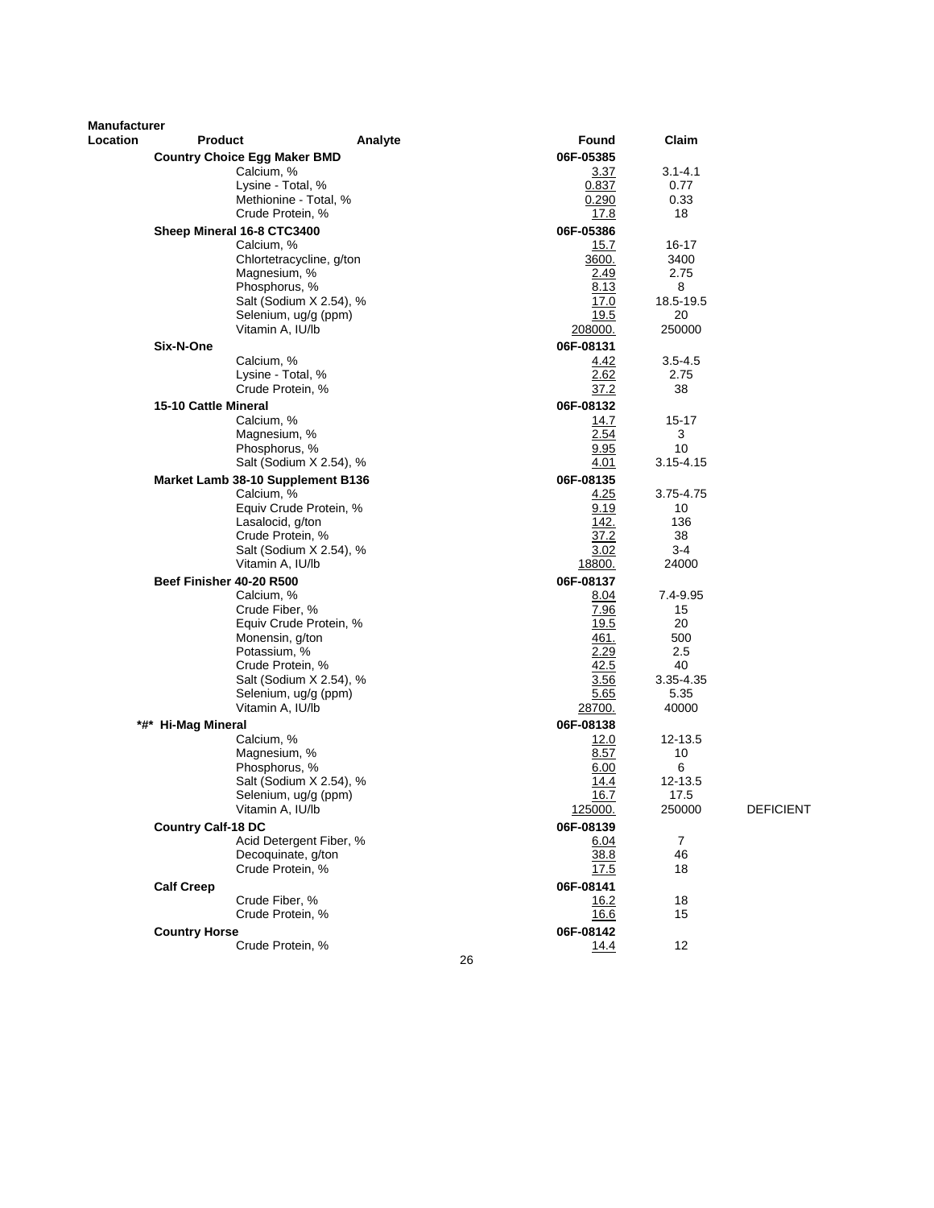| Manufacturer Location | Product | Analyte | Found | Claim | |
|---|---|---|---|---|---|
| | **Country Choice Egg Maker BMD** | | **06F-05385** | | |
| | | Calcium, % | 3.37 | 3.1-4.1 | |
| | | Lysine - Total, % | 0.837 | 0.77 | |
| | | Methionine - Total, % | 0.290 | 0.33 | |
| | | Crude Protein, % | 17.8 | 18 | |
| | **Sheep Mineral 16-8 CTC3400** | | **06F-05386** | | |
| | | Calcium, % | 15.7 | 16-17 | |
| | | Chlortetracycline, g/ton | 3600. | 3400 | |
| | | Magnesium, % | 2.49 | 2.75 | |
| | | Phosphorus, % | 8.13 | 8 | |
| | | Salt (Sodium X 2.54), % | 17.0 | 18.5-19.5 | |
| | | Selenium, ug/g (ppm) | 19.5 | 20 | |
| | | Vitamin A, IU/lb | 208000. | 250000 | |
| | **Six-N-One** | | **06F-08131** | | |
| | | Calcium, % | 4.42 | 3.5-4.5 | |
| | | Lysine - Total, % | 2.62 | 2.75 | |
| | | Crude Protein, % | 37.2 | 38 | |
| | **15-10 Cattle Mineral** | | **06F-08132** | | |
| | | Calcium, % | 14.7 | 15-17 | |
| | | Magnesium, % | 2.54 | 3 | |
| | | Phosphorus, % | 9.95 | 10 | |
| | | Salt (Sodium X 2.54), % | 4.01 | 3.15-4.15 | |
| | **Market Lamb 38-10 Supplement B136** | | **06F-08135** | | |
| | | Calcium, % | 4.25 | 3.75-4.75 | |
| | | Equiv Crude Protein, % | 9.19 | 10 | |
| | | Lasalocid, g/ton | 142. | 136 | |
| | | Crude Protein, % | 37.2 | 38 | |
| | | Salt (Sodium X 2.54), % | 3.02 | 3-4 | |
| | | Vitamin A, IU/lb | 18800. | 24000 | |
| | **Beef Finisher 40-20 R500** | | **06F-08137** | | |
| | | Calcium, % | 8.04 | 7.4-9.95 | |
| | | Crude Fiber, % | 7.96 | 15 | |
| | | Equiv Crude Protein, % | 19.5 | 20 | |
| | | Monensin, g/ton | 461. | 500 | |
| | | Potassium, % | 2.29 | 2.5 | |
| | | Crude Protein, % | 42.5 | 40 | |
| | | Salt (Sodium X 2.54), % | 3.56 | 3.35-4.35 | |
| | | Selenium, ug/g (ppm) | 5.65 | 5.35 | |
| | | Vitamin A, IU/lb | 28700. | 40000 | |
| | **\*#\* Hi-Mag Mineral** | | **06F-08138** | | |
| | | Calcium, % | 12.0 | 12-13.5 | |
| | | Magnesium, % | 8.57 | 10 | |
| | | Phosphorus, % | 6.00 | 6 | |
| | | Salt (Sodium X 2.54), % | 14.4 | 12-13.5 | |
| | | Selenium, ug/g (ppm) | 16.7 | 17.5 | |
| | | Vitamin A, IU/lb | 125000. | 250000 | DEFICIENT |
| | **Country Calf-18 DC** | | **06F-08139** | | |
| | | Acid Detergent Fiber, % | 6.04 | 7 | |
| | | Decoquinate, g/ton | 38.8 | 46 | |
| | | Crude Protein, % | 17.5 | 18 | |
| | **Calf Creep** | | **06F-08141** | | |
| | | Crude Fiber, % | 16.2 | 18 | |
| | | Crude Protein, % | 16.6 | 15 | |
| | **Country Horse** | | **06F-08142** | | |
| | | Crude Protein, % | 14.4 | 12 | |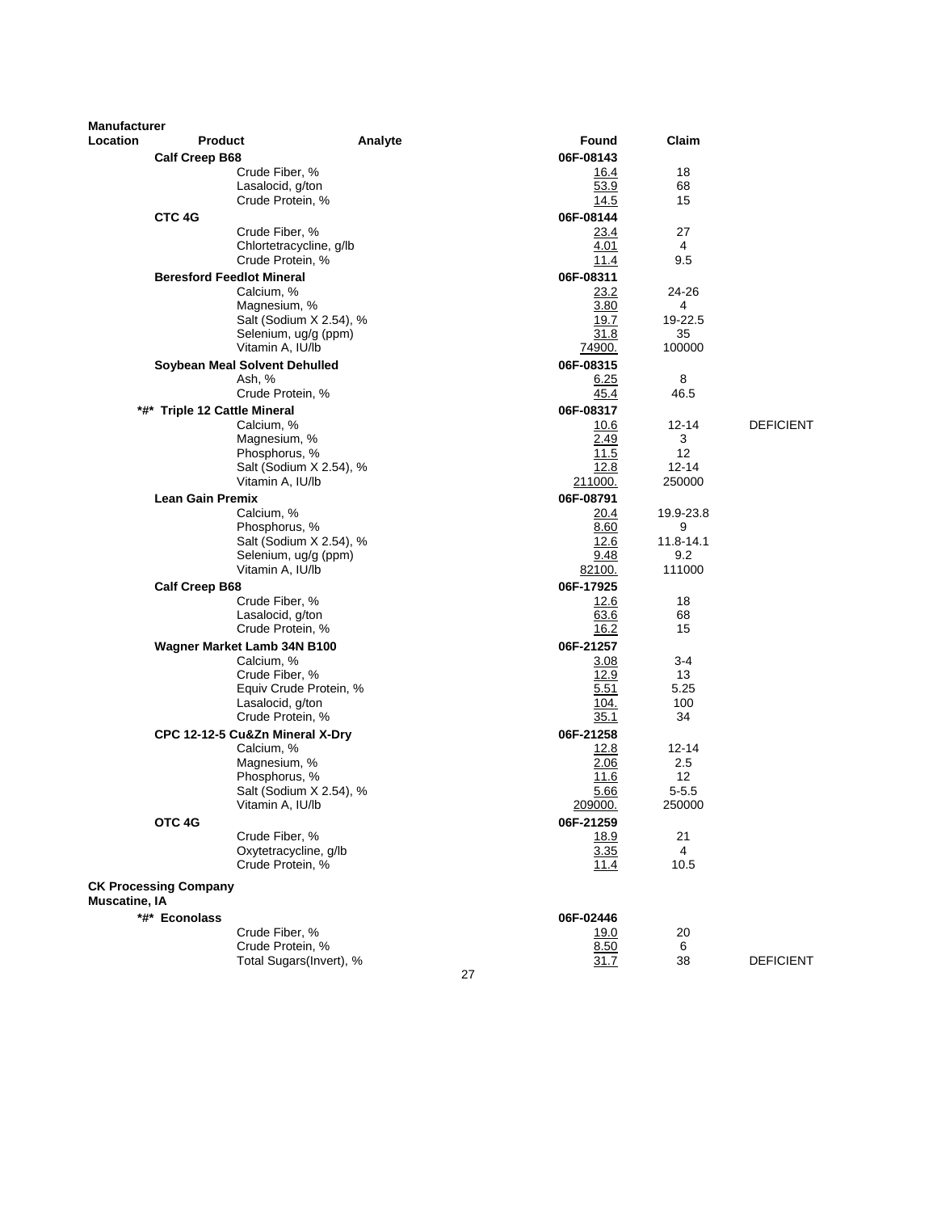| Manufacturer Location | Product | Analyte | Found | Claim | |
|---|---|---|---|---|---|
| | **Calf Creep B68** | | **06F-08143** | | |
| | | Crude Fiber, % | 16.4 | 18 | |
| | | Lasalocid, g/ton | 53.9 | 68 | |
| | | Crude Protein, % | 14.5 | 15 | |
| | **CTC 4G** | | **06F-08144** | | |
| | | Crude Fiber, % | 23.4 | 27 | |
| | | Chlortetracycline, g/lb | 4.01 | 4 | |
| | | Crude Protein, % | 11.4 | 9.5 | |
| | **Beresford Feedlot Mineral** | | **06F-08311** | | |
| | | Calcium, % | 23.2 | 24-26 | |
| | | Magnesium, % | 3.80 | 4 | |
| | | Salt (Sodium X 2.54), % | 19.7 | 19-22.5 | |
| | | Selenium, ug/g (ppm) | 31.8 | 35 | |
| | | Vitamin A, IU/lb | 74900. | 100000 | |
| | **Soybean Meal Solvent Dehulled** | | **06F-08315** | | |
| | | Ash, % | 6.25 | 8 | |
| | | Crude Protein, % | 45.4 | 46.5 | |
| | **\*#\* Triple 12 Cattle Mineral** | | **06F-08317** | | |
| | | Calcium, % | 10.6 | 12-14 | DEFICIENT |
| | | Magnesium, % | 2.49 | 3 | |
| | | Phosphorus, % | 11.5 | 12 | |
| | | Salt (Sodium X 2.54), % | 12.8 | 12-14 | |
| | | Vitamin A, IU/lb | 211000. | 250000 | |
| | **Lean Gain Premix** | | **06F-08791** | | |
| | | Calcium, % | 20.4 | 19.9-23.8 | |
| | | Phosphorus, % | 8.60 | 9 | |
| | | Salt (Sodium X 2.54), % | 12.6 | 11.8-14.1 | |
| | | Selenium, ug/g (ppm) | 9.48 | 9.2 | |
| | | Vitamin A, IU/lb | 82100. | 111000 | |
| | **Calf Creep B68** | | **06F-17925** | | |
| | | Crude Fiber, % | 12.6 | 18 | |
| | | Lasalocid, g/ton | 63.6 | 68 | |
| | | Crude Protein, % | 16.2 | 15 | |
| | **Wagner Market Lamb 34N B100** | | **06F-21257** | | |
| | | Calcium, % | 3.08 | 3-4 | |
| | | Crude Fiber, % | 12.9 | 13 | |
| | | Equiv Crude Protein, % | 5.51 | 5.25 | |
| | | Lasalocid, g/ton | 104. | 100 | |
| | | Crude Protein, % | 35.1 | 34 | |
| | **CPC 12-12-5 Cu&Zn Mineral X-Dry** | | **06F-21258** | | |
| | | Calcium, % | 12.8 | 12-14 | |
| | | Magnesium, % | 2.06 | 2.5 | |
| | | Phosphorus, % | 11.6 | 12 | |
| | | Salt (Sodium X 2.54), % | 5.66 | 5-5.5 | |
| | | Vitamin A, IU/lb | 209000. | 250000 | |
| | **OTC 4G** | | **06F-21259** | | |
| | | Crude Fiber, % | 18.9 | 21 | |
| | | Oxytetracycline, g/lb | 3.35 | 4 | |
| | | Crude Protein, % | 11.4 | 10.5 | |
| **CK Processing Company Muscatine, IA** | | | | | |
| | **\*#\* Econolass** | | **06F-02446** | | |
| | | Crude Fiber, % | 19.0 | 20 | |
| | | Crude Protein, % | 8.50 | 6 | |
| | | Total Sugars(Invert), % | 31.7 | 38 | DEFICIENT |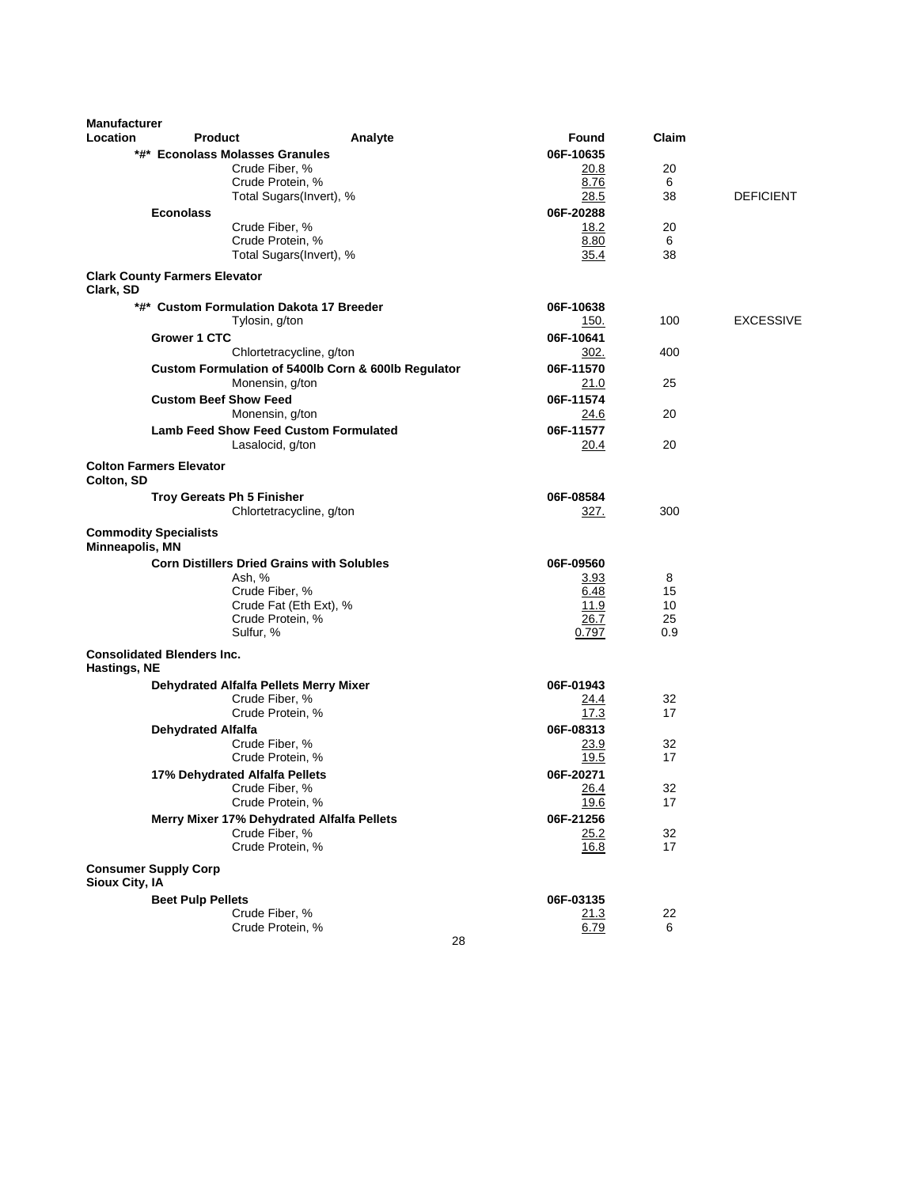| Manufacturer Location | Product | Analyte | Found | Claim | |
|---|---|---|---|---|---|
| | *#* **Econolass Molasses Granules** | | **06F-10635** | | |
| | | Crude Fiber, % | 20.8 | 20 | |
| | | Crude Protein, % | 8.76 | 6 | |
| | | Total Sugars(Invert), % | 28.5 | 38 | DEFICIENT |
| | **Econolass** | | **06F-20288** | | |
| | | Crude Fiber, % | 18.2 | 20 | |
| | | Crude Protein, % | 8.80 | 6 | |
| | | Total Sugars(Invert), % | 35.4 | 38 | |
| **Clark County Farmers Elevator Clark, SD** | | | | | |
| | *#* **Custom Formulation Dakota 17 Breeder** | | **06F-10638** | | |
| | | Tylosin, g/ton | 150. | 100 | EXCESSIVE |
| | **Grower 1 CTC** | | **06F-10641** | | |
| | | Chlortetracycline, g/ton | 302. | 400 | |
| | **Custom Formulation of 5400lb Corn & 600lb Regulator** | | **06F-11570** | | |
| | | Monensin, g/ton | 21.0 | 25 | |
| | **Custom Beef Show Feed** | | **06F-11574** | | |
| | | Monensin, g/ton | 24.6 | 20 | |
| | **Lamb Feed Show Feed Custom Formulated** | | **06F-11577** | | |
| | | Lasalocid, g/ton | 20.4 | 20 | |
| **Colton Farmers Elevator Colton, SD** | | | | | |
| | **Troy Gereats Ph 5 Finisher** | | **06F-08584** | | |
| | | Chlortetracycline, g/ton | 327. | 300 | |
| **Commodity Specialists Minneapolis, MN** | | | | | |
| | **Corn Distillers Dried Grains with Solubles** | | **06F-09560** | | |
| | | Ash, % | 3.93 | 8 | |
| | | Crude Fiber, % | 6.48 | 15 | |
| | | Crude Fat (Eth Ext), % | 11.9 | 10 | |
| | | Crude Protein, % | 26.7 | 25 | |
| | | Sulfur, % | 0.797 | 0.9 | |
| **Consolidated Blenders Inc. Hastings, NE** | | | | | |
| | **Dehydrated Alfalfa Pellets Merry Mixer** | | **06F-01943** | | |
| | | Crude Fiber, % | 24.4 | 32 | |
| | | Crude Protein, % | 17.3 | 17 | |
| | **Dehydrated Alfalfa** | | **06F-08313** | | |
| | | Crude Fiber, % | 23.9 | 32 | |
| | | Crude Protein, % | 19.5 | 17 | |
| | **17% Dehydrated Alfalfa Pellets** | | **06F-20271** | | |
| | | Crude Fiber, % | 26.4 | 32 | |
| | | Crude Protein, % | 19.6 | 17 | |
| | **Merry Mixer 17% Dehydrated Alfalfa Pellets** | | **06F-21256** | | |
| | | Crude Fiber, % | 25.2 | 32 | |
| | | Crude Protein, % | 16.8 | 17 | |
| **Consumer Supply Corp Sioux City, IA** | | | | | |
| | **Beet Pulp Pellets** | | **06F-03135** | | |
| | | Crude Fiber, % | 21.3 | 22 | |
| | | Crude Protein, % | 6.79 | 6 | |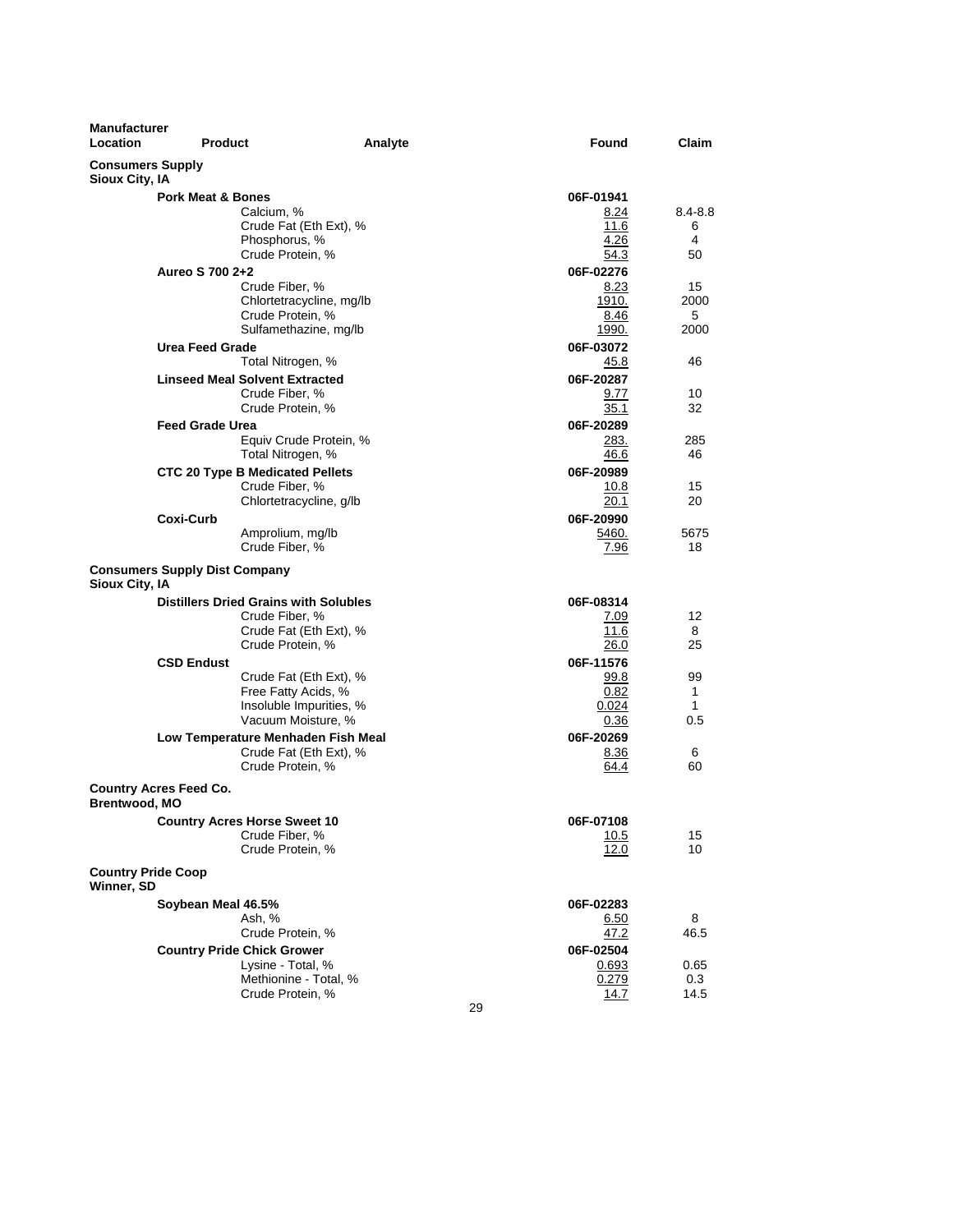| Manufacturer Location | Product | Analyte | Found | Claim |
|---|---|---|---|---|
| **Consumers Supply** | | | | |
| **Sioux City, IA** | | | | |
| | **Pork Meat & Bones** | | 06F-01941 | |
| | | Calcium, % | 8.24 | 8.4-8.8 |
| | | Crude Fat (Eth Ext), % | 11.6 | 6 |
| | | Phosphorus, % | 4.26 | 4 |
| | | Crude Protein, % | 54.3 | 50 |
| | **Aureo S 700 2+2** | | 06F-02276 | |
| | | Crude Fiber, % | 8.23 | 15 |
| | | Chlortetracycline, mg/lb | 1910. | 2000 |
| | | Crude Protein, % | 8.46 | 5 |
| | | Sulfamethazine, mg/lb | 1990. | 2000 |
| | **Urea Feed Grade** | | 06F-03072 | |
| | | Total Nitrogen, % | 45.8 | 46 |
| | **Linseed Meal Solvent Extracted** | | 06F-20287 | |
| | | Crude Fiber, % | 9.77 | 10 |
| | | Crude Protein, % | 35.1 | 32 |
| | **Feed Grade Urea** | | 06F-20289 | |
| | | Equiv Crude Protein, % | 283. | 285 |
| | | Total Nitrogen, % | 46.6 | 46 |
| | **CTC 20 Type B Medicated Pellets** | | 06F-20989 | |
| | | Crude Fiber, % | 10.8 | 15 |
| | | Chlortetracycline, g/lb | 20.1 | 20 |
| | **Coxi-Curb** | | 06F-20990 | |
| | | Amprolium, mg/lb | 5460. | 5675 |
| | | Crude Fiber, % | 7.96 | 18 |
| **Consumers Supply Dist Company** | | | | |
| **Sioux City, IA** | | | | |
| | **Distillers Dried Grains with Solubles** | | 06F-08314 | |
| | | Crude Fiber, % | 7.09 | 12 |
| | | Crude Fat (Eth Ext), % | 11.6 | 8 |
| | | Crude Protein, % | 26.0 | 25 |
| | **CSD Endust** | | 06F-11576 | |
| | | Crude Fat (Eth Ext), % | 99.8 | 99 |
| | | Free Fatty Acids, % | 0.82 | 1 |
| | | Insoluble Impurities, % | 0.024 | 1 |
| | | Vacuum Moisture, % | 0.36 | 0.5 |
| | **Low Temperature Menhaden Fish Meal** | | 06F-20269 | |
| | | Crude Fat (Eth Ext), % | 8.36 | 6 |
| | | Crude Protein, % | 64.4 | 60 |
| **Country Acres Feed Co.** | | | | |
| **Brentwood, MO** | | | | |
| | **Country Acres Horse Sweet 10** | | 06F-07108 | |
| | | Crude Fiber, % | 10.5 | 15 |
| | | Crude Protein, % | 12.0 | 10 |
| **Country Pride Coop** | | | | |
| **Winner, SD** | | | | |
| | **Soybean Meal 46.5%** | | 06F-02283 | |
| | | Ash, % | 6.50 | 8 |
| | | Crude Protein, % | 47.2 | 46.5 |
| | **Country Pride Chick Grower** | | 06F-02504 | |
| | | Lysine - Total, % | 0.693 | 0.65 |
| | | Methionine - Total, % | 0.279 | 0.3 |
| | | Crude Protein, % | 14.7 | 14.5 |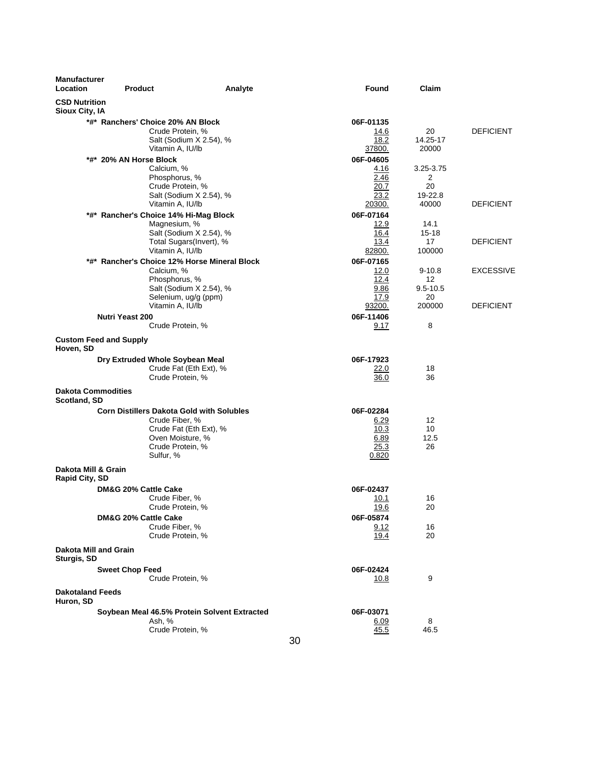| Manufacturer Location | Product | Analyte | Found | Claim | |
|---|---|---|---|---|---|
| **CSD Nutrition Sioux City, IA** | | | | | |
| | ***#* Ranchers' Choice 20% AN Block** | | **06F-01135** | | |
| | | Crude Protein, % | 14.6 | 20 | DEFICIENT |
| | | Salt (Sodium X 2.54), % | 18.2 | 14.25-17 | |
| | | Vitamin A, IU/lb | 37800. | 20000 | |
| | ***#* 20% AN Horse Block** | | **06F-04605** | | |
| | | Calcium, % | 4.16 | 3.25-3.75 | |
| | | Phosphorus, % | 2.46 | 2 | |
| | | Crude Protein, % | 20.7 | 20 | |
| | | Salt (Sodium X 2.54), % | 23.2 | 19-22.8 | |
| | | Vitamin A, IU/lb | 20300. | 40000 | DEFICIENT |
| | ***#* Rancher's Choice 14% Hi-Mag Block** | | **06F-07164** | | |
| | | Magnesium, % | 12.9 | 14.1 | |
| | | Salt (Sodium X 2.54), % | 16.4 | 15-18 | |
| | | Total Sugars(Invert), % | 13.4 | 17 | DEFICIENT |
| | | Vitamin A, IU/lb | 82800. | 100000 | |
| | ***#* Rancher's Choice 12% Horse Mineral Block** | | **06F-07165** | | |
| | | Calcium, % | 12.0 | 9-10.8 | EXCESSIVE |
| | | Phosphorus, % | 12.4 | 12 | |
| | | Salt (Sodium X 2.54), % | 9.86 | 9.5-10.5 | |
| | | Selenium, ug/g (ppm) | 17.9 | 20 | |
| | | Vitamin A, IU/lb | 93200. | 200000 | DEFICIENT |
| | **Nutri Yeast 200** | | **06F-11406** | | |
| | | Crude Protein, % | 9.17 | 8 | |
| **Custom Feed and Supply Hoven, SD** | | | | | |
| | **Dry Extruded Whole Soybean Meal** | | **06F-17923** | | |
| | | Crude Fat (Eth Ext), % | 22.0 | 18 | |
| | | Crude Protein, % | 36.0 | 36 | |
| **Dakota Commodities Scotland, SD** | | | | | |
| | **Corn Distillers Dakota Gold with Solubles** | | **06F-02284** | | |
| | | Crude Fiber, % | 6.29 | 12 | |
| | | Crude Fat (Eth Ext), % | 10.3 | 10 | |
| | | Oven Moisture, % | 6.89 | 12.5 | |
| | | Crude Protein, % | 25.3 | 26 | |
| | | Sulfur, % | 0.820 | | |
| **Dakota Mill & Grain Rapid City, SD** | | | | | |
| | **DM&G 20% Cattle Cake** | | **06F-02437** | | |
| | | Crude Fiber, % | 10.1 | 16 | |
| | | Crude Protein, % | 19.6 | 20 | |
| | **DM&G 20% Cattle Cake** | | **06F-05874** | | |
| | | Crude Fiber, % | 9.12 | 16 | |
| | | Crude Protein, % | 19.4 | 20 | |
| **Dakota Mill and Grain Sturgis, SD** | | | | | |
| | **Sweet Chop Feed** | | **06F-02424** | | |
| | | Crude Protein, % | 10.8 | 9 | |
| **Dakotaland Feeds Huron, SD** | | | | | |
| | **Soybean Meal 46.5% Protein Solvent Extracted** | | **06F-03071** | | |
| | | Ash, % | 6.09 | 8 | |
| | | Crude Protein, % | 45.5 | 46.5 | |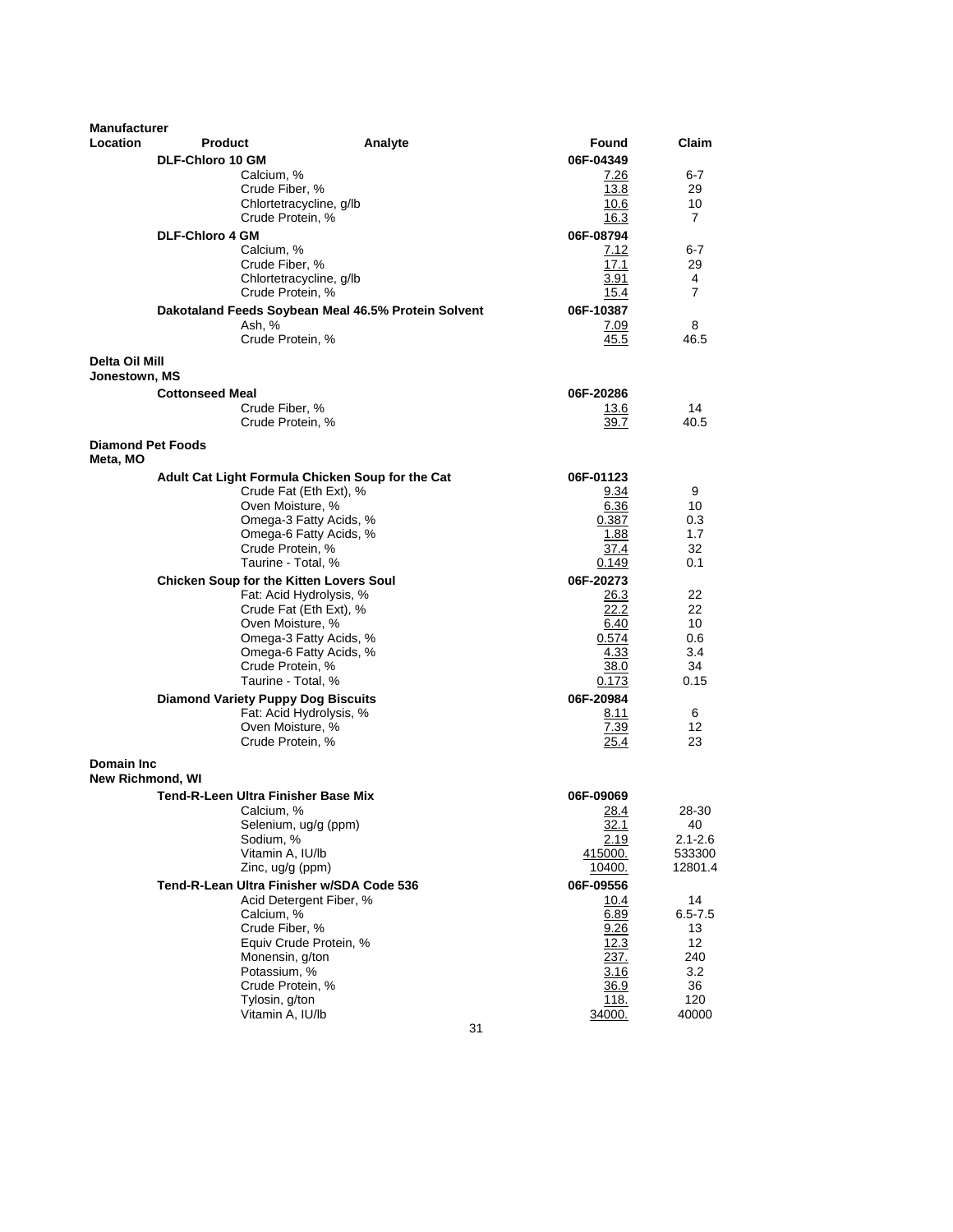| Manufacturer Location | Product | Analyte | Found | Claim |
|---|---|---|---|---|
| | **DLF-Chloro 10 GM** | | **06F-04349** | |
| | | Calcium, % | 7.26 | 6-7 |
| | | Crude Fiber, % | 13.8 | 29 |
| | | Chlortetracycline, g/lb | 10.6 | 10 |
| | | Crude Protein, % | 16.3 | 7 |
| | **DLF-Chloro 4 GM** | | **06F-08794** | |
| | | Calcium, % | 7.12 | 6-7 |
| | | Crude Fiber, % | 17.1 | 29 |
| | | Chlortetracycline, g/lb | 3.91 | 4 |
| | | Crude Protein, % | 15.4 | 7 |
| | **Dakotaland Feeds Soybean Meal 46.5% Protein Solvent** | | **06F-10387** | |
| | | Ash, % | 7.09 | 8 |
| | | Crude Protein, % | 45.5 | 46.5 |
| **Delta Oil Mill Jonestown, MS** | | | | |
| | **Cottonseed Meal** | | **06F-20286** | |
| | | Crude Fiber, % | 13.6 | 14 |
| | | Crude Protein, % | 39.7 | 40.5 |
| **Diamond Pet Foods Meta, MO** | | | | |
| | **Adult Cat Light Formula Chicken Soup for the Cat** | | **06F-01123** | |
| | | Crude Fat (Eth Ext), % | 9.34 | 9 |
| | | Oven Moisture, % | 6.36 | 10 |
| | | Omega-3 Fatty Acids, % | 0.387 | 0.3 |
| | | Omega-6 Fatty Acids, % | 1.88 | 1.7 |
| | | Crude Protein, % | 37.4 | 32 |
| | | Taurine - Total, % | 0.149 | 0.1 |
| | **Chicken Soup for the Kitten Lovers Soul** | | **06F-20273** | |
| | | Fat: Acid Hydrolysis, % | 26.3 | 22 |
| | | Crude Fat (Eth Ext), % | 22.2 | 22 |
| | | Oven Moisture, % | 6.40 | 10 |
| | | Omega-3 Fatty Acids, % | 0.574 | 0.6 |
| | | Omega-6 Fatty Acids, % | 4.33 | 3.4 |
| | | Crude Protein, % | 38.0 | 34 |
| | | Taurine - Total, % | 0.173 | 0.15 |
| | **Diamond Variety Puppy Dog Biscuits** | | **06F-20984** | |
| | | Fat: Acid Hydrolysis, % | 8.11 | 6 |
| | | Oven Moisture, % | 7.39 | 12 |
| | | Crude Protein, % | 25.4 | 23 |
| **Domain Inc New Richmond, WI** | | | | |
| | **Tend-R-Leen Ultra Finisher Base Mix** | | **06F-09069** | |
| | | Calcium, % | 28.4 | 28-30 |
| | | Selenium, ug/g (ppm) | 32.1 | 40 |
| | | Sodium, % | 2.19 | 2.1-2.6 |
| | | Vitamin A, IU/lb | 415000. | 533300 |
| | | Zinc, ug/g (ppm) | 10400. | 12801.4 |
| | **Tend-R-Lean Ultra Finisher w/SDA Code 536** | | **06F-09556** | |
| | | Acid Detergent Fiber, % | 10.4 | 14 |
| | | Calcium, % | 6.89 | 6.5-7.5 |
| | | Crude Fiber, % | 9.26 | 13 |
| | | Equiv Crude Protein, % | 12.3 | 12 |
| | | Monensin, g/ton | 237. | 240 |
| | | Potassium, % | 3.16 | 3.2 |
| | | Crude Protein, % | 36.9 | 36 |
| | | Tylosin, g/ton | 118. | 120 |
| | | Vitamin A, IU/lb | 34000. | 40000 |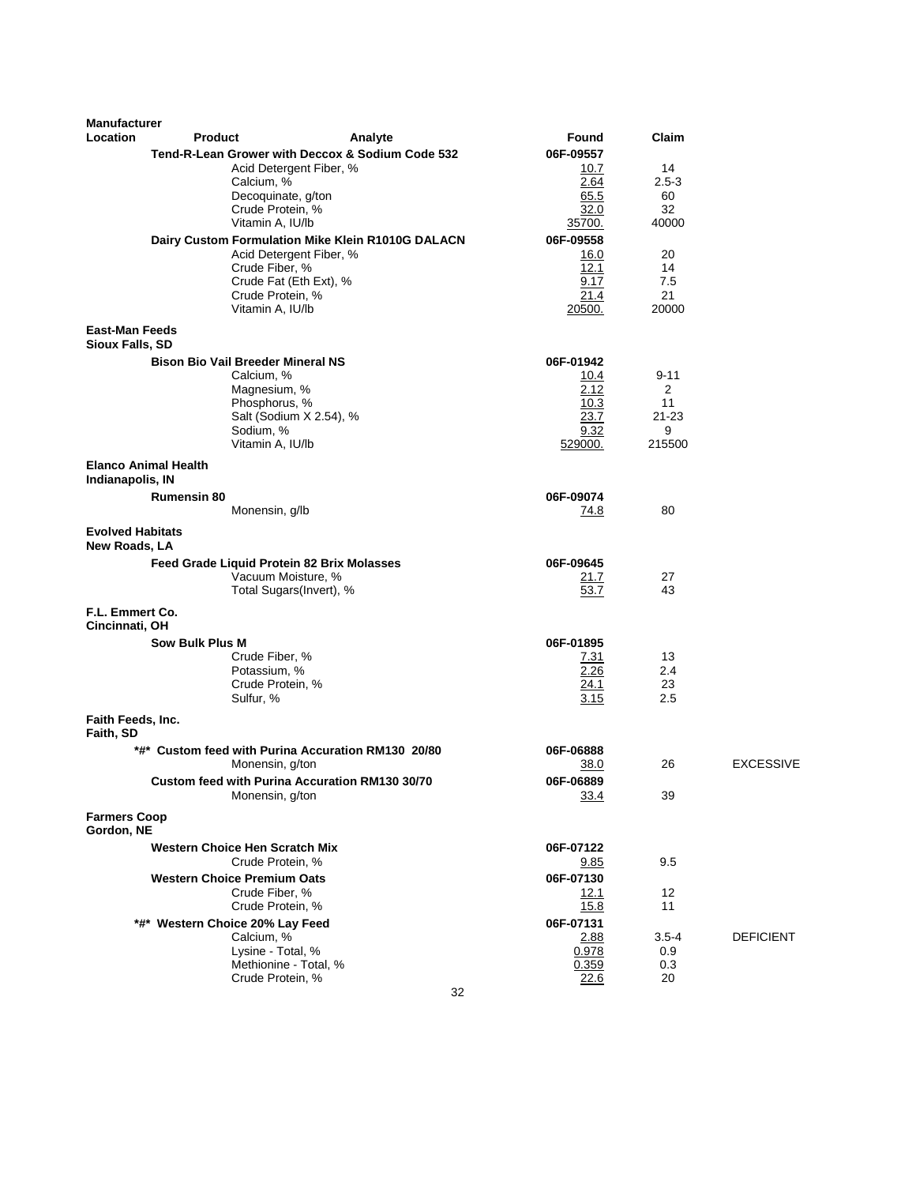| Manufacturer Location | Product | Analyte | Found | Claim | |
|---|---|---|---|---|---|
| | **Tend-R-Lean Grower with Deccox & Sodium Code 532** | | **06F-09557** | | |
| | | Acid Detergent Fiber, % | 10.7 | 14 | |
| | | Calcium, % | 2.64 | 2.5-3 | |
| | | Decoquinate, g/ton | 65.5 | 60 | |
| | | Crude Protein, % | 32.0 | 32 | |
| | | Vitamin A, IU/lb | 35700. | 40000 | |
| | **Dairy Custom Formulation Mike Klein R1010G DALACN** | | **06F-09558** | | |
| | | Acid Detergent Fiber, % | 16.0 | 20 | |
| | | Crude Fiber, % | 12.1 | 14 | |
| | | Crude Fat (Eth Ext), % | 9.17 | 7.5 | |
| | | Crude Protein, % | 21.4 | 21 | |
| | | Vitamin A, IU/lb | 20500. | 20000 | |
| **East-Man Feeds Sioux Falls, SD** | | | | | |
| | **Bison Bio Vail Breeder Mineral NS** | | **06F-01942** | | |
| | | Calcium, % | 10.4 | 9-11 | |
| | | Magnesium, % | 2.12 | 2 | |
| | | Phosphorus, % | 10.3 | 11 | |
| | | Salt (Sodium X 2.54), % | 23.7 | 21-23 | |
| | | Sodium, % | 9.32 | 9 | |
| | | Vitamin A, IU/lb | 529000. | 215500 | |
| **Elanco Animal Health Indianapolis, IN** | | | | | |
| | **Rumensin 80** | | **06F-09074** | | |
| | | Monensin, g/lb | 74.8 | 80 | |
| **Evolved Habitats New Roads, LA** | | | | | |
| | **Feed Grade Liquid Protein 82 Brix Molasses** | | **06F-09645** | | |
| | | Vacuum Moisture, % | 21.7 | 27 | |
| | | Total Sugars(Invert), % | 53.7 | 43 | |
| **F.L. Emmert Co. Cincinnati, OH** | | | | | |
| | **Sow Bulk Plus M** | | **06F-01895** | | |
| | | Crude Fiber, % | 7.31 | 13 | |
| | | Potassium, % | 2.26 | 2.4 | |
| | | Crude Protein, % | 24.1 | 23 | |
| | | Sulfur, % | 3.15 | 2.5 | |
| **Faith Feeds, Inc. Faith, SD** | | | | | |
| | **\*#\* Custom feed with Purina Accuration RM130 20/80** | | **06F-06888** | | |
| | | Monensin, g/ton | 38.0 | 26 | EXCESSIVE |
| | **Custom feed with Purina Accuration RM130 30/70** | | **06F-06889** | | |
| | | Monensin, g/ton | 33.4 | 39 | |
| **Farmers Coop Gordon, NE** | | | | | |
| | **Western Choice Hen Scratch Mix** | | **06F-07122** | | |
| | | Crude Protein, % | 9.85 | 9.5 | |
| | **Western Choice Premium Oats** | | **06F-07130** | | |
| | | Crude Fiber, % | 12.1 | 12 | |
| | | Crude Protein, % | 15.8 | 11 | |
| | **\*#\* Western Choice 20% Lay Feed** | | **06F-07131** | | |
| | | Calcium, % | 2.88 | 3.5-4 | DEFICIENT |
| | | Lysine - Total, % | 0.978 | 0.9 | |
| | | Methionine - Total, % | 0.359 | 0.3 | |
| | | Crude Protein, % | 22.6 | 20 | |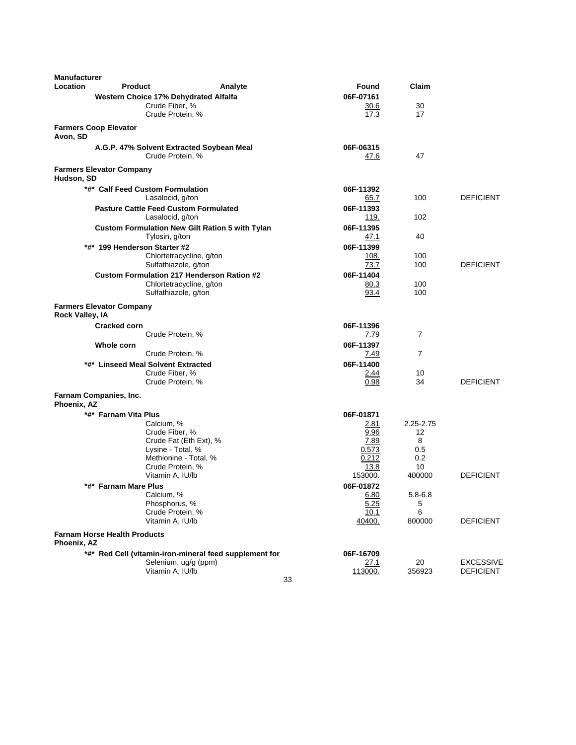| Manufacturer Location | Product | Analyte | Found | Claim | |
|---|---|---|---|---|---|
| | **Western Choice 17% Dehydrated Alfalfa** | | **06F-07161** | | |
| | | Crude Fiber, % | 30.6 | 30 | |
| | | Crude Protein, % | 17.3 | 17 | |
| **Farmers Coop Elevator** **Avon, SD** | | | | | |
| | **A.G.P. 47% Solvent Extracted Soybean Meal** | | **06F-06315** | | |
| | | Crude Protein, % | 47.6 | 47 | |
| **Farmers Elevator Company** **Hudson, SD** | | | | | |
| | **\*#\* Calf Feed Custom Formulation** | | **06F-11392** | | |
| | | Lasalocid, g/ton | 65.7 | 100 | DEFICIENT |
| | **Pasture Cattle Feed Custom Formulated** | | **06F-11393** | | |
| | | Lasalocid, g/ton | 119. | 102 | |
| | **Custom Formulation New Gilt Ration 5 with Tylan** | | **06F-11395** | | |
| | | Tylosin, g/ton | 47.1 | 40 | |
| | **\*#\* 199 Henderson Starter #2** | | **06F-11399** | | |
| | | Chlortetracycline, g/ton | 108. | 100 | |
| | | Sulfathiazole, g/ton | 73.7 | 100 | DEFICIENT |
| | **Custom Formulation 217 Henderson Ration #2** | | **06F-11404** | | |
| | | Chlortetracycline, g/ton | 80.3 | 100 | |
| | | Sulfathiazole, g/ton | 93.4 | 100 | |
| **Farmers Elevator Company** **Rock Valley, IA** | | | | | |
| | **Cracked corn** | | **06F-11396** | | |
| | | Crude Protein, % | 7.79 | 7 | |
| | **Whole corn** | | **06F-11397** | | |
| | | Crude Protein, % | 7.49 | 7 | |
| | **\*#\* Linseed Meal Solvent Extracted** | | **06F-11400** | | |
| | | Crude Fiber, % | 2.44 | 10 | |
| | | Crude Protein, % | 0.98 | 34 | DEFICIENT |
| **Farnam Companies, Inc.** **Phoenix, AZ** | | | | | |
| | **\*#\* Farnam Vita Plus** | | **06F-01871** | | |
| | | Calcium, % | 2.81 | 2.25-2.75 | |
| | | Crude Fiber, % | 9.96 | 12 | |
| | | Crude Fat (Eth Ext), % | 7.89 | 8 | |
| | | Lysine - Total, % | 0.573 | 0.5 | |
| | | Methionine - Total, % | 0.212 | 0.2 | |
| | | Crude Protein, % | 13.8 | 10 | |
| | | Vitamin A, IU/lb | 153000. | 400000 | DEFICIENT |
| | **\*#\* Farnam Mare Plus** | | **06F-01872** | | |
| | | Calcium, % | 6.80 | 5.8-6.8 | |
| | | Phosphorus, % | 5.25 | 5 | |
| | | Crude Protein, % | 10.1 | 6 | |
| | | Vitamin A, IU/lb | 40400. | 800000 | DEFICIENT |
| **Farnam Horse Health Products** **Phoenix, AZ** | | | | | |
| | **\*#\* Red Cell (vitamin-iron-mineral feed supplement for** | | **06F-16709** | | |
| | | Selenium, ug/g (ppm) | 27.1 | 20 | EXCESSIVE |
| | | Vitamin A, IU/lb | 113000. | 356923 | DEFICIENT |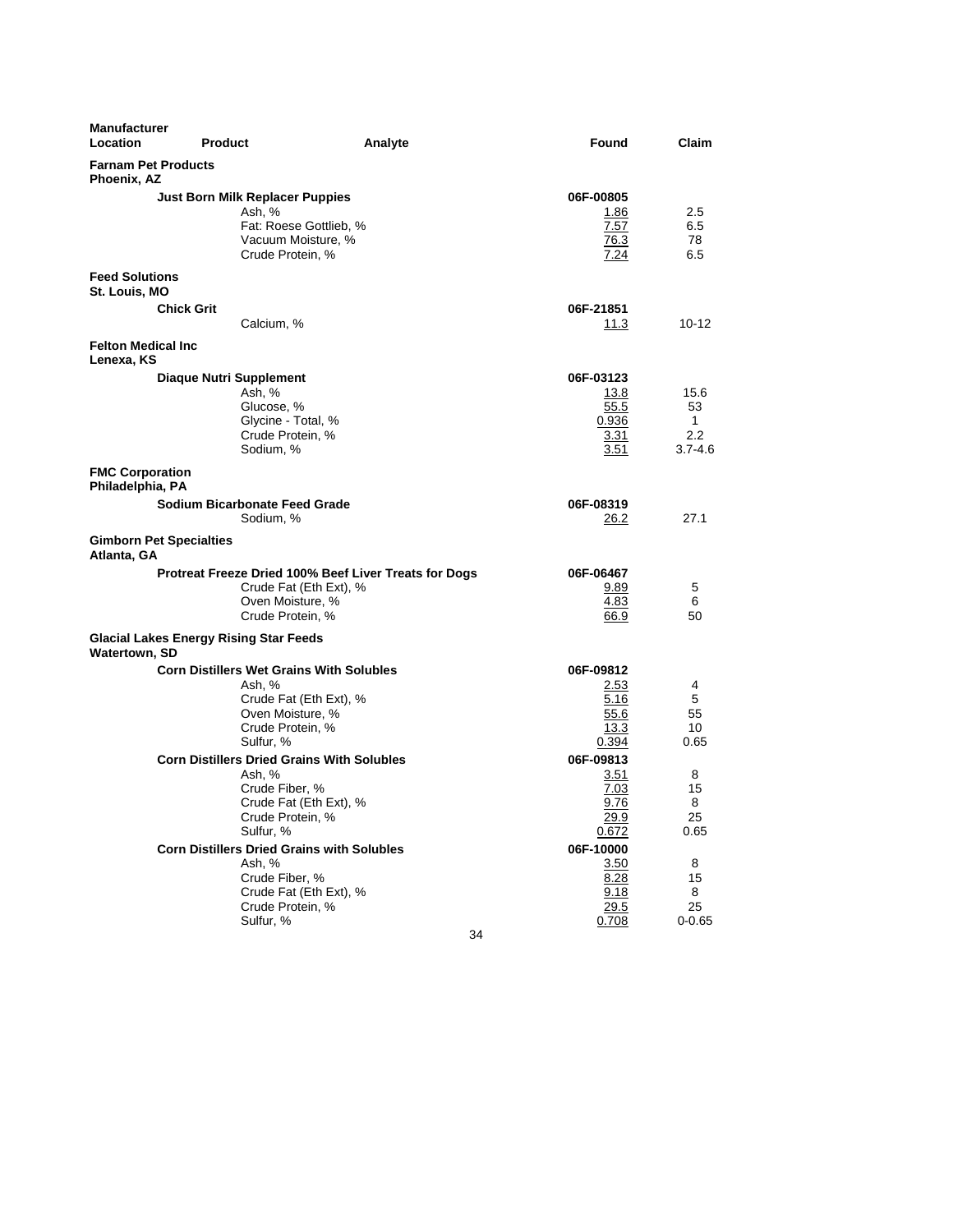| Manufacturer Location | Product | Analyte | Found | Claim |
|---|---|---|---|---|
| **Farnam Pet Products** Phoenix, AZ | | | | |
| | **Just Born Milk Replacer Puppies** | | **06F-00805** | |
| | | Ash, % | 1.86 | 2.5 |
| | | Fat: Roese Gottlieb, % | 7.57 | 6.5 |
| | | Vacuum Moisture, % | 76.3 | 78 |
| | | Crude Protein, % | 7.24 | 6.5 |
| **Feed Solutions** St. Louis, MO | | | | |
| | **Chick Grit** | | **06F-21851** | |
| | | Calcium, % | 11.3 | 10-12 |
| **Felton Medical Inc** Lenexa, KS | | | | |
| | **Diaque Nutri Supplement** | | **06F-03123** | |
| | | Ash, % | 13.8 | 15.6 |
| | | Glucose, % | 55.5 | 53 |
| | | Glycine - Total, % | 0.936 | 1 |
| | | Crude Protein, % | 3.31 | 2.2 |
| | | Sodium, % | 3.51 | 3.7-4.6 |
| **FMC Corporation** Philadelphia, PA | | | | |
| | **Sodium Bicarbonate Feed Grade** | | **06F-08319** | |
| | | Sodium, % | 26.2 | 27.1 |
| **Gimborn Pet Specialties** Atlanta, GA | | | | |
| | **Protreat Freeze Dried 100% Beef Liver Treats for Dogs** | | **06F-06467** | |
| | | Crude Fat (Eth Ext), % | 9.89 | 5 |
| | | Oven Moisture, % | 4.83 | 6 |
| | | Crude Protein, % | 66.9 | 50 |
| **Glacial Lakes Energy Rising Star Feeds** Watertown, SD | | | | |
| | **Corn Distillers Wet Grains With Solubles** | | **06F-09812** | |
| | | Ash, % | 2.53 | 4 |
| | | Crude Fat (Eth Ext), % | 5.16 | 5 |
| | | Oven Moisture, % | 55.6 | 55 |
| | | Crude Protein, % | 13.3 | 10 |
| | | Sulfur, % | 0.394 | 0.65 |
| | **Corn Distillers Dried Grains With Solubles** | | **06F-09813** | |
| | | Ash, % | 3.51 | 8 |
| | | Crude Fiber, % | 7.03 | 15 |
| | | Crude Fat (Eth Ext), % | 9.76 | 8 |
| | | Crude Protein, % | 29.9 | 25 |
| | | Sulfur, % | 0.672 | 0.65 |
| | **Corn Distillers Dried Grains with Solubles** | | **06F-10000** | |
| | | Ash, % | 3.50 | 8 |
| | | Crude Fiber, % | 8.28 | 15 |
| | | Crude Fat (Eth Ext), % | 9.18 | 8 |
| | | Crude Protein, % | 29.5 | 25 |
| | | Sulfur, % | 0.708 | 0-0.65 |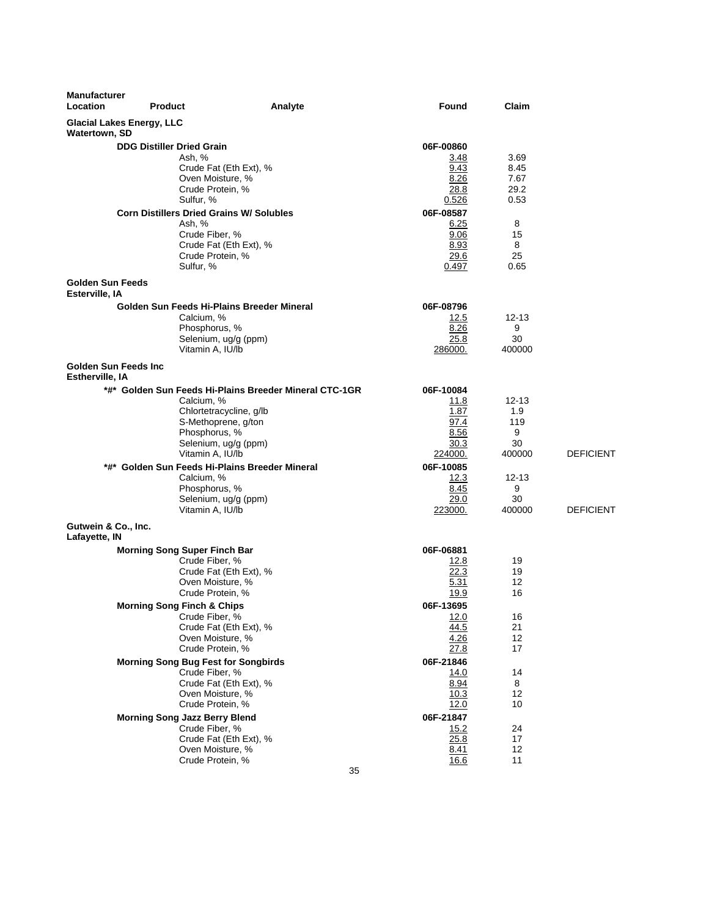| Manufacturer Location | Product | Analyte | Found | Claim | |
|---|---|---|---|---|---|
| **Glacial Lakes Energy, LLC Watertown, SD** | | | | | |
| | **DDG Distiller Dried Grain** | | **06F-00860** | | |
| | | Ash, % | 3.48 | 3.69 | |
| | | Crude Fat (Eth Ext), % | 9.43 | 8.45 | |
| | | Oven Moisture, % | 8.26 | 7.67 | |
| | | Crude Protein, % | 28.8 | 29.2 | |
| | | Sulfur, % | 0.526 | 0.53 | |
| | **Corn Distillers Dried Grains W/ Solubles** | | **06F-08587** | | |
| | | Ash, % | 6.25 | 8 | |
| | | Crude Fiber, % | 9.06 | 15 | |
| | | Crude Fat (Eth Ext), % | 8.93 | 8 | |
| | | Crude Protein, % | 29.6 | 25 | |
| | | Sulfur, % | 0.497 | 0.65 | |
| **Golden Sun Feeds Esterville, IA** | | | | | |
| | **Golden Sun Feeds Hi-Plains Breeder Mineral** | | **06F-08796** | | |
| | | Calcium, % | 12.5 | 12-13 | |
| | | Phosphorus, % | 8.26 | 9 | |
| | | Selenium, ug/g (ppm) | 25.8 | 30 | |
| | | Vitamin A, IU/lb | 286000. | 400000 | |
| **Golden Sun Feeds Inc Estherville, IA** | | | | | |
| | **\*#\* Golden Sun Feeds Hi-Plains Breeder Mineral CTC-1GR** | | **06F-10084** | | |
| | | Calcium, % | 11.8 | 12-13 | |
| | | Chlortetracycline, g/lb | 1.87 | 1.9 | |
| | | S-Methoprene, g/ton | 97.4 | 119 | |
| | | Phosphorus, % | 8.56 | 9 | |
| | | Selenium, ug/g (ppm) | 30.3 | 30 | |
| | | Vitamin A, IU/lb | 224000. | 400000 | DEFICIENT |
| | **\*#\* Golden Sun Feeds Hi-Plains Breeder Mineral** | | **06F-10085** | | |
| | | Calcium, % | 12.3 | 12-13 | |
| | | Phosphorus, % | 8.45 | 9 | |
| | | Selenium, ug/g (ppm) | 29.0 | 30 | |
| | | Vitamin A, IU/lb | 223000. | 400000 | DEFICIENT |
| **Gutwein & Co., Inc. Lafayette, IN** | | | | | |
| | **Morning Song Super Finch Bar** | | **06F-06881** | | |
| | | Crude Fiber, % | 12.8 | 19 | |
| | | Crude Fat (Eth Ext), % | 22.3 | 19 | |
| | | Oven Moisture, % | 5.31 | 12 | |
| | | Crude Protein, % | 19.9 | 16 | |
| | **Morning Song Finch & Chips** | | **06F-13695** | | |
| | | Crude Fiber, % | 12.0 | 16 | |
| | | Crude Fat (Eth Ext), % | 44.5 | 21 | |
| | | Oven Moisture, % | 4.26 | 12 | |
| | | Crude Protein, % | 27.8 | 17 | |
| | **Morning Song Bug Fest for Songbirds** | | **06F-21846** | | |
| | | Crude Fiber, % | 14.0 | 14 | |
| | | Crude Fat (Eth Ext), % | 8.94 | 8 | |
| | | Oven Moisture, % | 10.3 | 12 | |
| | | Crude Protein, % | 12.0 | 10 | |
| | **Morning Song Jazz Berry Blend** | | **06F-21847** | | |
| | | Crude Fiber, % | 15.2 | 24 | |
| | | Crude Fat (Eth Ext), % | 25.8 | 17 | |
| | | Oven Moisture, % | 8.41 | 12 | |
| | | Crude Protein, % | 16.6 | 11 | |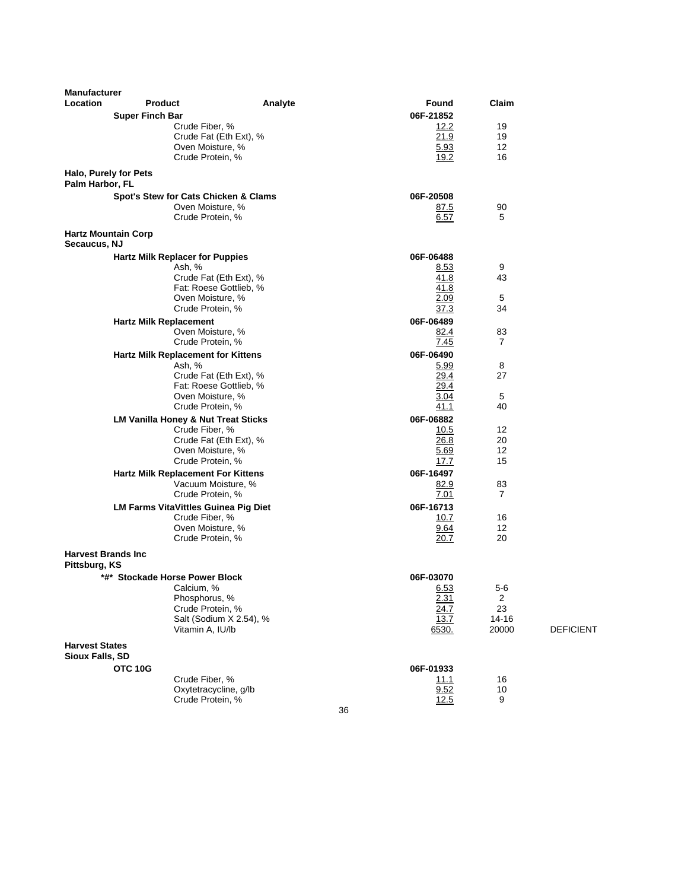| Manufacturer Location | Product | Analyte | Found | Claim | |
|---|---|---|---|---|---|
| | **Super Finch Bar** | | **06F-21852** | | |
| | | Crude Fiber, % | 12.2 | 19 | |
| | | Crude Fat (Eth Ext), % | 21.9 | 19 | |
| | | Oven Moisture, % | 5.93 | 12 | |
| | | Crude Protein, % | 19.2 | 16 | |
| **Halo, Purely for Pets** **Palm Harbor, FL** | | | | | |
| | **Spot's Stew for Cats Chicken & Clams** | | **06F-20508** | | |
| | | Oven Moisture, % | 87.5 | 90 | |
| | | Crude Protein, % | 6.57 | 5 | |
| **Hartz Mountain Corp** **Secaucus, NJ** | | | | | |
| | **Hartz Milk Replacer for Puppies** | | **06F-06488** | | |
| | | Ash, % | 8.53 | 9 | |
| | | Crude Fat (Eth Ext), % | 41.8 | 43 | |
| | | Fat: Roese Gottlieb, % | 41.8 | | |
| | | Oven Moisture, % | 2.09 | 5 | |
| | | Crude Protein, % | 37.3 | 34 | |
| | **Hartz Milk Replacement** | | **06F-06489** | | |
| | | Oven Moisture, % | 82.4 | 83 | |
| | | Crude Protein, % | 7.45 | 7 | |
| | **Hartz Milk Replacement for Kittens** | | **06F-06490** | | |
| | | Ash, % | 5.99 | 8 | |
| | | Crude Fat (Eth Ext), % | 29.4 | 27 | |
| | | Fat: Roese Gottlieb, % | 29.4 | | |
| | | Oven Moisture, % | 3.04 | 5 | |
| | | Crude Protein, % | 41.1 | 40 | |
| | **LM Vanilla Honey & Nut Treat Sticks** | | **06F-06882** | | |
| | | Crude Fiber, % | 10.5 | 12 | |
| | | Crude Fat (Eth Ext), % | 26.8 | 20 | |
| | | Oven Moisture, % | 5.69 | 12 | |
| | | Crude Protein, % | 17.7 | 15 | |
| | **Hartz Milk Replacement For Kittens** | | **06F-16497** | | |
| | | Vacuum Moisture, % | 82.9 | 83 | |
| | | Crude Protein, % | 7.01 | 7 | |
| | **LM Farms VitaVittles Guinea Pig Diet** | | **06F-16713** | | |
| | | Crude Fiber, % | 10.7 | 16 | |
| | | Oven Moisture, % | 9.64 | 12 | |
| | | Crude Protein, % | 20.7 | 20 | |
| **Harvest Brands Inc** **Pittsburg, KS** | | | | | |
| | ***#* Stockade Horse Power Block** | | **06F-03070** | | |
| | | Calcium, % | 6.53 | 5-6 | |
| | | Phosphorus, % | 2.31 | 2 | |
| | | Crude Protein, % | 24.7 | 23 | |
| | | Salt (Sodium X 2.54), % | 13.7 | 14-16 | |
| | | Vitamin A, IU/lb | 6530. | 20000 | DEFICIENT |
| **Harvest States** **Sioux Falls, SD** | | | | | |
| | **OTC 10G** | | **06F-01933** | | |
| | | Crude Fiber, % | 11.1 | 16 | |
| | | Oxytetracycline, g/lb | 9.52 | 10 | |
| | | Crude Protein, % | 12.5 | 9 | |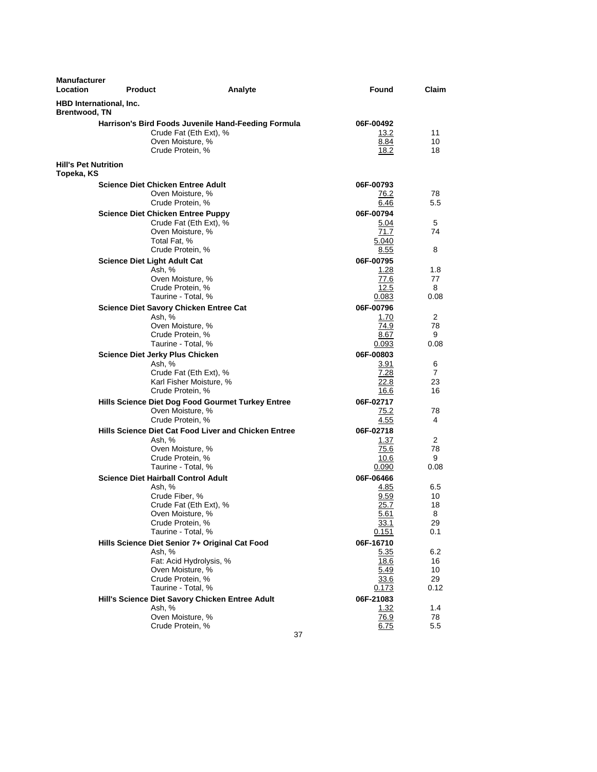| Manufacturer Location | Product | Analyte | Found | Claim |
|---|---|---|---|---|
| **HBD International, Inc.** **Brentwood, TN** | | | | |
| | **Harrison's Bird Foods Juvenile Hand-Feeding Formula** | | **06F-00492** | |
| | | Crude Fat (Eth Ext), % | 13.2 | 11 |
| | | Oven Moisture, % | 8.84 | 10 |
| | | Crude Protein, % | 18.2 | 18 |
| **Hill's Pet Nutrition** **Topeka, KS** | | | | |
| | **Science Diet Chicken Entree Adult** | | **06F-00793** | |
| | | Oven Moisture, % | 76.2 | 78 |
| | | Crude Protein, % | 6.46 | 5.5 |
| | **Science Diet Chicken Entree Puppy** | | **06F-00794** | |
| | | Crude Fat (Eth Ext), % | 5.04 | 5 |
| | | Oven Moisture, % | 71.7 | 74 |
| | | Total Fat, % | 5.040 | |
| | | Crude Protein, % | 8.55 | 8 |
| | **Science Diet Light Adult Cat** | | **06F-00795** | |
| | | Ash, % | 1.28 | 1.8 |
| | | Oven Moisture, % | 77.6 | 77 |
| | | Crude Protein, % | 12.5 | 8 |
| | | Taurine - Total, % | 0.083 | 0.08 |
| | **Science Diet Savory Chicken Entree Cat** | | **06F-00796** | |
| | | Ash, % | 1.70 | 2 |
| | | Oven Moisture, % | 74.9 | 78 |
| | | Crude Protein, % | 8.67 | 9 |
| | | Taurine - Total, % | 0.093 | 0.08 |
| | **Science Diet Jerky Plus Chicken** | | **06F-00803** | |
| | | Ash, % | 3.91 | 6 |
| | | Crude Fat (Eth Ext), % | 7.28 | 7 |
| | | Karl Fisher Moisture, % | 22.8 | 23 |
| | | Crude Protein, % | 16.6 | 16 |
| | **Hills Science Diet Dog Food Gourmet Turkey Entree** | | **06F-02717** | |
| | | Oven Moisture, % | 75.2 | 78 |
| | | Crude Protein, % | 4.55 | 4 |
| | **Hills Science Diet Cat Food Liver and Chicken Entree** | | **06F-02718** | |
| | | Ash, % | 1.37 | 2 |
| | | Oven Moisture, % | 75.6 | 78 |
| | | Crude Protein, % | 10.6 | 9 |
| | | Taurine - Total, % | 0.090 | 0.08 |
| | **Science Diet Hairball Control Adult** | | **06F-06466** | |
| | | Ash, % | 4.85 | 6.5 |
| | | Crude Fiber, % | 9.59 | 10 |
| | | Crude Fat (Eth Ext), % | 25.7 | 18 |
| | | Oven Moisture, % | 5.61 | 8 |
| | | Crude Protein, % | 33.1 | 29 |
| | | Taurine - Total, % | 0.151 | 0.1 |
| | **Hills Science Diet Senior 7+ Original Cat Food** | | **06F-16710** | |
| | | Ash, % | 5.35 | 6.2 |
| | | Fat: Acid Hydrolysis, % | 18.6 | 16 |
| | | Oven Moisture, % | 5.49 | 10 |
| | | Crude Protein, % | 33.6 | 29 |
| | | Taurine - Total, % | 0.173 | 0.12 |
| | **Hill's Science Diet Savory Chicken Entree Adult** | | **06F-21083** | |
| | | Ash, % | 1.32 | 1.4 |
| | | Oven Moisture, % | 76.9 | 78 |
| | | Crude Protein, % | 6.75 | 5.5 |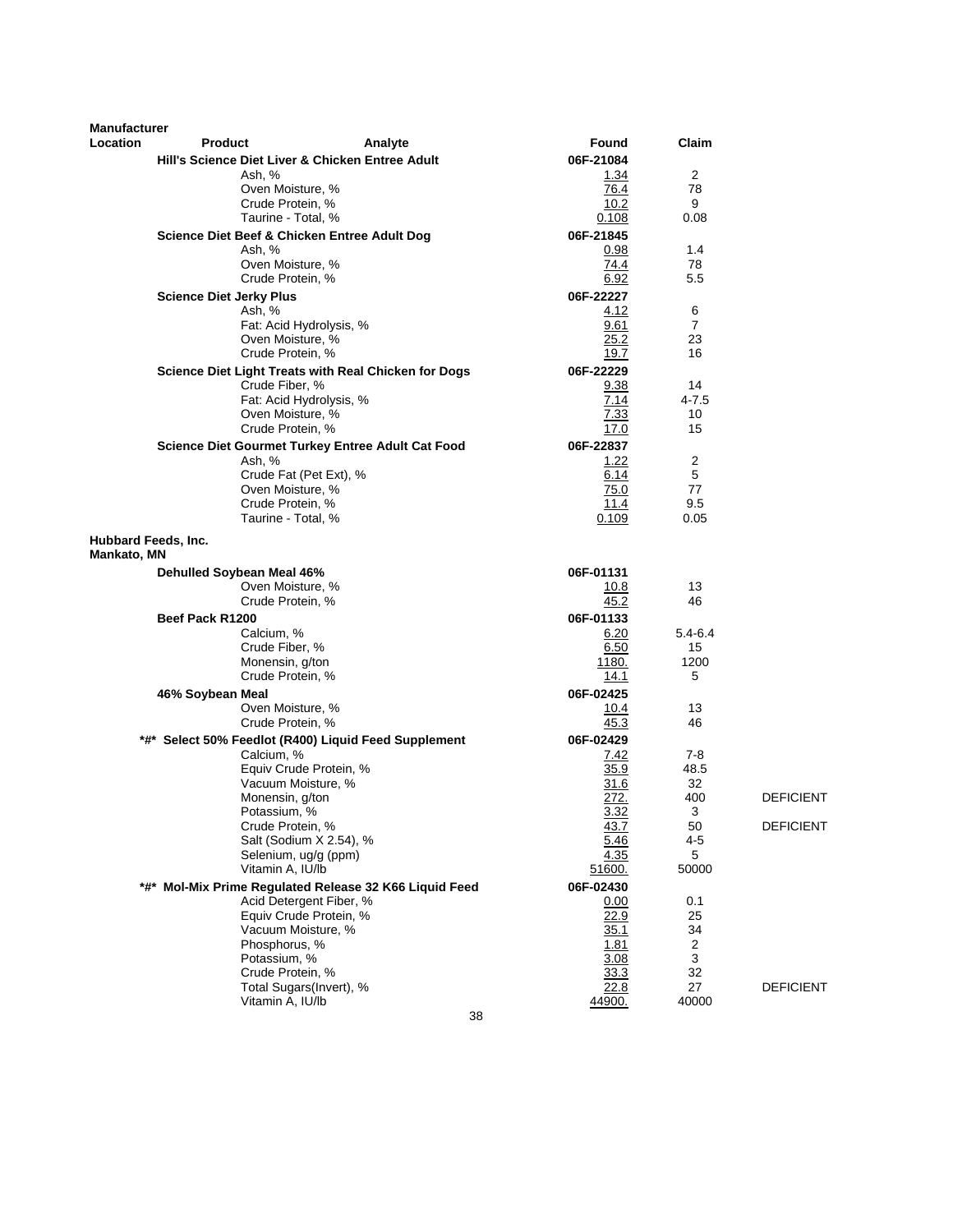| Manufacturer Location | Product | Analyte | Found | Claim | |
|---|---|---|---|---|---|
| | **Hill's Science Diet Liver & Chicken Entree Adult** | | **06F-21084** | | |
| | | Ash, % | 1.34 | 2 | |
| | | Oven Moisture, % | 76.4 | 78 | |
| | | Crude Protein, % | 10.2 | 9 | |
| | | Taurine - Total, % | 0.108 | 0.08 | |
| | **Science Diet Beef & Chicken Entree Adult Dog** | | **06F-21845** | | |
| | | Ash, % | 0.98 | 1.4 | |
| | | Oven Moisture, % | 74.4 | 78 | |
| | | Crude Protein, % | 6.92 | 5.5 | |
| | **Science Diet Jerky Plus** | | **06F-22227** | | |
| | | Ash, % | 4.12 | 6 | |
| | | Fat: Acid Hydrolysis, % | 9.61 | 7 | |
| | | Oven Moisture, % | 25.2 | 23 | |
| | | Crude Protein, % | 19.7 | 16 | |
| | **Science Diet Light Treats with Real Chicken for Dogs** | | **06F-22229** | | |
| | | Crude Fiber, % | 9.38 | 14 | |
| | | Fat: Acid Hydrolysis, % | 7.14 | 4-7.5 | |
| | | Oven Moisture, % | 7.33 | 10 | |
| | | Crude Protein, % | 17.0 | 15 | |
| | **Science Diet Gourmet Turkey Entree Adult Cat Food** | | **06F-22837** | | |
| | | Ash, % | 1.22 | 2 | |
| | | Crude Fat (Pet Ext), % | 6.14 | 5 | |
| | | Oven Moisture, % | 75.0 | 77 | |
| | | Crude Protein, % | 11.4 | 9.5 | |
| | | Taurine - Total, % | 0.109 | 0.05 | |
| **Hubbard Feeds, Inc. Mankato, MN** | | | | | |
| | **Dehulled Soybean Meal 46%** | | **06F-01131** | | |
| | | Oven Moisture, % | 10.8 | 13 | |
| | | Crude Protein, % | 45.2 | 46 | |
| | **Beef Pack R1200** | | **06F-01133** | | |
| | | Calcium, % | 6.20 | 5.4-6.4 | |
| | | Crude Fiber, % | 6.50 | 15 | |
| | | Monensin, g/ton | 1180. | 1200 | |
| | | Crude Protein, % | 14.1 | 5 | |
| | **46% Soybean Meal** | | **06F-02425** | | |
| | | Oven Moisture, % | 10.4 | 13 | |
| | | Crude Protein, % | 45.3 | 46 | |
| | **\*#\* Select 50% Feedlot (R400) Liquid Feed Supplement** | | **06F-02429** | | |
| | | Calcium, % | 7.42 | 7-8 | |
| | | Equiv Crude Protein, % | 35.9 | 48.5 | |
| | | Vacuum Moisture, % | 31.6 | 32 | |
| | | Monensin, g/ton | 272. | 400 | DEFICIENT |
| | | Potassium, % | 3.32 | 3 | |
| | | Crude Protein, % | 43.7 | 50 | DEFICIENT |
| | | Salt (Sodium X 2.54), % | 5.46 | 4-5 | |
| | | Selenium, ug/g (ppm) | 4.35 | 5 | |
| | | Vitamin A, IU/lb | 51600. | 50000 | |
| | **\*#\* Mol-Mix Prime Regulated Release 32 K66 Liquid Feed** | | **06F-02430** | | |
| | | Acid Detergent Fiber, % | 0.00 | 0.1 | |
| | | Equiv Crude Protein, % | 22.9 | 25 | |
| | | Vacuum Moisture, % | 35.1 | 34 | |
| | | Phosphorus, % | 1.81 | 2 | |
| | | Potassium, % | 3.08 | 3 | |
| | | Crude Protein, % | 33.3 | 32 | |
| | | Total Sugars(Invert), % | 22.8 | 27 | DEFICIENT |
| | | Vitamin A, IU/lb | 44900. | 40000 | |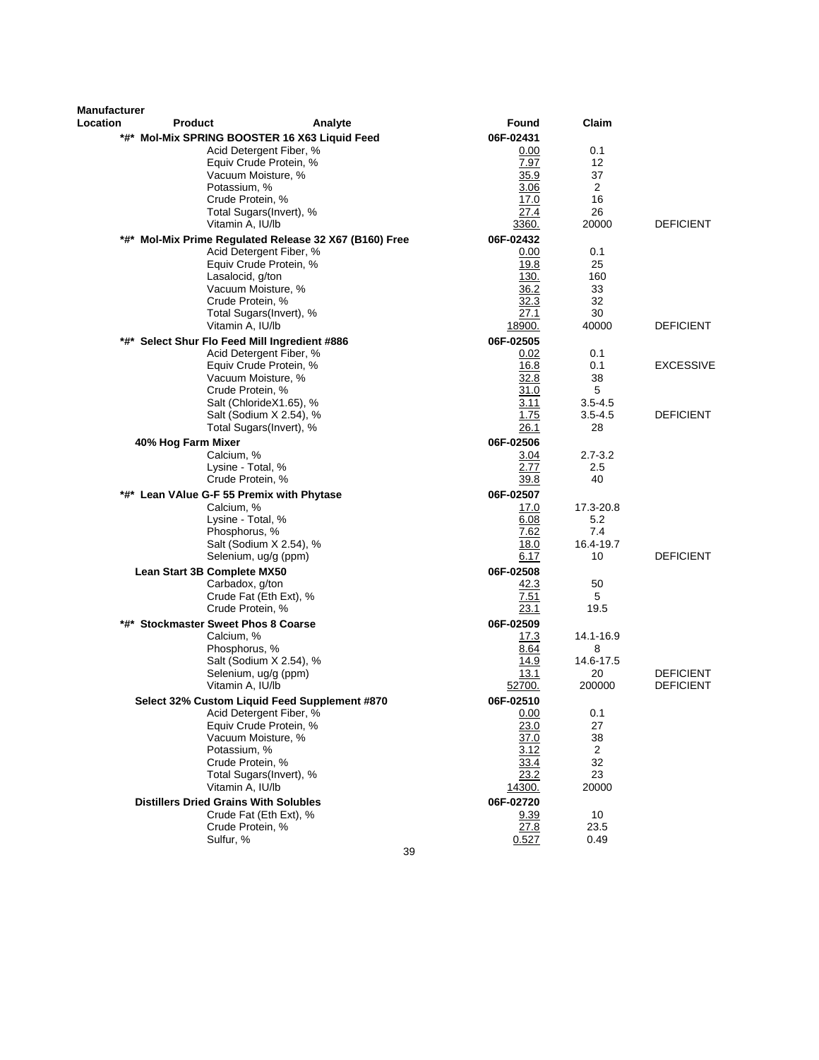| Manufacturer Location | Product | Analyte | Found | Claim | |
|---|---|---|---|---|---|
| | *#* Mol-Mix SPRING BOOSTER 16 X63 Liquid Feed | | 06F-02431 | | |
| | | Acid Detergent Fiber, % | 0.00 | 0.1 | |
| | | Equiv Crude Protein, % | 7.97 | 12 | |
| | | Vacuum Moisture, % | 35.9 | 37 | |
| | | Potassium, % | 3.06 | 2 | |
| | | Crude Protein, % | 17.0 | 16 | |
| | | Total Sugars(Invert), % | 27.4 | 26 | |
| | | Vitamin A, IU/lb | 3360. | 20000 | DEFICIENT |
| | *#* Mol-Mix Prime Regulated Release 32 X67 (B160) Free | | 06F-02432 | | |
| | | Acid Detergent Fiber, % | 0.00 | 0.1 | |
| | | Equiv Crude Protein, % | 19.8 | 25 | |
| | | Lasalocid, g/ton | 130. | 160 | |
| | | Vacuum Moisture, % | 36.2 | 33 | |
| | | Crude Protein, % | 32.3 | 32 | |
| | | Total Sugars(Invert), % | 27.1 | 30 | |
| | | Vitamin A, IU/lb | 18900. | 40000 | DEFICIENT |
| | *#* Select Shur Flo Feed Mill Ingredient #886 | | 06F-02505 | | |
| | | Acid Detergent Fiber, % | 0.02 | 0.1 | |
| | | Equiv Crude Protein, % | 16.8 | 0.1 | EXCESSIVE |
| | | Vacuum Moisture, % | 32.8 | 38 | |
| | | Crude Protein, % | 31.0 | 5 | |
| | | Salt (ChlorideX1.65), % | 3.11 | 3.5-4.5 | |
| | | Salt (Sodium X 2.54), % | 1.75 | 3.5-4.5 | DEFICIENT |
| | | Total Sugars(Invert), % | 26.1 | 28 | |
| | 40% Hog Farm Mixer | | 06F-02506 | | |
| | | Calcium, % | 3.04 | 2.7-3.2 | |
| | | Lysine - Total, % | 2.77 | 2.5 | |
| | | Crude Protein, % | 39.8 | 40 | |
| | *#* Lean VAlue G-F 55 Premix with Phytase | | 06F-02507 | | |
| | | Calcium, % | 17.0 | 17.3-20.8 | |
| | | Lysine - Total, % | 6.08 | 5.2 | |
| | | Phosphorus, % | 7.62 | 7.4 | |
| | | Salt (Sodium X 2.54), % | 18.0 | 16.4-19.7 | |
| | | Selenium, ug/g (ppm) | 6.17 | 10 | DEFICIENT |
| | Lean Start 3B Complete MX50 | | 06F-02508 | | |
| | | Carbadox, g/ton | 42.3 | 50 | |
| | | Crude Fat (Eth Ext), % | 7.51 | 5 | |
| | | Crude Protein, % | 23.1 | 19.5 | |
| | *#* Stockmaster Sweet Phos 8 Coarse | | 06F-02509 | | |
| | | Calcium, % | 17.3 | 14.1-16.9 | |
| | | Phosphorus, % | 8.64 | 8 | |
| | | Salt (Sodium X 2.54), % | 14.9 | 14.6-17.5 | |
| | | Selenium, ug/g (ppm) | 13.1 | 20 | DEFICIENT |
| | | Vitamin A, IU/lb | 52700. | 200000 | DEFICIENT |
| | Select 32% Custom Liquid Feed Supplement #870 | | 06F-02510 | | |
| | | Acid Detergent Fiber, % | 0.00 | 0.1 | |
| | | Equiv Crude Protein, % | 23.0 | 27 | |
| | | Vacuum Moisture, % | 37.0 | 38 | |
| | | Potassium, % | 3.12 | 2 | |
| | | Crude Protein, % | 33.4 | 32 | |
| | | Total Sugars(Invert), % | 23.2 | 23 | |
| | | Vitamin A, IU/lb | 14300. | 20000 | |
| | Distillers Dried Grains With Solubles | | 06F-02720 | | |
| | | Crude Fat (Eth Ext), % | 9.39 | 10 | |
| | | Crude Protein, % | 27.8 | 23.5 | |
| | | Sulfur, % | 0.527 | 0.49 | |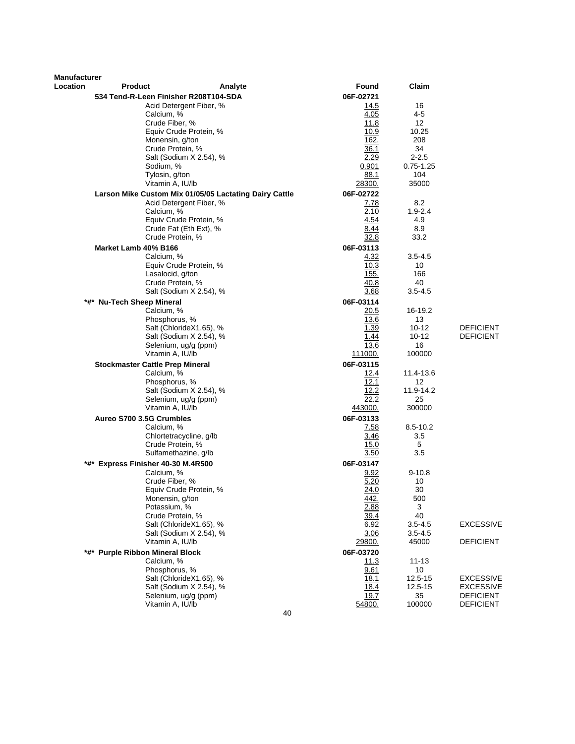| Manufacturer Location | Product | Analyte | Found | Claim | |
|---|---|---|---|---|---|
| | 534 Tend-R-Leen Finisher R208T104-SDA | | 06F-02721 | | |
| | | Acid Detergent Fiber, % | 14.5 | 16 | |
| | | Calcium, % | 4.05 | 4-5 | |
| | | Crude Fiber, % | 11.8 | 12 | |
| | | Equiv Crude Protein, % | 10.9 | 10.25 | |
| | | Monensin, g/ton | 162. | 208 | |
| | | Crude Protein, % | 36.1 | 34 | |
| | | Salt (Sodium X 2.54), % | 2.29 | 2-2.5 | |
| | | Sodium, % | 0.901 | 0.75-1.25 | |
| | | Tylosin, g/ton | 88.1 | 104 | |
| | | Vitamin A, IU/lb | 28300. | 35000 | |
| | Larson Mike Custom Mix 01/05/05 Lactating Dairy Cattle | | 06F-02722 | | |
| | | Acid Detergent Fiber, % | 7.78 | 8.2 | |
| | | Calcium, % | 2.10 | 1.9-2.4 | |
| | | Equiv Crude Protein, % | 4.54 | 4.9 | |
| | | Crude Fat (Eth Ext), % | 8.44 | 8.9 | |
| | | Crude Protein, % | 32.8 | 33.2 | |
| | Market Lamb 40% B166 | | 06F-03113 | | |
| | | Calcium, % | 4.32 | 3.5-4.5 | |
| | | Equiv Crude Protein, % | 10.3 | 10 | |
| | | Lasalocid, g/ton | 155. | 166 | |
| | | Crude Protein, % | 40.8 | 40 | |
| | | Salt (Sodium X 2.54), % | 3.68 | 3.5-4.5 | |
| | *#* Nu-Tech Sheep Mineral | | 06F-03114 | | |
| | | Calcium, % | 20.5 | 16-19.2 | |
| | | Phosphorus, % | 13.6 | 13 | |
| | | Salt (ChlorideX1.65), % | 1.39 | 10-12 | DEFICIENT |
| | | Salt (Sodium X 2.54), % | 1.44 | 10-12 | DEFICIENT |
| | | Selenium, ug/g (ppm) | 13.6 | 16 | |
| | | Vitamin A, IU/lb | 111000. | 100000 | |
| | Stockmaster Cattle Prep Mineral | | 06F-03115 | | |
| | | Calcium, % | 12.4 | 11.4-13.6 | |
| | | Phosphorus, % | 12.1 | 12 | |
| | | Salt (Sodium X 2.54), % | 12.2 | 11.9-14.2 | |
| | | Selenium, ug/g (ppm) | 22.2 | 25 | |
| | | Vitamin A, IU/lb | 443000. | 300000 | |
| | Aureo S700 3.5G Crumbles | | 06F-03133 | | |
| | | Calcium, % | 7.58 | 8.5-10.2 | |
| | | Chlortetracycline, g/lb | 3.46 | 3.5 | |
| | | Crude Protein, % | 15.0 | 5 | |
| | | Sulfamethazine, g/lb | 3.50 | 3.5 | |
| | *#* Express Finisher 40-30 M.4R500 | | 06F-03147 | | |
| | | Calcium, % | 9.92 | 9-10.8 | |
| | | Crude Fiber, % | 5.20 | 10 | |
| | | Equiv Crude Protein, % | 24.0 | 30 | |
| | | Monensin, g/ton | 442. | 500 | |
| | | Potassium, % | 2.88 | 3 | |
| | | Crude Protein, % | 39.4 | 40 | |
| | | Salt (ChlorideX1.65), % | 6.92 | 3.5-4.5 | EXCESSIVE |
| | | Salt (Sodium X 2.54), % | 3.06 | 3.5-4.5 | |
| | | Vitamin A, IU/lb | 29800. | 45000 | DEFICIENT |
| | *#* Purple Ribbon Mineral Block | | 06F-03720 | | |
| | | Calcium, % | 11.3 | 11-13 | |
| | | Phosphorus, % | 9.61 | 10 | |
| | | Salt (ChlorideX1.65), % | 18.1 | 12.5-15 | EXCESSIVE |
| | | Salt (Sodium X 2.54), % | 18.4 | 12.5-15 | EXCESSIVE |
| | | Selenium, ug/g (ppm) | 19.7 | 35 | DEFICIENT |
| | | Vitamin A, IU/lb | 54800. | 100000 | DEFICIENT |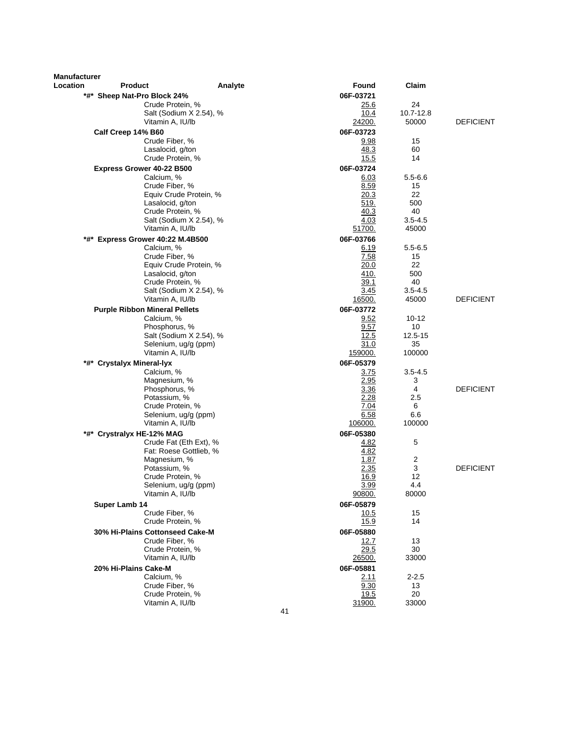| Manufacturer Location | Product | Analyte | Found | Claim | |
|---|---|---|---|---|---|
| | *#* Sheep Nat-Pro Block 24% | | 06F-03721 | | |
| | | Crude Protein, % | 25.6 | 24 | |
| | | Salt (Sodium X 2.54), % | 10.4 | 10.7-12.8 | |
| | | Vitamin A, IU/lb | 24200. | 50000 | DEFICIENT |
| | Calf Creep 14% B60 | | 06F-03723 | | |
| | | Crude Fiber, % | 9.98 | 15 | |
| | | Lasalocid, g/ton | 48.3 | 60 | |
| | | Crude Protein, % | 15.5 | 14 | |
| | Express Grower 40-22 B500 | | 06F-03724 | | |
| | | Calcium, % | 6.03 | 5.5-6.6 | |
| | | Crude Fiber, % | 8.59 | 15 | |
| | | Equiv Crude Protein, % | 20.3 | 22 | |
| | | Lasalocid, g/ton | 519. | 500 | |
| | | Crude Protein, % | 40.3 | 40 | |
| | | Salt (Sodium X 2.54), % | 4.03 | 3.5-4.5 | |
| | | Vitamin A, IU/lb | 51700. | 45000 | |
| | *#* Express Grower 40:22 M.4B500 | | 06F-03766 | | |
| | | Calcium, % | 6.19 | 5.5-6.5 | |
| | | Crude Fiber, % | 7.58 | 15 | |
| | | Equiv Crude Protein, % | 20.0 | 22 | |
| | | Lasalocid, g/ton | 410. | 500 | |
| | | Crude Protein, % | 39.1 | 40 | |
| | | Salt (Sodium X 2.54), % | 3.45 | 3.5-4.5 | |
| | | Vitamin A, IU/lb | 16500. | 45000 | DEFICIENT |
| | Purple Ribbon Mineral Pellets | | 06F-03772 | | |
| | | Calcium, % | 9.52 | 10-12 | |
| | | Phosphorus, % | 9.57 | 10 | |
| | | Salt (Sodium X 2.54), % | 12.5 | 12.5-15 | |
| | | Selenium, ug/g (ppm) | 31.0 | 35 | |
| | | Vitamin A, IU/lb | 159000. | 100000 | |
| | *#* Crystalyx Mineral-lyx | | 06F-05379 | | |
| | | Calcium, % | 3.75 | 3.5-4.5 | |
| | | Magnesium, % | 2.95 | 3 | |
| | | Phosphorus, % | 3.36 | 4 | DEFICIENT |
| | | Potassium, % | 2.28 | 2.5 | |
| | | Crude Protein, % | 7.04 | 6 | |
| | | Selenium, ug/g (ppm) | 6.58 | 6.6 | |
| | | Vitamin A, IU/lb | 106000. | 100000 | |
| | *#* Crystralyx HE-12% MAG | | 06F-05380 | | |
| | | Crude Fat (Eth Ext), % | 4.82 | 5 | |
| | | Fat: Roese Gottlieb, % | 4.82 | | |
| | | Magnesium, % | 1.87 | 2 | |
| | | Potassium, % | 2.35 | 3 | DEFICIENT |
| | | Crude Protein, % | 16.9 | 12 | |
| | | Selenium, ug/g (ppm) | 3.99 | 4.4 | |
| | | Vitamin A, IU/lb | 90800. | 80000 | |
| | Super Lamb 14 | | 06F-05879 | | |
| | | Crude Fiber, % | 10.5 | 15 | |
| | | Crude Protein, % | 15.9 | 14 | |
| | 30% Hi-Plains Cottonseed Cake-M | | 06F-05880 | | |
| | | Crude Fiber, % | 12.7 | 13 | |
| | | Crude Protein, % | 29.5 | 30 | |
| | | Vitamin A, IU/lb | 26500. | 33000 | |
| | 20% Hi-Plains Cake-M | | 06F-05881 | | |
| | | Calcium, % | 2.11 | 2-2.5 | |
| | | Crude Fiber, % | 9.30 | 13 | |
| | | Crude Protein, % | 19.5 | 20 | |
| | | Vitamin A, IU/lb | 31900. | 33000 | |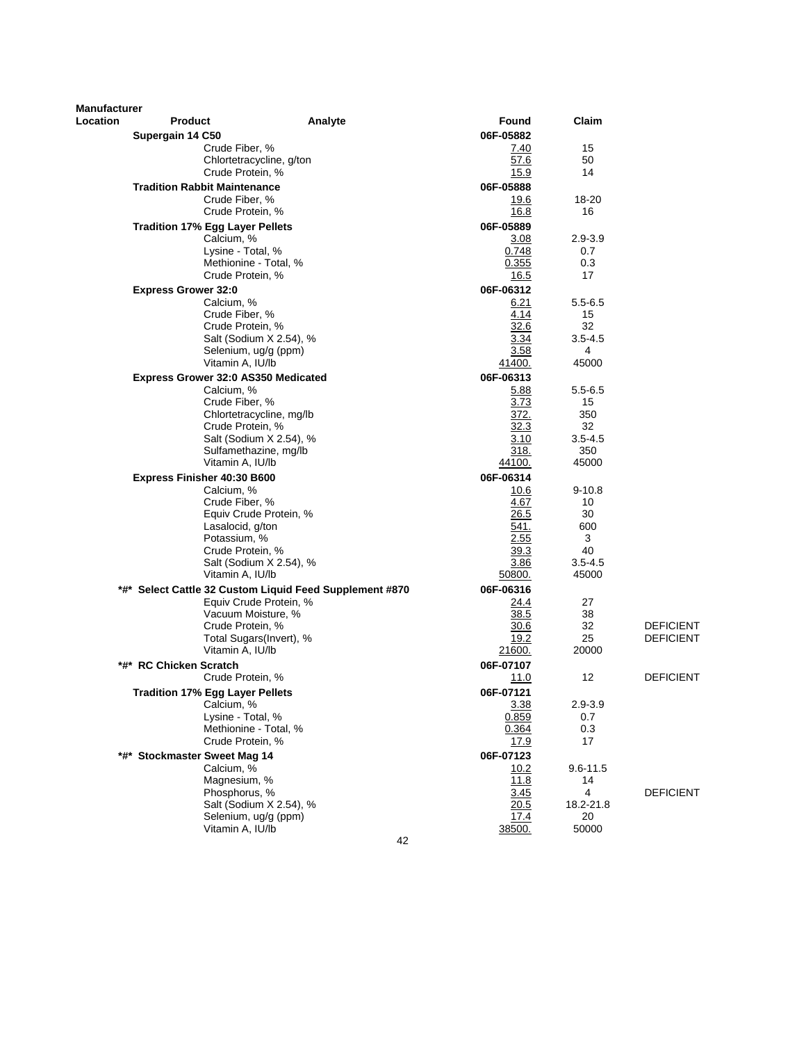| Manufacturer Location | Product | Analyte | Found | Claim | |
|---|---|---|---|---|---|
| | **Supergain 14 C50** | | **06F-05882** | | |
| | | Crude Fiber, % | 7.40 | 15 | |
| | | Chlortetracycline, g/ton | 57.6 | 50 | |
| | | Crude Protein, % | 15.9 | 14 | |
| | **Tradition Rabbit Maintenance** | | **06F-05888** | | |
| | | Crude Fiber, % | 19.6 | 18-20 | |
| | | Crude Protein, % | 16.8 | 16 | |
| | **Tradition 17% Egg Layer Pellets** | | **06F-05889** | | |
| | | Calcium, % | 3.08 | 2.9-3.9 | |
| | | Lysine - Total, % | 0.748 | 0.7 | |
| | | Methionine - Total, % | 0.355 | 0.3 | |
| | | Crude Protein, % | 16.5 | 17 | |
| | **Express Grower 32:0** | | **06F-06312** | | |
| | | Calcium, % | 6.21 | 5.5-6.5 | |
| | | Crude Fiber, % | 4.14 | 15 | |
| | | Crude Protein, % | 32.6 | 32 | |
| | | Salt (Sodium X 2.54), % | 3.34 | 3.5-4.5 | |
| | | Selenium, ug/g (ppm) | 3.58 | 4 | |
| | | Vitamin A, IU/lb | 41400. | 45000 | |
| | **Express Grower 32:0 AS350 Medicated** | | **06F-06313** | | |
| | | Calcium, % | 5.88 | 5.5-6.5 | |
| | | Crude Fiber, % | 3.73 | 15 | |
| | | Chlortetracycline, mg/lb | 372. | 350 | |
| | | Crude Protein, % | 32.3 | 32 | |
| | | Salt (Sodium X 2.54), % | 3.10 | 3.5-4.5 | |
| | | Sulfamethazine, mg/lb | 318. | 350 | |
| | | Vitamin A, IU/lb | 44100. | 45000 | |
| | **Express Finisher 40:30 B600** | | **06F-06314** | | |
| | | Calcium, % | 10.6 | 9-10.8 | |
| | | Crude Fiber, % | 4.67 | 10 | |
| | | Equiv Crude Protein, % | 26.5 | 30 | |
| | | Lasalocid, g/ton | 541. | 600 | |
| | | Potassium, % | 2.55 | 3 | |
| | | Crude Protein, % | 39.3 | 40 | |
| | | Salt (Sodium X 2.54), % | 3.86 | 3.5-4.5 | |
| | | Vitamin A, IU/lb | 50800. | 45000 | |
| | **\*#\* Select Cattle 32 Custom Liquid Feed Supplement #870** | | **06F-06316** | | |
| | | Equiv Crude Protein, % | 24.4 | 27 | |
| | | Vacuum Moisture, % | 38.5 | 38 | |
| | | Crude Protein, % | 30.6 | 32 | DEFICIENT |
| | | Total Sugars(Invert), % | 19.2 | 25 | DEFICIENT |
| | | Vitamin A, IU/lb | 21600. | 20000 | |
| | **\*#\* RC Chicken Scratch** | | **06F-07107** | | |
| | | Crude Protein, % | 11.0 | 12 | DEFICIENT |
| | **Tradition 17% Egg Layer Pellets** | | **06F-07121** | | |
| | | Calcium, % | 3.38 | 2.9-3.9 | |
| | | Lysine - Total, % | 0.859 | 0.7 | |
| | | Methionine - Total, % | 0.364 | 0.3 | |
| | | Crude Protein, % | 17.9 | 17 | |
| | **\*#\* Stockmaster Sweet Mag 14** | | **06F-07123** | | |
| | | Calcium, % | 10.2 | 9.6-11.5 | |
| | | Magnesium, % | 11.8 | 14 | |
| | | Phosphorus, % | 3.45 | 4 | DEFICIENT |
| | | Salt (Sodium X 2.54), % | 20.5 | 18.2-21.8 | |
| | | Selenium, ug/g (ppm) | 17.4 | 20 | |
| | | Vitamin A, IU/lb | 38500. | 50000 | |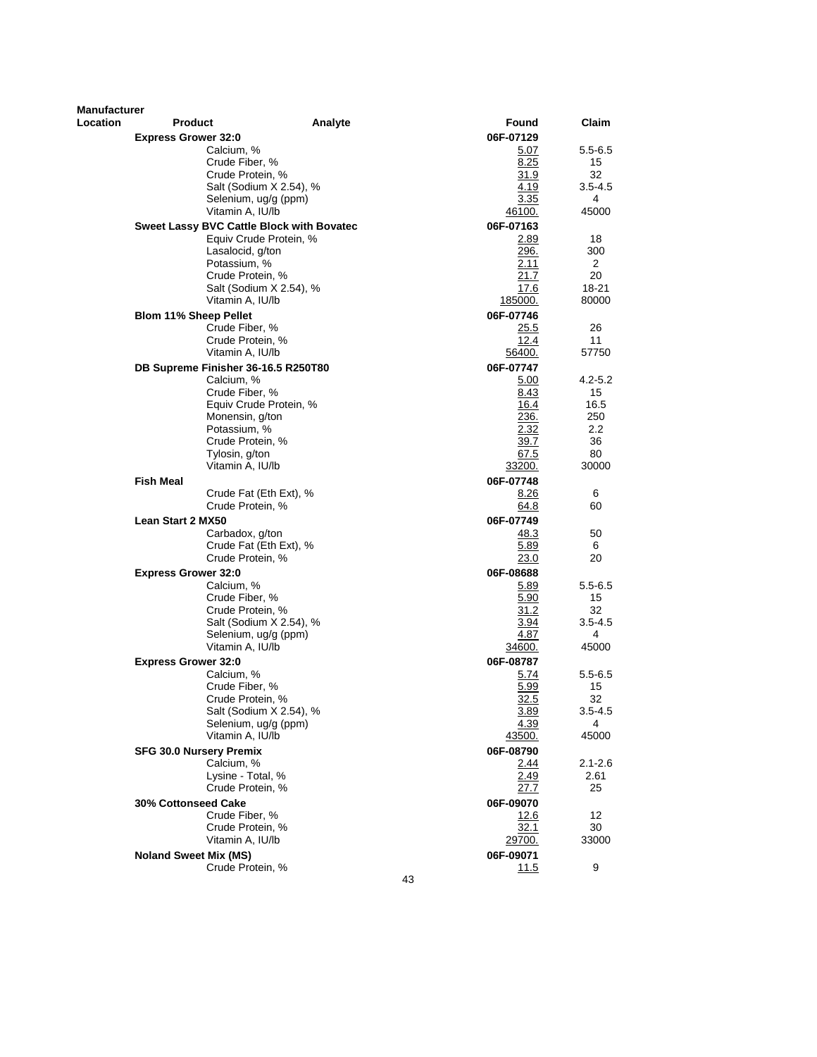| Manufacturer Location | Product | Analyte | Found | Claim |
|---|---|---|---|---|
| | **Express Grower 32:0** | | **06F-07129** | |
| | | Calcium, % | 5.07 | 5.5-6.5 |
| | | Crude Fiber, % | 8.25 | 15 |
| | | Crude Protein, % | 31.9 | 32 |
| | | Salt (Sodium X 2.54), % | 4.19 | 3.5-4.5 |
| | | Selenium, ug/g (ppm) | 3.35 | 4 |
| | | Vitamin A, IU/lb | 46100. | 45000 |
| | **Sweet Lassy BVC Cattle Block with Bovatec** | | **06F-07163** | |
| | | Equiv Crude Protein, % | 2.89 | 18 |
| | | Lasalocid, g/ton | 296. | 300 |
| | | Potassium, % | 2.11 | 2 |
| | | Crude Protein, % | 21.7 | 20 |
| | | Salt (Sodium X 2.54), % | 17.6 | 18-21 |
| | | Vitamin A, IU/lb | 185000. | 80000 |
| | **Blom 11% Sheep Pellet** | | **06F-07746** | |
| | | Crude Fiber, % | 25.5 | 26 |
| | | Crude Protein, % | 12.4 | 11 |
| | | Vitamin A, IU/lb | 56400. | 57750 |
| | **DB Supreme Finisher 36-16.5 R250T80** | | **06F-07747** | |
| | | Calcium, % | 5.00 | 4.2-5.2 |
| | | Crude Fiber, % | 8.43 | 15 |
| | | Equiv Crude Protein, % | 16.4 | 16.5 |
| | | Monensin, g/ton | 236. | 250 |
| | | Potassium, % | 2.32 | 2.2 |
| | | Crude Protein, % | 39.7 | 36 |
| | | Tylosin, g/ton | 67.5 | 80 |
| | | Vitamin A, IU/lb | 33200. | 30000 |
| | **Fish Meal** | | **06F-07748** | |
| | | Crude Fat (Eth Ext), % | 8.26 | 6 |
| | | Crude Protein, % | 64.8 | 60 |
| | **Lean Start 2 MX50** | | **06F-07749** | |
| | | Carbadox, g/ton | 48.3 | 50 |
| | | Crude Fat (Eth Ext), % | 5.89 | 6 |
| | | Crude Protein, % | 23.0 | 20 |
| | **Express Grower 32:0** | | **06F-08688** | |
| | | Calcium, % | 5.89 | 5.5-6.5 |
| | | Crude Fiber, % | 5.90 | 15 |
| | | Crude Protein, % | 31.2 | 32 |
| | | Salt (Sodium X 2.54), % | 3.94 | 3.5-4.5 |
| | | Selenium, ug/g (ppm) | 4.87 | 4 |
| | | Vitamin A, IU/lb | 34600. | 45000 |
| | **Express Grower 32:0** | | **06F-08787** | |
| | | Calcium, % | 5.74 | 5.5-6.5 |
| | | Crude Fiber, % | 5.99 | 15 |
| | | Crude Protein, % | 32.5 | 32 |
| | | Salt (Sodium X 2.54), % | 3.89 | 3.5-4.5 |
| | | Selenium, ug/g (ppm) | 4.39 | 4 |
| | | Vitamin A, IU/lb | 43500. | 45000 |
| | **SFG 30.0 Nursery Premix** | | **06F-08790** | |
| | | Calcium, % | 2.44 | 2.1-2.6 |
| | | Lysine - Total, % | 2.49 | 2.61 |
| | | Crude Protein, % | 27.7 | 25 |
| | **30% Cottonseed Cake** | | **06F-09070** | |
| | | Crude Fiber, % | 12.6 | 12 |
| | | Crude Protein, % | 32.1 | 30 |
| | | Vitamin A, IU/lb | 29700. | 33000 |
| | **Noland Sweet Mix (MS)** | | **06F-09071** | |
| | | Crude Protein, % | 11.5 | 9 |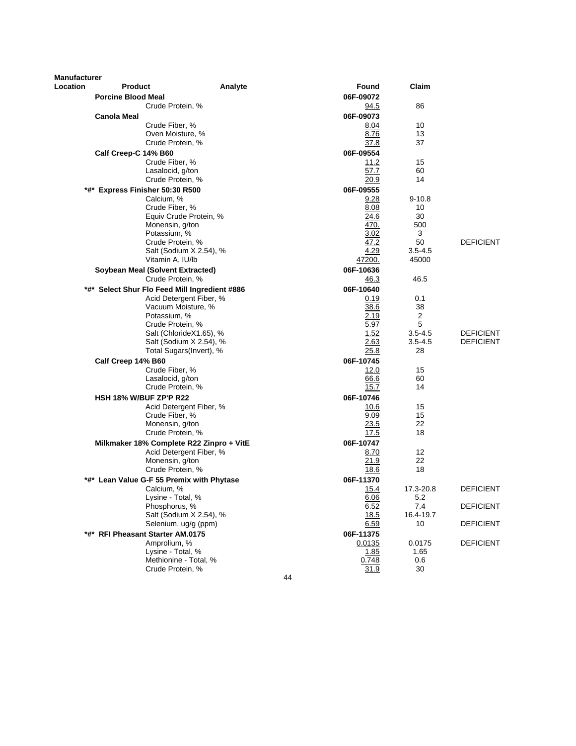| Manufacturer Location | Product | Analyte | Found | Claim | |
|---|---|---|---|---|---|
| | **Porcine Blood Meal** | | **06F-09072** | | |
| | | Crude Protein, % | 94.5 | 86 | |
| | **Canola Meal** | | **06F-09073** | | |
| | | Crude Fiber, % | 8.04 | 10 | |
| | | Oven Moisture, % | 8.76 | 13 | |
| | | Crude Protein, % | 37.8 | 37 | |
| | **Calf Creep-C 14% B60** | | **06F-09554** | | |
| | | Crude Fiber, % | 11.2 | 15 | |
| | | Lasalocid, g/ton | 57.7 | 60 | |
| | | Crude Protein, % | 20.9 | 14 | |
| | **\*#\* Express Finisher 50:30 R500** | | **06F-09555** | | |
| | | Calcium, % | 9.28 | 9-10.8 | |
| | | Crude Fiber, % | 8.08 | 10 | |
| | | Equiv Crude Protein, % | 24.6 | 30 | |
| | | Monensin, g/ton | 470. | 500 | |
| | | Potassium, % | 3.02 | 3 | |
| | | Crude Protein, % | 47.2 | 50 | DEFICIENT |
| | | Salt (Sodium X 2.54), % | 4.29 | 3.5-4.5 | |
| | | Vitamin A, IU/lb | 47200. | 45000 | |
| | **Soybean Meal (Solvent Extracted)** | | **06F-10636** | | |
| | | Crude Protein, % | 46.3 | 46.5 | |
| | **\*#\* Select Shur Flo Feed Mill Ingredient #886** | | **06F-10640** | | |
| | | Acid Detergent Fiber, % | 0.19 | 0.1 | |
| | | Vacuum Moisture, % | 38.6 | 38 | |
| | | Potassium, % | 2.19 | 2 | |
| | | Crude Protein, % | 5.97 | 5 | |
| | | Salt (ChlorideX1.65), % | 1.52 | 3.5-4.5 | DEFICIENT |
| | | Salt (Sodium X 2.54), % | 2.63 | 3.5-4.5 | DEFICIENT |
| | | Total Sugars(Invert), % | 25.8 | 28 | |
| | **Calf Creep 14% B60** | | **06F-10745** | | |
| | | Crude Fiber, % | 12.0 | 15 | |
| | | Lasalocid, g/ton | 66.6 | 60 | |
| | | Crude Protein, % | 15.7 | 14 | |
| | **HSH 18% W/BUF ZP'P R22** | | **06F-10746** | | |
| | | Acid Detergent Fiber, % | 10.6 | 15 | |
| | | Crude Fiber, % | 9.09 | 15 | |
| | | Monensin, g/ton | 23.5 | 22 | |
| | | Crude Protein, % | 17.5 | 18 | |
| | **Milkmaker 18% Complete R22 Zinpro + VitE** | | **06F-10747** | | |
| | | Acid Detergent Fiber, % | 8.70 | 12 | |
| | | Monensin, g/ton | 21.9 | 22 | |
| | | Crude Protein, % | 18.6 | 18 | |
| | **\*#\* Lean Value G-F 55 Premix with Phytase** | | **06F-11370** | | |
| | | Calcium, % | 15.4 | 17.3-20.8 | DEFICIENT |
| | | Lysine - Total, % | 6.06 | 5.2 | |
| | | Phosphorus, % | 6.52 | 7.4 | DEFICIENT |
| | | Salt (Sodium X 2.54), % | 18.5 | 16.4-19.7 | |
| | | Selenium, ug/g (ppm) | 6.59 | 10 | DEFICIENT |
| | **\*#\* RFI Pheasant Starter AM.0175** | | **06F-11375** | | |
| | | Amprolium, % | 0.0135 | 0.0175 | DEFICIENT |
| | | Lysine - Total, % | 1.85 | 1.65 | |
| | | Methionine - Total, % | 0.748 | 0.6 | |
| | | Crude Protein, % | 31.9 | 30 | |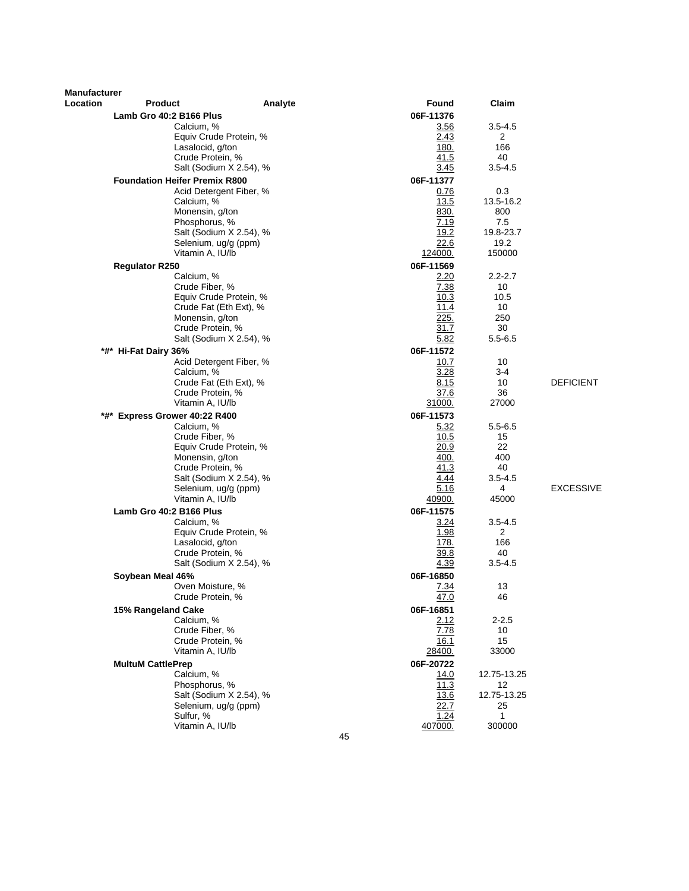| Manufacturer Location | Product | Analyte | Found | Claim | |
|---|---|---|---|---|---|
| | **Lamb Gro 40:2 B166 Plus** | | **06F-11376** | | |
| | | Calcium, % | 3.56 | 3.5-4.5 | |
| | | Equiv Crude Protein, % | 2.43 | 2 | |
| | | Lasalocid, g/ton | 180. | 166 | |
| | | Crude Protein, % | 41.5 | 40 | |
| | | Salt (Sodium X 2.54), % | 3.45 | 3.5-4.5 | |
| | **Foundation Heifer Premix R800** | | **06F-11377** | | |
| | | Acid Detergent Fiber, % | 0.76 | 0.3 | |
| | | Calcium, % | 13.5 | 13.5-16.2 | |
| | | Monensin, g/ton | 830. | 800 | |
| | | Phosphorus, % | 7.19 | 7.5 | |
| | | Salt (Sodium X 2.54), % | 19.2 | 19.8-23.7 | |
| | | Selenium, ug/g (ppm) | 22.6 | 19.2 | |
| | | Vitamin A, IU/lb | 124000. | 150000 | |
| | **Regulator R250** | | **06F-11569** | | |
| | | Calcium, % | 2.20 | 2.2-2.7 | |
| | | Crude Fiber, % | 7.38 | 10 | |
| | | Equiv Crude Protein, % | 10.3 | 10.5 | |
| | | Crude Fat (Eth Ext), % | 11.4 | 10 | |
| | | Monensin, g/ton | 225. | 250 | |
| | | Crude Protein, % | 31.7 | 30 | |
| | | Salt (Sodium X 2.54), % | 5.82 | 5.5-6.5 | |
| | **\*#\* Hi-Fat Dairy 36%** | | **06F-11572** | | |
| | | Acid Detergent Fiber, % | 10.7 | 10 | |
| | | Calcium, % | 3.28 | 3-4 | |
| | | Crude Fat (Eth Ext), % | 8.15 | 10 | DEFICIENT |
| | | Crude Protein, % | 37.6 | 36 | |
| | | Vitamin A, IU/lb | 31000. | 27000 | |
| | **\*#\* Express Grower 40:22 R400** | | **06F-11573** | | |
| | | Calcium, % | 5.32 | 5.5-6.5 | |
| | | Crude Fiber, % | 10.5 | 15 | |
| | | Equiv Crude Protein, % | 20.9 | 22 | |
| | | Monensin, g/ton | 400. | 400 | |
| | | Crude Protein, % | 41.3 | 40 | |
| | | Salt (Sodium X 2.54), % | 4.44 | 3.5-4.5 | |
| | | Selenium, ug/g (ppm) | 5.16 | 4 | EXCESSIVE |
| | | Vitamin A, IU/lb | 40900. | 45000 | |
| | **Lamb Gro 40:2 B166 Plus** | | **06F-11575** | | |
| | | Calcium, % | 3.24 | 3.5-4.5 | |
| | | Equiv Crude Protein, % | 1.98 | 2 | |
| | | Lasalocid, g/ton | 178. | 166 | |
| | | Crude Protein, % | 39.8 | 40 | |
| | | Salt (Sodium X 2.54), % | 4.39 | 3.5-4.5 | |
| | **Soybean Meal 46%** | | **06F-16850** | | |
| | | Oven Moisture, % | 7.34 | 13 | |
| | | Crude Protein, % | 47.0 | 46 | |
| | **15% Rangeland Cake** | | **06F-16851** | | |
| | | Calcium, % | 2.12 | 2-2.5 | |
| | | Crude Fiber, % | 7.78 | 10 | |
| | | Crude Protein, % | 16.1 | 15 | |
| | | Vitamin A, IU/lb | 28400. | 33000 | |
| | **MultuM CattlePrep** | | **06F-20722** | | |
| | | Calcium, % | 14.0 | 12.75-13.25 | |
| | | Phosphorus, % | 11.3 | 12 | |
| | | Salt (Sodium X 2.54), % | 13.6 | 12.75-13.25 | |
| | | Selenium, ug/g (ppm) | 22.7 | 25 | |
| | | Sulfur, % | 1.24 | 1 | |
| | | Vitamin A, IU/lb | 407000. | 300000 | |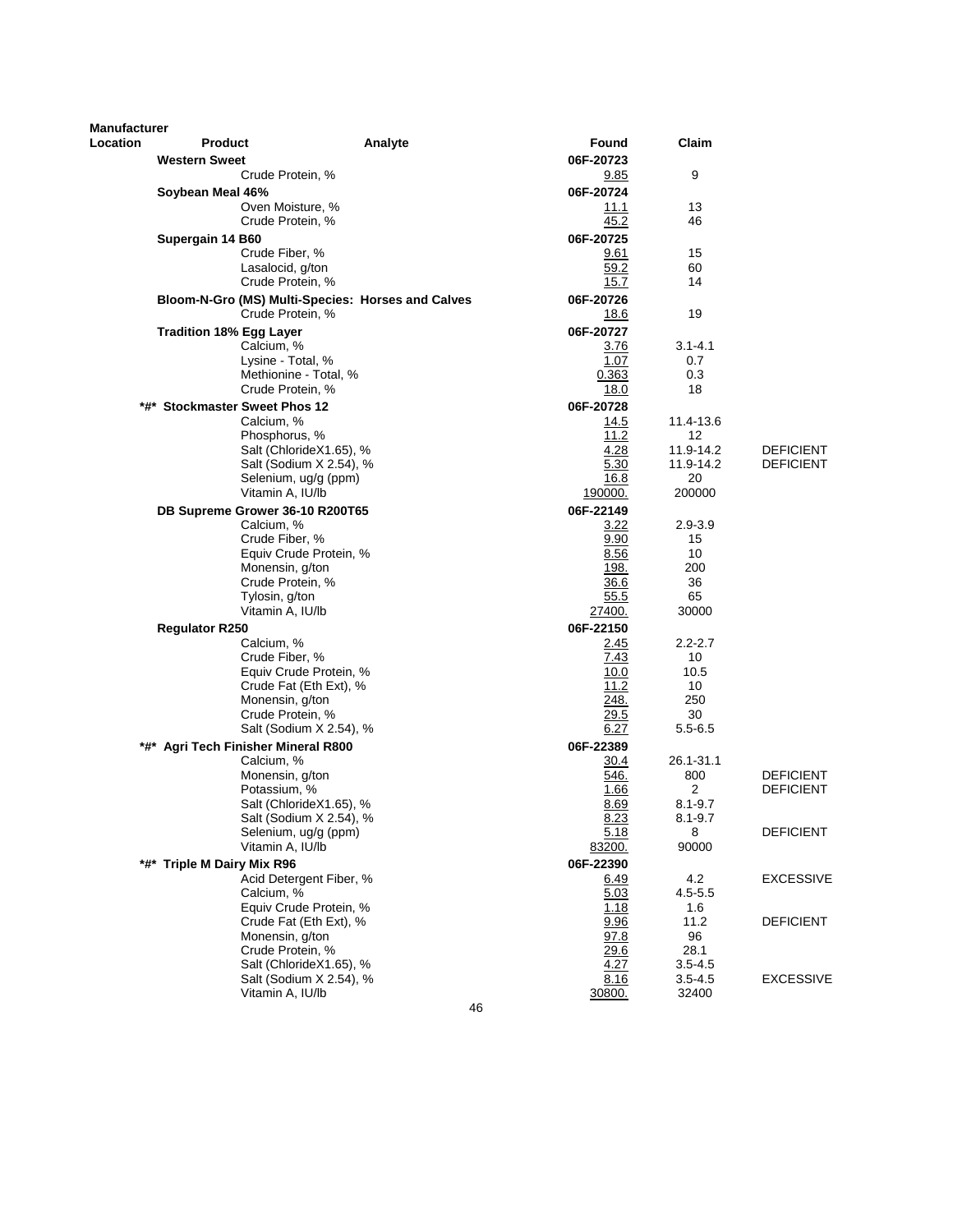| Manufacturer Location | Product | Analyte | Found | Claim | |
|---|---|---|---|---|---|
| | **Western Sweet** | | **06F-20723** | | |
| | | Crude Protein, % | 9.85 | 9 | |
| | **Soybean Meal 46%** | | **06F-20724** | | |
| | | Oven Moisture, % | 11.1 | 13 | |
| | | Crude Protein, % | 45.2 | 46 | |
| | **Supergain 14 B60** | | **06F-20725** | | |
| | | Crude Fiber, % | 9.61 | 15 | |
| | | Lasalocid, g/ton | 59.2 | 60 | |
| | | Crude Protein, % | 15.7 | 14 | |
| | **Bloom-N-Gro (MS) Multi-Species: Horses and Calves** | | **06F-20726** | | |
| | | Crude Protein, % | 18.6 | 19 | |
| | **Tradition 18% Egg Layer** | | **06F-20727** | | |
| | | Calcium, % | 3.76 | 3.1-4.1 | |
| | | Lysine - Total, % | 1.07 | 0.7 | |
| | | Methionine - Total, % | 0.363 | 0.3 | |
| | | Crude Protein, % | 18.0 | 18 | |
| | **\*#\* Stockmaster Sweet Phos 12** | | **06F-20728** | | |
| | | Calcium, % | 14.5 | 11.4-13.6 | |
| | | Phosphorus, % | 11.2 | 12 | |
| | | Salt (ChlorideX1.65), % | 4.28 | 11.9-14.2 | DEFICIENT |
| | | Salt (Sodium X 2.54), % | 5.30 | 11.9-14.2 | DEFICIENT |
| | | Selenium, ug/g (ppm) | 16.8 | 20 | |
| | | Vitamin A, IU/lb | 190000. | 200000 | |
| | **DB Supreme Grower 36-10 R200T65** | | **06F-22149** | | |
| | | Calcium, % | 3.22 | 2.9-3.9 | |
| | | Crude Fiber, % | 9.90 | 15 | |
| | | Equiv Crude Protein, % | 8.56 | 10 | |
| | | Monensin, g/ton | 198. | 200 | |
| | | Crude Protein, % | 36.6 | 36 | |
| | | Tylosin, g/ton | 55.5 | 65 | |
| | | Vitamin A, IU/lb | 27400. | 30000 | |
| | **Regulator R250** | | **06F-22150** | | |
| | | Calcium, % | 2.45 | 2.2-2.7 | |
| | | Crude Fiber, % | 7.43 | 10 | |
| | | Equiv Crude Protein, % | 10.0 | 10.5 | |
| | | Crude Fat (Eth Ext), % | 11.2 | 10 | |
| | | Monensin, g/ton | 248. | 250 | |
| | | Crude Protein, % | 29.5 | 30 | |
| | | Salt (Sodium X 2.54), % | 6.27 | 5.5-6.5 | |
| | **\*#\* Agri Tech Finisher Mineral R800** | | **06F-22389** | | |
| | | Calcium, % | 30.4 | 26.1-31.1 | |
| | | Monensin, g/ton | 546. | 800 | DEFICIENT |
| | | Potassium, % | 1.66 | 2 | DEFICIENT |
| | | Salt (ChlorideX1.65), % | 8.69 | 8.1-9.7 | |
| | | Salt (Sodium X 2.54), % | 8.23 | 8.1-9.7 | |
| | | Selenium, ug/g (ppm) | 5.18 | 8 | DEFICIENT |
| | | Vitamin A, IU/lb | 83200. | 90000 | |
| | **\*#\* Triple M Dairy Mix R96** | | **06F-22390** | | |
| | | Acid Detergent Fiber, % | 6.49 | 4.2 | EXCESSIVE |
| | | Calcium, % | 5.03 | 4.5-5.5 | |
| | | Equiv Crude Protein, % | 1.18 | 1.6 | |
| | | Crude Fat (Eth Ext), % | 9.96 | 11.2 | DEFICIENT |
| | | Monensin, g/ton | 97.8 | 96 | |
| | | Crude Protein, % | 29.6 | 28.1 | |
| | | Salt (ChlorideX1.65), % | 4.27 | 3.5-4.5 | |
| | | Salt (Sodium X 2.54), % | 8.16 | 3.5-4.5 | EXCESSIVE |
| | | Vitamin A, IU/lb | 30800. | 32400 | |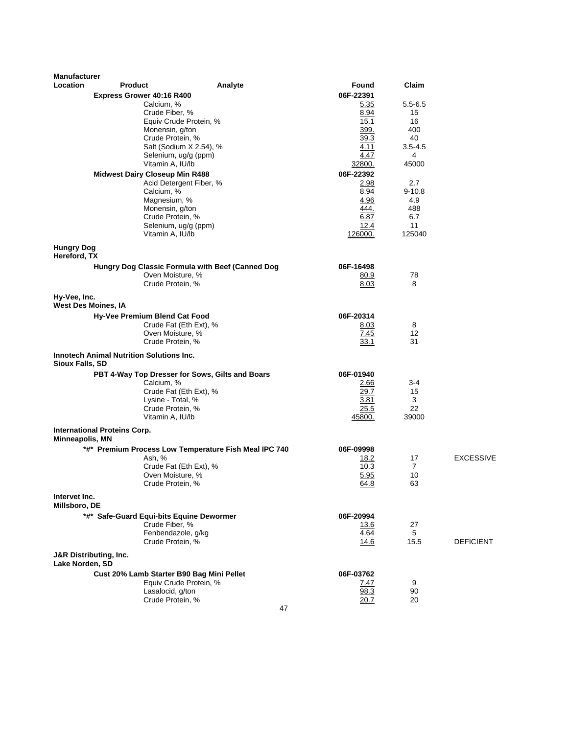| Manufacturer Location | Product | Analyte | Found | Claim | |
|---|---|---|---|---|---|
| | **Express Grower 40:16 R400** | | **06F-22391** | | |
| | | Calcium, % | 5.35 | 5.5-6.5 | |
| | | Crude Fiber, % | 8.94 | 15 | |
| | | Equiv Crude Protein, % | 15.1 | 16 | |
| | | Monensin, g/ton | 399. | 400 | |
| | | Crude Protein, % | 39.3 | 40 | |
| | | Salt (Sodium X 2.54), % | 4.11 | 3.5-4.5 | |
| | | Selenium, ug/g (ppm) | 4.47 | 4 | |
| | | Vitamin A, IU/lb | 32800. | 45000 | |
| | **Midwest Dairy Closeup Min R488** | | **06F-22392** | | |
| | | Acid Detergent Fiber, % | 2.98 | 2.7 | |
| | | Calcium, % | 8.94 | 9-10.8 | |
| | | Magnesium, % | 4.96 | 4.9 | |
| | | Monensin, g/ton | 444. | 488 | |
| | | Crude Protein, % | 6.87 | 6.7 | |
| | | Selenium, ug/g (ppm) | 12.4 | 11 | |
| | | Vitamin A, IU/lb | 126000. | 125040 | |
| **Hungry Dog Hereford, TX** | | | | | |
| | **Hungry Dog Classic Formula with Beef (Canned Dog** | | **06F-16498** | | |
| | | Oven Moisture, % | 80.9 | 78 | |
| | | Crude Protein, % | 8.03 | 8 | |
| **Hy-Vee, Inc. West Des Moines, IA** | | | | | |
| | **Hy-Vee Premium Blend Cat Food** | | **06F-20314** | | |
| | | Crude Fat (Eth Ext), % | 8.03 | 8 | |
| | | Oven Moisture, % | 7.45 | 12 | |
| | | Crude Protein, % | 33.1 | 31 | |
| **Innotech Animal Nutrition Solutions Inc. Sioux Falls, SD** | | | | | |
| | **PBT 4-Way Top Dresser for Sows, Gilts and Boars** | | **06F-01940** | | |
| | | Calcium, % | 2.66 | 3-4 | |
| | | Crude Fat (Eth Ext), % | 29.7 | 15 | |
| | | Lysine - Total, % | 3.81 | 3 | |
| | | Crude Protein, % | 25.5 | 22 | |
| | | Vitamin A, IU/lb | 45800. | 39000 | |
| **International Proteins Corp. Minneapolis, MN** | | | | | |
| | **\*#\* Premium Process Low Temperature Fish Meal IPC 740** | | **06F-09998** | | |
| | | Ash, % | 18.2 | 17 | EXCESSIVE |
| | | Crude Fat (Eth Ext), % | 10.3 | 7 | |
| | | Oven Moisture, % | 5.95 | 10 | |
| | | Crude Protein, % | 64.8 | 63 | |
| **Intervet Inc. Millsboro, DE** | | | | | |
| | **\*#\* Safe-Guard Equi-bits Equine Dewormer** | | **06F-20994** | | |
| | | Crude Fiber, % | 13.6 | 27 | |
| | | Fenbendazole, g/kg | 4.64 | 5 | |
| | | Crude Protein, % | 14.6 | 15.5 | DEFICIENT |
| **J&R Distributing, Inc. Lake Norden, SD** | | | | | |
| | **Cust 20% Lamb Starter B90 Bag Mini Pellet** | | **06F-03762** | | |
| | | Equiv Crude Protein, % | 7.47 | 9 | |
| | | Lasalocid, g/ton | 98.3 | 90 | |
| | | Crude Protein, % | 20.7 | 20 | |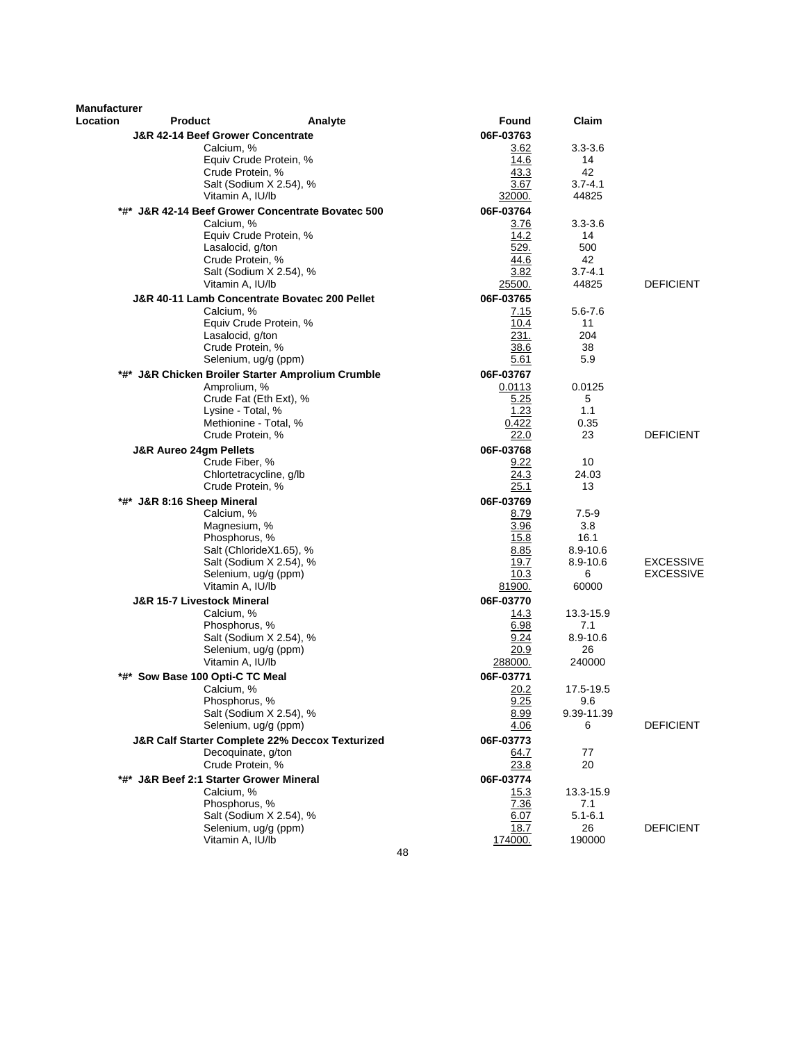| Manufacturer Location | Product | Analyte | Found | Claim | |
|---|---|---|---|---|---|
| | J&R 42-14 Beef Grower Concentrate | | 06F-03763 | | |
| | | Calcium, % | 3.62 | 3.3-3.6 | |
| | | Equiv Crude Protein, % | 14.6 | 14 | |
| | | Crude Protein, % | 43.3 | 42 | |
| | | Salt (Sodium X 2.54), % | 3.67 | 3.7-4.1 | |
| | | Vitamin A, IU/lb | 32000. | 44825 | |
| *#* | J&R 42-14 Beef Grower Concentrate Bovatec 500 | | 06F-03764 | | |
| | | Calcium, % | 3.76 | 3.3-3.6 | |
| | | Equiv Crude Protein, % | 14.2 | 14 | |
| | | Lasalocid, g/ton | 529. | 500 | |
| | | Crude Protein, % | 44.6 | 42 | |
| | | Salt (Sodium X 2.54), % | 3.82 | 3.7-4.1 | |
| | | Vitamin A, IU/lb | 25500. | 44825 | DEFICIENT |
| | J&R 40-11 Lamb Concentrate Bovatec 200 Pellet | | 06F-03765 | | |
| | | Calcium, % | 7.15 | 5.6-7.6 | |
| | | Equiv Crude Protein, % | 10.4 | 11 | |
| | | Lasalocid, g/ton | 231. | 204 | |
| | | Crude Protein, % | 38.6 | 38 | |
| | | Selenium, ug/g (ppm) | 5.61 | 5.9 | |
| *#* | J&R Chicken Broiler Starter Amprolium Crumble | | 06F-03767 | | |
| | | Amprolium, % | 0.0113 | 0.0125 | |
| | | Crude Fat (Eth Ext), % | 5.25 | 5 | |
| | | Lysine - Total, % | 1.23 | 1.1 | |
| | | Methionine - Total, % | 0.422 | 0.35 | |
| | | Crude Protein, % | 22.0 | 23 | DEFICIENT |
| | J&R Aureo 24gm Pellets | | 06F-03768 | | |
| | | Crude Fiber, % | 9.22 | 10 | |
| | | Chlortetracycline, g/lb | 24.3 | 24.03 | |
| | | Crude Protein, % | 25.1 | 13 | |
| *#* | J&R 8:16 Sheep Mineral | | 06F-03769 | | |
| | | Calcium, % | 8.79 | 7.5-9 | |
| | | Magnesium, % | 3.96 | 3.8 | |
| | | Phosphorus, % | 15.8 | 16.1 | |
| | | Salt (ChlorideX1.65), % | 8.85 | 8.9-10.6 | |
| | | Salt (Sodium X 2.54), % | 19.7 | 8.9-10.6 | EXCESSIVE |
| | | Selenium, ug/g (ppm) | 10.3 | 6 | EXCESSIVE |
| | | Vitamin A, IU/lb | 81900. | 60000 | |
| | J&R 15-7 Livestock Mineral | | 06F-03770 | | |
| | | Calcium, % | 14.3 | 13.3-15.9 | |
| | | Phosphorus, % | 6.98 | 7.1 | |
| | | Salt (Sodium X 2.54), % | 9.24 | 8.9-10.6 | |
| | | Selenium, ug/g (ppm) | 20.9 | 26 | |
| | | Vitamin A, IU/lb | 288000. | 240000 | |
| *#* | Sow Base 100 Opti-C TC Meal | | 06F-03771 | | |
| | | Calcium, % | 20.2 | 17.5-19.5 | |
| | | Phosphorus, % | 9.25 | 9.6 | |
| | | Salt (Sodium X 2.54), % | 8.99 | 9.39-11.39 | |
| | | Selenium, ug/g (ppm) | 4.06 | 6 | DEFICIENT |
| | J&R Calf Starter Complete 22% Deccox Texturized | | 06F-03773 | | |
| | | Decoquinate, g/ton | 64.7 | 77 | |
| | | Crude Protein, % | 23.8 | 20 | |
| *#* | J&R Beef 2:1 Starter Grower Mineral | | 06F-03774 | | |
| | | Calcium, % | 15.3 | 13.3-15.9 | |
| | | Phosphorus, % | 7.36 | 7.1 | |
| | | Salt (Sodium X 2.54), % | 6.07 | 5.1-6.1 | |
| | | Selenium, ug/g (ppm) | 18.7 | 26 | DEFICIENT |
| | | Vitamin A, IU/lb | 174000. | 190000 | |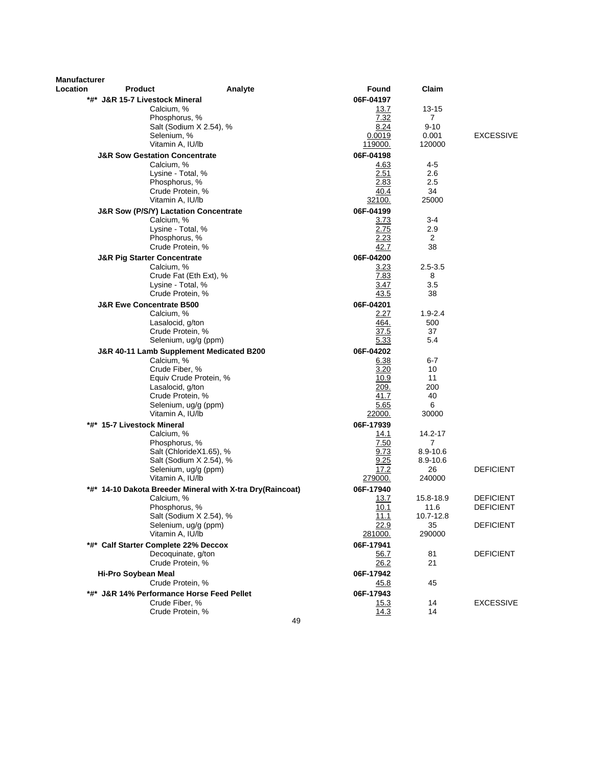| Manufacturer Location | Product | Analyte | Found | Claim | |
|---|---|---|---|---|---|
| | *#* J&R 15-7 Livestock Mineral | | 06F-04197 | | |
| | | Calcium, % | 13.7 | 13-15 | |
| | | Phosphorus, % | 7.32 | 7 | |
| | | Salt (Sodium X 2.54), % | 8.24 | 9-10 | |
| | | Selenium, % | 0.0019 | 0.001 | EXCESSIVE |
| | | Vitamin A, IU/lb | 119000. | 120000 | |
| | **J&R Sow Gestation Concentrate** | | 06F-04198 | | |
| | | Calcium, % | 4.63 | 4-5 | |
| | | Lysine - Total, % | 2.51 | 2.6 | |
| | | Phosphorus, % | 2.83 | 2.5 | |
| | | Crude Protein, % | 40.4 | 34 | |
| | | Vitamin A, IU/lb | 32100. | 25000 | |
| | **J&R Sow (P/S/Y) Lactation Concentrate** | | 06F-04199 | | |
| | | Calcium, % | 3.73 | 3-4 | |
| | | Lysine - Total, % | 2.75 | 2.9 | |
| | | Phosphorus, % | 2.23 | 2 | |
| | | Crude Protein, % | 42.7 | 38 | |
| | **J&R Pig Starter Concentrate** | | 06F-04200 | | |
| | | Calcium, % | 3.23 | 2.5-3.5 | |
| | | Crude Fat (Eth Ext), % | 7.83 | 8 | |
| | | Lysine - Total, % | 3.47 | 3.5 | |
| | | Crude Protein, % | 43.5 | 38 | |
| | **J&R Ewe Concentrate B500** | | 06F-04201 | | |
| | | Calcium, % | 2.27 | 1.9-2.4 | |
| | | Lasalocid, g/ton | 464. | 500 | |
| | | Crude Protein, % | 37.5 | 37 | |
| | | Selenium, ug/g (ppm) | 5.33 | 5.4 | |
| | **J&R 40-11 Lamb Supplement Medicated B200** | | 06F-04202 | | |
| | | Calcium, % | 6.38 | 6-7 | |
| | | Crude Fiber, % | 3.20 | 10 | |
| | | Equiv Crude Protein, % | 10.9 | 11 | |
| | | Lasalocid, g/ton | 209. | 200 | |
| | | Crude Protein, % | 41.7 | 40 | |
| | | Selenium, ug/g (ppm) | 5.65 | 6 | |
| | | Vitamin A, IU/lb | 22000. | 30000 | |
| | *#* 15-7 Livestock Mineral | | 06F-17939 | | |
| | | Calcium, % | 14.1 | 14.2-17 | |
| | | Phosphorus, % | 7.50 | 7 | |
| | | Salt (ChlorideX1.65), % | 9.73 | 8.9-10.6 | |
| | | Salt (Sodium X 2.54), % | 9.25 | 8.9-10.6 | |
| | | Selenium, ug/g (ppm) | 17.2 | 26 | DEFICIENT |
| | | Vitamin A, IU/lb | 279000. | 240000 | |
| | *#* 14-10 Dakota Breeder Mineral with X-tra Dry(Raincoat) | | 06F-17940 | | |
| | | Calcium, % | 13.7 | 15.8-18.9 | DEFICIENT |
| | | Phosphorus, % | 10.1 | 11.6 | DEFICIENT |
| | | Salt (Sodium X 2.54), % | 11.1 | 10.7-12.8 | |
| | | Selenium, ug/g (ppm) | 22.9 | 35 | DEFICIENT |
| | | Vitamin A, IU/lb | 281000. | 290000 | |
| | *#* Calf Starter Complete 22% Deccox | | 06F-17941 | | |
| | | Decoquinate, g/ton | 56.7 | 81 | DEFICIENT |
| | | Crude Protein, % | 26.2 | 21 | |
| | **Hi-Pro Soybean Meal** | | 06F-17942 | | |
| | | Crude Protein, % | 45.8 | 45 | |
| | *#* J&R 14% Performance Horse Feed Pellet | | 06F-17943 | | |
| | | Crude Fiber, % | 15.3 | 14 | EXCESSIVE |
| | | Crude Protein, % | 14.3 | 14 | |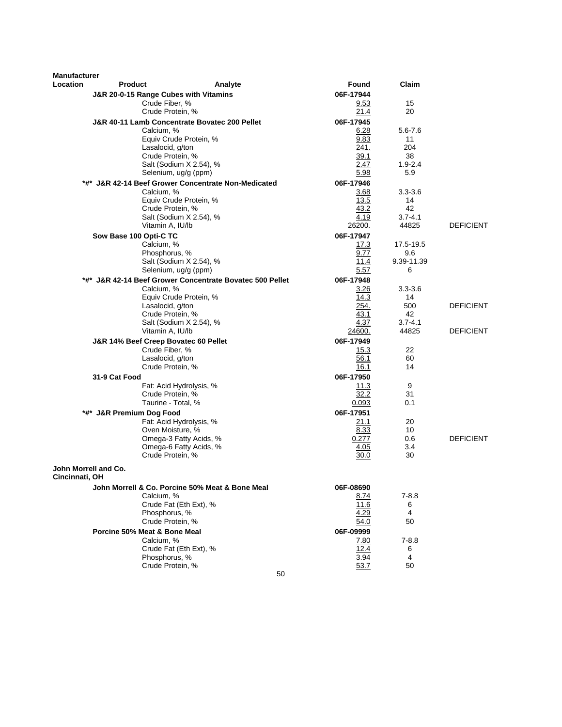| Manufacturer Location | Product | Analyte | Found | Claim | |
|---|---|---|---|---|---|
| | **J&R 20-0-15 Range Cubes with Vitamins** | | **06F-17944** | | |
| | | Crude Fiber, % | 9.53 | 15 | |
| | | Crude Protein, % | 21.4 | 20 | |
| | **J&R 40-11 Lamb Concentrate Bovatec 200 Pellet** | | **06F-17945** | | |
| | | Calcium, % | 6.28 | 5.6-7.6 | |
| | | Equiv Crude Protein, % | 9.83 | 11 | |
| | | Lasalocid, g/ton | 241. | 204 | |
| | | Crude Protein, % | 39.1 | 38 | |
| | | Salt (Sodium X 2.54), % | 2.47 | 1.9-2.4 | |
| | | Selenium, ug/g (ppm) | 5.98 | 5.9 | |
| | **\*#\* J&R 42-14 Beef Grower Concentrate Non-Medicated** | | **06F-17946** | | |
| | | Calcium, % | 3.68 | 3.3-3.6 | |
| | | Equiv Crude Protein, % | 13.5 | 14 | |
| | | Crude Protein, % | 43.2 | 42 | |
| | | Salt (Sodium X 2.54), % | 4.19 | 3.7-4.1 | |
| | | Vitamin A, IU/lb | 26200. | 44825 | DEFICIENT |
| | **Sow Base 100 Opti-C TC** | | **06F-17947** | | |
| | | Calcium, % | 17.3 | 17.5-19.5 | |
| | | Phosphorus, % | 9.77 | 9.6 | |
| | | Salt (Sodium X 2.54), % | 11.4 | 9.39-11.39 | |
| | | Selenium, ug/g (ppm) | 5.57 | 6 | |
| | **\*#\* J&R 42-14 Beef Grower Concentrate Bovatec 500 Pellet** | | **06F-17948** | | |
| | | Calcium, % | 3.26 | 3.3-3.6 | |
| | | Equiv Crude Protein, % | 14.3 | 14 | |
| | | Lasalocid, g/ton | 254. | 500 | DEFICIENT |
| | | Crude Protein, % | 43.1 | 42 | |
| | | Salt (Sodium X 2.54), % | 4.37 | 3.7-4.1 | |
| | | Vitamin A, IU/lb | 24600. | 44825 | DEFICIENT |
| | **J&R 14% Beef Creep Bovatec 60 Pellet** | | **06F-17949** | | |
| | | Crude Fiber, % | 15.3 | 22 | |
| | | Lasalocid, g/ton | 56.1 | 60 | |
| | | Crude Protein, % | 16.1 | 14 | |
| | **31-9 Cat Food** | | **06F-17950** | | |
| | | Fat: Acid Hydrolysis, % | 11.3 | 9 | |
| | | Crude Protein, % | 32.2 | 31 | |
| | | Taurine - Total, % | 0.093 | 0.1 | |
| | **\*#\* J&R Premium Dog Food** | | **06F-17951** | | |
| | | Fat: Acid Hydrolysis, % | 21.1 | 20 | |
| | | Oven Moisture, % | 8.33 | 10 | |
| | | Omega-3 Fatty Acids, % | 0.277 | 0.6 | DEFICIENT |
| | | Omega-6 Fatty Acids, % | 4.05 | 3.4 | |
| | | Crude Protein, % | 30.0 | 30 | |
| **John Morrell and Co. Cincinnati, OH** | | | | | |
| | **John Morrell & Co. Porcine 50% Meat & Bone Meal** | | **06F-08690** | | |
| | | Calcium, % | 8.74 | 7-8.8 | |
| | | Crude Fat (Eth Ext), % | 11.6 | 6 | |
| | | Phosphorus, % | 4.29 | 4 | |
| | | Crude Protein, % | 54.0 | 50 | |
| | **Porcine 50% Meat & Bone Meal** | | **06F-09999** | | |
| | | Calcium, % | 7.80 | 7-8.8 | |
| | | Crude Fat (Eth Ext), % | 12.4 | 6 | |
| | | Phosphorus, % | 3.94 | 4 | |
| | | Crude Protein, % | 53.7 | 50 | |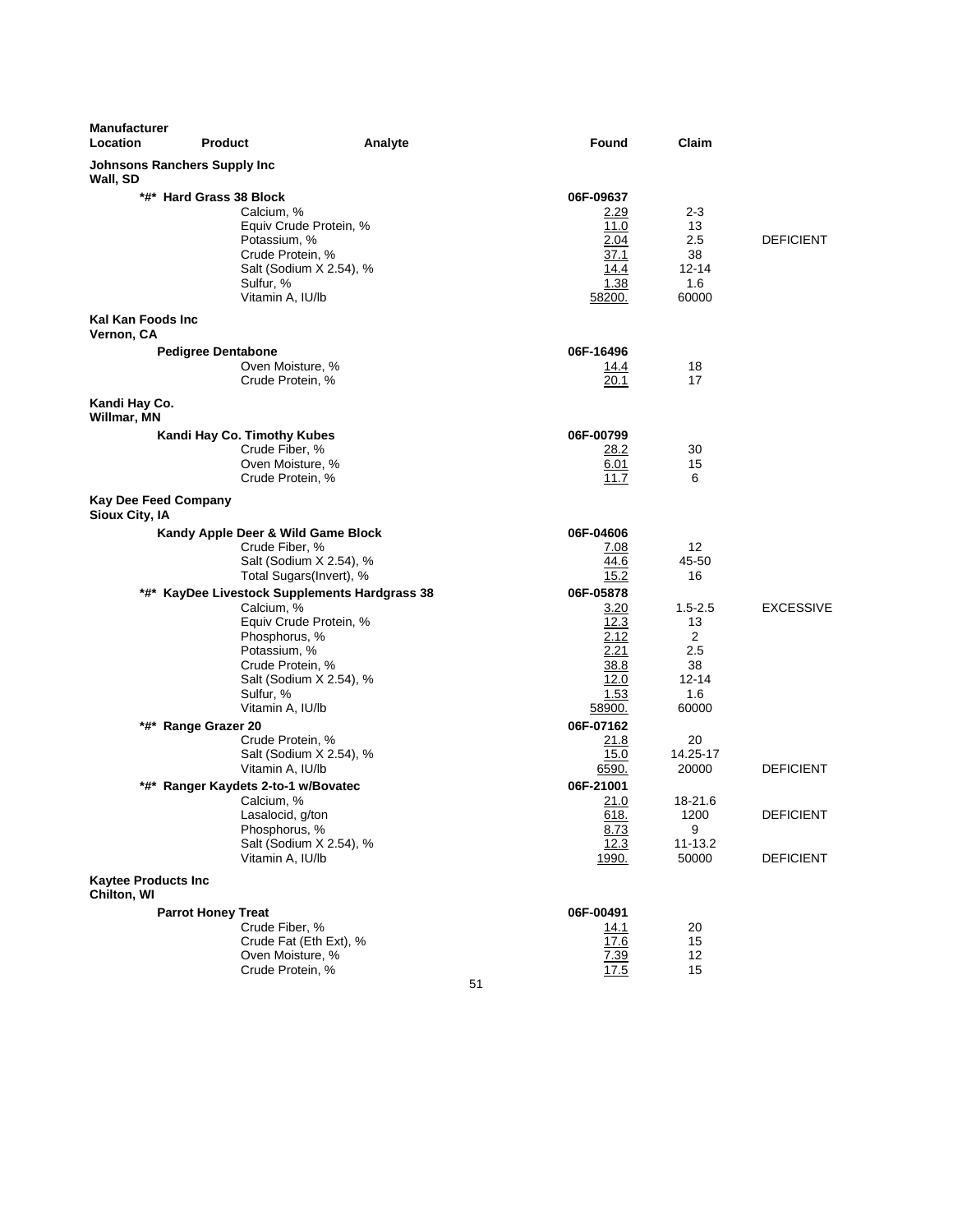| Manufacturer Location | Product | Analyte | Found | Claim | |
|---|---|---|---|---|---|
| **Johnsons Ranchers Supply Inc** | | | | | |
| **Wall, SD** | | | | | |
| | **\*#\* Hard Grass 38 Block** | | **06F-09637** | | |
| | | Calcium, % | 2.29 | 2-3 | |
| | | Equiv Crude Protein, % | 11.0 | 13 | |
| | | Potassium, % | 2.04 | 2.5 | DEFICIENT |
| | | Crude Protein, % | 37.1 | 38 | |
| | | Salt (Sodium X 2.54), % | 14.4 | 12-14 | |
| | | Sulfur, % | 1.38 | 1.6 | |
| | | Vitamin A, IU/lb | 58200. | 60000 | |
| **Kal Kan Foods Inc** | | | | | |
| **Vernon, CA** | | | | | |
| | **Pedigree Dentabone** | | **06F-16496** | | |
| | | Oven Moisture, % | 14.4 | 18 | |
| | | Crude Protein, % | 20.1 | 17 | |
| **Kandi Hay Co.** | | | | | |
| **Willmar, MN** | | | | | |
| | **Kandi Hay Co. Timothy Kubes** | | **06F-00799** | | |
| | | Crude Fiber, % | 28.2 | 30 | |
| | | Oven Moisture, % | 6.01 | 15 | |
| | | Crude Protein, % | 11.7 | 6 | |
| **Kay Dee Feed Company** | | | | | |
| **Sioux City, IA** | | | | | |
| | **Kandy Apple Deer & Wild Game Block** | | **06F-04606** | | |
| | | Crude Fiber, % | 7.08 | 12 | |
| | | Salt (Sodium X 2.54), % | 44.6 | 45-50 | |
| | | Total Sugars(Invert), % | 15.2 | 16 | |
| | **\*#\* KayDee Livestock Supplements Hardgrass 38** | | **06F-05878** | | |
| | | Calcium, % | 3.20 | 1.5-2.5 | EXCESSIVE |
| | | Equiv Crude Protein, % | 12.3 | 13 | |
| | | Phosphorus, % | 2.12 | 2 | |
| | | Potassium, % | 2.21 | 2.5 | |
| | | Crude Protein, % | 38.8 | 38 | |
| | | Salt (Sodium X 2.54), % | 12.0 | 12-14 | |
| | | Sulfur, % | 1.53 | 1.6 | |
| | | Vitamin A, IU/lb | 58900. | 60000 | |
| | **\*#\* Range Grazer 20** | | **06F-07162** | | |
| | | Crude Protein, % | 21.8 | 20 | |
| | | Salt (Sodium X 2.54), % | 15.0 | 14.25-17 | |
| | | Vitamin A, IU/lb | 6590. | 20000 | DEFICIENT |
| | **\*#\* Ranger Kaydets 2-to-1 w/Bovatec** | | **06F-21001** | | |
| | | Calcium, % | 21.0 | 18-21.6 | |
| | | Lasalocid, g/ton | 618. | 1200 | DEFICIENT |
| | | Phosphorus, % | 8.73 | 9 | |
| | | Salt (Sodium X 2.54), % | 12.3 | 11-13.2 | |
| | | Vitamin A, IU/lb | 1990. | 50000 | DEFICIENT |
| **Kaytee Products Inc** | | | | | |
| **Chilton, WI** | | | | | |
| | **Parrot Honey Treat** | | **06F-00491** | | |
| | | Crude Fiber, % | 14.1 | 20 | |
| | | Crude Fat (Eth Ext), % | 17.6 | 15 | |
| | | Oven Moisture, % | 7.39 | 12 | |
| | | Crude Protein, % | 17.5 | 15 | |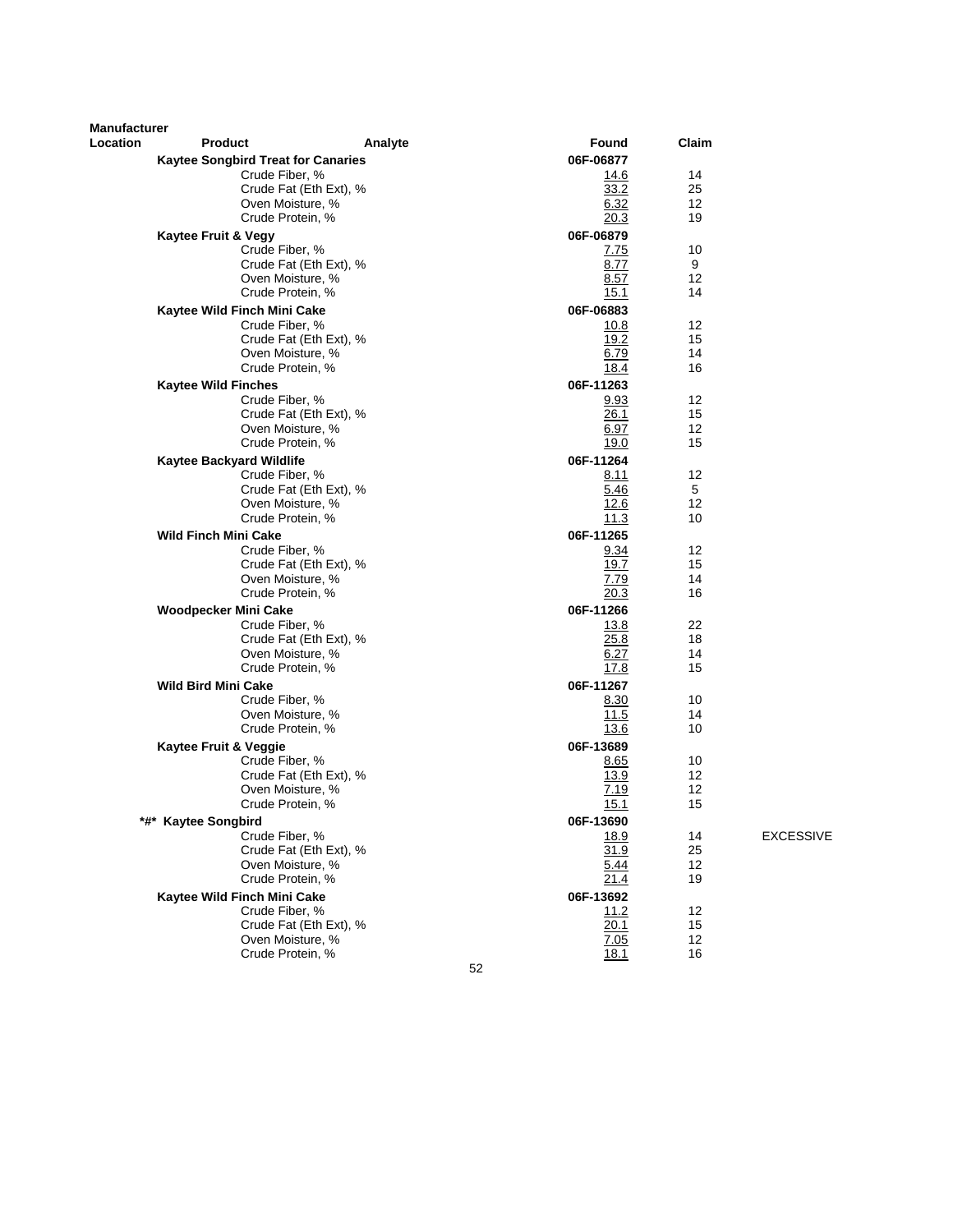| Manufacturer Location | Product | Analyte | Found | Claim | |
|---|---|---|---|---|---|
| | **Kaytee Songbird Treat for Canaries** | | **06F-06877** | | |
| | | Crude Fiber, % | 14.6 | 14 | |
| | | Crude Fat (Eth Ext), % | 33.2 | 25 | |
| | | Oven Moisture, % | 6.32 | 12 | |
| | | Crude Protein, % | 20.3 | 19 | |
| | **Kaytee Fruit & Vegy** | | **06F-06879** | | |
| | | Crude Fiber, % | 7.75 | 10 | |
| | | Crude Fat (Eth Ext), % | 8.77 | 9 | |
| | | Oven Moisture, % | 8.57 | 12 | |
| | | Crude Protein, % | 15.1 | 14 | |
| | **Kaytee Wild Finch Mini Cake** | | **06F-06883** | | |
| | | Crude Fiber, % | 10.8 | 12 | |
| | | Crude Fat (Eth Ext), % | 19.2 | 15 | |
| | | Oven Moisture, % | 6.79 | 14 | |
| | | Crude Protein, % | 18.4 | 16 | |
| | **Kaytee Wild Finches** | | **06F-11263** | | |
| | | Crude Fiber, % | 9.93 | 12 | |
| | | Crude Fat (Eth Ext), % | 26.1 | 15 | |
| | | Oven Moisture, % | 6.97 | 12 | |
| | | Crude Protein, % | 19.0 | 15 | |
| | **Kaytee Backyard Wildlife** | | **06F-11264** | | |
| | | Crude Fiber, % | 8.11 | 12 | |
| | | Crude Fat (Eth Ext), % | 5.46 | 5 | |
| | | Oven Moisture, % | 12.6 | 12 | |
| | | Crude Protein, % | 11.3 | 10 | |
| | **Wild Finch Mini Cake** | | **06F-11265** | | |
| | | Crude Fiber, % | 9.34 | 12 | |
| | | Crude Fat (Eth Ext), % | 19.7 | 15 | |
| | | Oven Moisture, % | 7.79 | 14 | |
| | | Crude Protein, % | 20.3 | 16 | |
| | **Woodpecker Mini Cake** | | **06F-11266** | | |
| | | Crude Fiber, % | 13.8 | 22 | |
| | | Crude Fat (Eth Ext), % | 25.8 | 18 | |
| | | Oven Moisture, % | 6.27 | 14 | |
| | | Crude Protein, % | 17.8 | 15 | |
| | **Wild Bird Mini Cake** | | **06F-11267** | | |
| | | Crude Fiber, % | 8.30 | 10 | |
| | | Oven Moisture, % | 11.5 | 14 | |
| | | Crude Protein, % | 13.6 | 10 | |
| | **Kaytee Fruit & Veggie** | | **06F-13689** | | |
| | | Crude Fiber, % | 8.65 | 10 | |
| | | Crude Fat (Eth Ext), % | 13.9 | 12 | |
| | | Oven Moisture, % | 7.19 | 12 | |
| | | Crude Protein, % | 15.1 | 15 | |
| | **\*#\* Kaytee Songbird** | | **06F-13690** | | |
| | | Crude Fiber, % | 18.9 | 14 | EXCESSIVE |
| | | Crude Fat (Eth Ext), % | 31.9 | 25 | |
| | | Oven Moisture, % | 5.44 | 12 | |
| | | Crude Protein, % | 21.4 | 19 | |
| | **Kaytee Wild Finch Mini Cake** | | **06F-13692** | | |
| | | Crude Fiber, % | 11.2 | 12 | |
| | | Crude Fat (Eth Ext), % | 20.1 | 15 | |
| | | Oven Moisture, % | 7.05 | 12 | |
| | | Crude Protein, % | 18.1 | 16 | |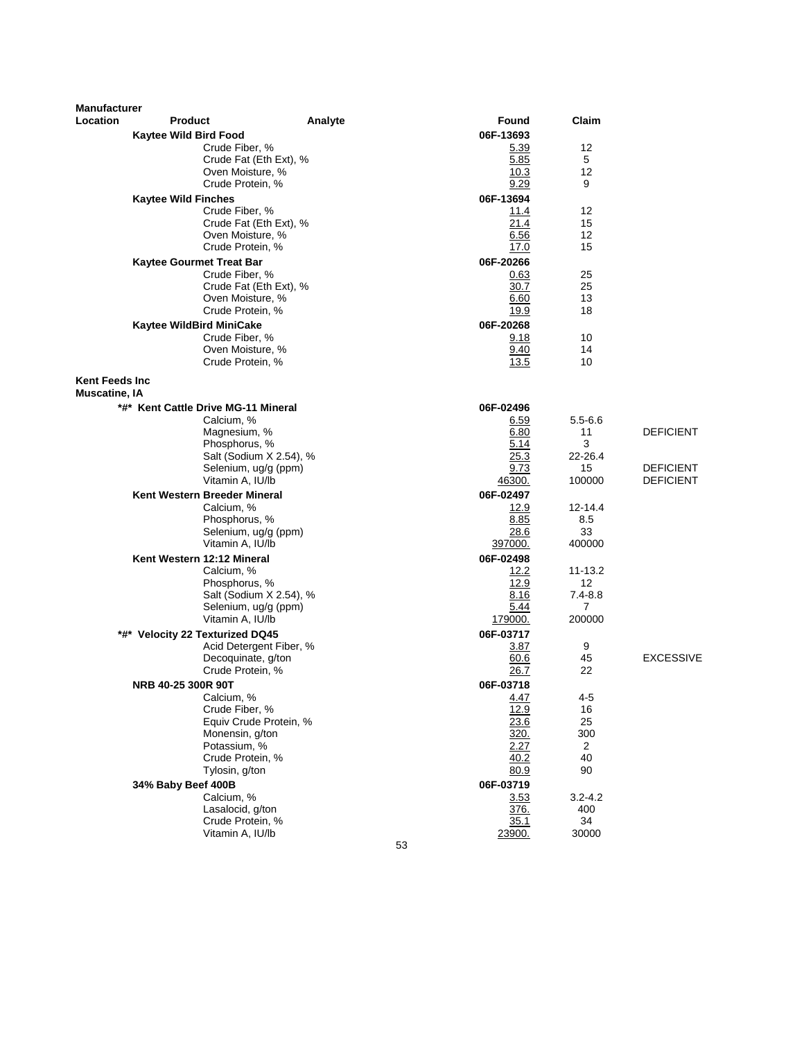| Manufacturer Location | Product | Analyte | Found | Claim | |
|---|---|---|---|---|---|
| | **Kaytee Wild Bird Food** | | **06F-13693** | | |
| | | Crude Fiber, % | 5.39 | 12 | |
| | | Crude Fat (Eth Ext), % | 5.85 | 5 | |
| | | Oven Moisture, % | 10.3 | 12 | |
| | | Crude Protein, % | 9.29 | 9 | |
| | **Kaytee Wild Finches** | | **06F-13694** | | |
| | | Crude Fiber, % | 11.4 | 12 | |
| | | Crude Fat (Eth Ext), % | 21.4 | 15 | |
| | | Oven Moisture, % | 6.56 | 12 | |
| | | Crude Protein, % | 17.0 | 15 | |
| | **Kaytee Gourmet Treat Bar** | | **06F-20266** | | |
| | | Crude Fiber, % | 0.63 | 25 | |
| | | Crude Fat (Eth Ext), % | 30.7 | 25 | |
| | | Oven Moisture, % | 6.60 | 13 | |
| | | Crude Protein, % | 19.9 | 18 | |
| | **Kaytee WildBird MiniCake** | | **06F-20268** | | |
| | | Crude Fiber, % | 9.18 | 10 | |
| | | Oven Moisture, % | 9.40 | 14 | |
| | | Crude Protein, % | 13.5 | 10 | |
| **Kent Feeds Inc Muscatine, IA** | | | | | |
| | **\*#\* Kent Cattle Drive MG-11 Mineral** | | **06F-02496** | | |
| | | Calcium, % | 6.59 | 5.5-6.6 | |
| | | Magnesium, % | 6.80 | 11 | DEFICIENT |
| | | Phosphorus, % | 5.14 | 3 | |
| | | Salt (Sodium X 2.54), % | 25.3 | 22-26.4 | |
| | | Selenium, ug/g (ppm) | 9.73 | 15 | DEFICIENT |
| | | Vitamin A, IU/lb | 46300. | 100000 | DEFICIENT |
| | **Kent Western Breeder Mineral** | | **06F-02497** | | |
| | | Calcium, % | 12.9 | 12-14.4 | |
| | | Phosphorus, % | 8.85 | 8.5 | |
| | | Selenium, ug/g (ppm) | 28.6 | 33 | |
| | | Vitamin A, IU/lb | 397000. | 400000 | |
| | **Kent Western 12:12 Mineral** | | **06F-02498** | | |
| | | Calcium, % | 12.2 | 11-13.2 | |
| | | Phosphorus, % | 12.9 | 12 | |
| | | Salt (Sodium X 2.54), % | 8.16 | 7.4-8.8 | |
| | | Selenium, ug/g (ppm) | 5.44 | 7 | |
| | | Vitamin A, IU/lb | 179000. | 200000 | |
| | **\*#\* Velocity 22 Texturized DQ45** | | **06F-03717** | | |
| | | Acid Detergent Fiber, % | 3.87 | 9 | |
| | | Decoquinate, g/ton | 60.6 | 45 | EXCESSIVE |
| | | Crude Protein, % | 26.7 | 22 | |
| | **NRB 40-25 300R 90T** | | **06F-03718** | | |
| | | Calcium, % | 4.47 | 4-5 | |
| | | Crude Fiber, % | 12.9 | 16 | |
| | | Equiv Crude Protein, % | 23.6 | 25 | |
| | | Monensin, g/ton | 320. | 300 | |
| | | Potassium, % | 2.27 | 2 | |
| | | Crude Protein, % | 40.2 | 40 | |
| | | Tylosin, g/ton | 80.9 | 90 | |
| | **34% Baby Beef 400B** | | **06F-03719** | | |
| | | Calcium, % | 3.53 | 3.2-4.2 | |
| | | Lasalocid, g/ton | 376. | 400 | |
| | | Crude Protein, % | 35.1 | 34 | |
| | | Vitamin A, IU/lb | 23900. | 30000 | |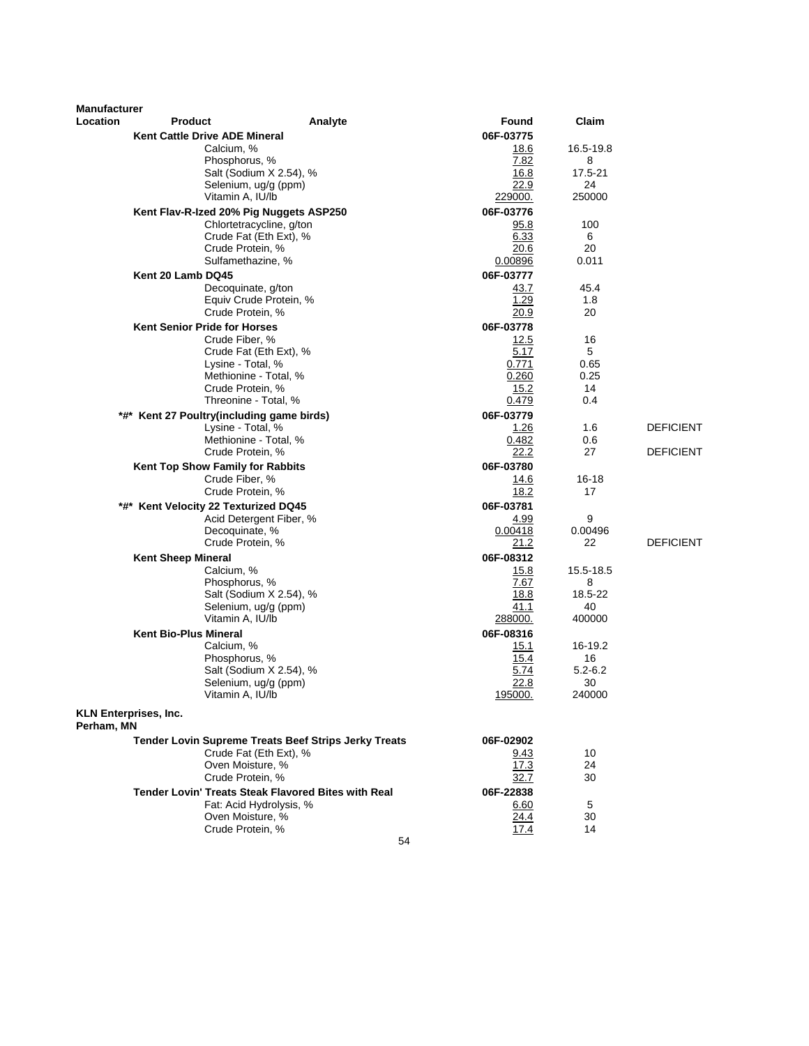| Manufacturer Location | Product | Analyte | Found | Claim | |
|---|---|---|---|---|---|
| | **Kent Cattle Drive ADE Mineral** | | **06F-03775** | | |
| | | Calcium, % | 18.6 | 16.5-19.8 | |
| | | Phosphorus, % | 7.82 | 8 | |
| | | Salt (Sodium X 2.54), % | 16.8 | 17.5-21 | |
| | | Selenium, ug/g (ppm) | 22.9 | 24 | |
| | | Vitamin A, IU/lb | 229000. | 250000 | |
| | **Kent Flav-R-Ized 20% Pig Nuggets ASP250** | | **06F-03776** | | |
| | | Chlortetracycline, g/ton | 95.8 | 100 | |
| | | Crude Fat (Eth Ext), % | 6.33 | 6 | |
| | | Crude Protein, % | 20.6 | 20 | |
| | | Sulfamethazine, % | 0.00896 | 0.011 | |
| | **Kent 20 Lamb DQ45** | | **06F-03777** | | |
| | | Decoquinate, g/ton | 43.7 | 45.4 | |
| | | Equiv Crude Protein, % | 1.29 | 1.8 | |
| | | Crude Protein, % | 20.9 | 20 | |
| | **Kent Senior Pride for Horses** | | **06F-03778** | | |
| | | Crude Fiber, % | 12.5 | 16 | |
| | | Crude Fat (Eth Ext), % | 5.17 | 5 | |
| | | Lysine - Total, % | 0.771 | 0.65 | |
| | | Methionine - Total, % | 0.260 | 0.25 | |
| | | Crude Protein, % | 15.2 | 14 | |
| | | Threonine - Total, % | 0.479 | 0.4 | |
| | **\*#\* Kent 27 Poultry(including game birds)** | | **06F-03779** | | |
| | | Lysine - Total, % | 1.26 | 1.6 | DEFICIENT |
| | | Methionine - Total, % | 0.482 | 0.6 | |
| | | Crude Protein, % | 22.2 | 27 | DEFICIENT |
| | **Kent Top Show Family for Rabbits** | | **06F-03780** | | |
| | | Crude Fiber, % | 14.6 | 16-18 | |
| | | Crude Protein, % | 18.2 | 17 | |
| | **\*#\* Kent Velocity 22 Texturized DQ45** | | **06F-03781** | | |
| | | Acid Detergent Fiber, % | 4.99 | 9 | |
| | | Decoquinate, % | 0.00418 | 0.00496 | |
| | | Crude Protein, % | 21.2 | 22 | DEFICIENT |
| | **Kent Sheep Mineral** | | **06F-08312** | | |
| | | Calcium, % | 15.8 | 15.5-18.5 | |
| | | Phosphorus, % | 7.67 | 8 | |
| | | Salt (Sodium X 2.54), % | 18.8 | 18.5-22 | |
| | | Selenium, ug/g (ppm) | 41.1 | 40 | |
| | | Vitamin A, IU/lb | 288000. | 400000 | |
| | **Kent Bio-Plus Mineral** | | **06F-08316** | | |
| | | Calcium, % | 15.1 | 16-19.2 | |
| | | Phosphorus, % | 15.4 | 16 | |
| | | Salt (Sodium X 2.54), % | 5.74 | 5.2-6.2 | |
| | | Selenium, ug/g (ppm) | 22.8 | 30 | |
| | | Vitamin A, IU/lb | 195000. | 240000 | |
| **KLN Enterprises, Inc. Perham, MN** | | | | | |
| | **Tender Lovin Supreme Treats Beef Strips Jerky Treats** | | **06F-02902** | | |
| | | Crude Fat (Eth Ext), % | 9.43 | 10 | |
| | | Oven Moisture, % | 17.3 | 24 | |
| | | Crude Protein, % | 32.7 | 30 | |
| | **Tender Lovin' Treats Steak Flavored Bites with Real** | | **06F-22838** | | |
| | | Fat: Acid Hydrolysis, % | 6.60 | 5 | |
| | | Oven Moisture, % | 24.4 | 30 | |
| | | Crude Protein, % | 17.4 | 14 | |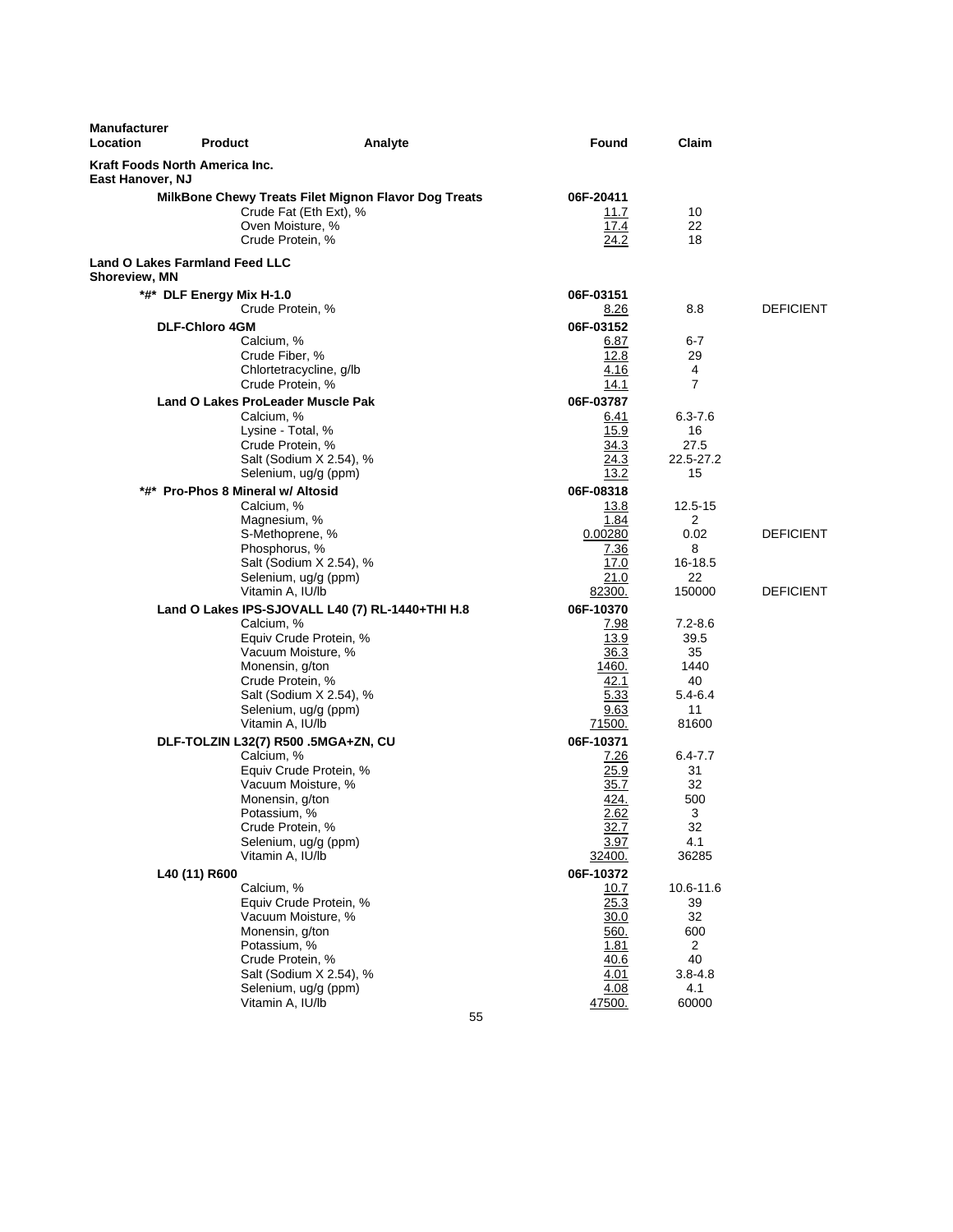| Manufacturer Location | Product | Analyte | Found | Claim | |
|---|---|---|---|---|---|
| **Kraft Foods North America Inc.** | | | | | |
| **East Hanover, NJ** | | | | | |
| | **MilkBone Chewy Treats Filet Mignon Flavor Dog Treats** | | 06F-20411 | | |
| | | Crude Fat (Eth Ext), % | 11.7 | 10 | |
| | | Oven Moisture, % | 17.4 | 22 | |
| | | Crude Protein, % | 24.2 | 18 | |
| **Land O Lakes Farmland Feed LLC** | | | | | |
| **Shoreview, MN** | | | | | |
| | **\*#\* DLF Energy Mix H-1.0** | | 06F-03151 | | |
| | | Crude Protein, % | 8.26 | 8.8 | DEFICIENT |
| | **DLF-Chloro 4GM** | | 06F-03152 | | |
| | | Calcium, % | 6.87 | 6-7 | |
| | | Crude Fiber, % | 12.8 | 29 | |
| | | Chlortetracycline, g/lb | 4.16 | 4 | |
| | | Crude Protein, % | 14.1 | 7 | |
| | **Land O Lakes ProLeader Muscle Pak** | | 06F-03787 | | |
| | | Calcium, % | 6.41 | 6.3-7.6 | |
| | | Lysine - Total, % | 15.9 | 16 | |
| | | Crude Protein, % | 34.3 | 27.5 | |
| | | Salt (Sodium X 2.54), % | 24.3 | 22.5-27.2 | |
| | | Selenium, ug/g (ppm) | 13.2 | 15 | |
| | **\*#\* Pro-Phos 8 Mineral w/ Altosid** | | 06F-08318 | | |
| | | Calcium, % | 13.8 | 12.5-15 | |
| | | Magnesium, % | 1.84 | 2 | |
| | | S-Methoprene, % | 0.00280 | 0.02 | DEFICIENT |
| | | Phosphorus, % | 7.36 | 8 | |
| | | Salt (Sodium X 2.54), % | 17.0 | 16-18.5 | |
| | | Selenium, ug/g (ppm) | 21.0 | 22 | |
| | | Vitamin A, IU/lb | 82300. | 150000 | DEFICIENT |
| | **Land O Lakes IPS-SJOVALL L40 (7) RL-1440+THI H.8** | | 06F-10370 | | |
| | | Calcium, % | 7.98 | 7.2-8.6 | |
| | | Equiv Crude Protein, % | 13.9 | 39.5 | |
| | | Vacuum Moisture, % | 36.3 | 35 | |
| | | Monensin, g/ton | 1460. | 1440 | |
| | | Crude Protein, % | 42.1 | 40 | |
| | | Salt (Sodium X 2.54), % | 5.33 | 5.4-6.4 | |
| | | Selenium, ug/g (ppm) | 9.63 | 11 | |
| | | Vitamin A, IU/lb | 71500. | 81600 | |
| | **DLF-TOLZIN L32(7) R500 .5MGA+ZN, CU** | | 06F-10371 | | |
| | | Calcium, % | 7.26 | 6.4-7.7 | |
| | | Equiv Crude Protein, % | 25.9 | 31 | |
| | | Vacuum Moisture, % | 35.7 | 32 | |
| | | Monensin, g/ton | 424. | 500 | |
| | | Potassium, % | 2.62 | 3 | |
| | | Crude Protein, % | 32.7 | 32 | |
| | | Selenium, ug/g (ppm) | 3.97 | 4.1 | |
| | | Vitamin A, IU/lb | 32400. | 36285 | |
| | **L40 (11) R600** | | 06F-10372 | | |
| | | Calcium, % | 10.7 | 10.6-11.6 | |
| | | Equiv Crude Protein, % | 25.3 | 39 | |
| | | Vacuum Moisture, % | 30.0 | 32 | |
| | | Monensin, g/ton | 560. | 600 | |
| | | Potassium, % | 1.81 | 2 | |
| | | Crude Protein, % | 40.6 | 40 | |
| | | Salt (Sodium X 2.54), % | 4.01 | 3.8-4.8 | |
| | | Selenium, ug/g (ppm) | 4.08 | 4.1 | |
| | | Vitamin A, IU/lb | 47500. | 60000 | |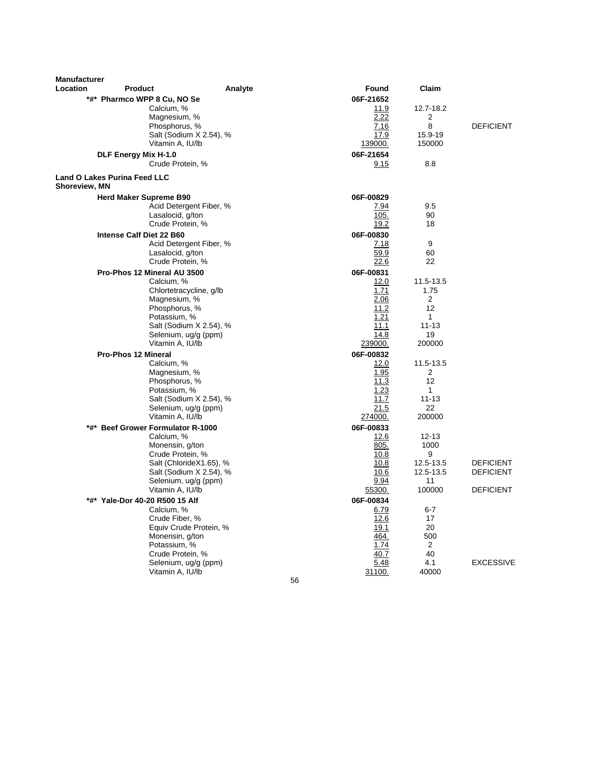| Manufacturer Location | Product | Analyte | Found | Claim | |
|---|---|---|---|---|---|
| | *#* Pharmco WPP 8 Cu, NO Se | | 06F-21652 | | |
| | | Calcium, % | 11.9 | 12.7-18.2 | |
| | | Magnesium, % | 2.22 | 2 | |
| | | Phosphorus, % | 7.16 | 8 | DEFICIENT |
| | | Salt (Sodium X 2.54), % | 17.9 | 15.9-19 | |
| | | Vitamin A, IU/lb | 139000. | 150000 | |
| | DLF Energy Mix H-1.0 | | 06F-21654 | | |
| | | Crude Protein, % | 9.15 | 8.8 | |
| **Land O Lakes Purina Feed LLC Shoreview, MN** | | | | | |
| | Herd Maker Supreme B90 | | 06F-00829 | | |
| | | Acid Detergent Fiber, % | 7.94 | 9.5 | |
| | | Lasalocid, g/ton | 105. | 90 | |
| | | Crude Protein, % | 19.2 | 18 | |
| | Intense Calf Diet 22 B60 | | 06F-00830 | | |
| | | Acid Detergent Fiber, % | 7.18 | 9 | |
| | | Lasalocid, g/ton | 59.9 | 60 | |
| | | Crude Protein, % | 22.6 | 22 | |
| | Pro-Phos 12 Mineral AU 3500 | | 06F-00831 | | |
| | | Calcium, % | 12.0 | 11.5-13.5 | |
| | | Chlortetracycline, g/lb | 1.71 | 1.75 | |
| | | Magnesium, % | 2.06 | 2 | |
| | | Phosphorus, % | 11.2 | 12 | |
| | | Potassium, % | 1.21 | 1 | |
| | | Salt (Sodium X 2.54), % | 11.1 | 11-13 | |
| | | Selenium, ug/g (ppm) | 14.8 | 19 | |
| | | Vitamin A, IU/lb | 239000. | 200000 | |
| | Pro-Phos 12 Mineral | | 06F-00832 | | |
| | | Calcium, % | 12.0 | 11.5-13.5 | |
| | | Magnesium, % | 1.95 | 2 | |
| | | Phosphorus, % | 11.3 | 12 | |
| | | Potassium, % | 1.23 | 1 | |
| | | Salt (Sodium X 2.54), % | 11.7 | 11-13 | |
| | | Selenium, ug/g (ppm) | 21.5 | 22 | |
| | | Vitamin A, IU/lb | 274000. | 200000 | |
| | *#* Beef Grower Formulator R-1000 | | 06F-00833 | | |
| | | Calcium, % | 12.6 | 12-13 | |
| | | Monensin, g/ton | 805. | 1000 | |
| | | Crude Protein, % | 10.8 | 9 | |
| | | Salt (ChlorideX1.65), % | 10.8 | 12.5-13.5 | DEFICIENT |
| | | Salt (Sodium X 2.54), % | 10.6 | 12.5-13.5 | DEFICIENT |
| | | Selenium, ug/g (ppm) | 9.94 | 11 | |
| | | Vitamin A, IU/lb | 55300. | 100000 | DEFICIENT |
| | *#* Yale-Dor 40-20 R500 15 Alf | | 06F-00834 | | |
| | | Calcium, % | 6.79 | 6-7 | |
| | | Crude Fiber, % | 12.6 | 17 | |
| | | Equiv Crude Protein, % | 19.1 | 20 | |
| | | Monensin, g/ton | 464. | 500 | |
| | | Potassium, % | 1.74 | 2 | |
| | | Crude Protein, % | 40.7 | 40 | |
| | | Selenium, ug/g (ppm) | 5.48 | 4.1 | EXCESSIVE |
| | | Vitamin A, IU/lb | 31100. | 40000 | |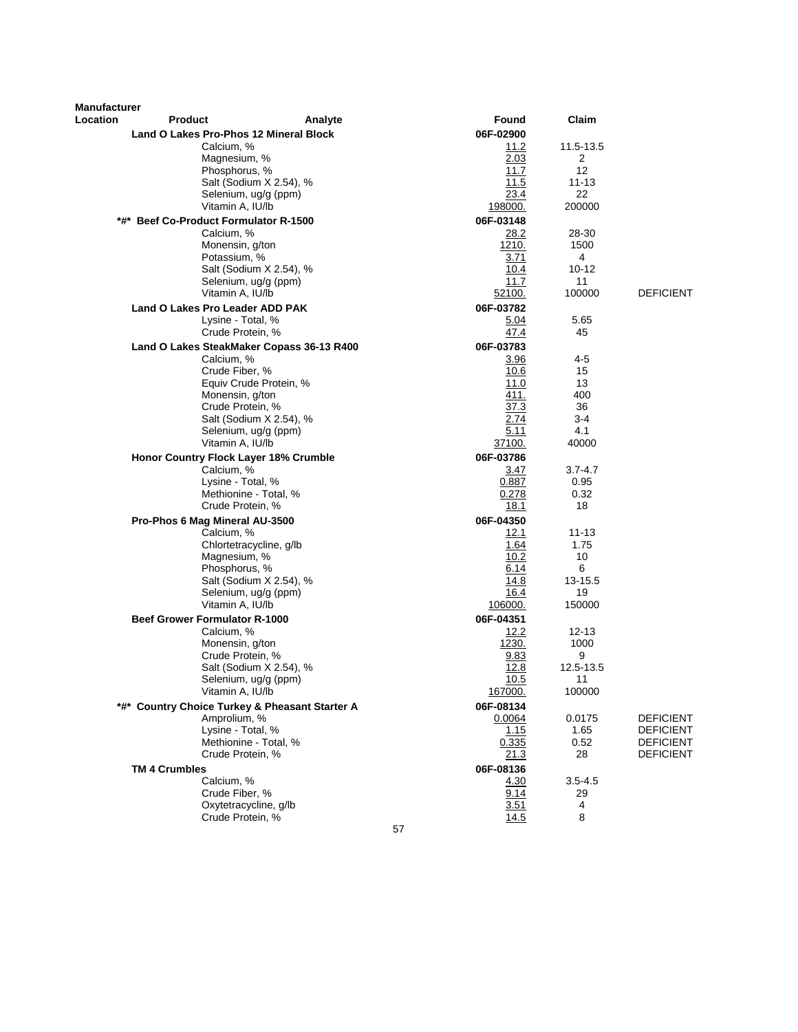| Manufacturer Location | Product | Analyte | Found | Claim | |
|---|---|---|---|---|---|
| | **Land O Lakes Pro-Phos 12 Mineral Block** | | **06F-02900** | | |
| | | Calcium, % | 11.2 | 11.5-13.5 | |
| | | Magnesium, % | 2.03 | 2 | |
| | | Phosphorus, % | 11.7 | 12 | |
| | | Salt (Sodium X 2.54), % | 11.5 | 11-13 | |
| | | Selenium, ug/g (ppm) | 23.4 | 22 | |
| | | Vitamin A, IU/lb | 198000. | 200000 | |
| | **\*#\* Beef Co-Product Formulator R-1500** | | **06F-03148** | | |
| | | Calcium, % | 28.2 | 28-30 | |
| | | Monensin, g/ton | 1210. | 1500 | |
| | | Potassium, % | 3.71 | 4 | |
| | | Salt (Sodium X 2.54), % | 10.4 | 10-12 | |
| | | Selenium, ug/g (ppm) | 11.7 | 11 | |
| | | Vitamin A, IU/lb | 52100. | 100000 | DEFICIENT |
| | **Land O Lakes Pro Leader ADD PAK** | | **06F-03782** | | |
| | | Lysine - Total, % | 5.04 | 5.65 | |
| | | Crude Protein, % | 47.4 | 45 | |
| | **Land O Lakes SteakMaker Copass 36-13 R400** | | **06F-03783** | | |
| | | Calcium, % | 3.96 | 4-5 | |
| | | Crude Fiber, % | 10.6 | 15 | |
| | | Equiv Crude Protein, % | 11.0 | 13 | |
| | | Monensin, g/ton | 411. | 400 | |
| | | Crude Protein, % | 37.3 | 36 | |
| | | Salt (Sodium X 2.54), % | 2.74 | 3-4 | |
| | | Selenium, ug/g (ppm) | 5.11 | 4.1 | |
| | | Vitamin A, IU/lb | 37100. | 40000 | |
| | **Honor Country Flock Layer 18% Crumble** | | **06F-03786** | | |
| | | Calcium, % | 3.47 | 3.7-4.7 | |
| | | Lysine - Total, % | 0.887 | 0.95 | |
| | | Methionine - Total, % | 0.278 | 0.32 | |
| | | Crude Protein, % | 18.1 | 18 | |
| | **Pro-Phos 6 Mag Mineral AU-3500** | | **06F-04350** | | |
| | | Calcium, % | 12.1 | 11-13 | |
| | | Chlortetracycline, g/lb | 1.64 | 1.75 | |
| | | Magnesium, % | 10.2 | 10 | |
| | | Phosphorus, % | 6.14 | 6 | |
| | | Salt (Sodium X 2.54), % | 14.8 | 13-15.5 | |
| | | Selenium, ug/g (ppm) | 16.4 | 19 | |
| | | Vitamin A, IU/lb | 106000. | 150000 | |
| | **Beef Grower Formulator R-1000** | | **06F-04351** | | |
| | | Calcium, % | 12.2 | 12-13 | |
| | | Monensin, g/ton | 1230. | 1000 | |
| | | Crude Protein, % | 9.83 | 9 | |
| | | Salt (Sodium X 2.54), % | 12.8 | 12.5-13.5 | |
| | | Selenium, ug/g (ppm) | 10.5 | 11 | |
| | | Vitamin A, IU/lb | 167000. | 100000 | |
| | **\*#\* Country Choice Turkey & Pheasant Starter A** | | **06F-08134** | | |
| | | Amprolium, % | 0.0064 | 0.0175 | DEFICIENT |
| | | Lysine - Total, % | 1.15 | 1.65 | DEFICIENT |
| | | Methionine - Total, % | 0.335 | 0.52 | DEFICIENT |
| | | Crude Protein, % | 21.3 | 28 | DEFICIENT |
| | **TM 4 Crumbles** | | **06F-08136** | | |
| | | Calcium, % | 4.30 | 3.5-4.5 | |
| | | Crude Fiber, % | 9.14 | 29 | |
| | | Oxytetracycline, g/lb | 3.51 | 4 | |
| | | Crude Protein, % | 14.5 | 8 | |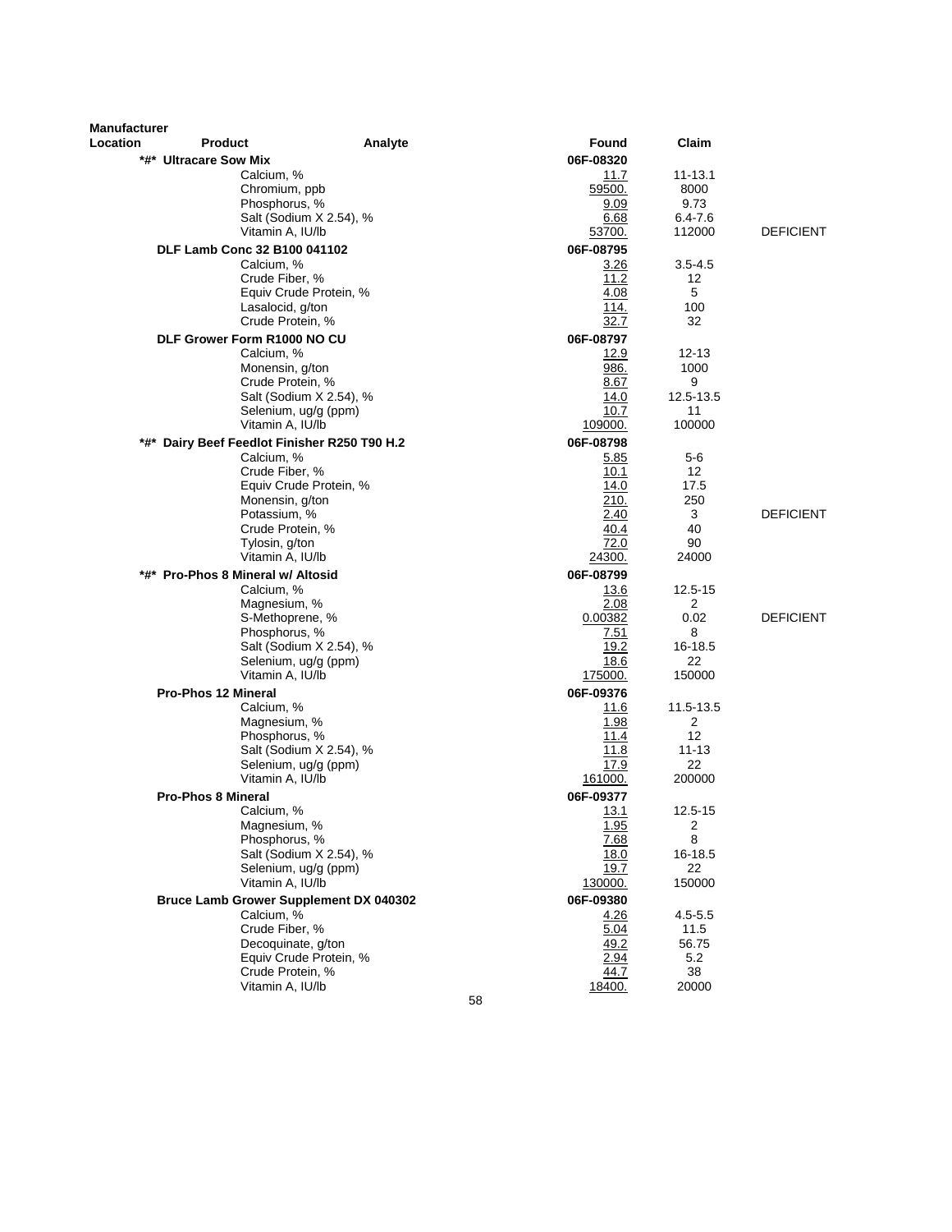| Manufacturer Location | Product | Analyte | Found | Claim | |
|---|---|---|---|---|---|
| | *#* Ultracare Sow Mix | | 06F-08320 | | |
| | | Calcium, % | 11.7 | 11-13.1 | |
| | | Chromium, ppb | 59500. | 8000 | |
| | | Phosphorus, % | 9.09 | 9.73 | |
| | | Salt (Sodium X 2.54), % | 6.68 | 6.4-7.6 | |
| | | Vitamin A, IU/lb | 53700. | 112000 | DEFICIENT |
| | DLF Lamb Conc 32 B100 041102 | | 06F-08795 | | |
| | | Calcium, % | 3.26 | 3.5-4.5 | |
| | | Crude Fiber, % | 11.2 | 12 | |
| | | Equiv Crude Protein, % | 4.08 | 5 | |
| | | Lasalocid, g/ton | 114. | 100 | |
| | | Crude Protein, % | 32.7 | 32 | |
| | DLF Grower Form R1000 NO CU | | 06F-08797 | | |
| | | Calcium, % | 12.9 | 12-13 | |
| | | Monensin, g/ton | 986. | 1000 | |
| | | Crude Protein, % | 8.67 | 9 | |
| | | Salt (Sodium X 2.54), % | 14.0 | 12.5-13.5 | |
| | | Selenium, ug/g (ppm) | 10.7 | 11 | |
| | | Vitamin A, IU/lb | 109000. | 100000 | |
| | *#* Dairy Beef Feedlot Finisher R250 T90 H.2 | | 06F-08798 | | |
| | | Calcium, % | 5.85 | 5-6 | |
| | | Crude Fiber, % | 10.1 | 12 | |
| | | Equiv Crude Protein, % | 14.0 | 17.5 | |
| | | Monensin, g/ton | 210. | 250 | |
| | | Potassium, % | 2.40 | 3 | DEFICIENT |
| | | Crude Protein, % | 40.4 | 40 | |
| | | Tylosin, g/ton | 72.0 | 90 | |
| | | Vitamin A, IU/lb | 24300. | 24000 | |
| | *#* Pro-Phos 8 Mineral w/ Altosid | | 06F-08799 | | |
| | | Calcium, % | 13.6 | 12.5-15 | |
| | | Magnesium, % | 2.08 | 2 | |
| | | S-Methoprene, % | 0.00382 | 0.02 | DEFICIENT |
| | | Phosphorus, % | 7.51 | 8 | |
| | | Salt (Sodium X 2.54), % | 19.2 | 16-18.5 | |
| | | Selenium, ug/g (ppm) | 18.6 | 22 | |
| | | Vitamin A, IU/lb | 175000. | 150000 | |
| | Pro-Phos 12 Mineral | | 06F-09376 | | |
| | | Calcium, % | 11.6 | 11.5-13.5 | |
| | | Magnesium, % | 1.98 | 2 | |
| | | Phosphorus, % | 11.4 | 12 | |
| | | Salt (Sodium X 2.54), % | 11.8 | 11-13 | |
| | | Selenium, ug/g (ppm) | 17.9 | 22 | |
| | | Vitamin A, IU/lb | 161000. | 200000 | |
| | Pro-Phos 8 Mineral | | 06F-09377 | | |
| | | Calcium, % | 13.1 | 12.5-15 | |
| | | Magnesium, % | 1.95 | 2 | |
| | | Phosphorus, % | 7.68 | 8 | |
| | | Salt (Sodium X 2.54), % | 18.0 | 16-18.5 | |
| | | Selenium, ug/g (ppm) | 19.7 | 22 | |
| | | Vitamin A, IU/lb | 130000. | 150000 | |
| | Bruce Lamb Grower Supplement DX 040302 | | 06F-09380 | | |
| | | Calcium, % | 4.26 | 4.5-5.5 | |
| | | Crude Fiber, % | 5.04 | 11.5 | |
| | | Decoquinate, g/ton | 49.2 | 56.75 | |
| | | Equiv Crude Protein, % | 2.94 | 5.2 | |
| | | Crude Protein, % | 44.7 | 38 | |
| | | Vitamin A, IU/lb | 18400. | 20000 | |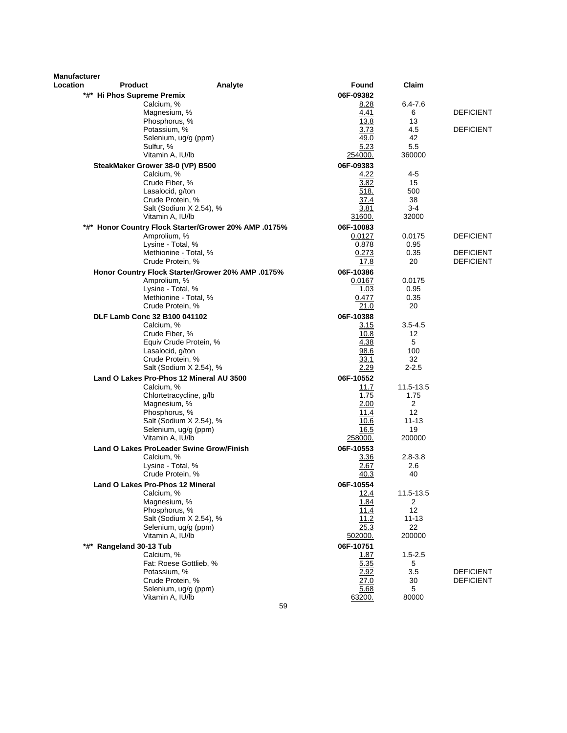| Manufacturer Location | Product | Analyte | Found | Claim | |
|---|---|---|---|---|---|
| | ***#* Hi Phos Supreme Premix** | | **06F-09382** | | |
| | | Calcium, % | 8.28 | 6.4-7.6 | |
| | | Magnesium, % | 4.41 | 6 | DEFICIENT |
| | | Phosphorus, % | 13.8 | 13 | |
| | | Potassium, % | 3.73 | 4.5 | DEFICIENT |
| | | Selenium, ug/g (ppm) | 49.0 | 42 | |
| | | Sulfur, % | 5.23 | 5.5 | |
| | | Vitamin A, IU/lb | 254000. | 360000 | |
| | **SteakMaker Grower 38-0 (VP) B500** | | **06F-09383** | | |
| | | Calcium, % | 4.22 | 4-5 | |
| | | Crude Fiber, % | 3.82 | 15 | |
| | | Lasalocid, g/ton | 518. | 500 | |
| | | Crude Protein, % | 37.4 | 38 | |
| | | Salt (Sodium X 2.54), % | 3.81 | 3-4 | |
| | | Vitamin A, IU/lb | 31600. | 32000 | |
| | ***#* Honor Country Flock Starter/Grower 20% AMP .0175%** | | **06F-10083** | | |
| | | Amprolium, % | 0.0127 | 0.0175 | DEFICIENT |
| | | Lysine - Total, % | 0.878 | 0.95 | |
| | | Methionine - Total, % | 0.273 | 0.35 | DEFICIENT |
| | | Crude Protein, % | 17.8 | 20 | DEFICIENT |
| | **Honor Country Flock Starter/Grower 20% AMP .0175%** | | **06F-10386** | | |
| | | Amprolium, % | 0.0167 | 0.0175 | |
| | | Lysine - Total, % | 1.03 | 0.95 | |
| | | Methionine - Total, % | 0.477 | 0.35 | |
| | | Crude Protein, % | 21.0 | 20 | |
| | **DLF Lamb Conc 32 B100 041102** | | **06F-10388** | | |
| | | Calcium, % | 3.15 | 3.5-4.5 | |
| | | Crude Fiber, % | 10.8 | 12 | |
| | | Equiv Crude Protein, % | 4.38 | 5 | |
| | | Lasalocid, g/ton | 98.6 | 100 | |
| | | Crude Protein, % | 33.1 | 32 | |
| | | Salt (Sodium X 2.54), % | 2.29 | 2-2.5 | |
| | **Land O Lakes Pro-Phos 12 Mineral AU 3500** | | **06F-10552** | | |
| | | Calcium, % | 11.7 | 11.5-13.5 | |
| | | Chlortetracycline, g/lb | 1.75 | 1.75 | |
| | | Magnesium, % | 2.00 | 2 | |
| | | Phosphorus, % | 11.4 | 12 | |
| | | Salt (Sodium X 2.54), % | 10.6 | 11-13 | |
| | | Selenium, ug/g (ppm) | 16.5 | 19 | |
| | | Vitamin A, IU/lb | 258000. | 200000 | |
| | **Land O Lakes ProLeader Swine Grow/Finish** | | **06F-10553** | | |
| | | Calcium, % | 3.36 | 2.8-3.8 | |
| | | Lysine - Total, % | 2.67 | 2.6 | |
| | | Crude Protein, % | 40.3 | 40 | |
| | **Land O Lakes Pro-Phos 12 Mineral** | | **06F-10554** | | |
| | | Calcium, % | 12.4 | 11.5-13.5 | |
| | | Magnesium, % | 1.84 | 2 | |
| | | Phosphorus, % | 11.4 | 12 | |
| | | Salt (Sodium X 2.54), % | 11.2 | 11-13 | |
| | | Selenium, ug/g (ppm) | 25.3 | 22 | |
| | | Vitamin A, IU/lb | 502000. | 200000 | |
| | ***#* Rangeland 30-13 Tub** | | **06F-10751** | | |
| | | Calcium, % | 1.87 | 1.5-2.5 | |
| | | Fat: Roese Gottlieb, % | 5.35 | 5 | |
| | | Potassium, % | 2.92 | 3.5 | DEFICIENT |
| | | Crude Protein, % | 27.0 | 30 | DEFICIENT |
| | | Selenium, ug/g (ppm) | 5.68 | 5 | |
| | | Vitamin A, IU/lb | 63200. | 80000 | |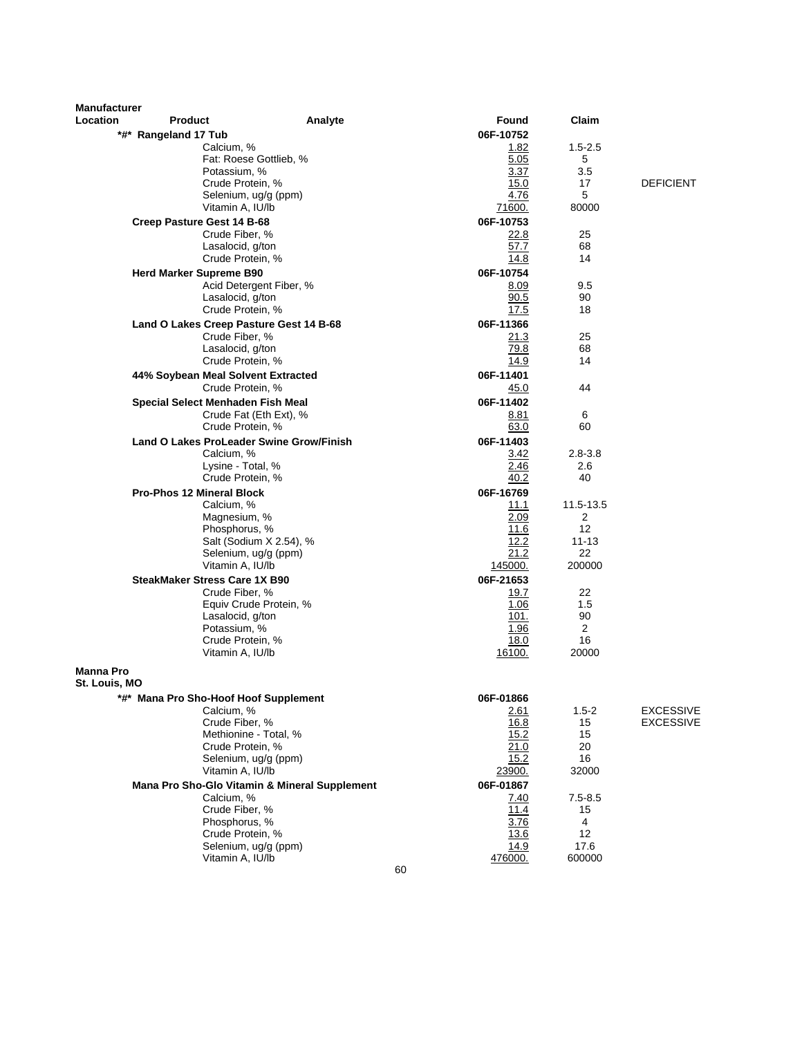| Manufacturer Location | Product | Analyte | Found | Claim | |
|---|---|---|---|---|---|
| | *#* Rangeland 17 Tub | | 06F-10752 | | |
| | | Calcium, % | 1.82 | 1.5-2.5 | |
| | | Fat: Roese Gottlieb, % | 5.05 | 5 | |
| | | Potassium, % | 3.37 | 3.5 | |
| | | Crude Protein, % | 15.0 | 17 | DEFICIENT |
| | | Selenium, ug/g (ppm) | 4.76 | 5 | |
| | | Vitamin A, IU/lb | 71600. | 80000 | |
| | Creep Pasture Gest 14 B-68 | | 06F-10753 | | |
| | | Crude Fiber, % | 22.8 | 25 | |
| | | Lasalocid, g/ton | 57.7 | 68 | |
| | | Crude Protein, % | 14.8 | 14 | |
| | Herd Marker Supreme B90 | | 06F-10754 | | |
| | | Acid Detergent Fiber, % | 8.09 | 9.5 | |
| | | Lasalocid, g/ton | 90.5 | 90 | |
| | | Crude Protein, % | 17.5 | 18 | |
| | Land O Lakes Creep Pasture Gest 14 B-68 | | 06F-11366 | | |
| | | Crude Fiber, % | 21.3 | 25 | |
| | | Lasalocid, g/ton | 79.8 | 68 | |
| | | Crude Protein, % | 14.9 | 14 | |
| | 44% Soybean Meal Solvent Extracted | | 06F-11401 | | |
| | | Crude Protein, % | 45.0 | 44 | |
| | Special Select Menhaden Fish Meal | | 06F-11402 | | |
| | | Crude Fat (Eth Ext), % | 8.81 | 6 | |
| | | Crude Protein, % | 63.0 | 60 | |
| | Land O Lakes ProLeader Swine Grow/Finish | | 06F-11403 | | |
| | | Calcium, % | 3.42 | 2.8-3.8 | |
| | | Lysine - Total, % | 2.46 | 2.6 | |
| | | Crude Protein, % | 40.2 | 40 | |
| | Pro-Phos 12 Mineral Block | | 06F-16769 | | |
| | | Calcium, % | 11.1 | 11.5-13.5 | |
| | | Magnesium, % | 2.09 | 2 | |
| | | Phosphorus, % | 11.6 | 12 | |
| | | Salt (Sodium X 2.54), % | 12.2 | 11-13 | |
| | | Selenium, ug/g (ppm) | 21.2 | 22 | |
| | | Vitamin A, IU/lb | 145000. | 200000 | |
| | SteakMaker Stress Care 1X B90 | | 06F-21653 | | |
| | | Crude Fiber, % | 19.7 | 22 | |
| | | Equiv Crude Protein, % | 1.06 | 1.5 | |
| | | Lasalocid, g/ton | 101. | 90 | |
| | | Potassium, % | 1.96 | 2 | |
| | | Crude Protein, % | 18.0 | 16 | |
| | | Vitamin A, IU/lb | 16100. | 20000 | |
| **Manna Pro St. Louis, MO** | | | | | |
| | *#* Mana Pro Sho-Hoof Hoof Supplement | | 06F-01866 | | |
| | | Calcium, % | 2.61 | 1.5-2 | EXCESSIVE |
| | | Crude Fiber, % | 16.8 | 15 | EXCESSIVE |
| | | Methionine - Total, % | 15.2 | 15 | |
| | | Crude Protein, % | 21.0 | 20 | |
| | | Selenium, ug/g (ppm) | 15.2 | 16 | |
| | | Vitamin A, IU/lb | 23900. | 32000 | |
| | Mana Pro Sho-Glo Vitamin & Mineral Supplement | | 06F-01867 | | |
| | | Calcium, % | 7.40 | 7.5-8.5 | |
| | | Crude Fiber, % | 11.4 | 15 | |
| | | Phosphorus, % | 3.76 | 4 | |
| | | Crude Protein, % | 13.6 | 12 | |
| | | Selenium, ug/g (ppm) | 14.9 | 17.6 | |
| | | Vitamin A, IU/lb | 476000. | 600000 | |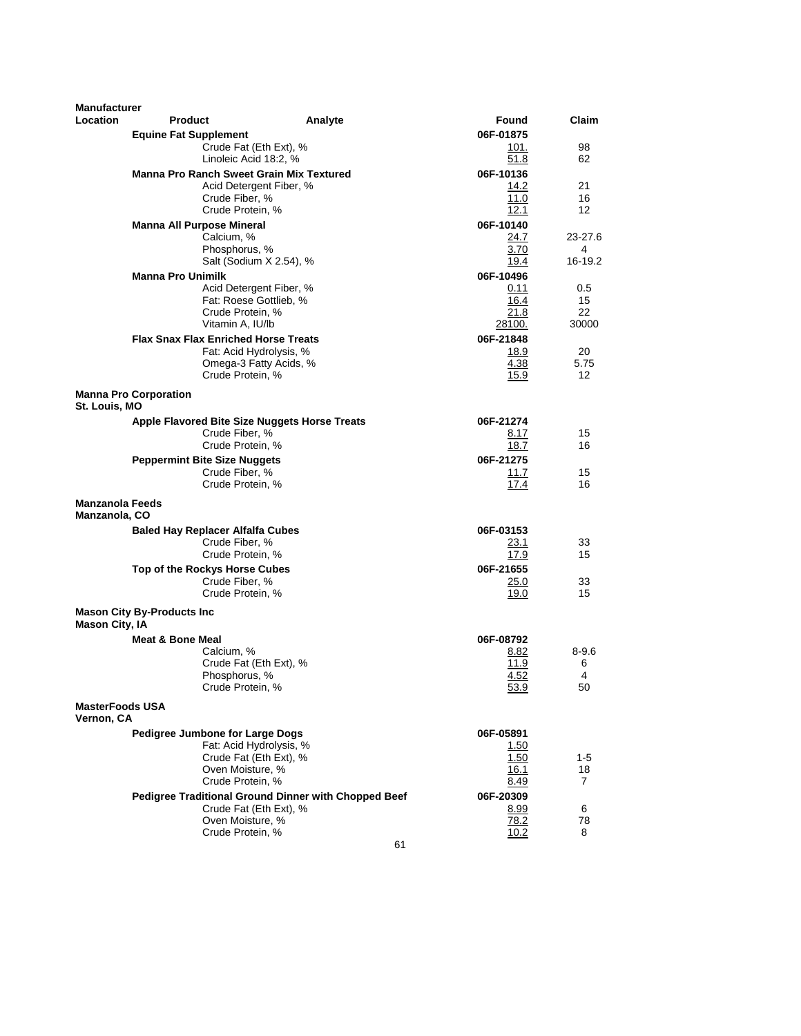| Manufacturer Location | Product | Analyte | Found | Claim |
|---|---|---|---|---|
| | **Equine Fat Supplement** | | **06F-01875** | |
| | | Crude Fat (Eth Ext), % | 101. | 98 |
| | | Linoleic Acid 18:2, % | 51.8 | 62 |
| | **Manna Pro Ranch Sweet Grain Mix Textured** | | **06F-10136** | |
| | | Acid Detergent Fiber, % | 14.2 | 21 |
| | | Crude Fiber, % | 11.0 | 16 |
| | | Crude Protein, % | 12.1 | 12 |
| | **Manna All Purpose Mineral** | | **06F-10140** | |
| | | Calcium, % | 24.7 | 23-27.6 |
| | | Phosphorus, % | 3.70 | 4 |
| | | Salt (Sodium X 2.54), % | 19.4 | 16-19.2 |
| | **Manna Pro Unimilk** | | **06F-10496** | |
| | | Acid Detergent Fiber, % | 0.11 | 0.5 |
| | | Fat: Roese Gottlieb, % | 16.4 | 15 |
| | | Crude Protein, % | 21.8 | 22 |
| | | Vitamin A, IU/lb | 28100. | 30000 |
| | **Flax Snax Flax Enriched Horse Treats** | | **06F-21848** | |
| | | Fat: Acid Hydrolysis, % | 18.9 | 20 |
| | | Omega-3 Fatty Acids, % | 4.38 | 5.75 |
| | | Crude Protein, % | 15.9 | 12 |
| **Manna Pro Corporation St. Louis, MO** | | | | |
| | **Apple Flavored Bite Size Nuggets Horse Treats** | | **06F-21274** | |
| | | Crude Fiber, % | 8.17 | 15 |
| | | Crude Protein, % | 18.7 | 16 |
| | **Peppermint Bite Size Nuggets** | | **06F-21275** | |
| | | Crude Fiber, % | 11.7 | 15 |
| | | Crude Protein, % | 17.4 | 16 |
| **Manzanola Feeds Manzanola, CO** | | | | |
| | **Baled Hay Replacer Alfalfa Cubes** | | **06F-03153** | |
| | | Crude Fiber, % | 23.1 | 33 |
| | | Crude Protein, % | 17.9 | 15 |
| | **Top of the Rockys Horse Cubes** | | **06F-21655** | |
| | | Crude Fiber, % | 25.0 | 33 |
| | | Crude Protein, % | 19.0 | 15 |
| **Mason City By-Products Inc Mason City, IA** | | | | |
| | **Meat & Bone Meal** | | **06F-08792** | |
| | | Calcium, % | 8.82 | 8-9.6 |
| | | Crude Fat (Eth Ext), % | 11.9 | 6 |
| | | Phosphorus, % | 4.52 | 4 |
| | | Crude Protein, % | 53.9 | 50 |
| **MasterFoods USA Vernon, CA** | | | | |
| | **Pedigree Jumbone for Large Dogs** | | **06F-05891** | |
| | | Fat: Acid Hydrolysis, % | 1.50 | |
| | | Crude Fat (Eth Ext), % | 1.50 | 1-5 |
| | | Oven Moisture, % | 16.1 | 18 |
| | | Crude Protein, % | 8.49 | 7 |
| | **Pedigree Traditional Ground Dinner with Chopped Beef** | | **06F-20309** | |
| | | Crude Fat (Eth Ext), % | 8.99 | 6 |
| | | Oven Moisture, % | 78.2 | 78 |
| | | Crude Protein, % | 10.2 | 8 |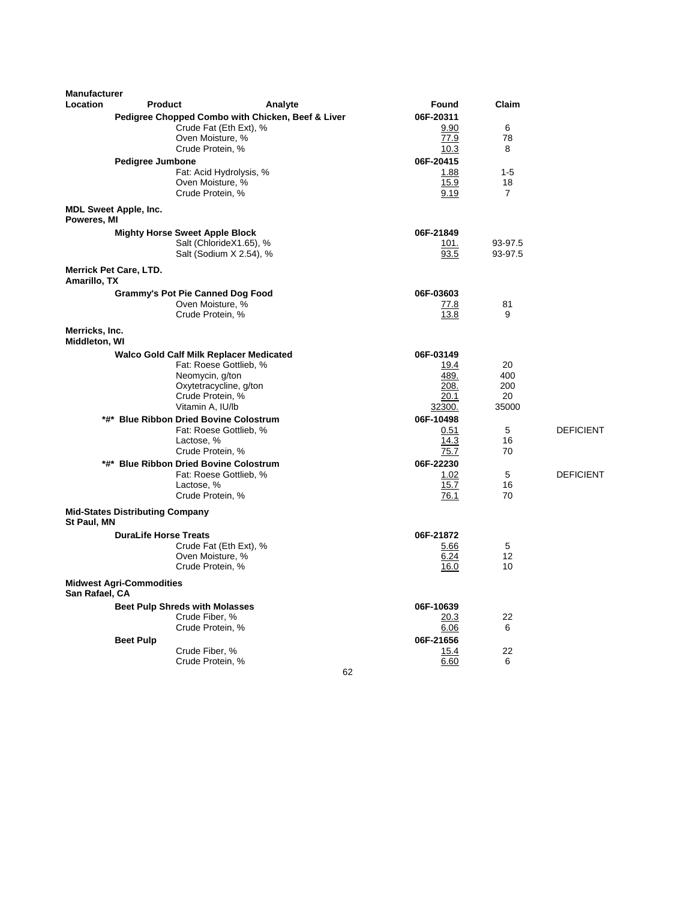| Manufacturer Location | Product | Analyte | Found | Claim | |
|---|---|---|---|---|---|
| | **Pedigree Chopped Combo with Chicken, Beef & Liver** | | **06F-20311** | | |
| | | Crude Fat (Eth Ext), % | 9.90 | 6 | |
| | | Oven Moisture, % | 77.9 | 78 | |
| | | Crude Protein, % | 10.3 | 8 | |
| | **Pedigree Jumbone** | | **06F-20415** | | |
| | | Fat: Acid Hydrolysis, % | 1.88 | 1-5 | |
| | | Oven Moisture, % | 15.9 | 18 | |
| | | Crude Protein, % | 9.19 | 7 | |
| **MDL Sweet Apple, Inc.** **Poweres, MI** | | | | | |
| | **Mighty Horse Sweet Apple Block** | | **06F-21849** | | |
| | | Salt (ChlorideX1.65), % | 101. | 93-97.5 | |
| | | Salt (Sodium X 2.54), % | 93.5 | 93-97.5 | |
| **Merrick Pet Care, LTD.** **Amarillo, TX** | | | | | |
| | **Grammy's Pot Pie Canned Dog Food** | | **06F-03603** | | |
| | | Oven Moisture, % | 77.8 | 81 | |
| | | Crude Protein, % | 13.8 | 9 | |
| **Merricks, Inc.** **Middleton, WI** | | | | | |
| | **Walco Gold Calf Milk Replacer Medicated** | | **06F-03149** | | |
| | | Fat: Roese Gottlieb, % | 19.4 | 20 | |
| | | Neomycin, g/ton | 489. | 400 | |
| | | Oxytetracycline, g/ton | 208. | 200 | |
| | | Crude Protein, % | 20.1 | 20 | |
| | | Vitamin A, IU/lb | 32300. | 35000 | |
| | **\*#\* Blue Ribbon Dried Bovine Colostrum** | | **06F-10498** | | |
| | | Fat: Roese Gottlieb, % | 0.51 | 5 | DEFICIENT |
| | | Lactose, % | 14.3 | 16 | |
| | | Crude Protein, % | 75.7 | 70 | |
| | **\*#\* Blue Ribbon Dried Bovine Colostrum** | | **06F-22230** | | |
| | | Fat: Roese Gottlieb, % | 1.02 | 5 | DEFICIENT |
| | | Lactose, % | 15.7 | 16 | |
| | | Crude Protein, % | 76.1 | 70 | |
| **Mid-States Distributing Company** **St Paul, MN** | | | | | |
| | **DuraLife Horse Treats** | | **06F-21872** | | |
| | | Crude Fat (Eth Ext), % | 5.66 | 5 | |
| | | Oven Moisture, % | 6.24 | 12 | |
| | | Crude Protein, % | 16.0 | 10 | |
| **Midwest Agri-Commodities** **San Rafael, CA** | | | | | |
| | **Beet Pulp Shreds with Molasses** | | **06F-10639** | | |
| | | Crude Fiber, % | 20.3 | 22 | |
| | | Crude Protein, % | 6.06 | 6 | |
| | **Beet Pulp** | | **06F-21656** | | |
| | | Crude Fiber, % | 15.4 | 22 | |
| | | Crude Protein, % | 6.60 | 6 | |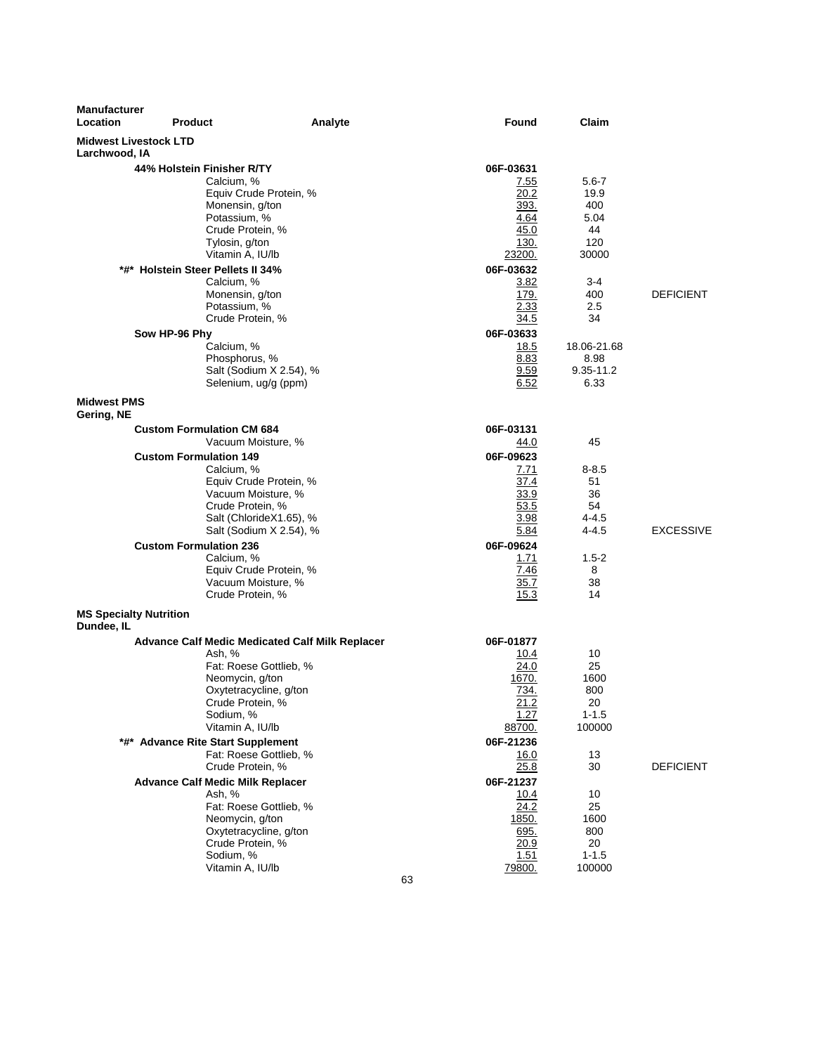| Manufacturer Location | Product | Analyte | Found | Claim | |
|---|---|---|---|---|---|
| **Midwest Livestock LTD** Larchwood, IA | | | | | |
| | **44% Holstein Finisher R/TY** | | 06F-03631 | | |
| | | Calcium, % | 7.55 | 5.6-7 | |
| | | Equiv Crude Protein, % | 20.2 | 19.9 | |
| | | Monensin, g/ton | 393. | 400 | |
| | | Potassium, % | 4.64 | 5.04 | |
| | | Crude Protein, % | 45.0 | 44 | |
| | | Tylosin, g/ton | 130. | 120 | |
| | | Vitamin A, IU/lb | 23200. | 30000 | |
| | **\*#\* Holstein Steer Pellets II 34%** | | 06F-03632 | | |
| | | Calcium, % | 3.82 | 3-4 | |
| | | Monensin, g/ton | 179. | 400 | DEFICIENT |
| | | Potassium, % | 2.33 | 2.5 | |
| | | Crude Protein, % | 34.5 | 34 | |
| | **Sow HP-96 Phy** | | 06F-03633 | | |
| | | Calcium, % | 18.5 | 18.06-21.68 | |
| | | Phosphorus, % | 8.83 | 8.98 | |
| | | Salt (Sodium X 2.54), % | 9.59 | 9.35-11.2 | |
| | | Selenium, ug/g (ppm) | 6.52 | 6.33 | |
| **Midwest PMS** Gering, NE | | | | | |
| | **Custom Formulation CM 684** | | 06F-03131 | | |
| | | Vacuum Moisture, % | 44.0 | 45 | |
| | **Custom Formulation 149** | | 06F-09623 | | |
| | | Calcium, % | 7.71 | 8-8.5 | |
| | | Equiv Crude Protein, % | 37.4 | 51 | |
| | | Vacuum Moisture, % | 33.9 | 36 | |
| | | Crude Protein, % | 53.5 | 54 | |
| | | Salt (ChlorideX1.65), % | 3.98 | 4-4.5 | |
| | | Salt (Sodium X 2.54), % | 5.84 | 4-4.5 | EXCESSIVE |
| | **Custom Formulation 236** | | 06F-09624 | | |
| | | Calcium, % | 1.71 | 1.5-2 | |
| | | Equiv Crude Protein, % | 7.46 | 8 | |
| | | Vacuum Moisture, % | 35.7 | 38 | |
| | | Crude Protein, % | 15.3 | 14 | |
| **MS Specialty Nutrition** Dundee, IL | | | | | |
| | **Advance Calf Medic Medicated Calf Milk Replacer** | | 06F-01877 | | |
| | | Ash, % | 10.4 | 10 | |
| | | Fat: Roese Gottlieb, % | 24.0 | 25 | |
| | | Neomycin, g/ton | 1670. | 1600 | |
| | | Oxytetracycline, g/ton | 734. | 800 | |
| | | Crude Protein, % | 21.2 | 20 | |
| | | Sodium, % | 1.27 | 1-1.5 | |
| | | Vitamin A, IU/lb | 88700. | 100000 | |
| | **\*#\* Advance Rite Start Supplement** | | 06F-21236 | | |
| | | Fat: Roese Gottlieb, % | 16.0 | 13 | |
| | | Crude Protein, % | 25.8 | 30 | DEFICIENT |
| | **Advance Calf Medic Milk Replacer** | | 06F-21237 | | |
| | | Ash, % | 10.4 | 10 | |
| | | Fat: Roese Gottlieb, % | 24.2 | 25 | |
| | | Neomycin, g/ton | 1850. | 1600 | |
| | | Oxytetracycline, g/ton | 695. | 800 | |
| | | Crude Protein, % | 20.9 | 20 | |
| | | Sodium, % | 1.51 | 1-1.5 | |
| | | Vitamin A, IU/lb | 79800. | 100000 | |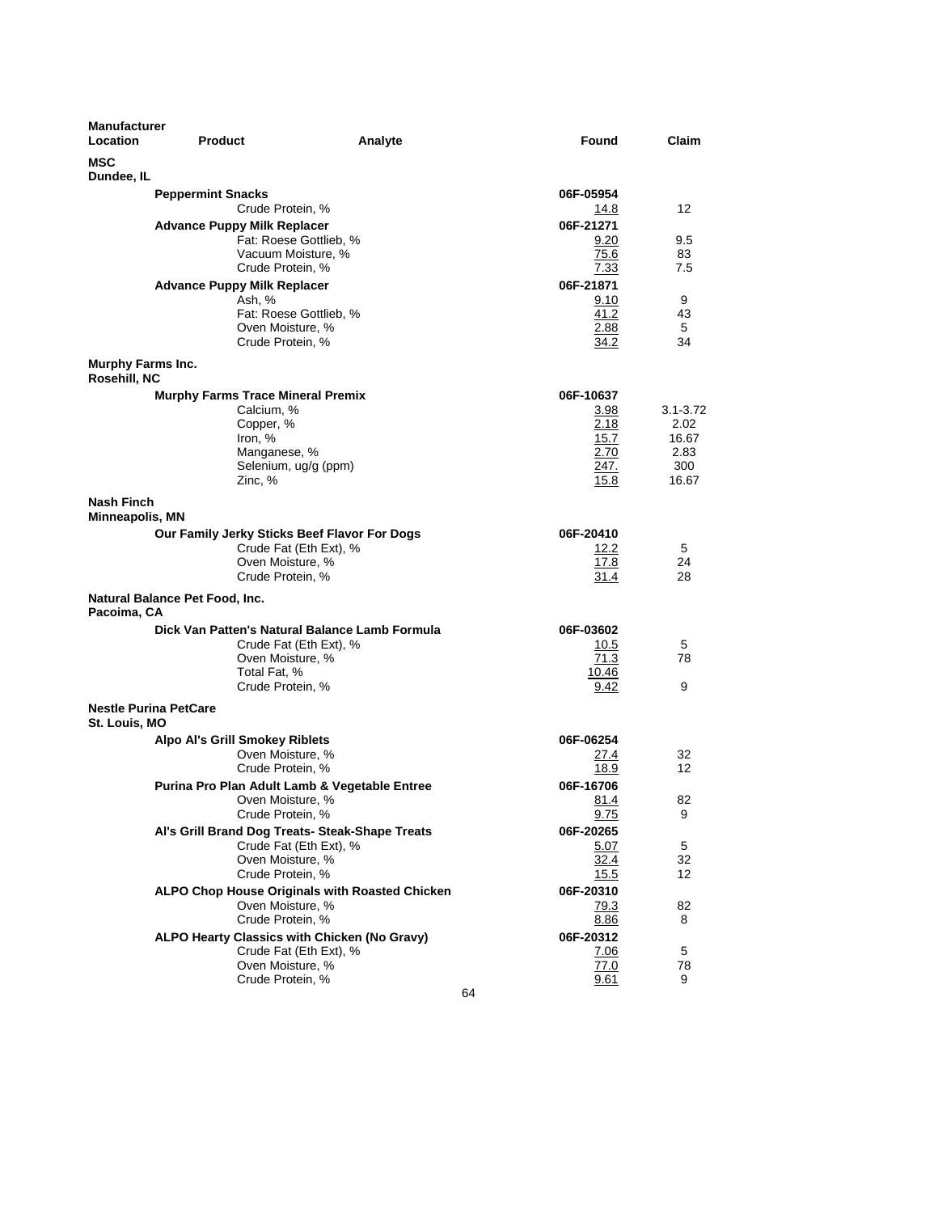| Manufacturer Location | Product | Analyte | Found | Claim |
|---|---|---|---|---|
| **MSC** | | | | |
| **Dundee, IL** | | | | |
| | **Peppermint Snacks** | | **06F-05954** | |
| | | Crude Protein, % | 14.8 | 12 |
| | **Advance Puppy Milk Replacer** | | **06F-21271** | |
| | | Fat: Roese Gottlieb, % | 9.20 | 9.5 |
| | | Vacuum Moisture, % | 75.6 | 83 |
| | | Crude Protein, % | 7.33 | 7.5 |
| | **Advance Puppy Milk Replacer** | | **06F-21871** | |
| | | Ash, % | 9.10 | 9 |
| | | Fat: Roese Gottlieb, % | 41.2 | 43 |
| | | Oven Moisture, % | 2.88 | 5 |
| | | Crude Protein, % | 34.2 | 34 |
| **Murphy Farms Inc.** | | | | |
| **Rosehill, NC** | | | | |
| | **Murphy Farms Trace Mineral Premix** | | **06F-10637** | |
| | | Calcium, % | 3.98 | 3.1-3.72 |
| | | Copper, % | 2.18 | 2.02 |
| | | Iron, % | 15.7 | 16.67 |
| | | Manganese, % | 2.70 | 2.83 |
| | | Selenium, ug/g (ppm) | 247. | 300 |
| | | Zinc, % | 15.8 | 16.67 |
| **Nash Finch** | | | | |
| **Minneapolis, MN** | | | | |
| | **Our Family Jerky Sticks Beef Flavor For Dogs** | | **06F-20410** | |
| | | Crude Fat (Eth Ext), % | 12.2 | 5 |
| | | Oven Moisture, % | 17.8 | 24 |
| | | Crude Protein, % | 31.4 | 28 |
| **Natural Balance Pet Food, Inc.** | | | | |
| **Pacoima, CA** | | | | |
| | **Dick Van Patten's Natural Balance Lamb Formula** | | **06F-03602** | |
| | | Crude Fat (Eth Ext), % | 10.5 | 5 |
| | | Oven Moisture, % | 71.3 | 78 |
| | | Total Fat, % | 10.46 | |
| | | Crude Protein, % | 9.42 | 9 |
| **Nestle Purina PetCare** | | | | |
| **St. Louis, MO** | | | | |
| | **Alpo Al's Grill Smokey Riblets** | | **06F-06254** | |
| | | Oven Moisture, % | 27.4 | 32 |
| | | Crude Protein, % | 18.9 | 12 |
| | **Purina Pro Plan Adult Lamb & Vegetable Entree** | | **06F-16706** | |
| | | Oven Moisture, % | 81.4 | 82 |
| | | Crude Protein, % | 9.75 | 9 |
| | **Al's Grill Brand Dog Treats- Steak-Shape Treats** | | **06F-20265** | |
| | | Crude Fat (Eth Ext), % | 5.07 | 5 |
| | | Oven Moisture, % | 32.4 | 32 |
| | | Crude Protein, % | 15.5 | 12 |
| | **ALPO Chop House Originals with Roasted Chicken** | | **06F-20310** | |
| | | Oven Moisture, % | 79.3 | 82 |
| | | Crude Protein, % | 8.86 | 8 |
| | **ALPO Hearty Classics with Chicken (No Gravy)** | | **06F-20312** | |
| | | Crude Fat (Eth Ext), % | 7.06 | 5 |
| | | Oven Moisture, % | 77.0 | 78 |
| | | Crude Protein, % | 9.61 | 9 |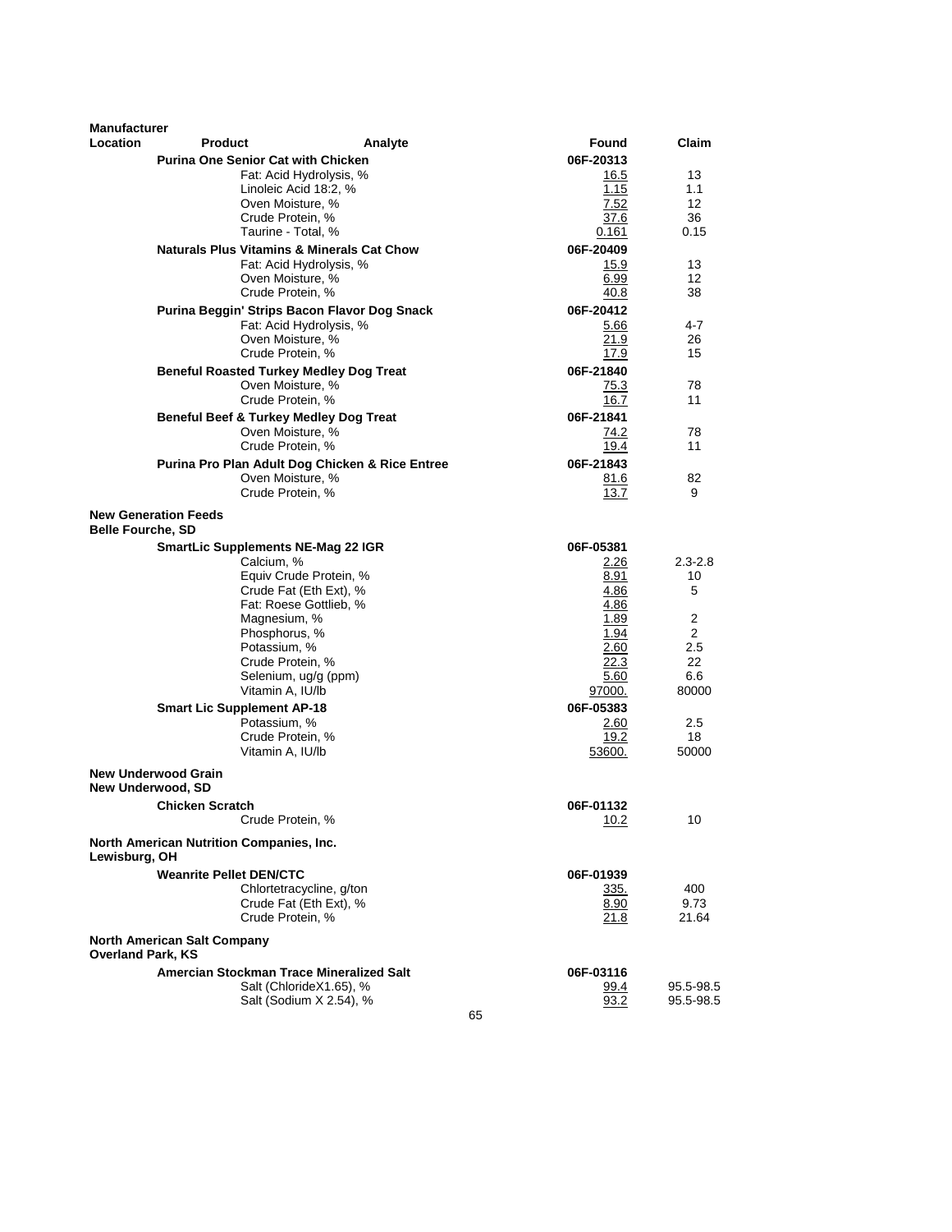| Manufacturer Location | Product | Analyte | Found | Claim |
|---|---|---|---|---|
| | **Purina One Senior Cat with Chicken** | | **06F-20313** | |
| | | Fat: Acid Hydrolysis, % | 16.5 | 13 |
| | | Linoleic Acid 18:2, % | 1.15 | 1.1 |
| | | Oven Moisture, % | 7.52 | 12 |
| | | Crude Protein, % | 37.6 | 36 |
| | | Taurine - Total, % | 0.161 | 0.15 |
| | **Naturals Plus Vitamins & Minerals Cat Chow** | | **06F-20409** | |
| | | Fat: Acid Hydrolysis, % | 15.9 | 13 |
| | | Oven Moisture, % | 6.99 | 12 |
| | | Crude Protein, % | 40.8 | 38 |
| | **Purina Beggin' Strips Bacon Flavor Dog Snack** | | **06F-20412** | |
| | | Fat: Acid Hydrolysis, % | 5.66 | 4-7 |
| | | Oven Moisture, % | 21.9 | 26 |
| | | Crude Protein, % | 17.9 | 15 |
| | **Beneful Roasted Turkey Medley Dog Treat** | | **06F-21840** | |
| | | Oven Moisture, % | 75.3 | 78 |
| | | Crude Protein, % | 16.7 | 11 |
| | **Beneful Beef & Turkey Medley Dog Treat** | | **06F-21841** | |
| | | Oven Moisture, % | 74.2 | 78 |
| | | Crude Protein, % | 19.4 | 11 |
| | **Purina Pro Plan Adult Dog Chicken & Rice Entree** | | **06F-21843** | |
| | | Oven Moisture, % | 81.6 | 82 |
| | | Crude Protein, % | 13.7 | 9 |
| **New Generation Feeds** **Belle Fourche, SD** | | | | |
| | **SmartLic Supplements NE-Mag 22 IGR** | | **06F-05381** | |
| | | Calcium, % | 2.26 | 2.3-2.8 |
| | | Equiv Crude Protein, % | 8.91 | 10 |
| | | Crude Fat (Eth Ext), % | 4.86 | 5 |
| | | Fat: Roese Gottlieb, % | 4.86 | |
| | | Magnesium, % | 1.89 | 2 |
| | | Phosphorus, % | 1.94 | 2 |
| | | Potassium, % | 2.60 | 2.5 |
| | | Crude Protein, % | 22.3 | 22 |
| | | Selenium, ug/g (ppm) | 5.60 | 6.6 |
| | | Vitamin A, IU/lb | 97000. | 80000 |
| | **Smart Lic Supplement AP-18** | | **06F-05383** | |
| | | Potassium, % | 2.60 | 2.5 |
| | | Crude Protein, % | 19.2 | 18 |
| | | Vitamin A, IU/lb | 53600. | 50000 |
| **New Underwood Grain** **New Underwood, SD** | | | | |
| | **Chicken Scratch** | | **06F-01132** | |
| | | Crude Protein, % | 10.2 | 10 |
| **North American Nutrition Companies, Inc.** **Lewisburg, OH** | | | | |
| | **Weanrite Pellet DEN/CTC** | | **06F-01939** | |
| | | Chlortetracycline, g/ton | 335. | 400 |
| | | Crude Fat (Eth Ext), % | 8.90 | 9.73 |
| | | Crude Protein, % | 21.8 | 21.64 |
| **North American Salt Company** **Overland Park, KS** | | | | |
| | **Amercian Stockman Trace Mineralized Salt** | | **06F-03116** | |
| | | Salt (ChlorideX1.65), % | 99.4 | 95.5-98.5 |
| | | Salt (Sodium X 2.54), % | 93.2 | 95.5-98.5 |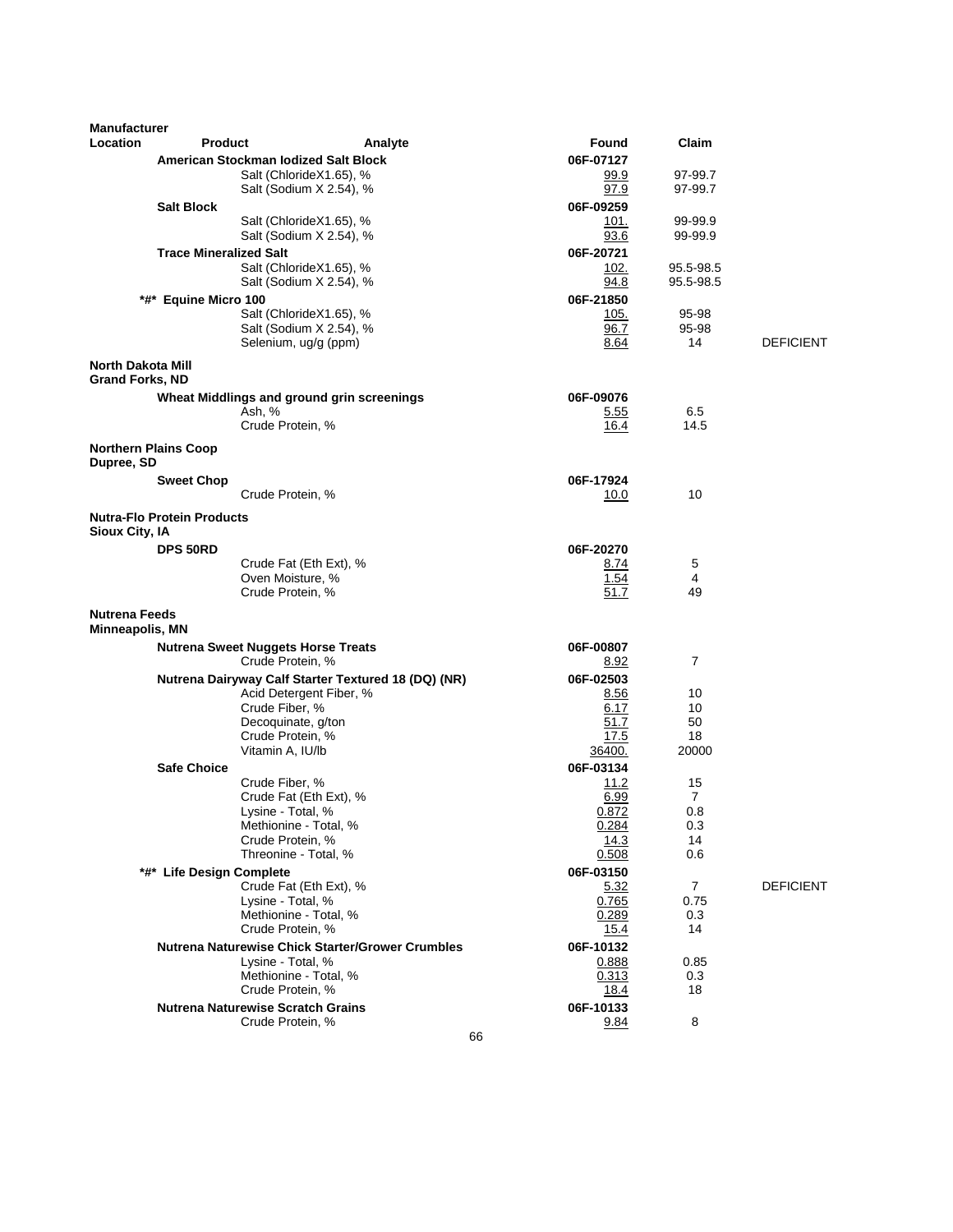| Manufacturer Location | Product | Analyte | Found | Claim | |
|---|---|---|---|---|---|
| | **American Stockman Iodized Salt Block** | | **06F-07127** | | |
| | | Salt (ChlorideX1.65), % | 99.9 | 97-99.7 | |
| | | Salt (Sodium X 2.54), % | 97.9 | 97-99.7 | |
| | **Salt Block** | | **06F-09259** | | |
| | | Salt (ChlorideX1.65), % | 101. | 99-99.9 | |
| | | Salt (Sodium X 2.54), % | 93.6 | 99-99.9 | |
| | **Trace Mineralized Salt** | | **06F-20721** | | |
| | | Salt (ChlorideX1.65), % | 102. | 95.5-98.5 | |
| | | Salt (Sodium X 2.54), % | 94.8 | 95.5-98.5 | |
| | **\*#\* Equine Micro 100** | | **06F-21850** | | |
| | | Salt (ChlorideX1.65), % | 105. | 95-98 | |
| | | Salt (Sodium X 2.54), % | 96.7 | 95-98 | |
| | | Selenium, ug/g (ppm) | 8.64 | 14 | DEFICIENT |
| **North Dakota Mill Grand Forks, ND** | | | | | |
| | **Wheat Middlings and ground grin screenings** | | **06F-09076** | | |
| | | Ash, % | 5.55 | 6.5 | |
| | | Crude Protein, % | 16.4 | 14.5 | |
| **Northern Plains Coop Dupree, SD** | | | | | |
| | **Sweet Chop** | | **06F-17924** | | |
| | | Crude Protein, % | 10.0 | 10 | |
| **Nutra-Flo Protein Products Sioux City, IA** | | | | | |
| | **DPS 50RD** | | **06F-20270** | | |
| | | Crude Fat (Eth Ext), % | 8.74 | 5 | |
| | | Oven Moisture, % | 1.54 | 4 | |
| | | Crude Protein, % | 51.7 | 49 | |
| **Nutrena Feeds Minneapolis, MN** | | | | | |
| | **Nutrena Sweet Nuggets Horse Treats** | | **06F-00807** | | |
| | | Crude Protein, % | 8.92 | 7 | |
| | **Nutrena Dairyway Calf Starter Textured 18 (DQ) (NR)** | | **06F-02503** | | |
| | | Acid Detergent Fiber, % | 8.56 | 10 | |
| | | Crude Fiber, % | 6.17 | 10 | |
| | | Decoquinate, g/ton | 51.7 | 50 | |
| | | Crude Protein, % | 17.5 | 18 | |
| | | Vitamin A, IU/lb | 36400. | 20000 | |
| | **Safe Choice** | | **06F-03134** | | |
| | | Crude Fiber, % | 11.2 | 15 | |
| | | Crude Fat (Eth Ext), % | 6.99 | 7 | |
| | | Lysine - Total, % | 0.872 | 0.8 | |
| | | Methionine - Total, % | 0.284 | 0.3 | |
| | | Crude Protein, % | 14.3 | 14 | |
| | | Threonine - Total, % | 0.508 | 0.6 | |
| | **\*#\* Life Design Complete** | | **06F-03150** | | |
| | | Crude Fat (Eth Ext), % | 5.32 | 7 | DEFICIENT |
| | | Lysine - Total, % | 0.765 | 0.75 | |
| | | Methionine - Total, % | 0.289 | 0.3 | |
| | | Crude Protein, % | 15.4 | 14 | |
| | **Nutrena Naturewise Chick Starter/Grower Crumbles** | | **06F-10132** | | |
| | | Lysine - Total, % | 0.888 | 0.85 | |
| | | Methionine - Total, % | 0.313 | 0.3 | |
| | | Crude Protein, % | 18.4 | 18 | |
| | **Nutrena Naturewise Scratch Grains** | | **06F-10133** | | |
| | | Crude Protein, % | 9.84 | 8 | |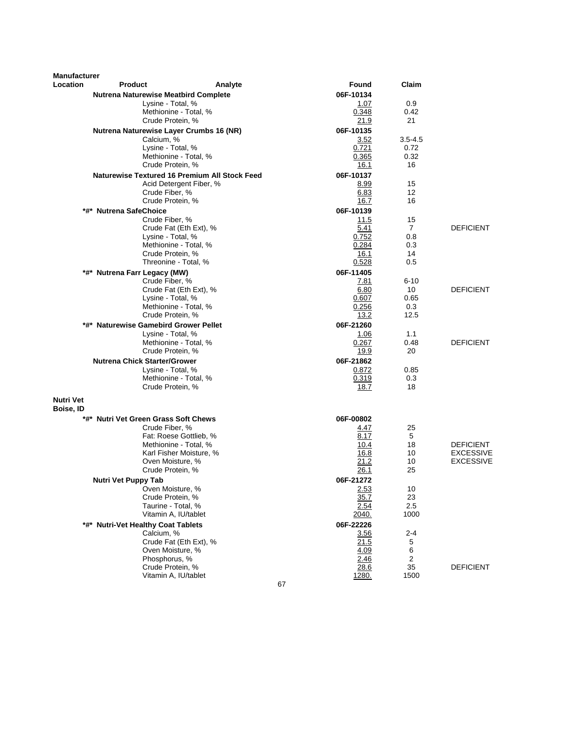| Manufacturer Location | Product | Analyte | Found | Claim | |
|---|---|---|---|---|---|
| | **Nutrena Naturewise Meatbird Complete** | | **06F-10134** | | |
| | | Lysine - Total, % | 1.07 | 0.9 | |
| | | Methionine - Total, % | 0.348 | 0.42 | |
| | | Crude Protein, % | 21.9 | 21 | |
| | **Nutrena Naturewise Layer Crumbs 16 (NR)** | | **06F-10135** | | |
| | | Calcium, % | 3.52 | 3.5-4.5 | |
| | | Lysine - Total, % | 0.721 | 0.72 | |
| | | Methionine - Total, % | 0.365 | 0.32 | |
| | | Crude Protein, % | 16.1 | 16 | |
| | **Naturewise Textured 16 Premium All Stock Feed** | | **06F-10137** | | |
| | | Acid Detergent Fiber, % | 8.99 | 15 | |
| | | Crude Fiber, % | 6.83 | 12 | |
| | | Crude Protein, % | 16.7 | 16 | |
| | **\*#\* Nutrena SafeChoice** | | **06F-10139** | | |
| | | Crude Fiber, % | 11.5 | 15 | |
| | | Crude Fat (Eth Ext), % | 5.41 | 7 | DEFICIENT |
| | | Lysine - Total, % | 0.752 | 0.8 | |
| | | Methionine - Total, % | 0.284 | 0.3 | |
| | | Crude Protein, % | 16.1 | 14 | |
| | | Threonine - Total, % | 0.528 | 0.5 | |
| | **\*#\* Nutrena Farr Legacy (MW)** | | **06F-11405** | | |
| | | Crude Fiber, % | 7.81 | 6-10 | |
| | | Crude Fat (Eth Ext), % | 6.80 | 10 | DEFICIENT |
| | | Lysine - Total, % | 0.607 | 0.65 | |
| | | Methionine - Total, % | 0.256 | 0.3 | |
| | | Crude Protein, % | 13.2 | 12.5 | |
| | **\*#\* Naturewise Gamebird Grower Pellet** | | **06F-21260** | | |
| | | Lysine - Total, % | 1.06 | 1.1 | |
| | | Methionine - Total, % | 0.267 | 0.48 | DEFICIENT |
| | | Crude Protein, % | 19.9 | 20 | |
| | **Nutrena Chick Starter/Grower** | | **06F-21862** | | |
| | | Lysine - Total, % | 0.872 | 0.85 | |
| | | Methionine - Total, % | 0.319 | 0.3 | |
| | | Crude Protein, % | 18.7 | 18 | |
| **Nutri Vet Boise, ID** | | | | | |
| | **\*#\* Nutri Vet Green Grass Soft Chews** | | **06F-00802** | | |
| | | Crude Fiber, % | 4.47 | 25 | |
| | | Fat: Roese Gottlieb, % | 8.17 | 5 | |
| | | Methionine - Total, % | 10.4 | 18 | DEFICIENT |
| | | Karl Fisher Moisture, % | 16.8 | 10 | EXCESSIVE |
| | | Oven Moisture, % | 21.2 | 10 | EXCESSIVE |
| | | Crude Protein, % | 26.1 | 25 | |
| | **Nutri Vet Puppy Tab** | | **06F-21272** | | |
| | | Oven Moisture, % | 2.53 | 10 | |
| | | Crude Protein, % | 35.7 | 23 | |
| | | Taurine - Total, % | 2.54 | 2.5 | |
| | | Vitamin A, IU/tablet | 2040. | 1000 | |
| | **\*#\* Nutri-Vet Healthy Coat Tablets** | | **06F-22226** | | |
| | | Calcium, % | 3.56 | 2-4 | |
| | | Crude Fat (Eth Ext), % | 21.5 | 5 | |
| | | Oven Moisture, % | 4.09 | 6 | |
| | | Phosphorus, % | 2.46 | 2 | |
| | | Crude Protein, % | 28.6 | 35 | DEFICIENT |
| | | Vitamin A, IU/tablet | 1280. | 1500 | |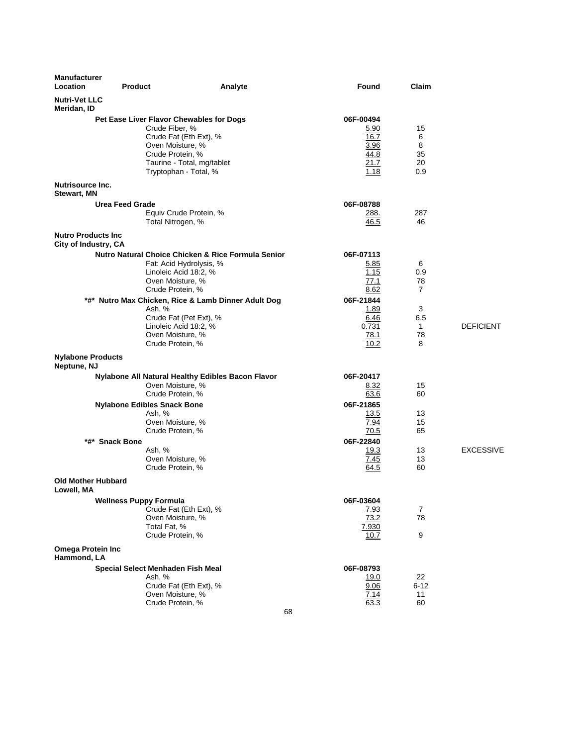| Manufacturer Location | Product | Analyte | Found | Claim | |
|---|---|---|---|---|---|
| **Nutri-Vet LLC Meridan, ID** | | | | | |
| | **Pet Ease Liver Flavor Chewables for Dogs** | | **06F-00494** | | |
| | | Crude Fiber, % | 5.90 | 15 | |
| | | Crude Fat (Eth Ext), % | 16.7 | 6 | |
| | | Oven Moisture, % | 3.96 | 8 | |
| | | Crude Protein, % | 44.8 | 35 | |
| | | Taurine - Total, mg/tablet | 21.7 | 20 | |
| | | Tryptophan - Total, % | 1.18 | 0.9 | |
| **Nutrisource Inc. Stewart, MN** | | | | | |
| | **Urea Feed Grade** | | **06F-08788** | | |
| | | Equiv Crude Protein, % | 288. | 287 | |
| | | Total Nitrogen, % | 46.5 | 46 | |
| **Nutro Products Inc City of Industry, CA** | | | | | |
| | **Nutro Natural Choice Chicken & Rice Formula Senior** | | **06F-07113** | | |
| | | Fat: Acid Hydrolysis, % | 5.85 | 6 | |
| | | Linoleic Acid 18:2, % | 1.15 | 0.9 | |
| | | Oven Moisture, % | 77.1 | 78 | |
| | | Crude Protein, % | 8.62 | 7 | |
| | **\*#\* Nutro Max Chicken, Rice & Lamb Dinner Adult Dog** | | **06F-21844** | | |
| | | Ash, % | 1.89 | 3 | |
| | | Crude Fat (Pet Ext), % | 6.46 | 6.5 | |
| | | Linoleic Acid 18:2, % | 0.731 | 1 | DEFICIENT |
| | | Oven Moisture, % | 78.1 | 78 | |
| | | Crude Protein, % | 10.2 | 8 | |
| **Nylabone Products Neptune, NJ** | | | | | |
| | **Nylabone All Natural Healthy Edibles Bacon Flavor** | | **06F-20417** | | |
| | | Oven Moisture, % | 8.32 | 15 | |
| | | Crude Protein, % | 63.6 | 60 | |
| | **Nylabone Edibles Snack Bone** | | **06F-21865** | | |
| | | Ash, % | 13.5 | 13 | |
| | | Oven Moisture, % | 7.94 | 15 | |
| | | Crude Protein, % | 70.5 | 65 | |
| | **\*#\* Snack Bone** | | **06F-22840** | | |
| | | Ash, % | 19.3 | 13 | EXCESSIVE |
| | | Oven Moisture, % | 7.45 | 13 | |
| | | Crude Protein, % | 64.5 | 60 | |
| **Old Mother Hubbard Lowell, MA** | | | | | |
| | **Wellness Puppy Formula** | | **06F-03604** | | |
| | | Crude Fat (Eth Ext), % | 7.93 | 7 | |
| | | Oven Moisture, % | 73.2 | 78 | |
| | | Total Fat, % | 7.930 | | |
| | | Crude Protein, % | 10.7 | 9 | |
| **Omega Protein Inc Hammond, LA** | | | | | |
| | **Special Select Menhaden Fish Meal** | | **06F-08793** | | |
| | | Ash, % | 19.0 | 22 | |
| | | Crude Fat (Eth Ext), % | 9.06 | 6-12 | |
| | | Oven Moisture, % | 7.14 | 11 | |
| | | Crude Protein, % | 63.3 | 60 | |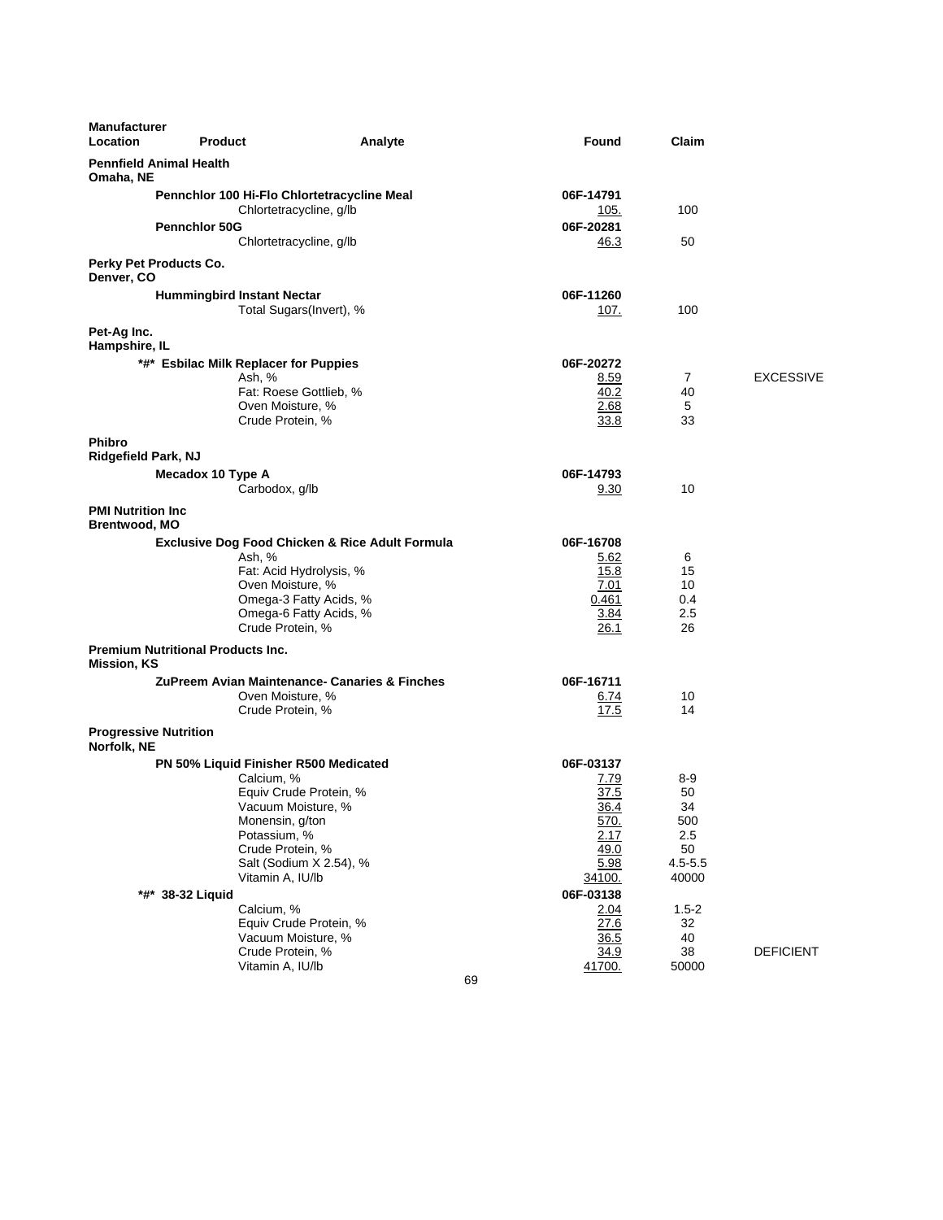| Manufacturer Location | Product | Analyte | Found | Claim | |
|---|---|---|---|---|---|
| **Pennfield Animal Health** Omaha, NE | | | | | |
| | **Pennchlor 100 Hi-Flo Chlortetracycline Meal** | | **06F-14791** | | |
| | | Chlortetracycline, g/lb | 105. | 100 | |
| | **Pennchlor 50G** | | **06F-20281** | | |
| | | Chlortetracycline, g/lb | 46.3 | 50 | |
| **Perky Pet Products Co.** Denver, CO | | | | | |
| | **Hummingbird Instant Nectar** | | **06F-11260** | | |
| | | Total Sugars(Invert), % | 107. | 100 | |
| **Pet-Ag Inc.** Hampshire, IL | | | | | |
| | ***#* Esbilac Milk Replacer for Puppies** | | **06F-20272** | | |
| | | Ash, % | 8.59 | 7 | EXCESSIVE |
| | | Fat: Roese Gottlieb, % | 40.2 | 40 | |
| | | Oven Moisture, % | 2.68 | 5 | |
| | | Crude Protein, % | 33.8 | 33 | |
| **Phibro** Ridgefield Park, NJ | | | | | |
| | **Mecadox 10 Type A** | | **06F-14793** | | |
| | | Carbodox, g/lb | 9.30 | 10 | |
| **PMI Nutrition Inc** Brentwood, MO | | | | | |
| | **Exclusive Dog Food Chicken & Rice Adult Formula** | | **06F-16708** | | |
| | | Ash, % | 5.62 | 6 | |
| | | Fat: Acid Hydrolysis, % | 15.8 | 15 | |
| | | Oven Moisture, % | 7.01 | 10 | |
| | | Omega-3 Fatty Acids, % | 0.461 | 0.4 | |
| | | Omega-6 Fatty Acids, % | 3.84 | 2.5 | |
| | | Crude Protein, % | 26.1 | 26 | |
| **Premium Nutritional Products Inc.** Mission, KS | | | | | |
| | **ZuPreem Avian Maintenance- Canaries & Finches** | | **06F-16711** | | |
| | | Oven Moisture, % | 6.74 | 10 | |
| | | Crude Protein, % | 17.5 | 14 | |
| **Progressive Nutrition** Norfolk, NE | | | | | |
| | **PN 50% Liquid Finisher R500 Medicated** | | **06F-03137** | | |
| | | Calcium, % | 7.79 | 8-9 | |
| | | Equiv Crude Protein, % | 37.5 | 50 | |
| | | Vacuum Moisture, % | 36.4 | 34 | |
| | | Monensin, g/ton | 570. | 500 | |
| | | Potassium, % | 2.17 | 2.5 | |
| | | Crude Protein, % | 49.0 | 50 | |
| | | Salt (Sodium X 2.54), % | 5.98 | 4.5-5.5 | |
| | | Vitamin A, IU/lb | 34100. | 40000 | |
| | ***#* 38-32 Liquid** | | **06F-03138** | | |
| | | Calcium, % | 2.04 | 1.5-2 | |
| | | Equiv Crude Protein, % | 27.6 | 32 | |
| | | Vacuum Moisture, % | 36.5 | 40 | |
| | | Crude Protein, % | 34.9 | 38 | DEFICIENT |
| | | Vitamin A, IU/lb | 41700. | 50000 | |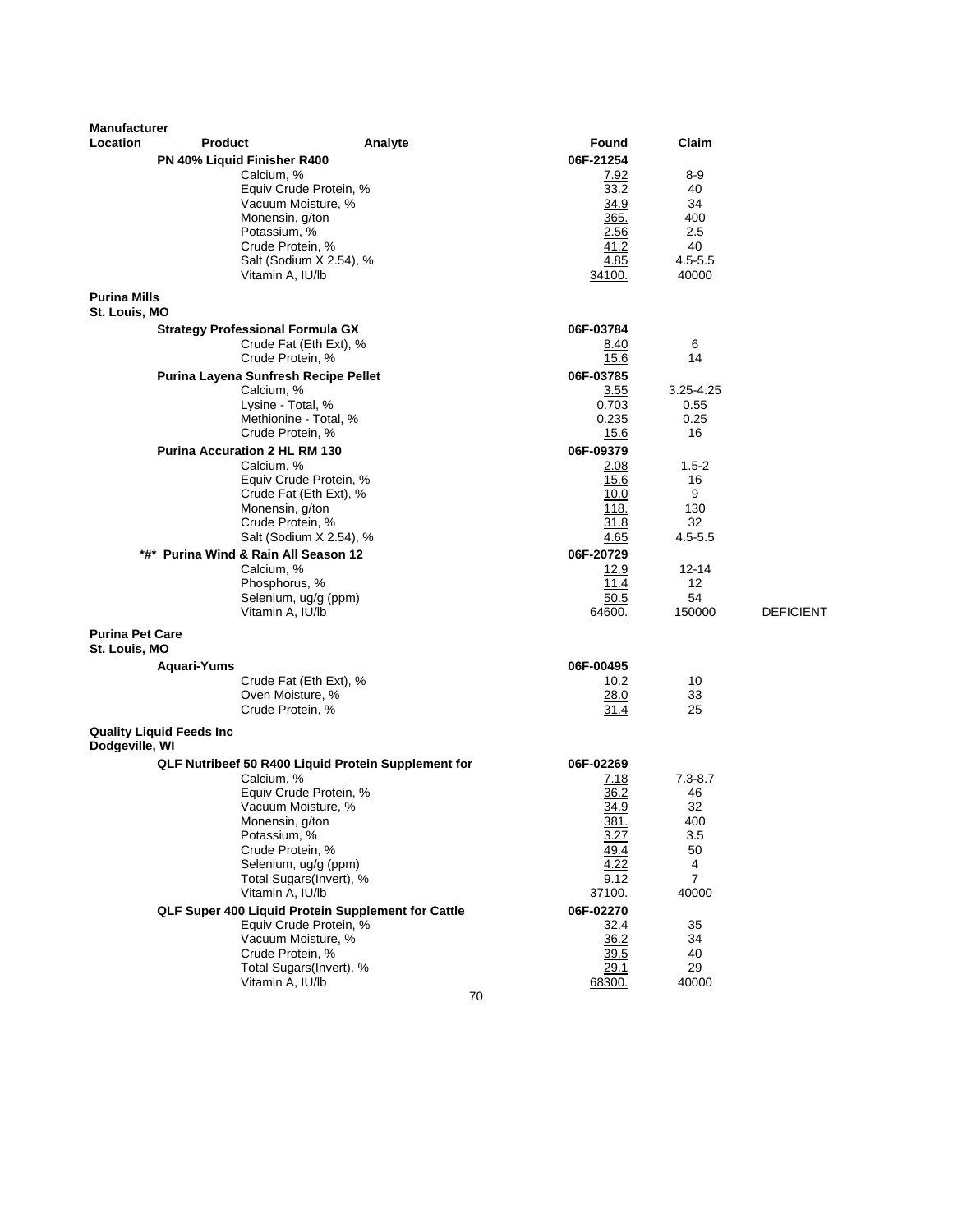| Manufacturer Location | Product | Analyte | Found | Claim | |
|---|---|---|---|---|---|
| | **PN 40% Liquid Finisher R400** | | **06F-21254** | | |
| | | Calcium, % | 7.92 | 8-9 | |
| | | Equiv Crude Protein, % | 33.2 | 40 | |
| | | Vacuum Moisture, % | 34.9 | 34 | |
| | | Monensin, g/ton | 365. | 400 | |
| | | Potassium, % | 2.56 | 2.5 | |
| | | Crude Protein, % | 41.2 | 40 | |
| | | Salt (Sodium X 2.54), % | 4.85 | 4.5-5.5 | |
| | | Vitamin A, IU/lb | 34100. | 40000 | |
| **Purina Mills St. Louis, MO** | | | | | |
| | **Strategy Professional Formula GX** | | **06F-03784** | | |
| | | Crude Fat (Eth Ext), % | 8.40 | 6 | |
| | | Crude Protein, % | 15.6 | 14 | |
| | **Purina Layena Sunfresh Recipe Pellet** | | **06F-03785** | | |
| | | Calcium, % | 3.55 | 3.25-4.25 | |
| | | Lysine - Total, % | 0.703 | 0.55 | |
| | | Methionine - Total, % | 0.235 | 0.25 | |
| | | Crude Protein, % | 15.6 | 16 | |
| | **Purina Accuration 2 HL RM 130** | | **06F-09379** | | |
| | | Calcium, % | 2.08 | 1.5-2 | |
| | | Equiv Crude Protein, % | 15.6 | 16 | |
| | | Crude Fat (Eth Ext), % | 10.0 | 9 | |
| | | Monensin, g/ton | 118. | 130 | |
| | | Crude Protein, % | 31.8 | 32 | |
| | | Salt (Sodium X 2.54), % | 4.65 | 4.5-5.5 | |
| | **\*#\* Purina Wind & Rain All Season 12** | | **06F-20729** | | |
| | | Calcium, % | 12.9 | 12-14 | |
| | | Phosphorus, % | 11.4 | 12 | |
| | | Selenium, ug/g (ppm) | 50.5 | 54 | |
| | | Vitamin A, IU/lb | 64600. | 150000 | DEFICIENT |
| **Purina Pet Care St. Louis, MO** | | | | | |
| | **Aquari-Yums** | | **06F-00495** | | |
| | | Crude Fat (Eth Ext), % | 10.2 | 10 | |
| | | Oven Moisture, % | 28.0 | 33 | |
| | | Crude Protein, % | 31.4 | 25 | |
| **Quality Liquid Feeds Inc Dodgeville, WI** | | | | | |
| | **QLF Nutribeef 50 R400 Liquid Protein Supplement for** | | **06F-02269** | | |
| | | Calcium, % | 7.18 | 7.3-8.7 | |
| | | Equiv Crude Protein, % | 36.2 | 46 | |
| | | Vacuum Moisture, % | 34.9 | 32 | |
| | | Monensin, g/ton | 381. | 400 | |
| | | Potassium, % | 3.27 | 3.5 | |
| | | Crude Protein, % | 49.4 | 50 | |
| | | Selenium, ug/g (ppm) | 4.22 | 4 | |
| | | Total Sugars(Invert), % | 9.12 | 7 | |
| | | Vitamin A, IU/lb | 37100. | 40000 | |
| | **QLF Super 400 Liquid Protein Supplement for Cattle** | | **06F-02270** | | |
| | | Equiv Crude Protein, % | 32.4 | 35 | |
| | | Vacuum Moisture, % | 36.2 | 34 | |
| | | Crude Protein, % | 39.5 | 40 | |
| | | Total Sugars(Invert), % | 29.1 | 29 | |
| | | Vitamin A, IU/lb | 68300. | 40000 | |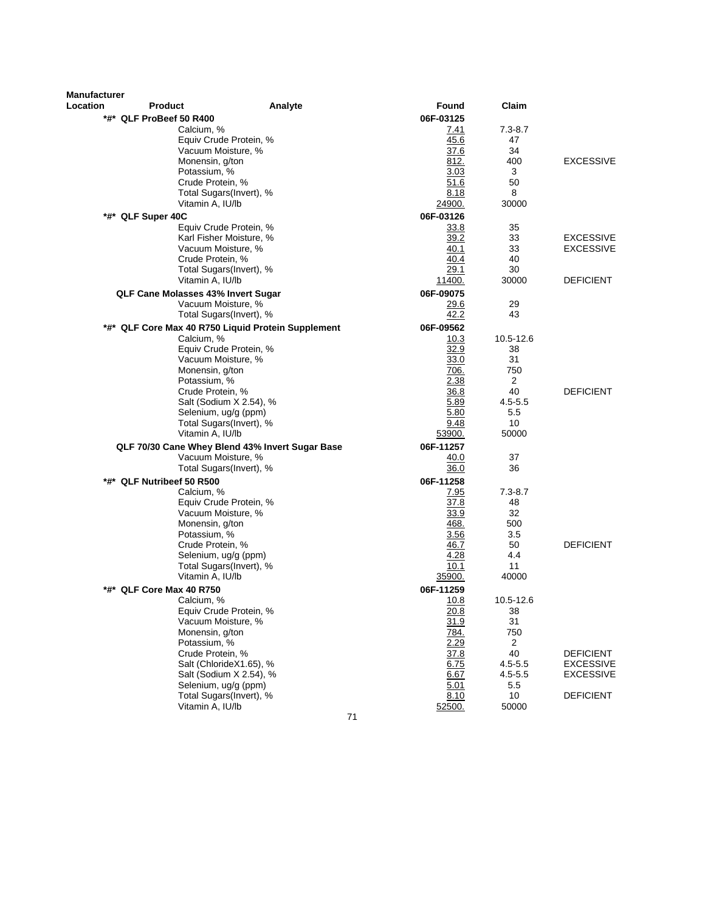| Manufacturer Location | Product | Analyte | Found | Claim | |
|---|---|---|---|---|---|
| | *#* QLF ProBeef 50 R400 | | 06F-03125 | | |
| | | Calcium, % | 7.41 | 7.3-8.7 | |
| | | Equiv Crude Protein, % | 45.6 | 47 | |
| | | Vacuum Moisture, % | 37.6 | 34 | |
| | | Monensin, g/ton | 812. | 400 | EXCESSIVE |
| | | Potassium, % | 3.03 | 3 | |
| | | Crude Protein, % | 51.6 | 50 | |
| | | Total Sugars(Invert), % | 8.18 | 8 | |
| | | Vitamin A, IU/lb | 24900. | 30000 | |
| | *#* QLF Super 40C | | 06F-03126 | | |
| | | Equiv Crude Protein, % | 33.8 | 35 | |
| | | Karl Fisher Moisture, % | 39.2 | 33 | EXCESSIVE |
| | | Vacuum Moisture, % | 40.1 | 33 | EXCESSIVE |
| | | Crude Protein, % | 40.4 | 40 | |
| | | Total Sugars(Invert), % | 29.1 | 30 | |
| | | Vitamin A, IU/lb | 11400. | 30000 | DEFICIENT |
| | QLF Cane Molasses 43% Invert Sugar | | 06F-09075 | | |
| | | Vacuum Moisture, % | 29.6 | 29 | |
| | | Total Sugars(Invert), % | 42.2 | 43 | |
| | *#* QLF Core Max 40 R750 Liquid Protein Supplement | | 06F-09562 | | |
| | | Calcium, % | 10.3 | 10.5-12.6 | |
| | | Equiv Crude Protein, % | 32.9 | 38 | |
| | | Vacuum Moisture, % | 33.0 | 31 | |
| | | Monensin, g/ton | 706. | 750 | |
| | | Potassium, % | 2.38 | 2 | |
| | | Crude Protein, % | 36.8 | 40 | DEFICIENT |
| | | Salt (Sodium X 2.54), % | 5.89 | 4.5-5.5 | |
| | | Selenium, ug/g (ppm) | 5.80 | 5.5 | |
| | | Total Sugars(Invert), % | 9.48 | 10 | |
| | | Vitamin A, IU/lb | 53900. | 50000 | |
| | QLF 70/30 Cane Whey Blend 43% Invert Sugar Base | | 06F-11257 | | |
| | | Vacuum Moisture, % | 40.0 | 37 | |
| | | Total Sugars(Invert), % | 36.0 | 36 | |
| | *#* QLF Nutribeef 50 R500 | | 06F-11258 | | |
| | | Calcium, % | 7.95 | 7.3-8.7 | |
| | | Equiv Crude Protein, % | 37.8 | 48 | |
| | | Vacuum Moisture, % | 33.9 | 32 | |
| | | Monensin, g/ton | 468. | 500 | |
| | | Potassium, % | 3.56 | 3.5 | |
| | | Crude Protein, % | 46.7 | 50 | DEFICIENT |
| | | Selenium, ug/g (ppm) | 4.28 | 4.4 | |
| | | Total Sugars(Invert), % | 10.1 | 11 | |
| | | Vitamin A, IU/lb | 35900. | 40000 | |
| | *#* QLF Core Max 40 R750 | | 06F-11259 | | |
| | | Calcium, % | 10.8 | 10.5-12.6 | |
| | | Equiv Crude Protein, % | 20.8 | 38 | |
| | | Vacuum Moisture, % | 31.9 | 31 | |
| | | Monensin, g/ton | 784. | 750 | |
| | | Potassium, % | 2.29 | 2 | |
| | | Crude Protein, % | 37.8 | 40 | DEFICIENT |
| | | Salt (ChlorideX1.65), % | 6.75 | 4.5-5.5 | EXCESSIVE |
| | | Salt (Sodium X 2.54), % | 6.67 | 4.5-5.5 | EXCESSIVE |
| | | Selenium, ug/g (ppm) | 5.01 | 5.5 | |
| | | Total Sugars(Invert), % | 8.10 | 10 | DEFICIENT |
| | | Vitamin A, IU/lb | 52500. | 50000 | |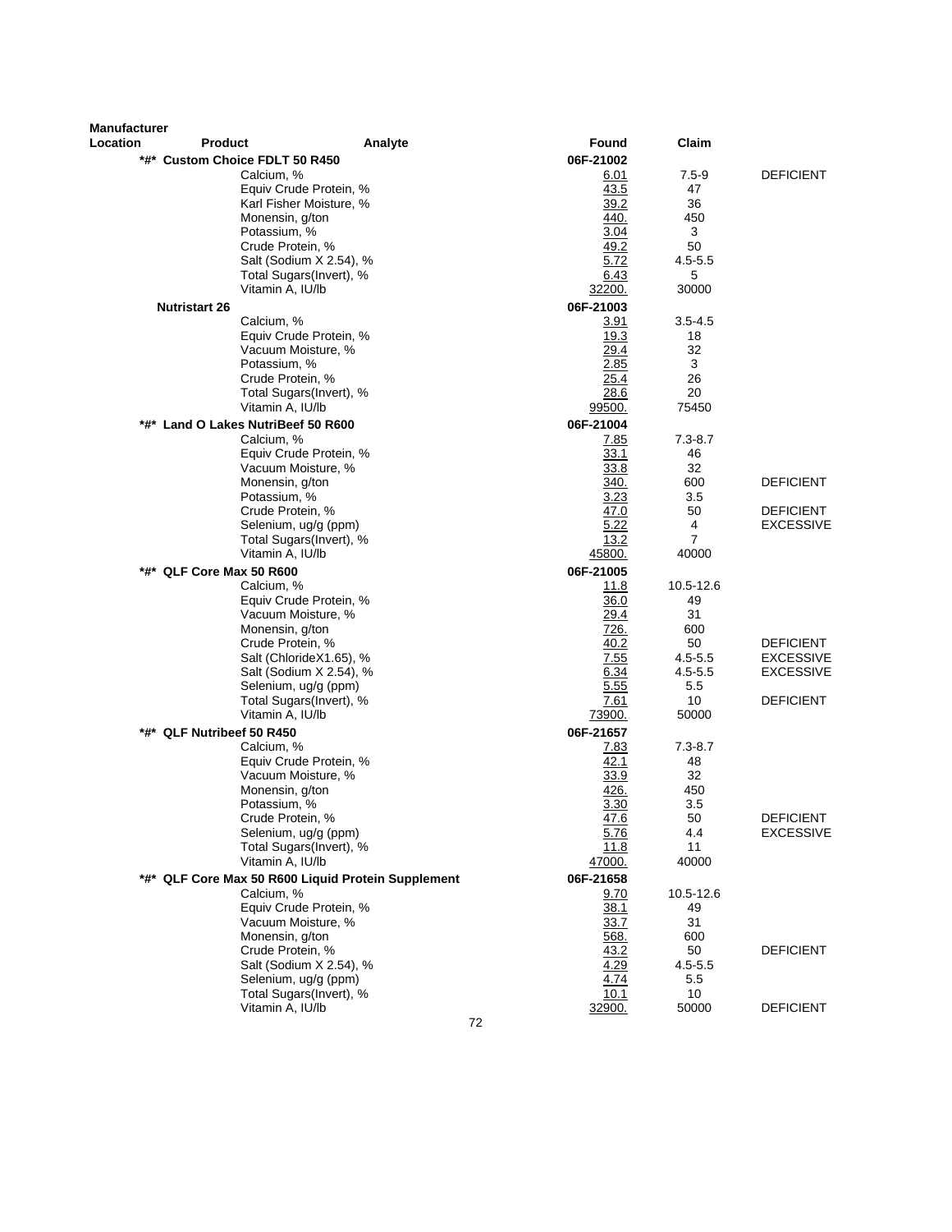| Manufacturer Location | Product | Analyte | Found | Claim | |
|---|---|---|---|---|---|
| | *#* Custom Choice FDLT 50 R450 | | 06F-21002 | | |
| | | Calcium, % | 6.01 | 7.5-9 | DEFICIENT |
| | | Equiv Crude Protein, % | 43.5 | 47 | |
| | | Karl Fisher Moisture, % | 39.2 | 36 | |
| | | Monensin, g/ton | 440. | 450 | |
| | | Potassium, % | 3.04 | 3 | |
| | | Crude Protein, % | 49.2 | 50 | |
| | | Salt (Sodium X 2.54), % | 5.72 | 4.5-5.5 | |
| | | Total Sugars(Invert), % | 6.43 | 5 | |
| | | Vitamin A, IU/lb | 32200. | 30000 | |
| | Nutristart 26 | | 06F-21003 | | |
| | | Calcium, % | 3.91 | 3.5-4.5 | |
| | | Equiv Crude Protein, % | 19.3 | 18 | |
| | | Vacuum Moisture, % | 29.4 | 32 | |
| | | Potassium, % | 2.85 | 3 | |
| | | Crude Protein, % | 25.4 | 26 | |
| | | Total Sugars(Invert), % | 28.6 | 20 | |
| | | Vitamin A, IU/lb | 99500. | 75450 | |
| | *#* Land O Lakes NutriBeef 50 R600 | | 06F-21004 | | |
| | | Calcium, % | 7.85 | 7.3-8.7 | |
| | | Equiv Crude Protein, % | 33.1 | 46 | |
| | | Vacuum Moisture, % | 33.8 | 32 | |
| | | Monensin, g/ton | 340. | 600 | DEFICIENT |
| | | Potassium, % | 3.23 | 3.5 | |
| | | Crude Protein, % | 47.0 | 50 | DEFICIENT |
| | | Selenium, ug/g (ppm) | 5.22 | 4 | EXCESSIVE |
| | | Total Sugars(Invert), % | 13.2 | 7 | |
| | | Vitamin A, IU/lb | 45800. | 40000 | |
| | *#* QLF Core Max 50 R600 | | 06F-21005 | | |
| | | Calcium, % | 11.8 | 10.5-12.6 | |
| | | Equiv Crude Protein, % | 36.0 | 49 | |
| | | Vacuum Moisture, % | 29.4 | 31 | |
| | | Monensin, g/ton | 726. | 600 | |
| | | Crude Protein, % | 40.2 | 50 | DEFICIENT |
| | | Salt (ChlorideX1.65), % | 7.55 | 4.5-5.5 | EXCESSIVE |
| | | Salt (Sodium X 2.54), % | 6.34 | 4.5-5.5 | EXCESSIVE |
| | | Selenium, ug/g (ppm) | 5.55 | 5.5 | |
| | | Total Sugars(Invert), % | 7.61 | 10 | DEFICIENT |
| | | Vitamin A, IU/lb | 73900. | 50000 | |
| | *#* QLF Nutribeef 50 R450 | | 06F-21657 | | |
| | | Calcium, % | 7.83 | 7.3-8.7 | |
| | | Equiv Crude Protein, % | 42.1 | 48 | |
| | | Vacuum Moisture, % | 33.9 | 32 | |
| | | Monensin, g/ton | 426. | 450 | |
| | | Potassium, % | 3.30 | 3.5 | |
| | | Crude Protein, % | 47.6 | 50 | DEFICIENT |
| | | Selenium, ug/g (ppm) | 5.76 | 4.4 | EXCESSIVE |
| | | Total Sugars(Invert), % | 11.8 | 11 | |
| | | Vitamin A, IU/lb | 47000. | 40000 | |
| | *#* QLF Core Max 50 R600 Liquid Protein Supplement | | 06F-21658 | | |
| | | Calcium, % | 9.70 | 10.5-12.6 | |
| | | Equiv Crude Protein, % | 38.1 | 49 | |
| | | Vacuum Moisture, % | 33.7 | 31 | |
| | | Monensin, g/ton | 568. | 600 | |
| | | Crude Protein, % | 43.2 | 50 | DEFICIENT |
| | | Salt (Sodium X 2.54), % | 4.29 | 4.5-5.5 | |
| | | Selenium, ug/g (ppm) | 4.74 | 5.5 | |
| | | Total Sugars(Invert), % | 10.1 | 10 | |
| | | Vitamin A, IU/lb | 32900. | 50000 | DEFICIENT |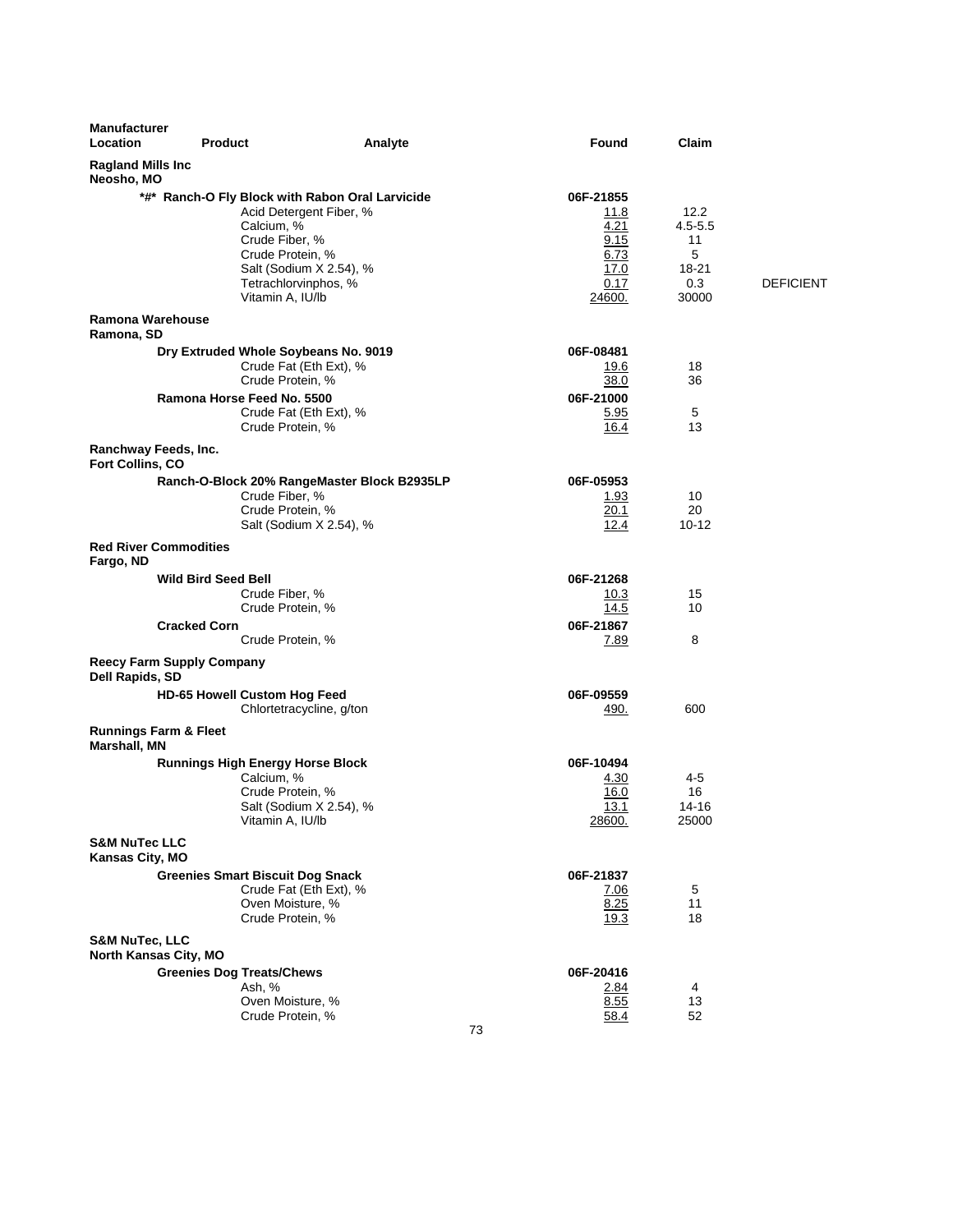| Manufacturer Location | Product | Analyte | Found | Claim | |
|---|---|---|---|---|---|
| **Ragland Mills Inc** Neosho, MO | | | | | |
| | **\*#\* Ranch-O Fly Block with Rabon Oral Larvicide** | | **06F-21855** | | |
| | | Acid Detergent Fiber, % | 11.8 | 12.2 | |
| | | Calcium, % | 4.21 | 4.5-5.5 | |
| | | Crude Fiber, % | 9.15 | 11 | |
| | | Crude Protein, % | 6.73 | 5 | |
| | | Salt (Sodium X 2.54), % | 17.0 | 18-21 | |
| | | Tetrachlorvinphos, % | 0.17 | 0.3 | DEFICIENT |
| | | Vitamin A, IU/lb | 24600. | 30000 | |
| **Ramona Warehouse** Ramona, SD | | | | | |
| | **Dry Extruded Whole Soybeans No. 9019** | | **06F-08481** | | |
| | | Crude Fat (Eth Ext), % | 19.6 | 18 | |
| | | Crude Protein, % | 38.0 | 36 | |
| | **Ramona Horse Feed No. 5500** | | **06F-21000** | | |
| | | Crude Fat (Eth Ext), % | 5.95 | 5 | |
| | | Crude Protein, % | 16.4 | 13 | |
| **Ranchway Feeds, Inc.** Fort Collins, CO | | | | | |
| | **Ranch-O-Block 20% RangeMaster Block B2935LP** | | **06F-05953** | | |
| | | Crude Fiber, % | 1.93 | 10 | |
| | | Crude Protein, % | 20.1 | 20 | |
| | | Salt (Sodium X 2.54), % | 12.4 | 10-12 | |
| **Red River Commodities** Fargo, ND | | | | | |
| | **Wild Bird Seed Bell** | | **06F-21268** | | |
| | | Crude Fiber, % | 10.3 | 15 | |
| | | Crude Protein, % | 14.5 | 10 | |
| | **Cracked Corn** | | **06F-21867** | | |
| | | Crude Protein, % | 7.89 | 8 | |
| **Reecy Farm Supply Company** Dell Rapids, SD | | | | | |
| | **HD-65 Howell Custom Hog Feed** | | **06F-09559** | | |
| | | Chlortetracycline, g/ton | 490. | 600 | |
| **Runnings Farm & Fleet** Marshall, MN | | | | | |
| | **Runnings High Energy Horse Block** | | **06F-10494** | | |
| | | Calcium, % | 4.30 | 4-5 | |
| | | Crude Protein, % | 16.0 | 16 | |
| | | Salt (Sodium X 2.54), % | 13.1 | 14-16 | |
| | | Vitamin A, IU/lb | 28600. | 25000 | |
| **S&M NuTec LLC** Kansas City, MO | | | | | |
| | **Greenies Smart Biscuit Dog Snack** | | **06F-21837** | | |
| | | Crude Fat (Eth Ext), % | 7.06 | 5 | |
| | | Oven Moisture, % | 8.25 | 11 | |
| | | Crude Protein, % | 19.3 | 18 | |
| **S&M NuTec, LLC** North Kansas City, MO | | | | | |
| | **Greenies Dog Treats/Chews** | | **06F-20416** | | |
| | | Ash, % | 2.84 | 4 | |
| | | Oven Moisture, % | 8.55 | 13 | |
| | | Crude Protein, % | 58.4 | 52 | |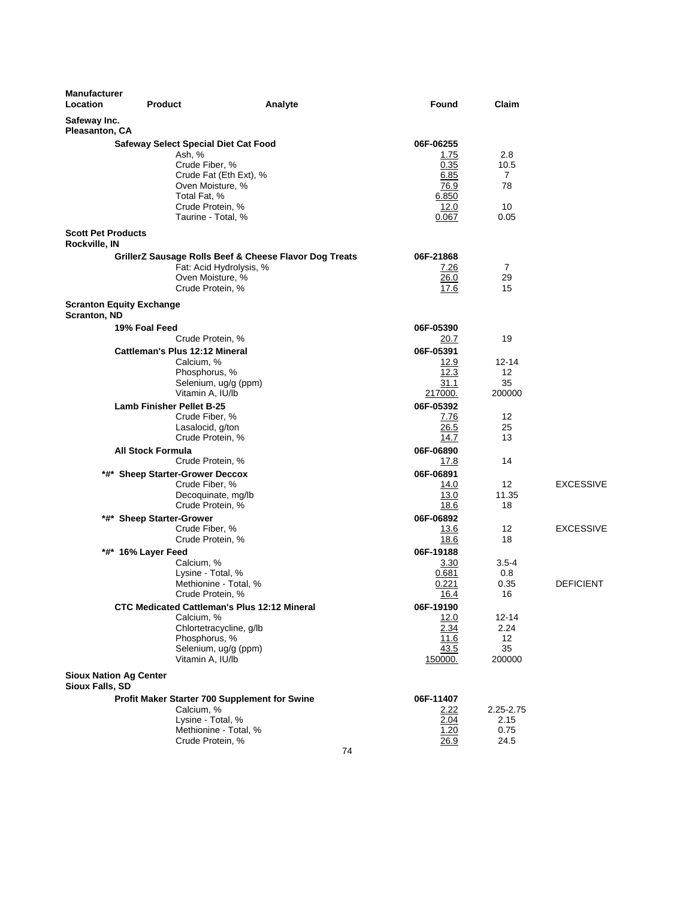| Manufacturer Location | Product | Analyte | Found | Claim | |
|---|---|---|---|---|---|
| **Safeway Inc.** **Pleasanton, CA** | | | | | |
| | **Safeway Select Special Diet Cat Food** | | **06F-06255** | | |
| | | Ash, % | 1.75 | 2.8 | |
| | | Crude Fiber, % | 0.35 | 10.5 | |
| | | Crude Fat (Eth Ext), % | 6.85 | 7 | |
| | | Oven Moisture, % | 76.9 | 78 | |
| | | Total Fat, % | 6.850 | | |
| | | Crude Protein, % | 12.0 | 10 | |
| | | Taurine - Total, % | 0.067 | 0.05 | |
| **Scott Pet Products** **Rockville, IN** | | | | | |
| | **GrillerZ Sausage Rolls Beef & Cheese Flavor Dog Treats** | | **06F-21868** | | |
| | | Fat: Acid Hydrolysis, % | 7.26 | 7 | |
| | | Oven Moisture, % | 26.0 | 29 | |
| | | Crude Protein, % | 17.6 | 15 | |
| **Scranton Equity Exchange** **Scranton, ND** | | | | | |
| | **19% Foal Feed** | | **06F-05390** | | |
| | | Crude Protein, % | 20.7 | 19 | |
| | **Cattleman's Plus 12:12 Mineral** | | **06F-05391** | | |
| | | Calcium, % | 12.9 | 12-14 | |
| | | Phosphorus, % | 12.3 | 12 | |
| | | Selenium, ug/g (ppm) | 31.1 | 35 | |
| | | Vitamin A, IU/lb | 217000. | 200000 | |
| | **Lamb Finisher Pellet B-25** | | **06F-05392** | | |
| | | Crude Fiber, % | 7.76 | 12 | |
| | | Lasalocid, g/ton | 26.5 | 25 | |
| | | Crude Protein, % | 14.7 | 13 | |
| | **All Stock Formula** | | **06F-06890** | | |
| | | Crude Protein, % | 17.8 | 14 | |
| | ***#* Sheep Starter-Grower Deccox** | | **06F-06891** | | |
| | | Crude Fiber, % | 14.0 | 12 | EXCESSIVE |
| | | Decoquinate, mg/lb | 13.0 | 11.35 | |
| | | Crude Protein, % | 18.6 | 18 | |
| | ***#* Sheep Starter-Grower** | | **06F-06892** | | |
| | | Crude Fiber, % | 13.6 | 12 | EXCESSIVE |
| | | Crude Protein, % | 18.6 | 18 | |
| | ***#* 16% Layer Feed** | | **06F-19188** | | |
| | | Calcium, % | 3.30 | 3.5-4 | |
| | | Lysine - Total, % | 0.681 | 0.8 | |
| | | Methionine - Total, % | 0.221 | 0.35 | DEFICIENT |
| | | Crude Protein, % | 16.4 | 16 | |
| | **CTC Medicated Cattleman's Plus 12:12 Mineral** | | **06F-19190** | | |
| | | Calcium, % | 12.0 | 12-14 | |
| | | Chlortetracycline, g/lb | 2.34 | 2.24 | |
| | | Phosphorus, % | 11.6 | 12 | |
| | | Selenium, ug/g (ppm) | 43.5 | 35 | |
| | | Vitamin A, IU/lb | 150000. | 200000 | |
| **Sioux Nation Ag Center** **Sioux Falls, SD** | | | | | |
| | **Profit Maker Starter 700 Supplement for Swine** | | **06F-11407** | | |
| | | Calcium, % | 2.22 | 2.25-2.75 | |
| | | Lysine - Total, % | 2.04 | 2.15 | |
| | | Methionine - Total, % | 1.20 | 0.75 | |
| | | Crude Protein, % | 26.9 | 24.5 | |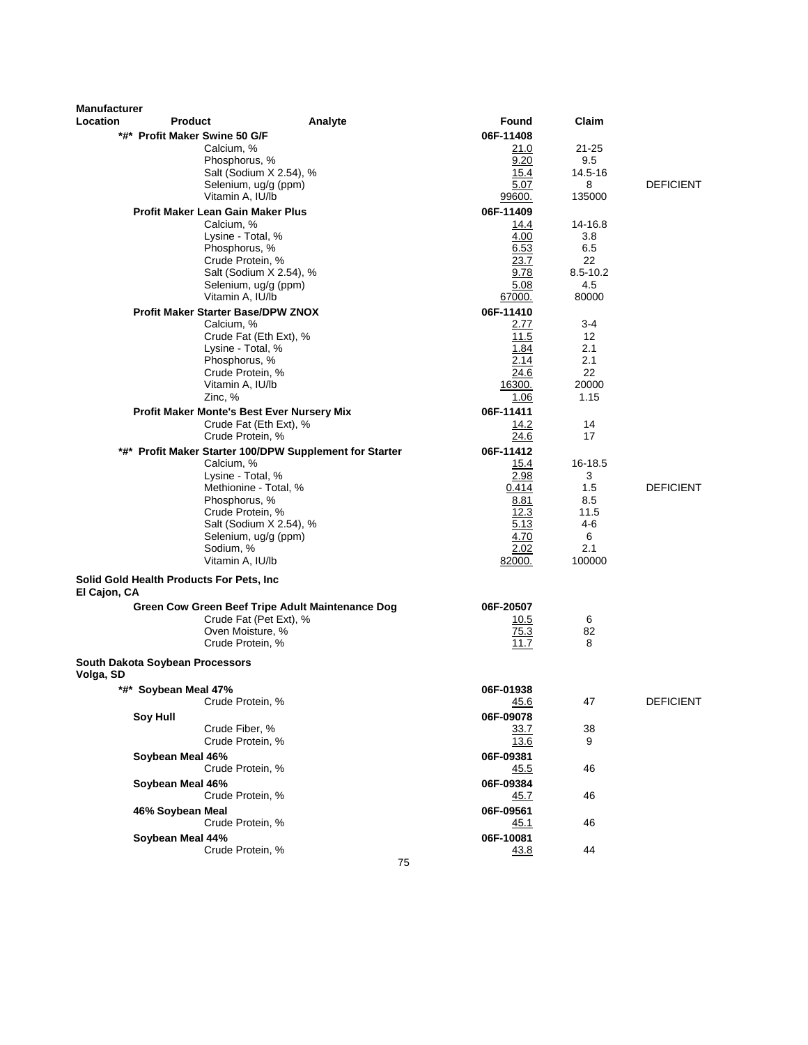| Manufacturer Location | Product | Analyte | Found | Claim | |
|---|---|---|---|---|---|
| | *#* Profit Maker Swine 50 G/F | | 06F-11408 | | |
| | | Calcium, % | 21.0 | 21-25 | |
| | | Phosphorus, % | 9.20 | 9.5 | |
| | | Salt (Sodium X 2.54), % | 15.4 | 14.5-16 | |
| | | Selenium, ug/g (ppm) | 5.07 | 8 | DEFICIENT |
| | | Vitamin A, IU/lb | 99600. | 135000 | |
| | Profit Maker Lean Gain Maker Plus | | 06F-11409 | | |
| | | Calcium, % | 14.4 | 14-16.8 | |
| | | Lysine - Total, % | 4.00 | 3.8 | |
| | | Phosphorus, % | 6.53 | 6.5 | |
| | | Crude Protein, % | 23.7 | 22 | |
| | | Salt (Sodium X 2.54), % | 9.78 | 8.5-10.2 | |
| | | Selenium, ug/g (ppm) | 5.08 | 4.5 | |
| | | Vitamin A, IU/lb | 67000. | 80000 | |
| | Profit Maker Starter Base/DPW ZNOX | | 06F-11410 | | |
| | | Calcium, % | 2.77 | 3-4 | |
| | | Crude Fat (Eth Ext), % | 11.5 | 12 | |
| | | Lysine - Total, % | 1.84 | 2.1 | |
| | | Phosphorus, % | 2.14 | 2.1 | |
| | | Crude Protein, % | 24.6 | 22 | |
| | | Vitamin A, IU/lb | 16300. | 20000 | |
| | | Zinc, % | 1.06 | 1.15 | |
| | Profit Maker Monte's Best Ever Nursery Mix | | 06F-11411 | | |
| | | Crude Fat (Eth Ext), % | 14.2 | 14 | |
| | | Crude Protein, % | 24.6 | 17 | |
| | *#* Profit Maker Starter 100/DPW Supplement for Starter | | 06F-11412 | | |
| | | Calcium, % | 15.4 | 16-18.5 | |
| | | Lysine - Total, % | 2.98 | 3 | |
| | | Methionine - Total, % | 0.414 | 1.5 | DEFICIENT |
| | | Phosphorus, % | 8.81 | 8.5 | |
| | | Crude Protein, % | 12.3 | 11.5 | |
| | | Salt (Sodium X 2.54), % | 5.13 | 4-6 | |
| | | Selenium, ug/g (ppm) | 4.70 | 6 | |
| | | Sodium, % | 2.02 | 2.1 | |
| | | Vitamin A, IU/lb | 82000. | 100000 | |
| **Solid Gold Health Products For Pets, Inc** El Cajon, CA | | | | | |
| | Green Cow Green Beef Tripe Adult Maintenance Dog | | 06F-20507 | | |
| | | Crude Fat (Pet Ext), % | 10.5 | 6 | |
| | | Oven Moisture, % | 75.3 | 82 | |
| | | Crude Protein, % | 11.7 | 8 | |
| **South Dakota Soybean Processors** Volga, SD | | | | | |
| | *#* Soybean Meal 47% | | 06F-01938 | | |
| | | Crude Protein, % | 45.6 | 47 | DEFICIENT |
| | Soy Hull | | 06F-09078 | | |
| | | Crude Fiber, % | 33.7 | 38 | |
| | | Crude Protein, % | 13.6 | 9 | |
| | Soybean Meal 46% | | 06F-09381 | | |
| | | Crude Protein, % | 45.5 | 46 | |
| | Soybean Meal 46% | | 06F-09384 | | |
| | | Crude Protein, % | 45.7 | 46 | |
| | 46% Soybean Meal | | 06F-09561 | | |
| | | Crude Protein, % | 45.1 | 46 | |
| | Soybean Meal 44% | | 06F-10081 | | |
| | | Crude Protein, % | 43.8 | 44 | |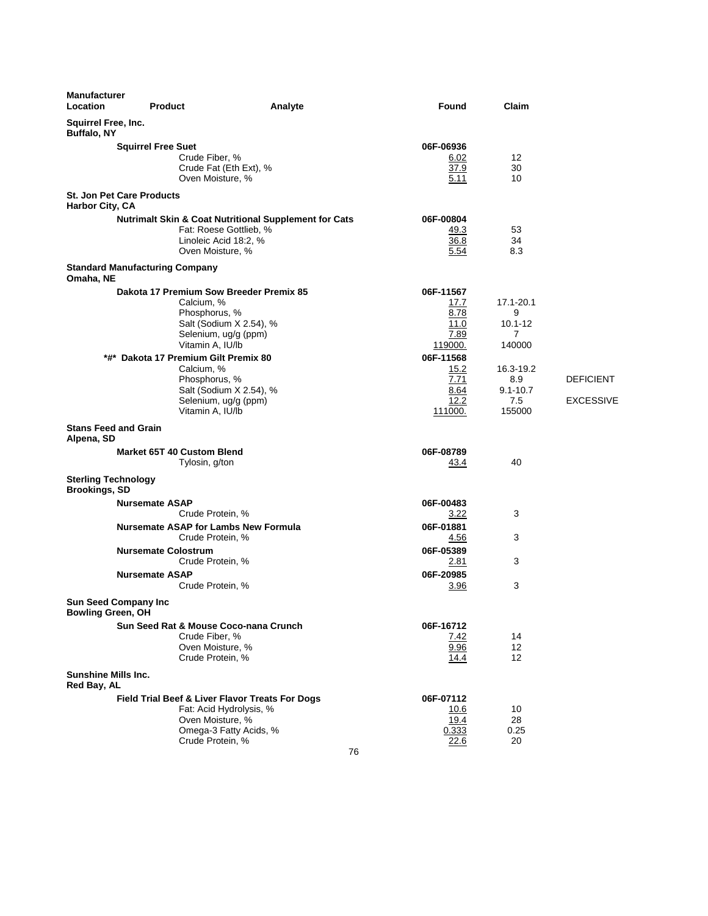| Manufacturer Location | Product | Analyte | Found | Claim | |
|---|---|---|---|---|---|
| **Squirrel Free, Inc.** Buffalo, NY | | | | | |
| | **Squirrel Free Suet** | | 06F-06936 | | |
| | | Crude Fiber, % | 6.02 | 12 | |
| | | Crude Fat (Eth Ext), % | 37.9 | 30 | |
| | | Oven Moisture, % | 5.11 | 10 | |
| **St. Jon Pet Care Products** Harbor City, CA | | | | | |
| | **Nutrimalt Skin & Coat Nutritional Supplement for Cats** | | 06F-00804 | | |
| | | Fat: Roese Gottlieb, % | 49.3 | 53 | |
| | | Linoleic Acid 18:2, % | 36.8 | 34 | |
| | | Oven Moisture, % | 5.54 | 8.3 | |
| **Standard Manufacturing Company** Omaha, NE | | | | | |
| | **Dakota 17 Premium Sow Breeder Premix 85** | | 06F-11567 | | |
| | | Calcium, % | 17.7 | 17.1-20.1 | |
| | | Phosphorus, % | 8.78 | 9 | |
| | | Salt (Sodium X 2.54), % | 11.0 | 10.1-12 | |
| | | Selenium, ug/g (ppm) | 7.89 | 7 | |
| | | Vitamin A, IU/lb | 119000. | 140000 | |
| | ***#* Dakota 17 Premium Gilt Premix 80** | | 06F-11568 | | |
| | | Calcium, % | 15.2 | 16.3-19.2 | |
| | | Phosphorus, % | 7.71 | 8.9 | DEFICIENT |
| | | Salt (Sodium X 2.54), % | 8.64 | 9.1-10.7 | |
| | | Selenium, ug/g (ppm) | 12.2 | 7.5 | EXCESSIVE |
| | | Vitamin A, IU/lb | 111000. | 155000 | |
| **Stans Feed and Grain** Alpena, SD | | | | | |
| | **Market 65T 40 Custom Blend** | | 06F-08789 | | |
| | | Tylosin, g/ton | 43.4 | 40 | |
| **Sterling Technology** Brookings, SD | | | | | |
| | **Nursemate ASAP** | | 06F-00483 | | |
| | | Crude Protein, % | 3.22 | 3 | |
| | **Nursemate ASAP for Lambs New Formula** | | 06F-01881 | | |
| | | Crude Protein, % | 4.56 | 3 | |
| | **Nursemate Colostrum** | | 06F-05389 | | |
| | | Crude Protein, % | 2.81 | 3 | |
| | **Nursemate ASAP** | | 06F-20985 | | |
| | | Crude Protein, % | 3.96 | 3 | |
| **Sun Seed Company Inc** Bowling Green, OH | | | | | |
| | **Sun Seed Rat & Mouse Coco-nana Crunch** | | 06F-16712 | | |
| | | Crude Fiber, % | 7.42 | 14 | |
| | | Oven Moisture, % | 9.96 | 12 | |
| | | Crude Protein, % | 14.4 | 12 | |
| **Sunshine Mills Inc.** Red Bay, AL | | | | | |
| | **Field Trial Beef & Liver Flavor Treats For Dogs** | | 06F-07112 | | |
| | | Fat: Acid Hydrolysis, % | 10.6 | 10 | |
| | | Oven Moisture, % | 19.4 | 28 | |
| | | Omega-3 Fatty Acids, % | 0.333 | 0.25 | |
| | | Crude Protein, % | 22.6 | 20 | |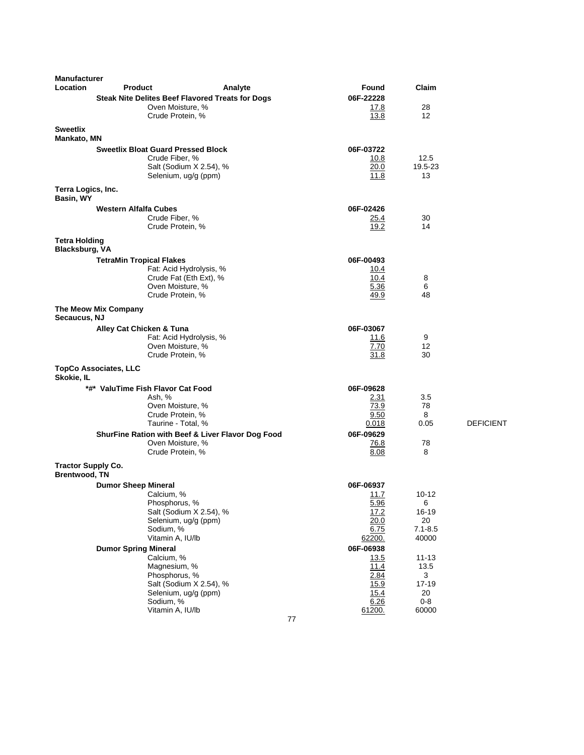| Manufacturer Location | Product | Analyte | Found | Claim | |
|---|---|---|---|---|---|
| | **Steak Nite Delites Beef Flavored Treats for Dogs** | | **06F-22228** | | |
| | | Oven Moisture, % | 17.8 | 28 | |
| | | Crude Protein, % | 13.8 | 12 | |
| **Sweetlix** **Mankato, MN** | | | | | |
| | **Sweetlix Bloat Guard Pressed Block** | | **06F-03722** | | |
| | | Crude Fiber, % | 10.8 | 12.5 | |
| | | Salt (Sodium X 2.54), % | 20.0 | 19.5-23 | |
| | | Selenium, ug/g (ppm) | 11.8 | 13 | |
| **Terra Logics, Inc.** **Basin, WY** | | | | | |
| | **Western Alfalfa Cubes** | | **06F-02426** | | |
| | | Crude Fiber, % | 25.4 | 30 | |
| | | Crude Protein, % | 19.2 | 14 | |
| **Tetra Holding** **Blacksburg, VA** | | | | | |
| | **TetraMin Tropical Flakes** | | **06F-00493** | | |
| | | Fat: Acid Hydrolysis, % | 10.4 | | |
| | | Crude Fat (Eth Ext), % | 10.4 | 8 | |
| | | Oven Moisture, % | 5.36 | 6 | |
| | | Crude Protein, % | 49.9 | 48 | |
| **The Meow Mix Company** **Secaucus, NJ** | | | | | |
| | **Alley Cat Chicken & Tuna** | | **06F-03067** | | |
| | | Fat: Acid Hydrolysis, % | 11.6 | 9 | |
| | | Oven Moisture, % | 7.70 | 12 | |
| | | Crude Protein, % | 31.8 | 30 | |
| **TopCo Associates, LLC** **Skokie, IL** | | | | | |
| | **\*#\* ValuTime Fish Flavor Cat Food** | | **06F-09628** | | |
| | | Ash, % | 2.31 | 3.5 | |
| | | Oven Moisture, % | 73.9 | 78 | |
| | | Crude Protein, % | 9.50 | 8 | |
| | | Taurine - Total, % | 0.018 | 0.05 | DEFICIENT |
| | **ShurFine Ration with Beef & Liver Flavor Dog Food** | | **06F-09629** | | |
| | | Oven Moisture, % | 76.8 | 78 | |
| | | Crude Protein, % | 8.08 | 8 | |
| **Tractor Supply Co.** **Brentwood, TN** | | | | | |
| | **Dumor Sheep Mineral** | | **06F-06937** | | |
| | | Calcium, % | 11.7 | 10-12 | |
| | | Phosphorus, % | 5.96 | 6 | |
| | | Salt (Sodium X 2.54), % | 17.2 | 16-19 | |
| | | Selenium, ug/g (ppm) | 20.0 | 20 | |
| | | Sodium, % | 6.75 | 7.1-8.5 | |
| | | Vitamin A, IU/lb | 62200. | 40000 | |
| | **Dumor Spring Mineral** | | **06F-06938** | | |
| | | Calcium, % | 13.5 | 11-13 | |
| | | Magnesium, % | 11.4 | 13.5 | |
| | | Phosphorus, % | 2.84 | 3 | |
| | | Salt (Sodium X 2.54), % | 15.9 | 17-19 | |
| | | Selenium, ug/g (ppm) | 15.4 | 20 | |
| | | Sodium, % | 6.26 | 0-8 | |
| | | Vitamin A, IU/lb | 61200. | 60000 | |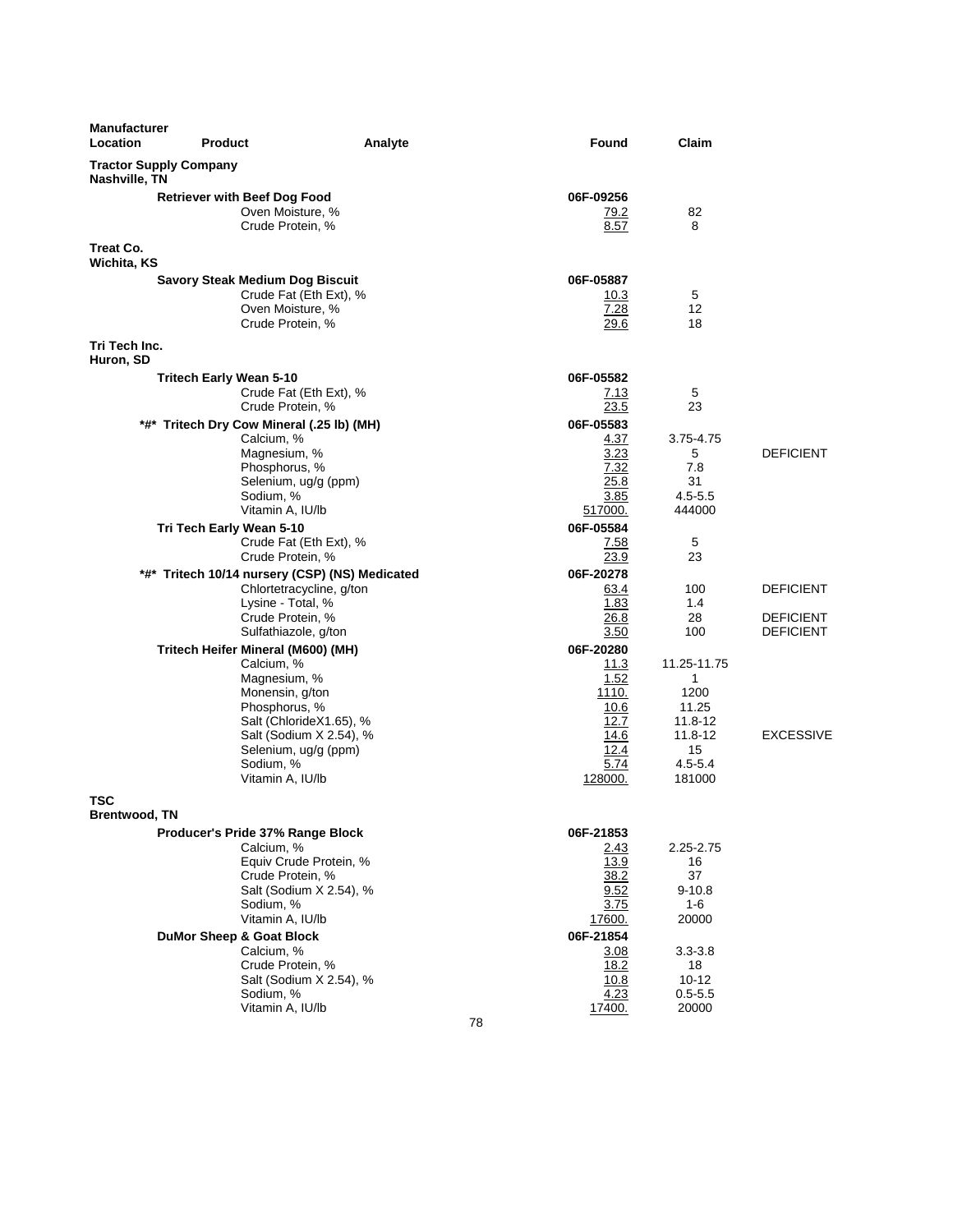| Manufacturer Location | Product | Analyte | Found | Claim | |
|---|---|---|---|---|---|
| **Tractor Supply Company** Nashville, TN | | | | | |
| | **Retriever with Beef Dog Food** | | **06F-09256** | | |
| | | Oven Moisture, % | 79.2 | 82 | |
| | | Crude Protein, % | 8.57 | 8 | |
| **Treat Co.** Wichita, KS | | | | | |
| | **Savory Steak Medium Dog Biscuit** | | **06F-05887** | | |
| | | Crude Fat (Eth Ext), % | 10.3 | 5 | |
| | | Oven Moisture, % | 7.28 | 12 | |
| | | Crude Protein, % | 29.6 | 18 | |
| **Tri Tech Inc.** Huron, SD | | | | | |
| | **Tritech Early Wean 5-10** | | **06F-05582** | | |
| | | Crude Fat (Eth Ext), % | 7.13 | 5 | |
| | | Crude Protein, % | 23.5 | 23 | |
| | **\*#\* Tritech Dry Cow Mineral (.25 lb) (MH)** | | **06F-05583** | | |
| | | Calcium, % | 4.37 | 3.75-4.75 | |
| | | Magnesium, % | 3.23 | 5 | DEFICIENT |
| | | Phosphorus, % | 7.32 | 7.8 | |
| | | Selenium, ug/g (ppm) | 25.8 | 31 | |
| | | Sodium, % | 3.85 | 4.5-5.5 | |
| | | Vitamin A, IU/lb | 517000. | 444000 | |
| | **Tri Tech Early Wean 5-10** | | **06F-05584** | | |
| | | Crude Fat (Eth Ext), % | 7.58 | 5 | |
| | | Crude Protein, % | 23.9 | 23 | |
| | **\*#\* Tritech 10/14 nursery (CSP) (NS) Medicated** | | **06F-20278** | | |
| | | Chlortetracycline, g/ton | 63.4 | 100 | DEFICIENT |
| | | Lysine - Total, % | 1.83 | 1.4 | |
| | | Crude Protein, % | 26.8 | 28 | DEFICIENT |
| | | Sulfathiazole, g/ton | 3.50 | 100 | DEFICIENT |
| | **Tritech Heifer Mineral (M600) (MH)** | | **06F-20280** | | |
| | | Calcium, % | 11.3 | 11.25-11.75 | |
| | | Magnesium, % | 1.52 | 1 | |
| | | Monensin, g/ton | 1110. | 1200 | |
| | | Phosphorus, % | 10.6 | 11.25 | |
| | | Salt (ChlorideX1.65), % | 12.7 | 11.8-12 | |
| | | Salt (Sodium X 2.54), % | 14.6 | 11.8-12 | EXCESSIVE |
| | | Selenium, ug/g (ppm) | 12.4 | 15 | |
| | | Sodium, % | 5.74 | 4.5-5.4 | |
| | | Vitamin A, IU/lb | 128000. | 181000 | |
| **TSC** Brentwood, TN | | | | | |
| | **Producer's Pride 37% Range Block** | | **06F-21853** | | |
| | | Calcium, % | 2.43 | 2.25-2.75 | |
| | | Equiv Crude Protein, % | 13.9 | 16 | |
| | | Crude Protein, % | 38.2 | 37 | |
| | | Salt (Sodium X 2.54), % | 9.52 | 9-10.8 | |
| | | Sodium, % | 3.75 | 1-6 | |
| | | Vitamin A, IU/lb | 17600. | 20000 | |
| | **DuMor Sheep & Goat Block** | | **06F-21854** | | |
| | | Calcium, % | 3.08 | 3.3-3.8 | |
| | | Crude Protein, % | 18.2 | 18 | |
| | | Salt (Sodium X 2.54), % | 10.8 | 10-12 | |
| | | Sodium, % | 4.23 | 0.5-5.5 | |
| | | Vitamin A, IU/lb | 17400. | 20000 | |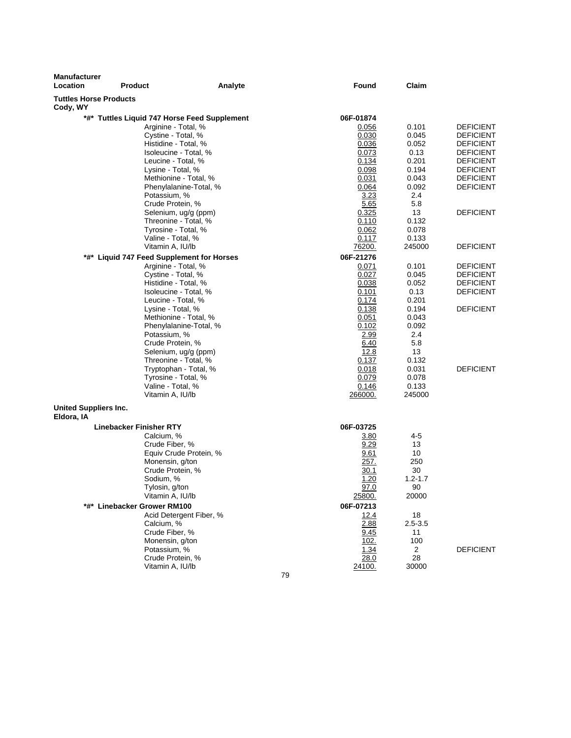| Manufacturer Location | Product | Analyte | Found | Claim | |
|---|---|---|---|---|---|
| **Tuttles Horse Products** | | | | | |
| **Cody, WY** | | | | | |
| | **\*#\* Tuttles Liquid 747 Horse Feed Supplement** | | **06F-01874** | | |
| | | Arginine - Total, % | 0.056 | 0.101 | DEFICIENT |
| | | Cystine - Total, % | 0.030 | 0.045 | DEFICIENT |
| | | Histidine - Total, % | 0.036 | 0.052 | DEFICIENT |
| | | Isoleucine - Total, % | 0.073 | 0.13 | DEFICIENT |
| | | Leucine - Total, % | 0.134 | 0.201 | DEFICIENT |
| | | Lysine - Total, % | 0.098 | 0.194 | DEFICIENT |
| | | Methionine - Total, % | 0.031 | 0.043 | DEFICIENT |
| | | Phenylalanine-Total, % | 0.064 | 0.092 | DEFICIENT |
| | | Potassium, % | 3.23 | 2.4 | |
| | | Crude Protein, % | 5.65 | 5.8 | |
| | | Selenium, ug/g (ppm) | 0.325 | 13 | DEFICIENT |
| | | Threonine - Total, % | 0.110 | 0.132 | |
| | | Tyrosine - Total, % | 0.062 | 0.078 | |
| | | Valine - Total, % | 0.117 | 0.133 | |
| | | Vitamin A, IU/lb | 76200. | 245000 | DEFICIENT |
| | **\*#\* Liquid 747 Feed Supplement for Horses** | | **06F-21276** | | |
| | | Arginine - Total, % | 0.071 | 0.101 | DEFICIENT |
| | | Cystine - Total, % | 0.027 | 0.045 | DEFICIENT |
| | | Histidine - Total, % | 0.038 | 0.052 | DEFICIENT |
| | | Isoleucine - Total, % | 0.101 | 0.13 | DEFICIENT |
| | | Leucine - Total, % | 0.174 | 0.201 | |
| | | Lysine - Total, % | 0.138 | 0.194 | DEFICIENT |
| | | Methionine - Total, % | 0.051 | 0.043 | |
| | | Phenylalanine-Total, % | 0.102 | 0.092 | |
| | | Potassium, % | 2.99 | 2.4 | |
| | | Crude Protein, % | 6.40 | 5.8 | |
| | | Selenium, ug/g (ppm) | 12.8 | 13 | |
| | | Threonine - Total, % | 0.137 | 0.132 | |
| | | Tryptophan - Total, % | 0.018 | 0.031 | DEFICIENT |
| | | Tyrosine - Total, % | 0.079 | 0.078 | |
| | | Valine - Total, % | 0.146 | 0.133 | |
| | | Vitamin A, IU/lb | 266000. | 245000 | |
| **United Suppliers Inc.** | | | | | |
| **Eldora, IA** | | | | | |
| | **Linebacker Finisher RTY** | | **06F-03725** | | |
| | | Calcium, % | 3.80 | 4-5 | |
| | | Crude Fiber, % | 9.29 | 13 | |
| | | Equiv Crude Protein, % | 9.61 | 10 | |
| | | Monensin, g/ton | 257. | 250 | |
| | | Crude Protein, % | 30.1 | 30 | |
| | | Sodium, % | 1.20 | 1.2-1.7 | |
| | | Tylosin, g/ton | 97.0 | 90 | |
| | | Vitamin A, IU/lb | 25800. | 20000 | |
| | **\*#\* Linebacker Grower RM100** | | **06F-07213** | | |
| | | Acid Detergent Fiber, % | 12.4 | 18 | |
| | | Calcium, % | 2.88 | 2.5-3.5 | |
| | | Crude Fiber, % | 9.45 | 11 | |
| | | Monensin, g/ton | 102. | 100 | |
| | | Potassium, % | 1.34 | 2 | DEFICIENT |
| | | Crude Protein, % | 28.0 | 28 | |
| | | Vitamin A, IU/lb | 24100. | 30000 | |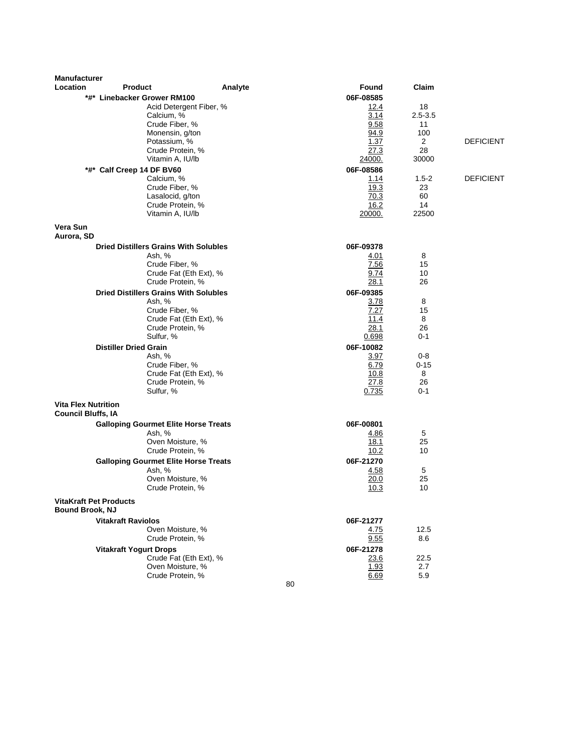| Manufacturer Location | Product | Analyte | Found | Claim | |
|---|---|---|---|---|---|
| | ***#* Linebacker Grower RM100** | | **06F-08585** | | |
| | | Acid Detergent Fiber, % | 12.4 | 18 | |
| | | Calcium, % | 3.14 | 2.5-3.5 | |
| | | Crude Fiber, % | 9.58 | 11 | |
| | | Monensin, g/ton | 94.9 | 100 | |
| | | Potassium, % | 1.37 | 2 | DEFICIENT |
| | | Crude Protein, % | 27.3 | 28 | |
| | | Vitamin A, IU/lb | 24000. | 30000 | |
| | ***#* Calf Creep 14 DF BV60** | | **06F-08586** | | |
| | | Calcium, % | 1.14 | 1.5-2 | DEFICIENT |
| | | Crude Fiber, % | 19.3 | 23 | |
| | | Lasalocid, g/ton | 70.3 | 60 | |
| | | Crude Protein, % | 16.2 | 14 | |
| | | Vitamin A, IU/lb | 20000. | 22500 | |
| **Vera Sun Aurora, SD** | | | | | |
| | **Dried Distillers Grains With Solubles** | | **06F-09378** | | |
| | | Ash, % | 4.01 | 8 | |
| | | Crude Fiber, % | 7.56 | 15 | |
| | | Crude Fat (Eth Ext), % | 9.74 | 10 | |
| | | Crude Protein, % | 28.1 | 26 | |
| | **Dried Distillers Grains With Solubles** | | **06F-09385** | | |
| | | Ash, % | 3.78 | 8 | |
| | | Crude Fiber, % | 7.27 | 15 | |
| | | Crude Fat (Eth Ext), % | 11.4 | 8 | |
| | | Crude Protein, % | 28.1 | 26 | |
| | | Sulfur, % | 0.698 | 0-1 | |
| | **Distiller Dried Grain** | | **06F-10082** | | |
| | | Ash, % | 3.97 | 0-8 | |
| | | Crude Fiber, % | 6.79 | 0-15 | |
| | | Crude Fat (Eth Ext), % | 10.8 | 8 | |
| | | Crude Protein, % | 27.8 | 26 | |
| | | Sulfur, % | 0.735 | 0-1 | |
| **Vita Flex Nutrition Council Bluffs, IA** | | | | | |
| | **Galloping Gourmet Elite Horse Treats** | | **06F-00801** | | |
| | | Ash, % | 4.86 | 5 | |
| | | Oven Moisture, % | 18.1 | 25 | |
| | | Crude Protein, % | 10.2 | 10 | |
| | **Galloping Gourmet Elite Horse Treats** | | **06F-21270** | | |
| | | Ash, % | 4.58 | 5 | |
| | | Oven Moisture, % | 20.0 | 25 | |
| | | Crude Protein, % | 10.3 | 10 | |
| **VitaKraft Pet Products Bound Brook, NJ** | | | | | |
| | **Vitakraft Raviolos** | | **06F-21277** | | |
| | | Oven Moisture, % | 4.75 | 12.5 | |
| | | Crude Protein, % | 9.55 | 8.6 | |
| | **Vitakraft Yogurt Drops** | | **06F-21278** | | |
| | | Crude Fat (Eth Ext), % | 23.6 | 22.5 | |
| | | Oven Moisture, % | 1.93 | 2.7 | |
| | | Crude Protein, % | 6.69 | 5.9 | |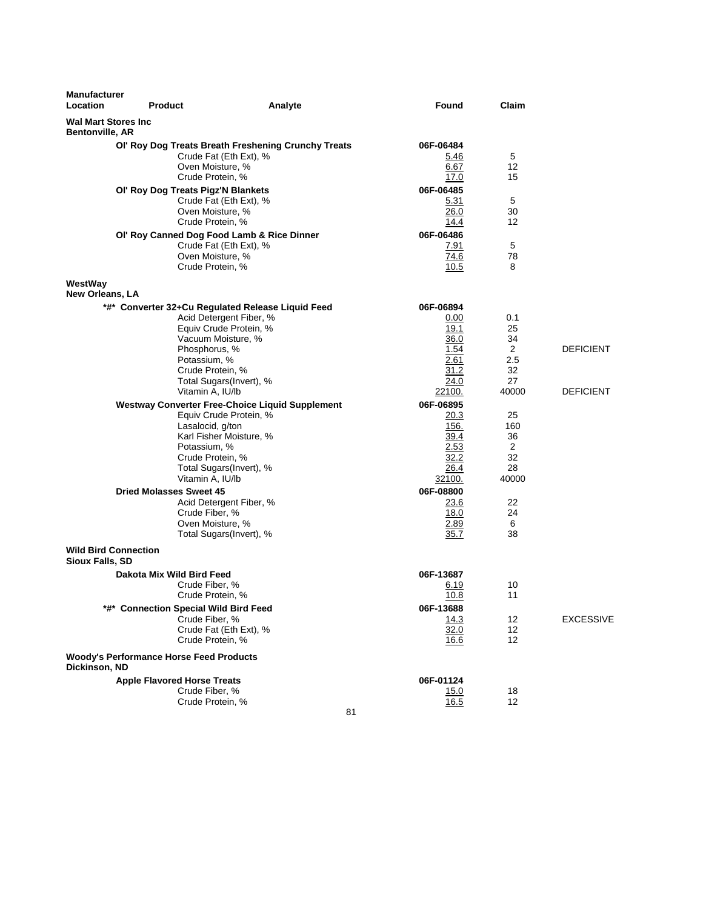| Manufacturer Location | Product | Analyte | Found | Claim | |
|---|---|---|---|---|---|
| **Wal Mart Stores Inc** | | | | | |
| **Bentonville, AR** | | | | | |
| | **Ol' Roy Dog Treats Breath Freshening Crunchy Treats** | | **06F-06484** | | |
| | | Crude Fat (Eth Ext), % | 5.46 | 5 | |
| | | Oven Moisture, % | 6.67 | 12 | |
| | | Crude Protein, % | 17.0 | 15 | |
| | **Ol' Roy Dog Treats Pigz'N Blankets** | | **06F-06485** | | |
| | | Crude Fat (Eth Ext), % | 5.31 | 5 | |
| | | Oven Moisture, % | 26.0 | 30 | |
| | | Crude Protein, % | 14.4 | 12 | |
| | **Ol' Roy Canned Dog Food Lamb & Rice Dinner** | | **06F-06486** | | |
| | | Crude Fat (Eth Ext), % | 7.91 | 5 | |
| | | Oven Moisture, % | 74.6 | 78 | |
| | | Crude Protein, % | 10.5 | 8 | |
| **WestWay** | | | | | |
| **New Orleans, LA** | | | | | |
| | **\*#\* Converter 32+Cu Regulated Release Liquid Feed** | | **06F-06894** | | |
| | | Acid Detergent Fiber, % | 0.00 | 0.1 | |
| | | Equiv Crude Protein, % | 19.1 | 25 | |
| | | Vacuum Moisture, % | 36.0 | 34 | |
| | | Phosphorus, % | 1.54 | 2 | DEFICIENT |
| | | Potassium, % | 2.61 | 2.5 | |
| | | Crude Protein, % | 31.2 | 32 | |
| | | Total Sugars(Invert), % | 24.0 | 27 | |
| | | Vitamin A, IU/lb | 22100. | 40000 | DEFICIENT |
| | **Westway Converter Free-Choice Liquid Supplement** | | **06F-06895** | | |
| | | Equiv Crude Protein, % | 20.3 | 25 | |
| | | Lasalocid, g/ton | 156. | 160 | |
| | | Karl Fisher Moisture, % | 39.4 | 36 | |
| | | Potassium, % | 2.53 | 2 | |
| | | Crude Protein, % | 32.2 | 32 | |
| | | Total Sugars(Invert), % | 26.4 | 28 | |
| | | Vitamin A, IU/lb | 32100. | 40000 | |
| | **Dried Molasses Sweet 45** | | **06F-08800** | | |
| | | Acid Detergent Fiber, % | 23.6 | 22 | |
| | | Crude Fiber, % | 18.0 | 24 | |
| | | Oven Moisture, % | 2.89 | 6 | |
| | | Total Sugars(Invert), % | 35.7 | 38 | |
| **Wild Bird Connection** | | | | | |
| **Sioux Falls, SD** | | | | | |
| | **Dakota Mix Wild Bird Feed** | | **06F-13687** | | |
| | | Crude Fiber, % | 6.19 | 10 | |
| | | Crude Protein, % | 10.8 | 11 | |
| | **\*#\* Connection Special Wild Bird Feed** | | **06F-13688** | | |
| | | Crude Fiber, % | 14.3 | 12 | EXCESSIVE |
| | | Crude Fat (Eth Ext), % | 32.0 | 12 | |
| | | Crude Protein, % | 16.6 | 12 | |
| **Woody's Performance Horse Feed Products** | | | | | |
| **Dickinson, ND** | | | | | |
| | **Apple Flavored Horse Treats** | | **06F-01124** | | |
| | | Crude Fiber, % | 15.0 | 18 | |
| | | Crude Protein, % | 16.5 | 12 | |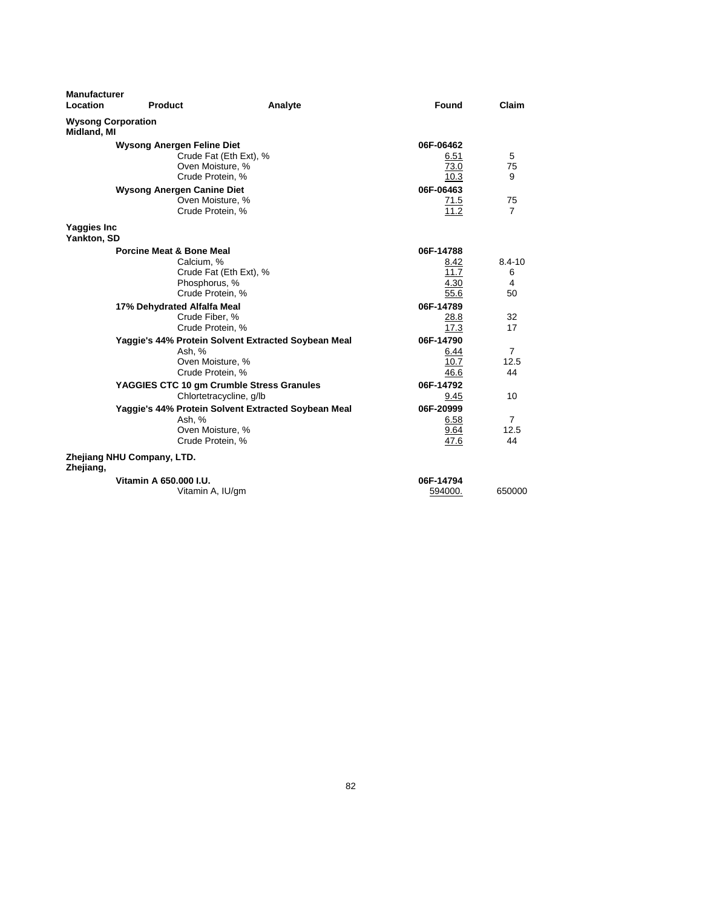| Manufacturer Location | Product | Analyte | Found | Claim |
|---|---|---|---|---|
| **Wysong Corporation** **Midland, MI** | | | | |
| | **Wysong Anergen Feline Diet** | | **06F-06462** | |
| | | Crude Fat (Eth Ext), % | 6.51 | 5 |
| | | Oven Moisture, % | 73.0 | 75 |
| | | Crude Protein, % | 10.3 | 9 |
| | **Wysong Anergen Canine Diet** | | **06F-06463** | |
| | | Oven Moisture, % | 71.5 | 75 |
| | | Crude Protein, % | 11.2 | 7 |
| **Yaggies Inc** **Yankton, SD** | | | | |
| | **Porcine Meat & Bone Meal** | | **06F-14788** | |
| | | Calcium, % | 8.42 | 8.4-10 |
| | | Crude Fat (Eth Ext), % | 11.7 | 6 |
| | | Phosphorus, % | 4.30 | 4 |
| | | Crude Protein, % | 55.6 | 50 |
| | **17% Dehydrated Alfalfa Meal** | | **06F-14789** | |
| | | Crude Fiber, % | 28.8 | 32 |
| | | Crude Protein, % | 17.3 | 17 |
| | **Yaggie's 44% Protein Solvent Extracted Soybean Meal** | | **06F-14790** | |
| | | Ash, % | 6.44 | 7 |
| | | Oven Moisture, % | 10.7 | 12.5 |
| | | Crude Protein, % | 46.6 | 44 |
| | **YAGGIES CTC 10 gm Crumble Stress Granules** | | **06F-14792** | |
| | | Chlortetracycline, g/lb | 9.45 | 10 |
| | **Yaggie's 44% Protein Solvent Extracted Soybean Meal** | | **06F-20999** | |
| | | Ash, % | 6.58 | 7 |
| | | Oven Moisture, % | 9.64 | 12.5 |
| | | Crude Protein, % | 47.6 | 44 |
| **Zhejiang NHU Company, LTD.** **Zhejiang,** | | | | |
| | **Vitamin A 650.000 I.U.** | | **06F-14794** | |
| | | Vitamin A, IU/gm | 594000. | 650000 |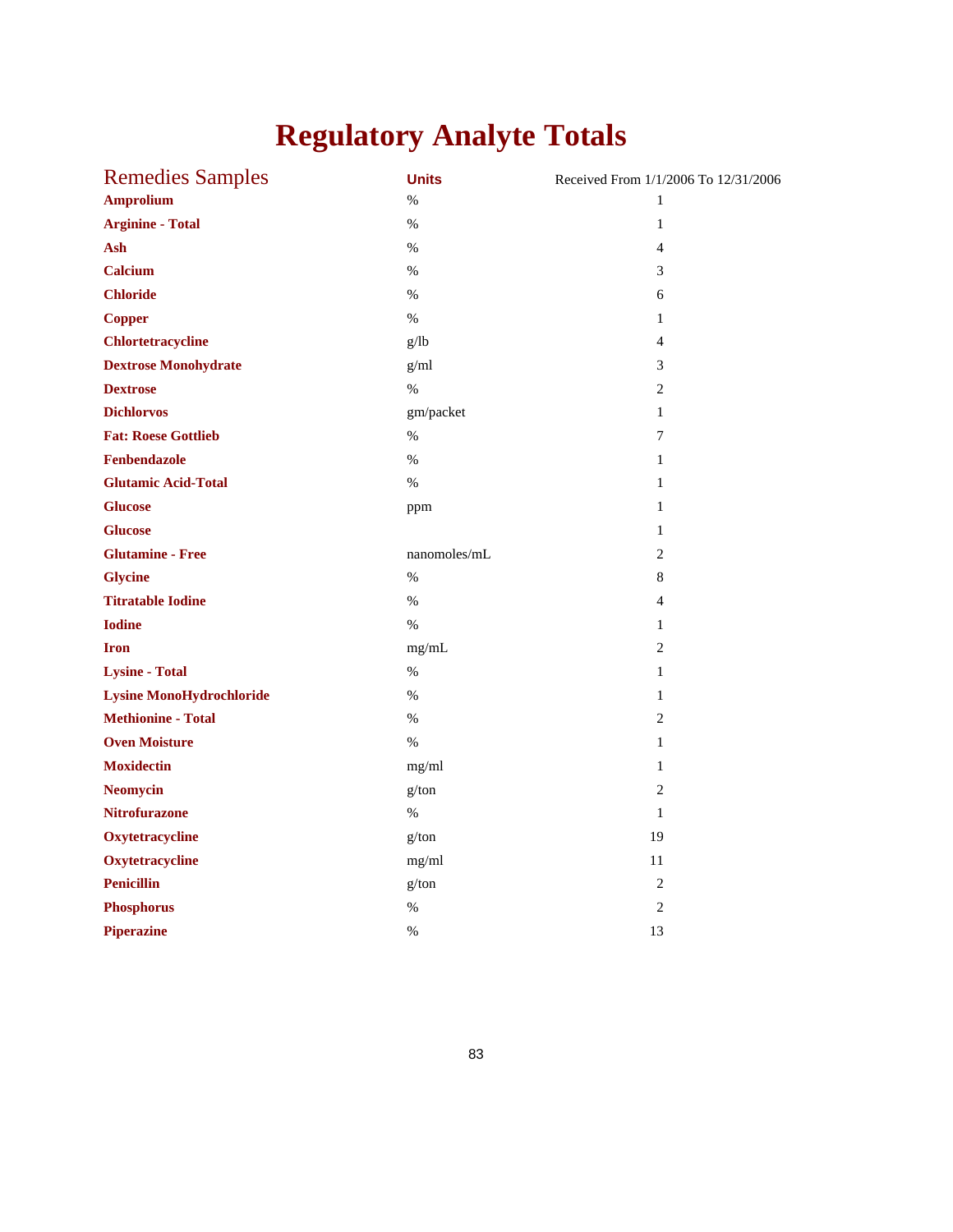# Regulatory Analyte Totals

| Remedies Samples | Units | Received From 1/1/2006 To 12/31/2006 |
|---|---|---|
| **Amprolium** | % | 1 |
| **Arginine - Total** | % | 1 |
| **Ash** | % | 4 |
| **Calcium** | % | 3 |
| **Chloride** | % | 6 |
| **Copper** | % | 1 |
| **Chlortetracycline** | g/lb | 4 |
| **Dextrose Monohydrate** | g/ml | 3 |
| **Dextrose** | % | 2 |
| **Dichlorvos** | gm/packet | 1 |
| **Fat: Roese Gottlieb** | % | 7 |
| **Fenbendazole** | % | 1 |
| **Glutamic Acid-Total** | % | 1 |
| **Glucose** | ppm | 1 |
| **Glucose** | | 1 |
| **Glutamine - Free** | nanomoles/mL | 2 |
| **Glycine** | % | 8 |
| **Titratable Iodine** | % | 4 |
| **Iodine** | % | 1 |
| **Iron** | mg/mL | 2 |
| **Lysine - Total** | % | 1 |
| **Lysine MonoHydrochloride** | % | 1 |
| **Methionine - Total** | % | 2 |
| **Oven Moisture** | % | 1 |
| **Moxidectin** | mg/ml | 1 |
| **Neomycin** | g/ton | 2 |
| **Nitrofurazone** | % | 1 |
| **Oxytetracycline** | g/ton | 19 |
| **Oxytetracycline** | mg/ml | 11 |
| **Penicillin** | g/ton | 2 |
| **Phosphorus** | % | 2 |
| **Piperazine** | % | 13 |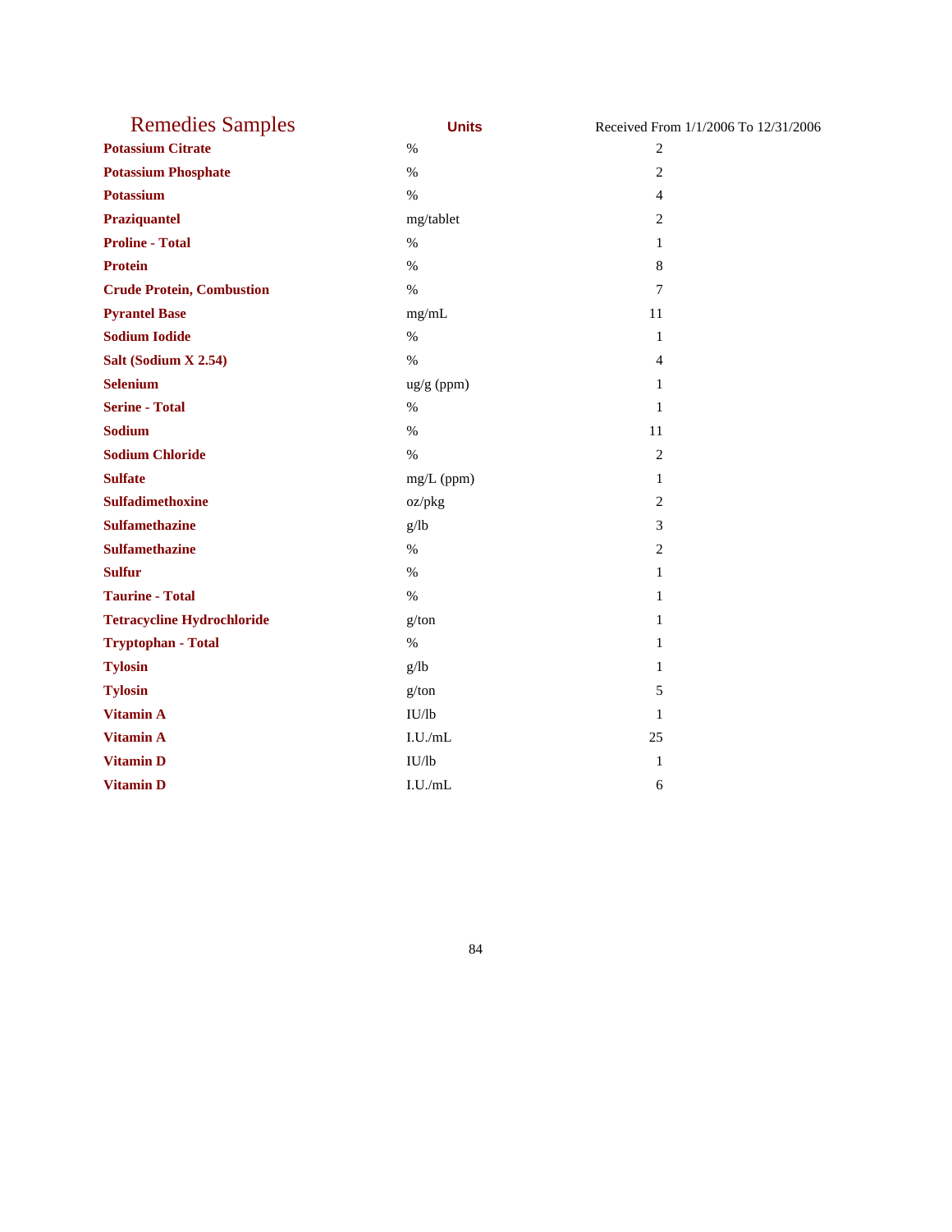| Remedies Samples | Units | Received From 1/1/2006 To 12/31/2006 |
|---|---|---|
| **Potassium Citrate** | % | 2 |
| **Potassium Phosphate** | % | 2 |
| **Potassium** | % | 4 |
| **Praziquantel** | mg/tablet | 2 |
| **Proline - Total** | % | 1 |
| **Protein** | % | 8 |
| **Crude Protein, Combustion** | % | 7 |
| **Pyrantel Base** | mg/mL | 11 |
| **Sodium Iodide** | % | 1 |
| **Salt (Sodium X 2.54)** | % | 4 |
| **Selenium** | ug/g (ppm) | 1 |
| **Serine - Total** | % | 1 |
| **Sodium** | % | 11 |
| **Sodium Chloride** | % | 2 |
| **Sulfate** | mg/L (ppm) | 1 |
| **Sulfadimethoxine** | oz/pkg | 2 |
| **Sulfamethazine** | g/lb | 3 |
| **Sulfamethazine** | % | 2 |
| **Sulfur** | % | 1 |
| **Taurine - Total** | % | 1 |
| **Tetracycline Hydrochloride** | g/ton | 1 |
| **Tryptophan - Total** | % | 1 |
| **Tylosin** | g/lb | 1 |
| **Tylosin** | g/ton | 5 |
| **Vitamin A** | IU/lb | 1 |
| **Vitamin A** | I.U./mL | 25 |
| **Vitamin D** | IU/lb | 1 |
| **Vitamin D** | I.U./mL | 6 |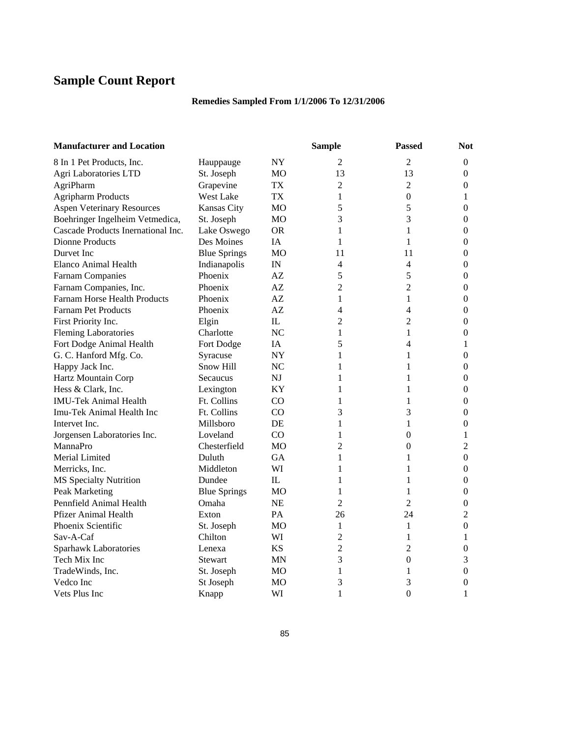# Sample Count Report

**Remedies Sampled From 1/1/2006 To 12/31/2006**

| Manufacturer and Location | | | Sample | Passed | Not |
|---|---|---|---|---|---|
| 8 In 1 Pet Products, Inc. | Hauppauge | NY | 2 | 2 | 0 |
| Agri Laboratories LTD | St. Joseph | MO | 13 | 13 | 0 |
| AgriPharm | Grapevine | TX | 2 | 2 | 0 |
| Agripharm Products | West Lake | TX | 1 | 0 | 1 |
| Aspen Veterinary Resources | Kansas City | MO | 5 | 5 | 0 |
| Boehringer Ingelheim Vetmedica, | St. Joseph | MO | 3 | 3 | 0 |
| Cascade Products Inernational Inc. | Lake Oswego | OR | 1 | 1 | 0 |
| Dionne Products | Des Moines | IA | 1 | 1 | 0 |
| Durvet Inc | Blue Springs | MO | 11 | 11 | 0 |
| Elanco Animal Health | Indianapolis | IN | 4 | 4 | 0 |
| Farnam Companies | Phoenix | AZ | 5 | 5 | 0 |
| Farnam Companies, Inc. | Phoenix | AZ | 2 | 2 | 0 |
| Farnam Horse Health Products | Phoenix | AZ | 1 | 1 | 0 |
| Farnam Pet Products | Phoenix | AZ | 4 | 4 | 0 |
| First Priority Inc. | Elgin | IL | 2 | 2 | 0 |
| Fleming Laboratories | Charlotte | NC | 1 | 1 | 0 |
| Fort Dodge Animal Health | Fort Dodge | IA | 5 | 4 | 1 |
| G. C. Hanford Mfg. Co. | Syracuse | NY | 1 | 1 | 0 |
| Happy Jack Inc. | Snow Hill | NC | 1 | 1 | 0 |
| Hartz Mountain Corp | Secaucus | NJ | 1 | 1 | 0 |
| Hess & Clark, Inc. | Lexington | KY | 1 | 1 | 0 |
| IMU-Tek Animal Health | Ft. Collins | CO | 1 | 1 | 0 |
| Imu-Tek Animal Health Inc | Ft. Collins | CO | 3 | 3 | 0 |
| Intervet Inc. | Millsboro | DE | 1 | 1 | 0 |
| Jorgensen Laboratories Inc. | Loveland | CO | 1 | 0 | 1 |
| MannaPro | Chesterfield | MO | 2 | 0 | 2 |
| Merial Limited | Duluth | GA | 1 | 1 | 0 |
| Merricks, Inc. | Middleton | WI | 1 | 1 | 0 |
| MS Specialty Nutrition | Dundee | IL | 1 | 1 | 0 |
| Peak Marketing | Blue Springs | MO | 1 | 1 | 0 |
| Pennfield Animal Health | Omaha | NE | 2 | 2 | 0 |
| Pfizer Animal Health | Exton | PA | 26 | 24 | 2 |
| Phoenix Scientific | St. Joseph | MO | 1 | 1 | 0 |
| Sav-A-Caf | Chilton | WI | 2 | 1 | 1 |
| Sparhawk Laboratories | Lenexa | KS | 2 | 2 | 0 |
| Tech Mix Inc | Stewart | MN | 3 | 0 | 3 |
| TradeWinds, Inc. | St. Joseph | MO | 1 | 1 | 0 |
| Vedco Inc | St Joseph | MO | 3 | 3 | 0 |
| Vets Plus Inc | Knapp | WI | 1 | 0 | 1 |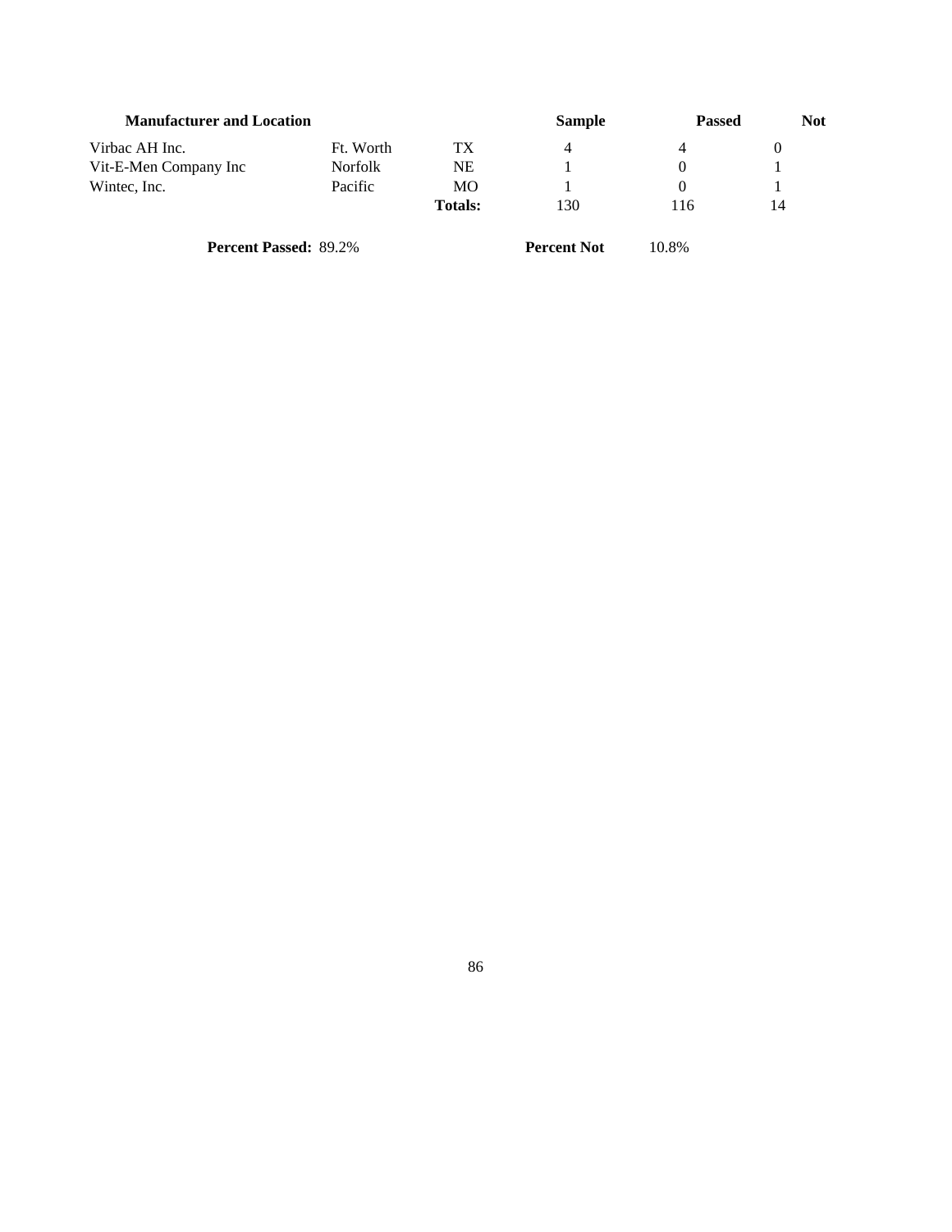| Manufacturer and Location | | | Sample | Passed | Not |
|---|---|---|---|---|---|
| Virbac AH Inc. | Ft. Worth | TX | 4 | 4 | 0 |
| Vit-E-Men Company Inc | Norfolk | NE | 1 | 0 | 1 |
| Wintec, Inc. | Pacific | MO | 1 | 0 | 1 |
| | | **Totals:** | 130 | 116 | 14 |

**Percent Passed:** 89.2% **Percent Not** 10.8%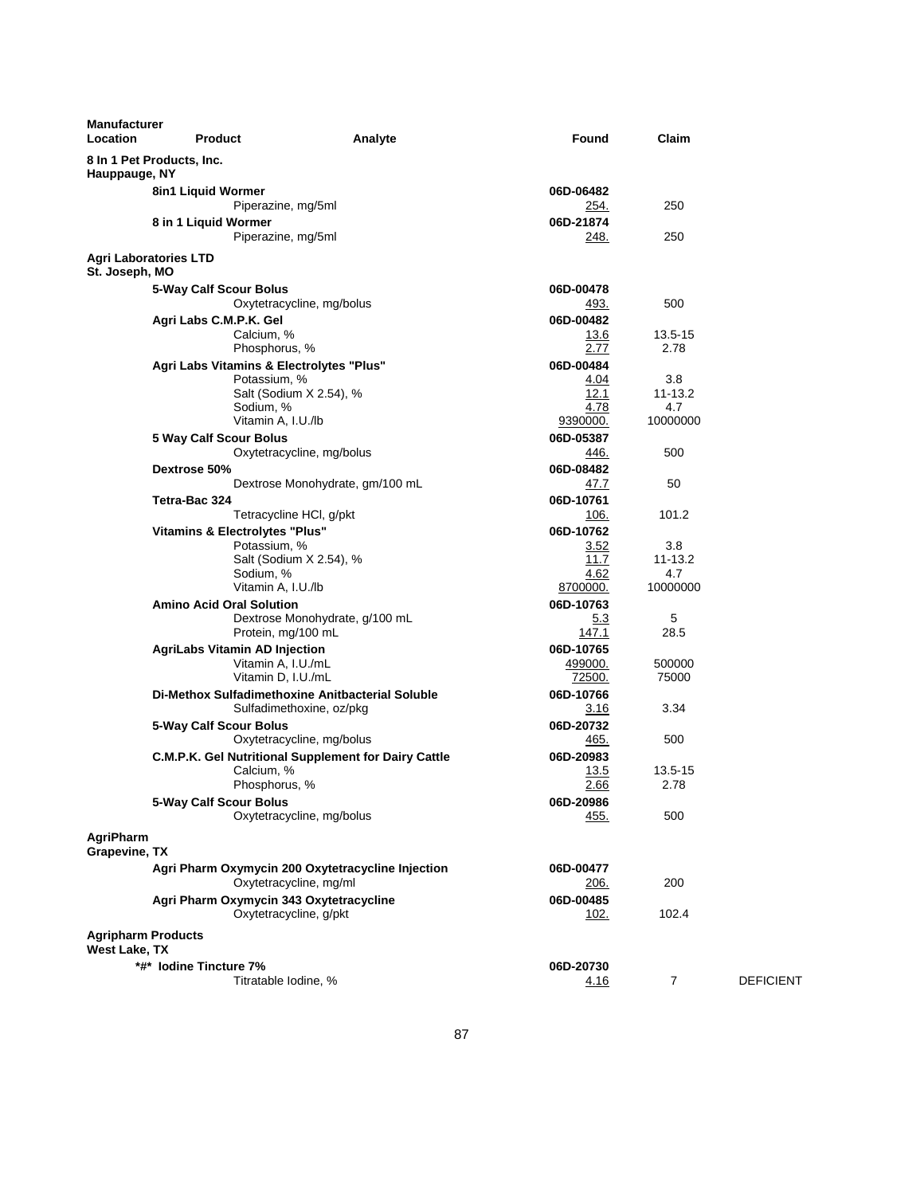| Manufacturer Location | Product | Analyte | Found | Claim | |
|---|---|---|---|---|---|
| **8 In 1 Pet Products, Inc.** | | | | | |
| **Hauppauge, NY** | | | | | |
| | **8in1 Liquid Wormer** | | **06D-06482** | | |
| | | Piperazine, mg/5ml | 254. | 250 | |
| | **8 in 1 Liquid Wormer** | | **06D-21874** | | |
| | | Piperazine, mg/5ml | 248. | 250 | |
| **Agri Laboratories LTD** | | | | | |
| **St. Joseph, MO** | | | | | |
| | **5-Way Calf Scour Bolus** | | **06D-00478** | | |
| | | Oxytetracycline, mg/bolus | 493. | 500 | |
| | **Agri Labs C.M.P.K. Gel** | | **06D-00482** | | |
| | | Calcium, % | 13.6 | 13.5-15 | |
| | | Phosphorus, % | 2.77 | 2.78 | |
| | **Agri Labs Vitamins & Electrolytes "Plus"** | | **06D-00484** | | |
| | | Potassium, % | 4.04 | 3.8 | |
| | | Salt (Sodium X 2.54), % | 12.1 | 11-13.2 | |
| | | Sodium, % | 4.78 | 4.7 | |
| | | Vitamin A, I.U./lb | 9390000. | 10000000 | |
| | **5 Way Calf Scour Bolus** | | **06D-05387** | | |
| | | Oxytetracycline, mg/bolus | 446. | 500 | |
| | **Dextrose 50%** | | **06D-08482** | | |
| | | Dextrose Monohydrate, gm/100 mL | 47.7 | 50 | |
| | **Tetra-Bac 324** | | **06D-10761** | | |
| | | Tetracycline HCl, g/pkt | 106. | 101.2 | |
| | **Vitamins & Electrolytes "Plus"** | | **06D-10762** | | |
| | | Potassium, % | 3.52 | 3.8 | |
| | | Salt (Sodium X 2.54), % | 11.7 | 11-13.2 | |
| | | Sodium, % | 4.62 | 4.7 | |
| | | Vitamin A, I.U./lb | 8700000. | 10000000 | |
| | **Amino Acid Oral Solution** | | **06D-10763** | | |
| | | Dextrose Monohydrate, g/100 mL | 5.3 | 5 | |
| | | Protein, mg/100 mL | 147.1 | 28.5 | |
| | **AgriLabs Vitamin AD Injection** | | **06D-10765** | | |
| | | Vitamin A, I.U./mL | 499000. | 500000 | |
| | | Vitamin D, I.U./mL | 72500. | 75000 | |
| | **Di-Methox Sulfadimethoxine Anitbacterial Soluble** | | **06D-10766** | | |
| | | Sulfadimethoxine, oz/pkg | 3.16 | 3.34 | |
| | **5-Way Calf Scour Bolus** | | **06D-20732** | | |
| | | Oxytetracycline, mg/bolus | 465. | 500 | |
| | **C.M.P.K. Gel Nutritional Supplement for Dairy Cattle** | | **06D-20983** | | |
| | | Calcium, % | 13.5 | 13.5-15 | |
| | | Phosphorus, % | 2.66 | 2.78 | |
| | **5-Way Calf Scour Bolus** | | **06D-20986** | | |
| | | Oxytetracycline, mg/bolus | 455. | 500 | |
| **AgriPharm** | | | | | |
| **Grapevine, TX** | | | | | |
| | **Agri Pharm Oxymycin 200 Oxytetracycline Injection** | | **06D-00477** | | |
| | | Oxytetracycline, mg/ml | 206. | 200 | |
| | **Agri Pharm Oxymycin 343 Oxytetracycline** | | **06D-00485** | | |
| | | Oxytetracycline, g/pkt | 102. | 102.4 | |
| **Agripharm Products** | | | | | |
| **West Lake, TX** | | | | | |
| | **\*#\* Iodine Tincture 7%** | | **06D-20730** | | |
| | | Titratable Iodine, % | 4.16 | 7 | DEFICIENT |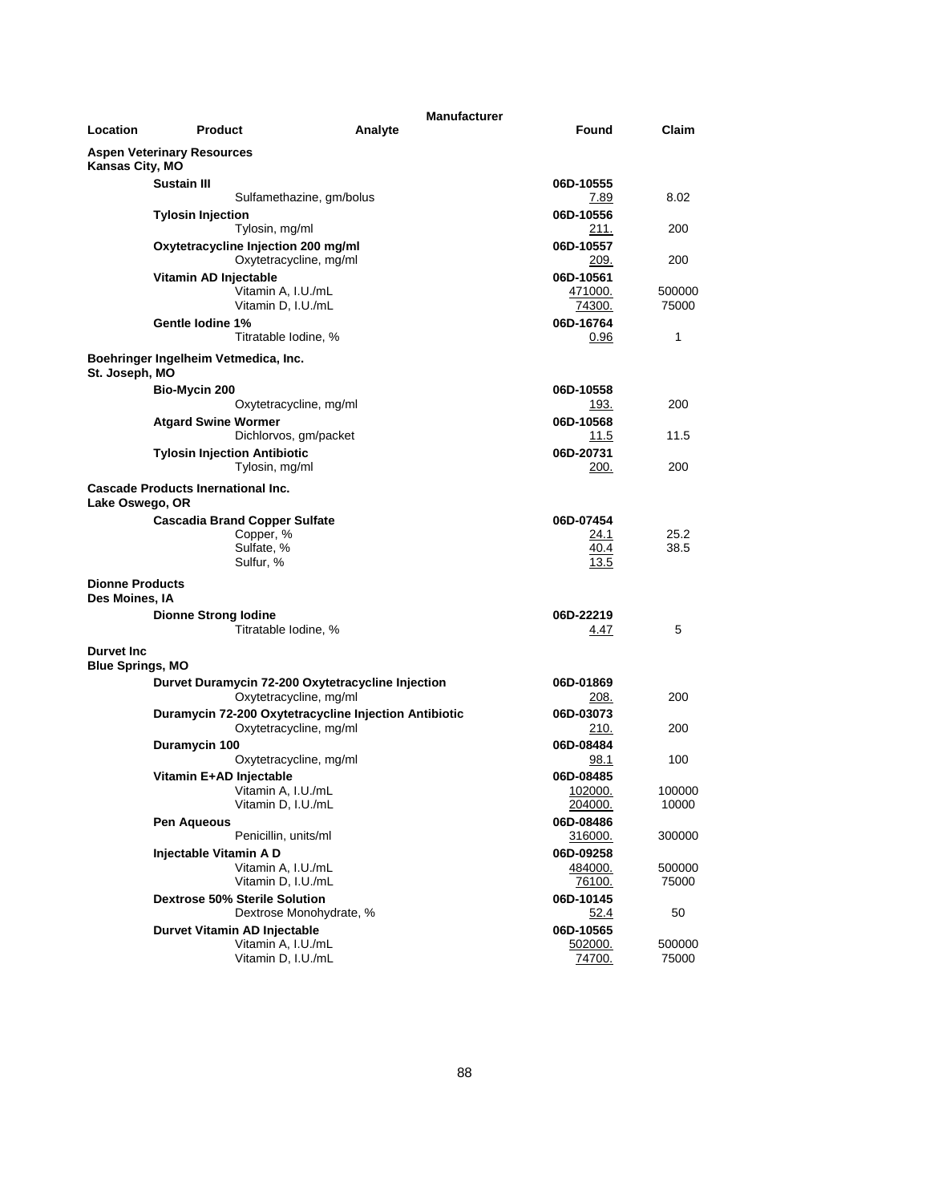| Location | Product | Analyte | Manufacturer Found | Claim |
|---|---|---|---|---|
| **Aspen Veterinary Resources** | | | | |
| **Kansas City, MO** | | | | |
| | **Sustain III** | | **06D-10555** | |
| | | Sulfamethazine, gm/bolus | 7.89 | 8.02 |
| | **Tylosin Injection** | | **06D-10556** | |
| | | Tylosin, mg/ml | 211. | 200 |
| | **Oxytetracycline Injection 200 mg/ml** | | **06D-10557** | |
| | | Oxytetracycline, mg/ml | 209. | 200 |
| | **Vitamin AD Injectable** | | **06D-10561** | |
| | | Vitamin A, I.U./mL | 471000. | 500000 |
| | | Vitamin D, I.U./mL | 74300. | 75000 |
| | **Gentle Iodine 1%** | | **06D-16764** | |
| | | Titratable Iodine, % | 0.96 | 1 |
| **Boehringer Ingelheim Vetmedica, Inc.** | | | | |
| **St. Joseph, MO** | | | | |
| | **Bio-Mycin 200** | | **06D-10558** | |
| | | Oxytetracycline, mg/ml | 193. | 200 |
| | **Atgard Swine Wormer** | | **06D-10568** | |
| | | Dichlorvos, gm/packet | 11.5 | 11.5 |
| | **Tylosin Injection Antibiotic** | | **06D-20731** | |
| | | Tylosin, mg/ml | 200. | 200 |
| **Cascade Products Inernational Inc.** | | | | |
| **Lake Oswego, OR** | | | | |
| | **Cascadia Brand Copper Sulfate** | | **06D-07454** | |
| | | Copper, % | 24.1 | 25.2 |
| | | Sulfate, % | 40.4 | 38.5 |
| | | Sulfur, % | 13.5 | |
| **Dionne Products** | | | | |
| **Des Moines, IA** | | | | |
| | **Dionne Strong Iodine** | | **06D-22219** | |
| | | Titratable Iodine, % | 4.47 | 5 |
| **Durvet Inc** | | | | |
| **Blue Springs, MO** | | | | |
| | **Durvet Duramycin 72-200 Oxytetracycline Injection** | | **06D-01869** | |
| | | Oxytetracycline, mg/ml | 208. | 200 |
| | **Duramycin 72-200 Oxytetracycline Injection Antibiotic** | | **06D-03073** | |
| | | Oxytetracycline, mg/ml | 210. | 200 |
| | **Duramycin 100** | | **06D-08484** | |
| | | Oxytetracycline, mg/ml | 98.1 | 100 |
| | **Vitamin E+AD Injectable** | | **06D-08485** | |
| | | Vitamin A, I.U./mL | 102000. | 100000 |
| | | Vitamin D, I.U./mL | 204000. | 10000 |
| | **Pen Aqueous** | | **06D-08486** | |
| | | Penicillin, units/ml | 316000. | 300000 |
| | **Injectable Vitamin A D** | | **06D-09258** | |
| | | Vitamin A, I.U./mL | 484000. | 500000 |
| | | Vitamin D, I.U./mL | 76100. | 75000 |
| | **Dextrose 50% Sterile Solution** | | **06D-10145** | |
| | | Dextrose Monohydrate, % | 52.4 | 50 |
| | **Durvet Vitamin AD Injectable** | | **06D-10565** | |
| | | Vitamin A, I.U./mL | 502000. | 500000 |
| | | Vitamin D, I.U./mL | 74700. | 75000 |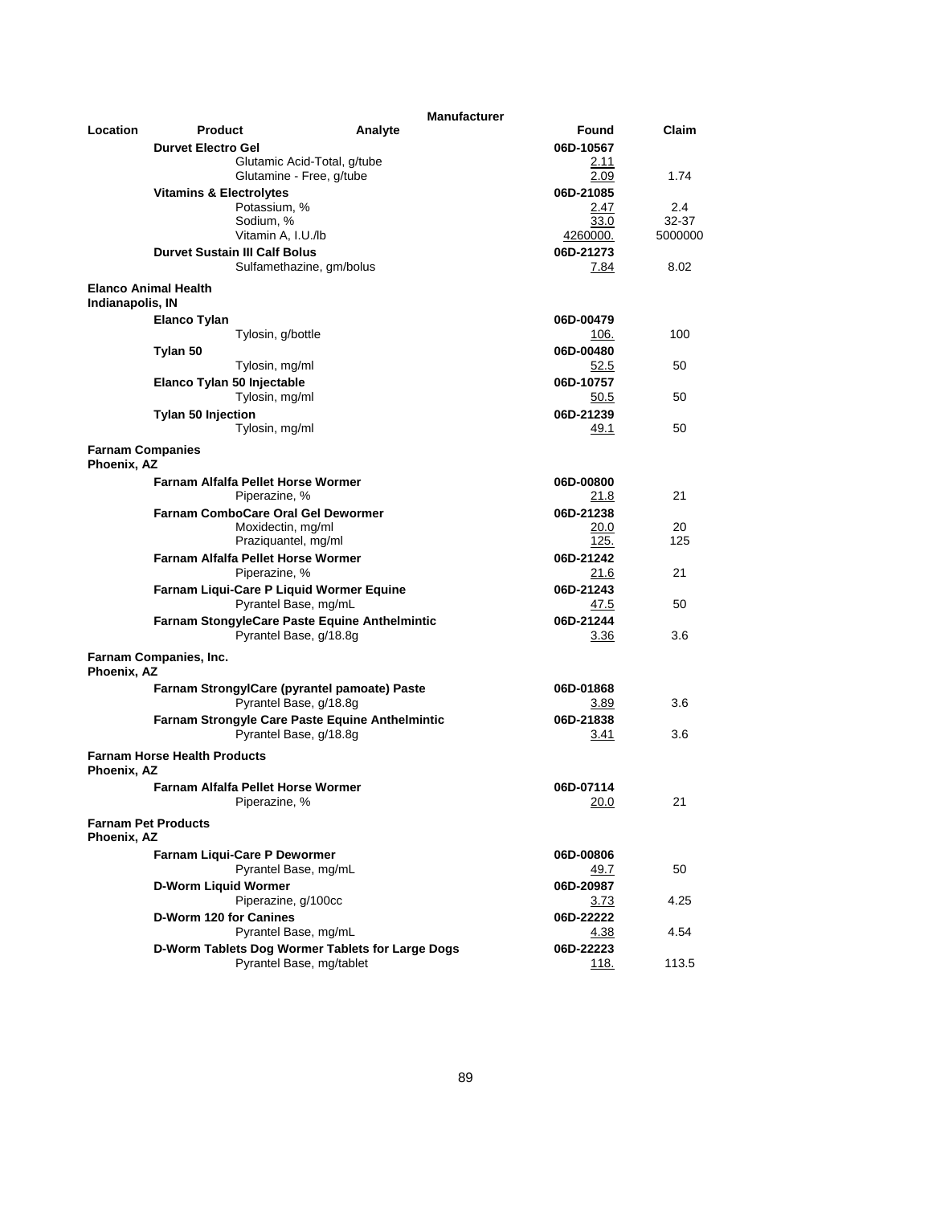| Location | Product | Analyte | Found | Claim |
|---|---|---|---|---|
| | **Durvet Electro Gel** | | **06D-10567** | |
| | | Glutamic Acid-Total, g/tube | 2.11 | |
| | | Glutamine - Free, g/tube | 2.09 | 1.74 |
| | **Vitamins & Electrolytes** | | **06D-21085** | |
| | | Potassium, % | 2.47 | 2.4 |
| | | Sodium, % | 33.0 | 32-37 |
| | | Vitamin A, I.U./lb | 4260000. | 5000000 |
| | **Durvet Sustain III Calf Bolus** | | **06D-21273** | |
| | | Sulfamethazine, gm/bolus | 7.84 | 8.02 |
| **Elanco Animal Health** Indianapolis, IN | | | | |
| | **Elanco Tylan** | | **06D-00479** | |
| | | Tylosin, g/bottle | 106. | 100 |
| | **Tylan 50** | | **06D-00480** | |
| | | Tylosin, mg/ml | 52.5 | 50 |
| | **Elanco Tylan 50 Injectable** | | **06D-10757** | |
| | | Tylosin, mg/ml | 50.5 | 50 |
| | **Tylan 50 Injection** | | **06D-21239** | |
| | | Tylosin, mg/ml | 49.1 | 50 |
| **Farnam Companies** Phoenix, AZ | | | | |
| | **Farnam Alfalfa Pellet Horse Wormer** | | **06D-00800** | |
| | | Piperazine, % | 21.8 | 21 |
| | **Farnam ComboCare Oral Gel Dewormer** | | **06D-21238** | |
| | | Moxidectin, mg/ml | 20.0 | 20 |
| | | Praziquantel, mg/ml | 125. | 125 |
| | **Farnam Alfalfa Pellet Horse Wormer** | | **06D-21242** | |
| | | Piperazine, % | 21.6 | 21 |
| | **Farnam Liqui-Care P Liquid Wormer Equine** | | **06D-21243** | |
| | | Pyrantel Base, mg/mL | 47.5 | 50 |
| | **Farnam StongyleCare Paste Equine Anthelmintic** | | **06D-21244** | |
| | | Pyrantel Base, g/18.8g | 3.36 | 3.6 |
| **Farnam Companies, Inc.** Phoenix, AZ | | | | |
| | **Farnam StrongylCare (pyrantel pamoate) Paste** | | **06D-01868** | |
| | | Pyrantel Base, g/18.8g | 3.89 | 3.6 |
| | **Farnam Strongyle Care Paste Equine Anthelmintic** | | **06D-21838** | |
| | | Pyrantel Base, g/18.8g | 3.41 | 3.6 |
| **Farnam Horse Health Products** Phoenix, AZ | | | | |
| | **Farnam Alfalfa Pellet Horse Wormer** | | **06D-07114** | |
| | | Piperazine, % | 20.0 | 21 |
| **Farnam Pet Products** Phoenix, AZ | | | | |
| | **Farnam Liqui-Care P Dewormer** | | **06D-00806** | |
| | | Pyrantel Base, mg/mL | 49.7 | 50 |
| | **D-Worm Liquid Wormer** | | **06D-20987** | |
| | | Piperazine, g/100cc | 3.73 | 4.25 |
| | **D-Worm 120 for Canines** | | **06D-22222** | |
| | | Pyrantel Base, mg/mL | 4.38 | 4.54 |
| | **D-Worm Tablets Dog Wormer Tablets for Large Dogs** | | **06D-22223** | |
| | | Pyrantel Base, mg/tablet | 118. | 113.5 |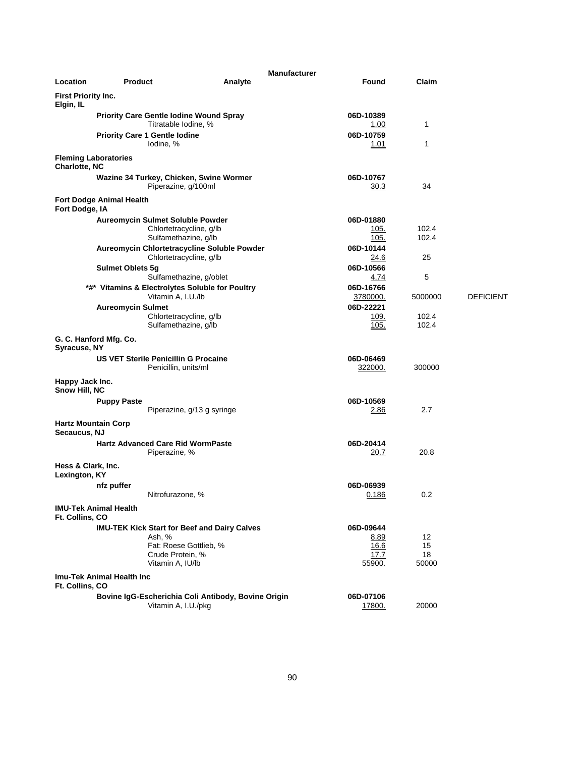| Location | Product | Analyte | Manufacturer Found | Claim | |
|---|---|---|---|---|---|
| **First Priority Inc.** Elgin, IL | | | | | |
| | **Priority Care Gentle Iodine Wound Spray** | | **06D-10389** | | |
| | | Titratable Iodine, % | 1.00 | 1 | |
| | **Priority Care 1 Gentle Iodine** | | **06D-10759** | | |
| | | Iodine, % | 1.01 | 1 | |
| **Fleming Laboratories** Charlotte, NC | | | | | |
| | **Wazine 34 Turkey, Chicken, Swine Wormer** | | **06D-10767** | | |
| | | Piperazine, g/100ml | 30.3 | 34 | |
| **Fort Dodge Animal Health** Fort Dodge, IA | | | | | |
| | **Aureomycin Sulmet Soluble Powder** | | **06D-01880** | | |
| | | Chlortetracycline, g/lb | 105. | 102.4 | |
| | | Sulfamethazine, g/lb | 105. | 102.4 | |
| | **Aureomycin Chlortetracycline Soluble Powder** | | **06D-10144** | | |
| | | Chlortetracycline, g/lb | 24.6 | 25 | |
| | **Sulmet Oblets 5g** | | **06D-10566** | | |
| | | Sulfamethazine, g/oblet | 4.74 | 5 | |
| | **\*#\* Vitamins & Electrolytes Soluble for Poultry** | | **06D-16766** | | |
| | | Vitamin A, I.U./lb | 3780000. | 5000000 | DEFICIENT |
| | **Aureomycin Sulmet** | | **06D-22221** | | |
| | | Chlortetracycline, g/lb | 109. | 102.4 | |
| | | Sulfamethazine, g/lb | 105. | 102.4 | |
| **G. C. Hanford Mfg. Co.** Syracuse, NY | | | | | |
| | **US VET Sterile Penicillin G Procaine** | | **06D-06469** | | |
| | | Penicillin, units/ml | 322000. | 300000 | |
| **Happy Jack Inc.** Snow Hill, NC | | | | | |
| | **Puppy Paste** | | **06D-10569** | | |
| | | Piperazine, g/13 g syringe | 2.86 | 2.7 | |
| **Hartz Mountain Corp** Secaucus, NJ | | | | | |
| | **Hartz Advanced Care Rid WormPaste** | | **06D-20414** | | |
| | | Piperazine, % | 20.7 | 20.8 | |
| **Hess & Clark, Inc.** Lexington, KY | | | | | |
| | **nfz puffer** | | **06D-06939** | | |
| | | Nitrofurazone, % | 0.186 | 0.2 | |
| **IMU-Tek Animal Health** Ft. Collins, CO | | | | | |
| | **IMU-TEK Kick Start for Beef and Dairy Calves** | | **06D-09644** | | |
| | | Ash, % | 8.89 | 12 | |
| | | Fat: Roese Gottlieb, % | 16.6 | 15 | |
| | | Crude Protein, % | 17.7 | 18 | |
| | | Vitamin A, IU/lb | 55900. | 50000 | |
| **Imu-Tek Animal Health Inc** Ft. Collins, CO | | | | | |
| | **Bovine IgG-Escherichia Coli Antibody, Bovine Origin** | | **06D-07106** | | |
| | | Vitamin A, I.U./pkg | 17800. | 20000 | |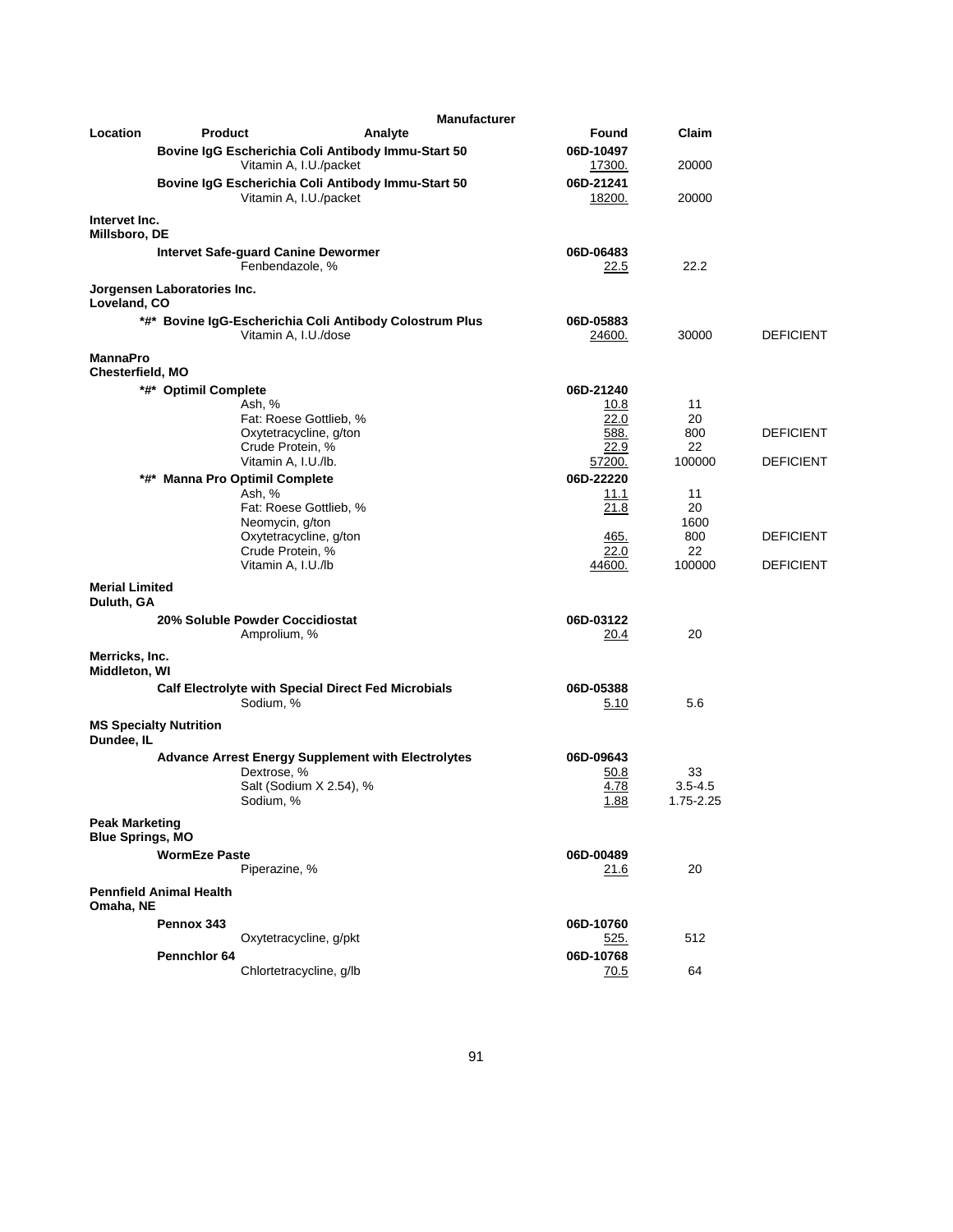| Location | Product | Manufacturer Analyte | Found | Claim | |
|---|---|---|---|---|---|
| | Bovine IgG Escherichia Coli Antibody Immu-Start 50 | | 06D-10497 | | |
| | | Vitamin A, I.U./packet | 17300. | 20000 | |
| | Bovine IgG Escherichia Coli Antibody Immu-Start 50 | | 06D-21241 | | |
| | | Vitamin A, I.U./packet | 18200. | 20000 | |
| **Intervet Inc.** Millsboro, DE | | | | | |
| | Intervet Safe-guard Canine Dewormer | | 06D-06483 | | |
| | | Fenbendazole, % | 22.5 | 22.2 | |
| **Jorgensen Laboratories Inc.** Loveland, CO | | | | | |
| | *#* Bovine IgG-Escherichia Coli Antibody Colostrum Plus | | 06D-05883 | | |
| | | Vitamin A, I.U./dose | 24600. | 30000 | DEFICIENT |
| **MannaPro** Chesterfield, MO | | | | | |
| | *#* Optimil Complete | | 06D-21240 | | |
| | | Ash, % | 10.8 | 11 | |
| | | Fat: Roese Gottlieb, % | 22.0 | 20 | |
| | | Oxytetracycline, g/ton | 588. | 800 | DEFICIENT |
| | | Crude Protein, % | 22.9 | 22 | |
| | | Vitamin A, I.U./lb. | 57200. | 100000 | DEFICIENT |
| | *#* Manna Pro Optimil Complete | | 06D-22220 | | |
| | | Ash, % | 11.1 | 11 | |
| | | Fat: Roese Gottlieb, % | 21.8 | 20 | |
| | | Neomycin, g/ton | | 1600 | |
| | | Oxytetracycline, g/ton | 465. | 800 | DEFICIENT |
| | | Crude Protein, % | 22.0 | 22 | |
| | | Vitamin A, I.U./lb | 44600. | 100000 | DEFICIENT |
| **Merial Limited** Duluth, GA | | | | | |
| | 20% Soluble Powder Coccidiostat | | 06D-03122 | | |
| | | Amprolium, % | 20.4 | 20 | |
| **Merricks, Inc.** Middleton, WI | | | | | |
| | Calf Electrolyte with Special Direct Fed Microbials | | 06D-05388 | | |
| | | Sodium, % | 5.10 | 5.6 | |
| **MS Specialty Nutrition** Dundee, IL | | | | | |
| | Advance Arrest Energy Supplement with Electrolytes | | 06D-09643 | | |
| | | Dextrose, % | 50.8 | 33 | |
| | | Salt (Sodium X 2.54), % | 4.78 | 3.5-4.5 | |
| | | Sodium, % | 1.88 | 1.75-2.25 | |
| **Peak Marketing** Blue Springs, MO | | | | | |
| | WormEze Paste | | 06D-00489 | | |
| | | Piperazine, % | 21.6 | 20 | |
| **Pennfield Animal Health** Omaha, NE | | | | | |
| | Pennox 343 | | 06D-10760 | | |
| | | Oxytetracycline, g/pkt | 525. | 512 | |
| | Pennchlor 64 | | 06D-10768 | | |
| | | Chlortetracycline, g/lb | 70.5 | 64 | |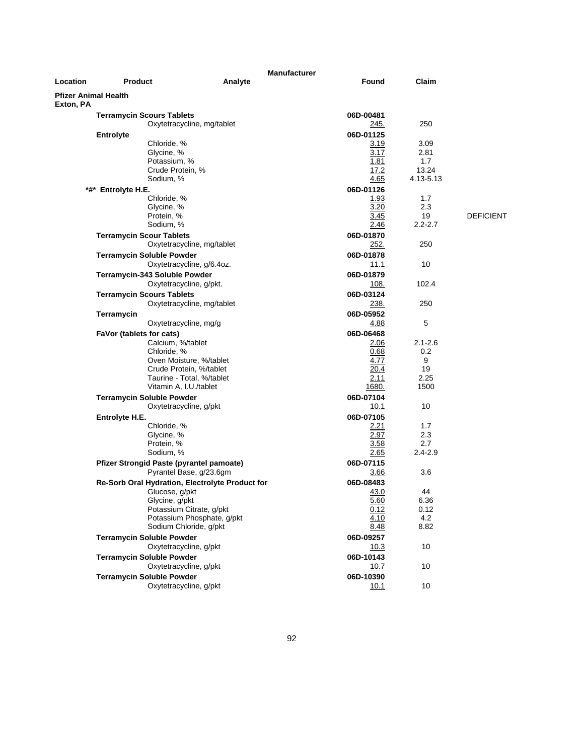| Location | Product | Analyte | Manufacturer Found | Claim | |
|---|---|---|---|---|---|
| **Pfizer Animal Health Exton, PA** | | | | | |
| | **Terramycin Scours Tablets** | | **06D-00481** | | |
| | | Oxytetracycline, mg/tablet | 245. | 250 | |
| | **Entrolyte** | | **06D-01125** | | |
| | | Chloride, % | 3.19 | 3.09 | |
| | | Glycine, % | 3.17 | 2.81 | |
| | | Potassium, % | 1.81 | 1.7 | |
| | | Crude Protein, % | 17.2 | 13.24 | |
| | | Sodium, % | 4.65 | 4.13-5.13 | |
| | **\*#\* Entrolyte H.E.** | | **06D-01126** | | |
| | | Chloride, % | 1.93 | 1.7 | |
| | | Glycine, % | 3.20 | 2.3 | |
| | | Protein, % | 3.45 | 19 | DEFICIENT |
| | | Sodium, % | 2.46 | 2.2-2.7 | |
| | **Terramycin Scour Tablets** | | **06D-01870** | | |
| | | Oxytetracycline, mg/tablet | 252. | 250 | |
| | **Terramycin Soluble Powder** | | **06D-01878** | | |
| | | Oxytetracycline, g/6.4oz. | 11.1 | 10 | |
| | **Terramycin-343 Soluble Powder** | | **06D-01879** | | |
| | | Oxytetracycline, g/pkt. | 108. | 102.4 | |
| | **Terramycin Scours Tablets** | | **06D-03124** | | |
| | | Oxytetracycline, mg/tablet | 238. | 250 | |
| | **Terramycin** | | **06D-05952** | | |
| | | Oxytetracycline, mg/g | 4.88 | 5 | |
| | **FaVor (tablets for cats)** | | **06D-06468** | | |
| | | Calcium, %/tablet | 2.06 | 2.1-2.6 | |
| | | Chloride, % | 0.68 | 0.2 | |
| | | Oven Moisture, %/tablet | 4.77 | 9 | |
| | | Crude Protein, %/tablet | 20.4 | 19 | |
| | | Taurine - Total, %/tablet | 2.11 | 2.25 | |
| | | Vitamin A, I.U./tablet | 1680. | 1500 | |
| | **Terramycin Soluble Powder** | | **06D-07104** | | |
| | | Oxytetracycline, g/pkt | 10.1 | 10 | |
| | **Entrolyte H.E.** | | **06D-07105** | | |
| | | Chloride, % | 2.21 | 1.7 | |
| | | Glycine, % | 2.97 | 2.3 | |
| | | Protein, % | 3.58 | 2.7 | |
| | | Sodium, % | 2.65 | 2.4-2.9 | |
| | **Pfizer Strongid Paste (pyrantel pamoate)** | | **06D-07115** | | |
| | | Pyrantel Base, g/23.6gm | 3.66 | 3.6 | |
| | **Re-Sorb Oral Hydration, Electrolyte Product for** | | **06D-08483** | | |
| | | Glucose, g/pkt | 43.0 | 44 | |
| | | Glycine, g/pkt | 5.60 | 6.36 | |
| | | Potassium Citrate, g/pkt | 0.12 | 0.12 | |
| | | Potassium Phosphate, g/pkt | 4.10 | 4.2 | |
| | | Sodium Chloride, g/pkt | 8.48 | 8.82 | |
| | **Terramycin Soluble Powder** | | **06D-09257** | | |
| | | Oxytetracycline, g/pkt | 10.3 | 10 | |
| | **Terramycin Soluble Powder** | | **06D-10143** | | |
| | | Oxytetracycline, g/pkt | 10.7 | 10 | |
| | **Terramycin Soluble Powder** | | **06D-10390** | | |
| | | Oxytetracycline, g/pkt | 10.1 | 10 | |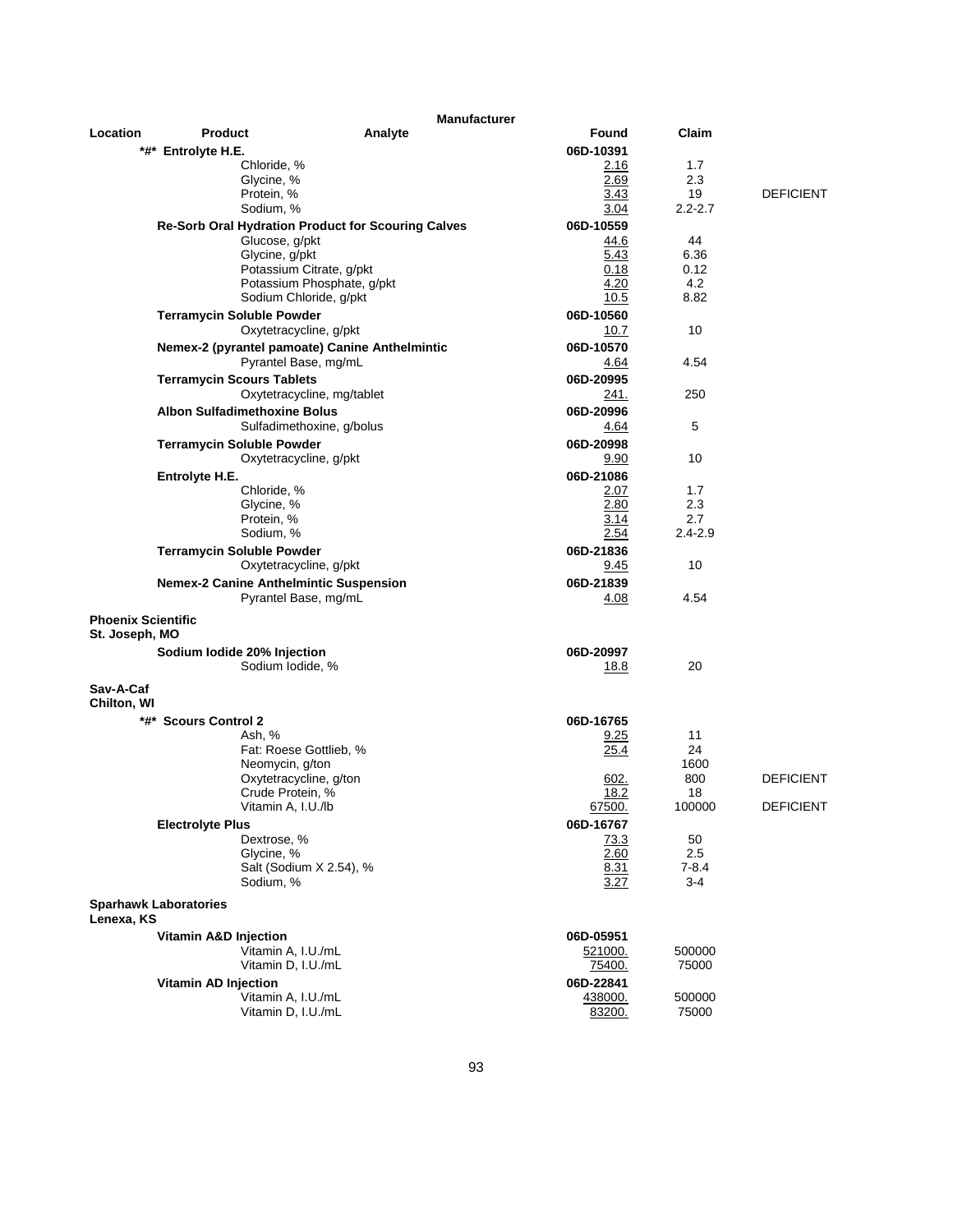| Location | Product | Analyte | Found | Claim | |
|---|---|---|---|---|---|
| | ***#* Entrolyte H.E.** | | **06D-10391** | | |
| | | Chloride, % | 2.16 | 1.7 | |
| | | Glycine, % | 2.69 | 2.3 | |
| | | Protein, % | 3.43 | 19 | DEFICIENT |
| | | Sodium, % | 3.04 | 2.2-2.7 | |
| | **Re-Sorb Oral Hydration Product for Scouring Calves** | | **06D-10559** | | |
| | | Glucose, g/pkt | 44.6 | 44 | |
| | | Glycine, g/pkt | 5.43 | 6.36 | |
| | | Potassium Citrate, g/pkt | 0.18 | 0.12 | |
| | | Potassium Phosphate, g/pkt | 4.20 | 4.2 | |
| | | Sodium Chloride, g/pkt | 10.5 | 8.82 | |
| | **Terramycin Soluble Powder** | | **06D-10560** | | |
| | | Oxytetracycline, g/pkt | 10.7 | 10 | |
| | **Nemex-2 (pyrantel pamoate) Canine Anthelmintic** | | **06D-10570** | | |
| | | Pyrantel Base, mg/mL | 4.64 | 4.54 | |
| | **Terramycin Scours Tablets** | | **06D-20995** | | |
| | | Oxytetracycline, mg/tablet | 241. | 250 | |
| | **Albon Sulfadimethoxine Bolus** | | **06D-20996** | | |
| | | Sulfadimethoxine, g/bolus | 4.64 | 5 | |
| | **Terramycin Soluble Powder** | | **06D-20998** | | |
| | | Oxytetracycline, g/pkt | 9.90 | 10 | |
| | **Entrolyte H.E.** | | **06D-21086** | | |
| | | Chloride, % | 2.07 | 1.7 | |
| | | Glycine, % | 2.80 | 2.3 | |
| | | Protein, % | 3.14 | 2.7 | |
| | | Sodium, % | 2.54 | 2.4-2.9 | |
| | **Terramycin Soluble Powder** | | **06D-21836** | | |
| | | Oxytetracycline, g/pkt | 9.45 | 10 | |
| | **Nemex-2 Canine Anthelmintic Suspension** | | **06D-21839** | | |
| | | Pyrantel Base, mg/mL | 4.08 | 4.54 | |
| **Phoenix Scientific St. Joseph, MO** | | | | | |
| | **Sodium Iodide 20% Injection** | | **06D-20997** | | |
| | | Sodium Iodide, % | 18.8 | 20 | |
| **Sav-A-Caf Chilton, WI** | | | | | |
| | ***#* Scours Control 2** | | **06D-16765** | | |
| | | Ash, % | 9.25 | 11 | |
| | | Fat: Roese Gottlieb, % | 25.4 | 24 | |
| | | Neomycin, g/ton | | 1600 | |
| | | Oxytetracycline, g/ton | 602. | 800 | DEFICIENT |
| | | Crude Protein, % | 18.2 | 18 | |
| | | Vitamin A, I.U./lb | 67500. | 100000 | DEFICIENT |
| | **Electrolyte Plus** | | **06D-16767** | | |
| | | Dextrose, % | 73.3 | 50 | |
| | | Glycine, % | 2.60 | 2.5 | |
| | | Salt (Sodium X 2.54), % | 8.31 | 7-8.4 | |
| | | Sodium, % | 3.27 | 3-4 | |
| **Sparhawk Laboratories Lenexa, KS** | | | | | |
| | **Vitamin A&D Injection** | | **06D-05951** | | |
| | | Vitamin A, I.U./mL | 521000. | 500000 | |
| | | Vitamin D, I.U./mL | 75400. | 75000 | |
| | **Vitamin AD Injection** | | **06D-22841** | | |
| | | Vitamin A, I.U./mL | 438000. | 500000 | |
| | | Vitamin D, I.U./mL | 83200. | 75000 | |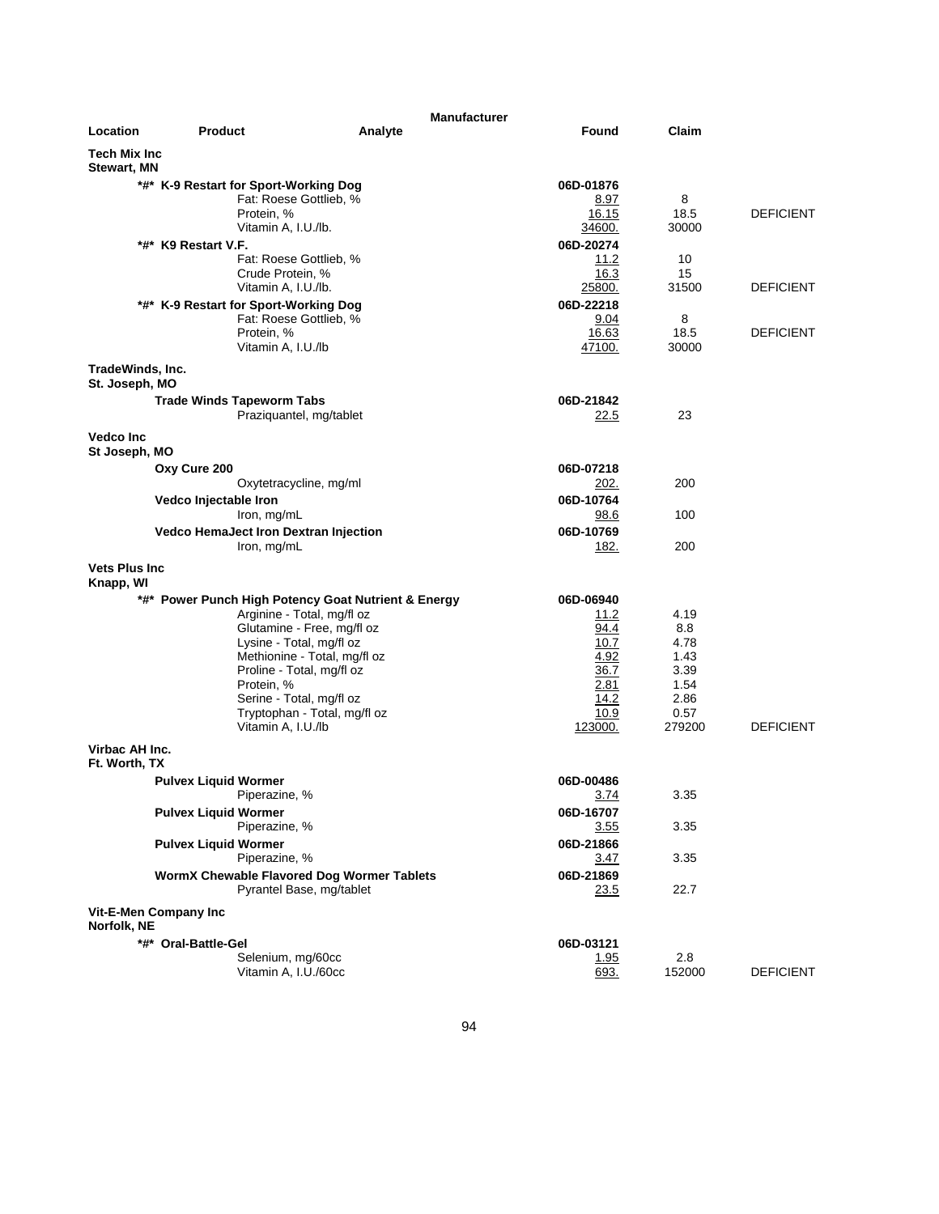| Location | Product | Analyte | Manufacturer Found | Claim | |
|---|---|---|---|---|---|
| **Tech Mix Inc Stewart, MN** | | | | | |
| | **\*#\* K-9 Restart for Sport-Working Dog** | | **06D-01876** | | |
| | | Fat: Roese Gottlieb, % | 8.97 | 8 | |
| | | Protein, % | 16.15 | 18.5 | DEFICIENT |
| | | Vitamin A, I.U./lb. | 34600. | 30000 | |
| | **\*#\* K9 Restart V.F.** | | **06D-20274** | | |
| | | Fat: Roese Gottlieb, % | 11.2 | 10 | |
| | | Crude Protein, % | 16.3 | 15 | |
| | | Vitamin A, I.U./lb. | 25800. | 31500 | DEFICIENT |
| | **\*#\* K-9 Restart for Sport-Working Dog** | | **06D-22218** | | |
| | | Fat: Roese Gottlieb, % | 9.04 | 8 | |
| | | Protein, % | 16.63 | 18.5 | DEFICIENT |
| | | Vitamin A, I.U./lb | 47100. | 30000 | |
| **TradeWinds, Inc. St. Joseph, MO** | | | | | |
| | **Trade Winds Tapeworm Tabs** | | **06D-21842** | | |
| | | Praziquantel, mg/tablet | 22.5 | 23 | |
| **Vedco Inc St Joseph, MO** | | | | | |
| | **Oxy Cure 200** | | **06D-07218** | | |
| | | Oxytetracycline, mg/ml | 202. | 200 | |
| | **Vedco Injectable Iron** | | **06D-10764** | | |
| | | Iron, mg/mL | 98.6 | 100 | |
| | **Vedco HemaJect Iron Dextran Injection** | | **06D-10769** | | |
| | | Iron, mg/mL | 182. | 200 | |
| **Vets Plus Inc Knapp, WI** | | | | | |
| | **\*#\* Power Punch High Potency Goat Nutrient & Energy** | | **06D-06940** | | |
| | | Arginine - Total, mg/fl oz | 11.2 | 4.19 | |
| | | Glutamine - Free, mg/fl oz | 94.4 | 8.8 | |
| | | Lysine - Total, mg/fl oz | 10.7 | 4.78 | |
| | | Methionine - Total, mg/fl oz | 4.92 | 1.43 | |
| | | Proline - Total, mg/fl oz | 36.7 | 3.39 | |
| | | Protein, % | 2.81 | 1.54 | |
| | | Serine - Total, mg/fl oz | 14.2 | 2.86 | |
| | | Tryptophan - Total, mg/fl oz | 10.9 | 0.57 | |
| | | Vitamin A, I.U./lb | 123000. | 279200 | DEFICIENT |
| **Virbac AH Inc. Ft. Worth, TX** | | | | | |
| | **Pulvex Liquid Wormer** | | **06D-00486** | | |
| | | Piperazine, % | 3.74 | 3.35 | |
| | **Pulvex Liquid Wormer** | | **06D-16707** | | |
| | | Piperazine, % | 3.55 | 3.35 | |
| | **Pulvex Liquid Wormer** | | **06D-21866** | | |
| | | Piperazine, % | 3.47 | 3.35 | |
| | **WormX Chewable Flavored Dog Wormer Tablets** | | **06D-21869** | | |
| | | Pyrantel Base, mg/tablet | 23.5 | 22.7 | |
| **Vit-E-Men Company Inc Norfolk, NE** | | | | | |
| | **\*#\* Oral-Battle-Gel** | | **06D-03121** | | |
| | | Selenium, mg/60cc | 1.95 | 2.8 | |
| | | Vitamin A, I.U./60cc | 693. | 152000 | DEFICIENT |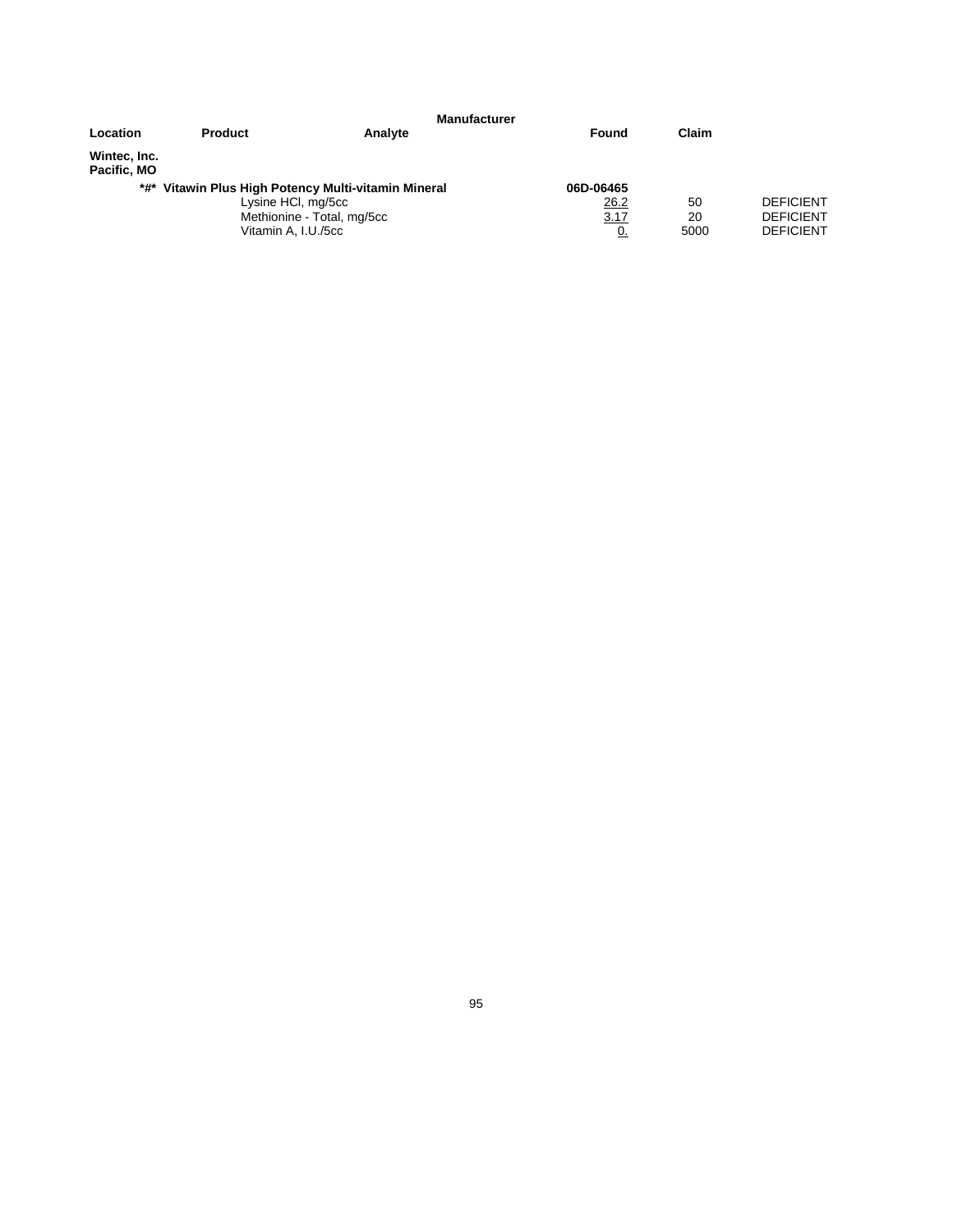| Location | Product | Analyte | Manufacturer Found | Claim | |
|---|---|---|---|---|---|
| **Wintec, Inc.**<br>**Pacific, MO** | | | | | |
| | **\*#\* Vitawin Plus High Potency Multi-vitamin Mineral** | | **06D-06465** | | |
| | | Lysine HCl, mg/5cc | 26.2 | 50 | DEFICIENT |
| | | Methionine - Total, mg/5cc | 3.17 | 20 | DEFICIENT |
| | | Vitamin A, I.U./5cc | 0. | 5000 | DEFICIENT |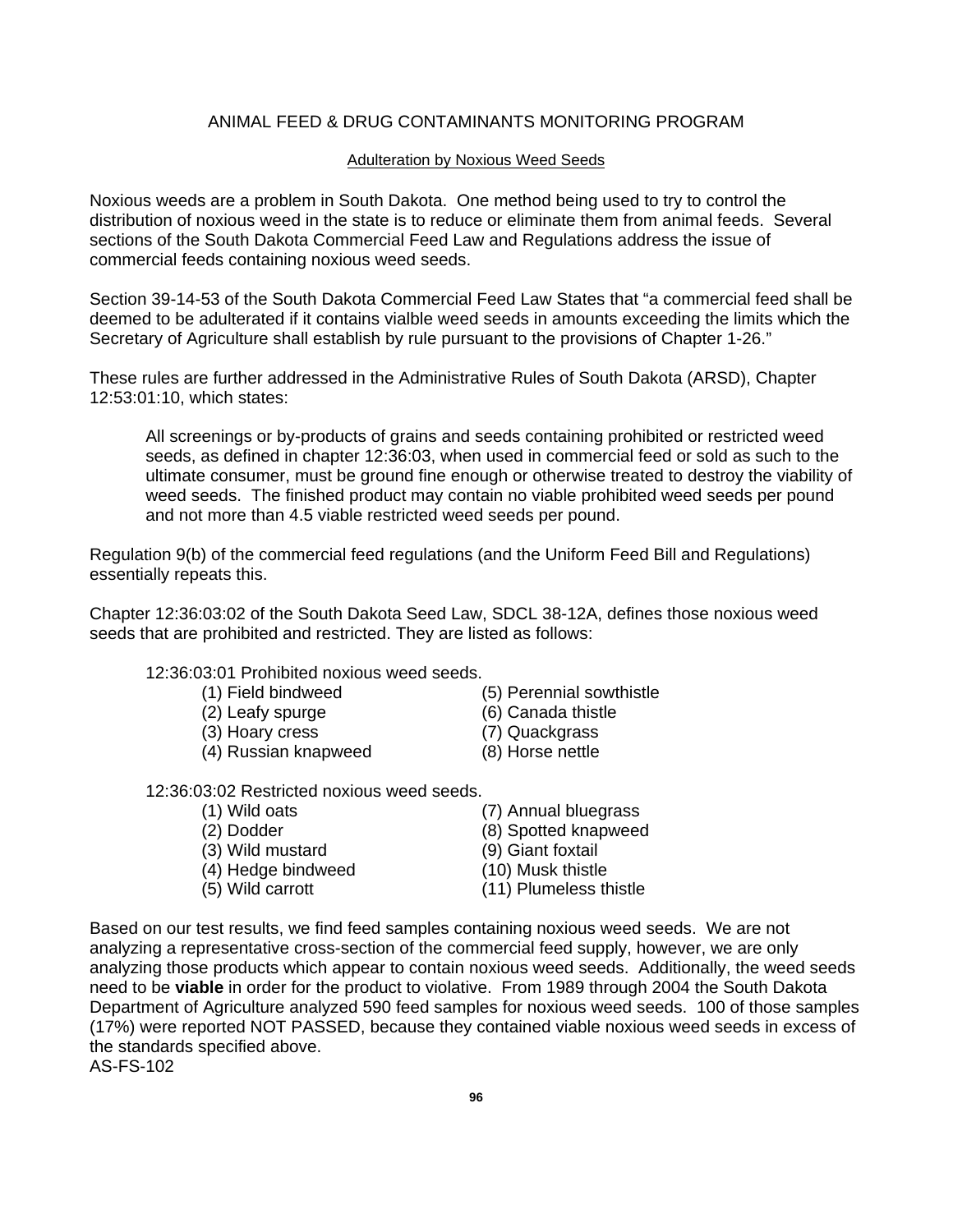## ANIMAL FEED & DRUG CONTAMINANTS MONITORING PROGRAM

### Adulteration by Noxious Weed Seeds

Noxious weeds are a problem in South Dakota. One method being used to try to control the distribution of noxious weed in the state is to reduce or eliminate them from animal feeds. Several sections of the South Dakota Commercial Feed Law and Regulations address the issue of commercial feeds containing noxious weed seeds.

Section 39-14-53 of the South Dakota Commercial Feed Law States that "a commercial feed shall be deemed to be adulterated if it contains vialble weed seeds in amounts exceeding the limits which the Secretary of Agriculture shall establish by rule pursuant to the provisions of Chapter 1-26."

These rules are further addressed in the Administrative Rules of South Dakota (ARSD), Chapter 12:53:01:10, which states:

> All screenings or by-products of grains and seeds containing prohibited or restricted weed seeds, as defined in chapter 12:36:03, when used in commercial feed or sold as such to the ultimate consumer, must be ground fine enough or otherwise treated to destroy the viability of weed seeds. The finished product may contain no viable prohibited weed seeds per pound and not more than 4.5 viable restricted weed seeds per pound.

Regulation 9(b) of the commercial feed regulations (and the Uniform Feed Bill and Regulations) essentially repeats this.

Chapter 12:36:03:02 of the South Dakota Seed Law, SDCL 38-12A, defines those noxious weed seeds that are prohibited and restricted. They are listed as follows:

12:36:03:01 Prohibited noxious weed seeds.

(1) Field bindweed
(2) Leafy spurge
(3) Hoary cress
(4) Russian knapweed
(5) Perennial sowthistle
(6) Canada thistle
(7) Quackgrass
(8) Horse nettle

12:36:03:02 Restricted noxious weed seeds.

(1) Wild oats
(2) Dodder
(3) Wild mustard
(4) Hedge bindweed
(5) Wild carrott
(7) Annual bluegrass
(8) Spotted knapweed
(9) Giant foxtail
(10) Musk thistle
(11) Plumeless thistle

Based on our test results, we find feed samples containing noxious weed seeds. We are not analyzing a representative cross-section of the commercial feed supply, however, we are only analyzing those products which appear to contain noxious weed seeds. Additionally, the weed seeds need to be **viable** in order for the product to violative. From 1989 through 2004 the South Dakota Department of Agriculture analyzed 590 feed samples for noxious weed seeds. 100 of those samples (17%) were reported NOT PASSED, because they contained viable noxious weed seeds in excess of the standards specified above.

AS-FS-102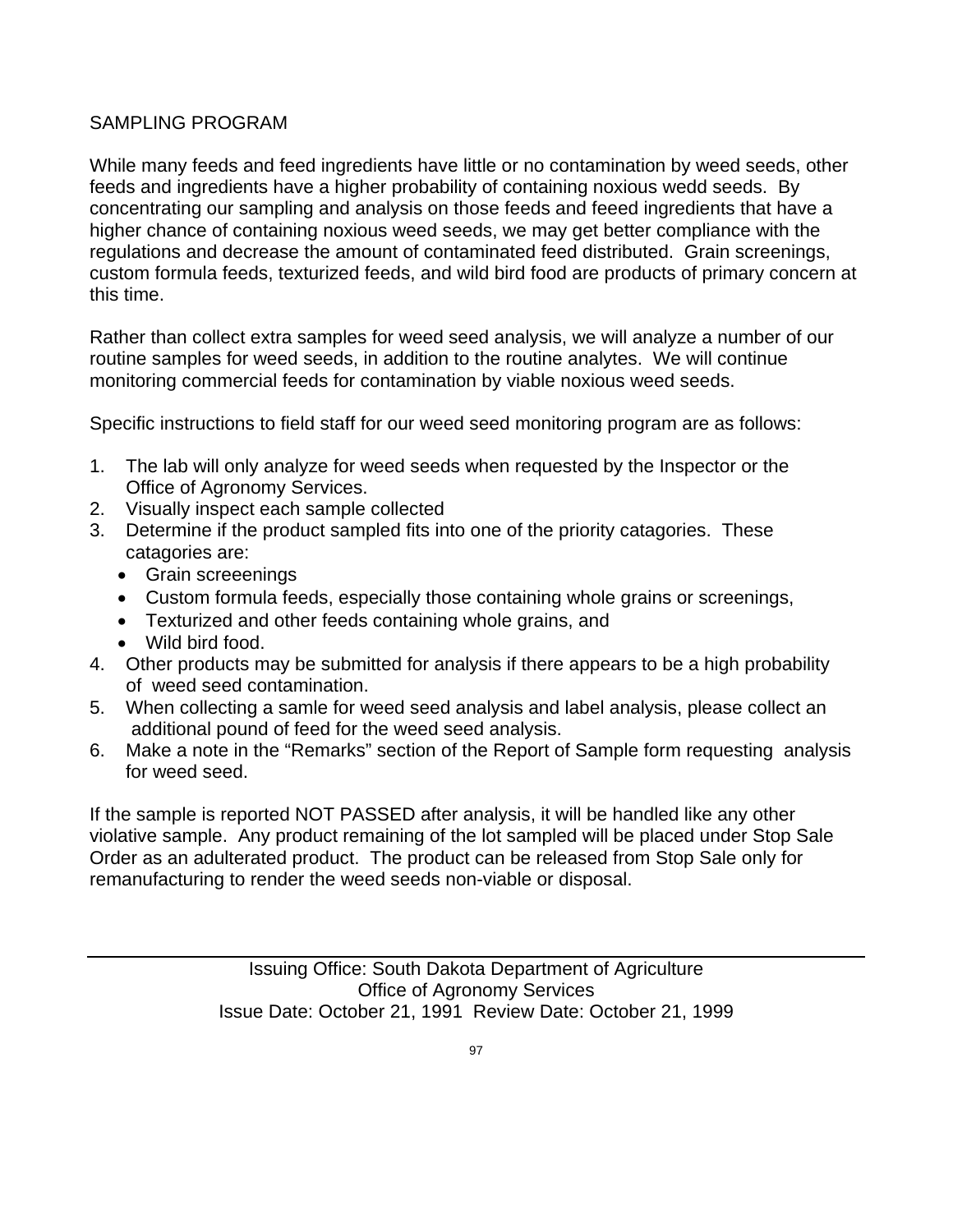SAMPLING PROGRAM

While many feeds and feed ingredients have little or no contamination by weed seeds, other feeds and ingredients have a higher probability of containing noxious wedd seeds. By concentrating our sampling and analysis on those feeds and feeed ingredients that have a higher chance of containing noxious weed seeds, we may get better compliance with the regulations and decrease the amount of contaminated feed distributed. Grain screenings, custom formula feeds, texturized feeds, and wild bird food are products of primary concern at this time.

Rather than collect extra samples for weed seed analysis, we will analyze a number of our routine samples for weed seeds, in addition to the routine analytes. We will continue monitoring commercial feeds for contamination by viable noxious weed seeds.

Specific instructions to field staff for our weed seed monitoring program are as follows:

1. The lab will only analyze for weed seeds when requested by the Inspector or the Office of Agronomy Services.
2. Visually inspect each sample collected
3. Determine if the product sampled fits into one of the priority catagories. These catagories are:
   - Grain screeenings
   - Custom formula feeds, especially those containing whole grains or screenings,
   - Texturized and other feeds containing whole grains, and
   - Wild bird food.
4. Other products may be submitted for analysis if there appears to be a high probability of weed seed contamination.
5. When collecting a samle for weed seed analysis and label analysis, please collect an additional pound of feed for the weed seed analysis.
6. Make a note in the "Remarks" section of the Report of Sample form requesting analysis for weed seed.

If the sample is reported NOT PASSED after analysis, it will be handled like any other violative sample. Any product remaining of the lot sampled will be placed under Stop Sale Order as an adulterated product. The product can be released from Stop Sale only for remanufacturing to render the weed seeds non-viable or disposal.

Issuing Office: South Dakota Department of Agriculture
Office of Agronomy Services
Issue Date: October 21, 1991 Review Date: October 21, 1999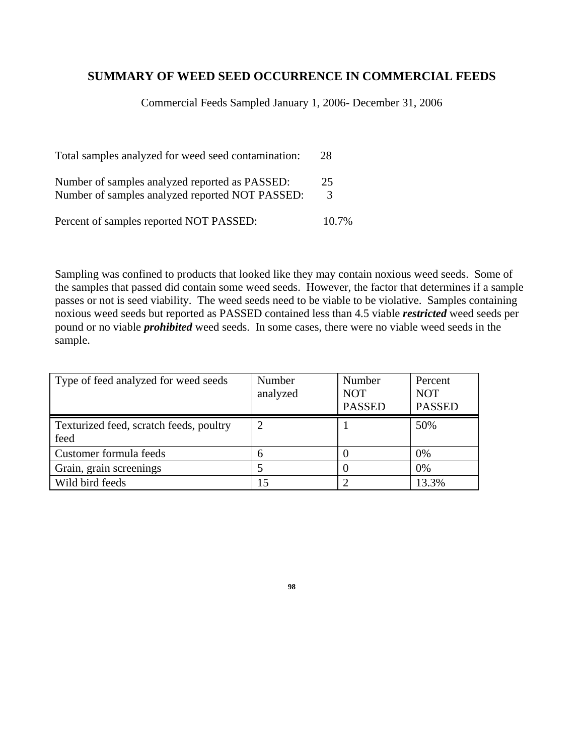## SUMMARY OF WEED SEED OCCURRENCE IN COMMERCIAL FEEDS

Commercial Feeds Sampled January 1, 2006- December 31, 2006

Total samples analyzed for weed seed contamination: 28

Number of samples analyzed reported as PASSED: 25
Number of samples analyzed reported NOT PASSED: 3

Percent of samples reported NOT PASSED: 10.7%

Sampling was confined to products that looked like they may contain noxious weed seeds. Some of the samples that passed did contain some weed seeds. However, the factor that determines if a sample passes or not is seed viability. The weed seeds need to be viable to be violative. Samples containing noxious weed seeds but reported as PASSED contained less than 4.5 viable ***restricted*** weed seeds per pound or no viable ***prohibited*** weed seeds. In some cases, there were no viable weed seeds in the sample.

| Type of feed analyzed for weed seeds | Number analyzed | Number NOT PASSED | Percent NOT PASSED |
|---|---|---|---|
| Texturized feed, scratch feeds, poultry feed | 2 | 1 | 50% |
| Customer formula feeds | 6 | 0 | 0% |
| Grain, grain screenings | 5 | 0 | 0% |
| Wild bird feeds | 15 | 2 | 13.3% |